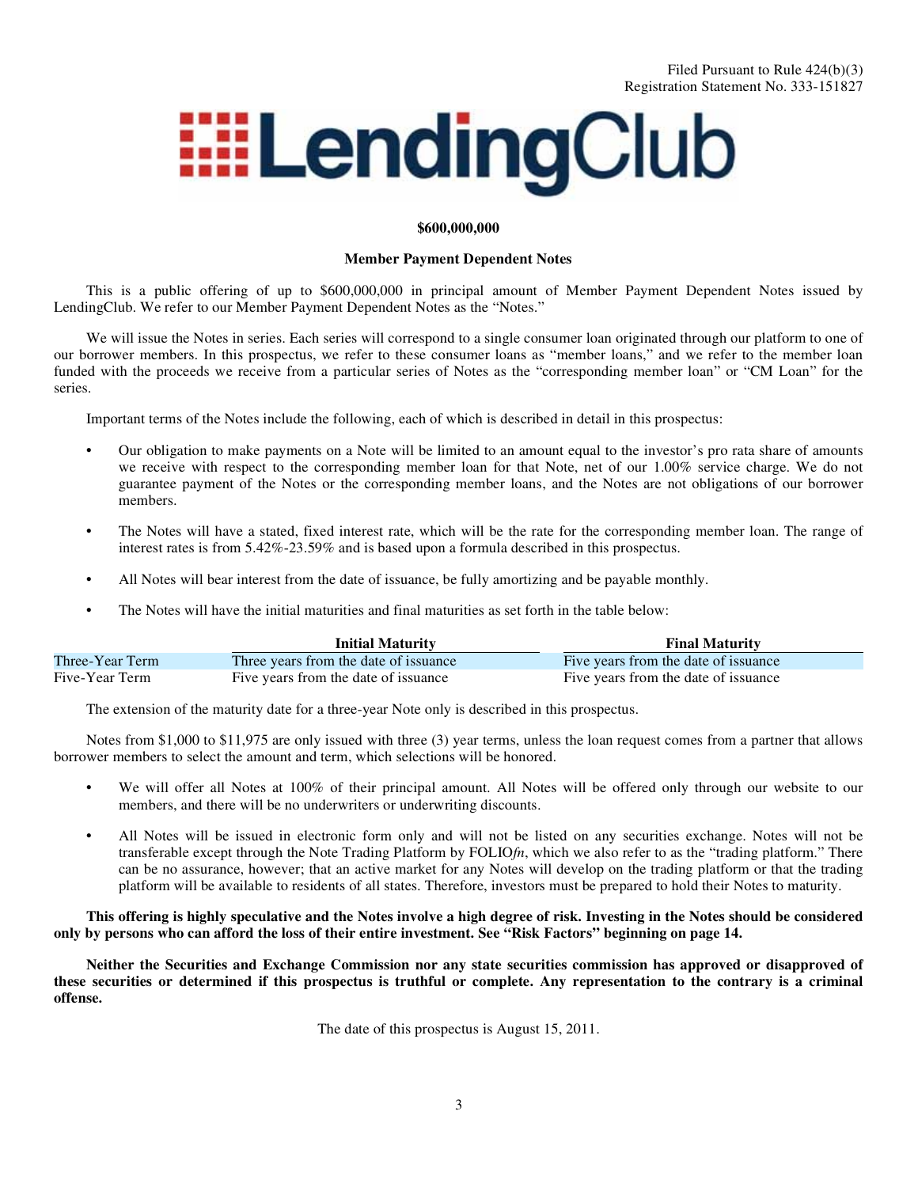Filed Pursuant to Rule 424(b)(3)
Registration Statement No. 333-151827

# LendingClub

**$600,000,000**

**Member Payment Dependent Notes**

This is a public offering of up to $600,000,000 in principal amount of Member Payment Dependent Notes issued by LendingClub. We refer to our Member Payment Dependent Notes as the "Notes."

We will issue the Notes in series. Each series will correspond to a single consumer loan originated through our platform to one of our borrower members. In this prospectus, we refer to these consumer loans as "member loans," and we refer to the member loan funded with the proceeds we receive from a particular series of Notes as the "corresponding member loan" or "CM Loan" for the series.

Important terms of the Notes include the following, each of which is described in detail in this prospectus:

- Our obligation to make payments on a Note will be limited to an amount equal to the investor's pro rata share of amounts we receive with respect to the corresponding member loan for that Note, net of our 1.00% service charge. We do not guarantee payment of the Notes or the corresponding member loans, and the Notes are not obligations of our borrower members.
- The Notes will have a stated, fixed interest rate, which will be the rate for the corresponding member loan. The range of interest rates is from 5.42%-23.59% and is based upon a formula described in this prospectus.
- All Notes will bear interest from the date of issuance, be fully amortizing and be payable monthly.
- The Notes will have the initial maturities and final maturities as set forth in the table below:

| | Initial Maturity | Final Maturity |
|---|---|---|
| Three-Year Term | Three years from the date of issuance | Five years from the date of issuance |
| Five-Year Term | Five years from the date of issuance | Five years from the date of issuance |

The extension of the maturity date for a three-year Note only is described in this prospectus.

Notes from $1,000 to $11,975 are only issued with three (3) year terms, unless the loan request comes from a partner that allows borrower members to select the amount and term, which selections will be honored.

- We will offer all Notes at 100% of their principal amount. All Notes will be offered only through our website to our members, and there will be no underwriters or underwriting discounts.
- All Notes will be issued in electronic form only and will not be listed on any securities exchange. Notes will not be transferable except through the Note Trading Platform by FOLIO*fn*, which we also refer to as the "trading platform." There can be no assurance, however; that an active market for any Notes will develop on the trading platform or that the trading platform will be available to residents of all states. Therefore, investors must be prepared to hold their Notes to maturity.

**This offering is highly speculative and the Notes involve a high degree of risk. Investing in the Notes should be considered only by persons who can afford the loss of their entire investment. See "Risk Factors" beginning on page 14.**

**Neither the Securities and Exchange Commission nor any state securities commission has approved or disapproved of these securities or determined if this prospectus is truthful or complete. Any representation to the contrary is a criminal offense.**

The date of this prospectus is August 15, 2011.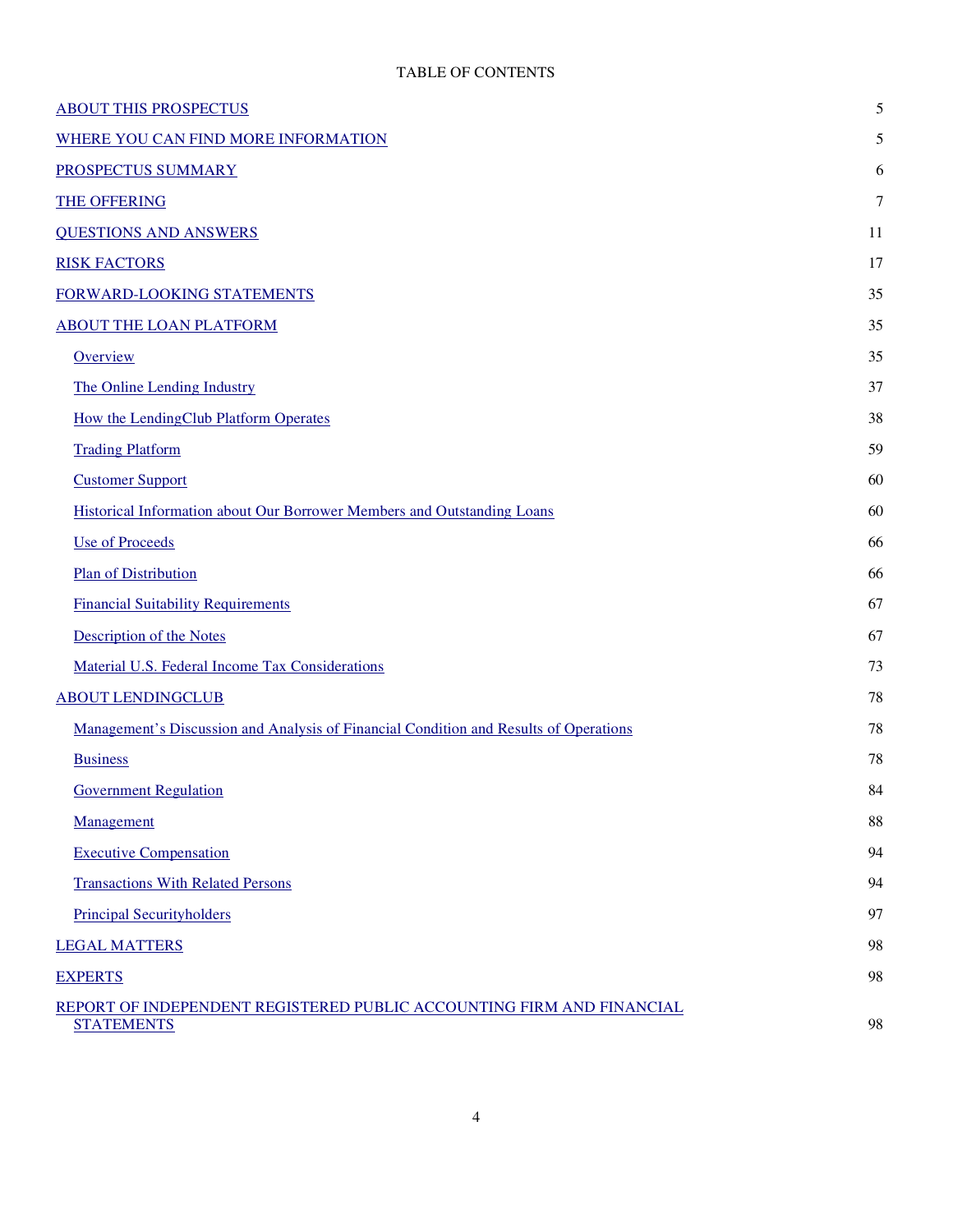TABLE OF CONTENTS

| | |
|---|---|
| ABOUT THIS PROSPECTUS | 5 |
| WHERE YOU CAN FIND MORE INFORMATION | 5 |
| PROSPECTUS SUMMARY | 6 |
| THE OFFERING | 7 |
| QUESTIONS AND ANSWERS | 11 |
| RISK FACTORS | 17 |
| FORWARD-LOOKING STATEMENTS | 35 |
| ABOUT THE LOAN PLATFORM | 35 |
| Overview | 35 |
| The Online Lending Industry | 37 |
| How the LendingClub Platform Operates | 38 |
| Trading Platform | 59 |
| Customer Support | 60 |
| Historical Information about Our Borrower Members and Outstanding Loans | 60 |
| Use of Proceeds | 66 |
| Plan of Distribution | 66 |
| Financial Suitability Requirements | 67 |
| Description of the Notes | 67 |
| Material U.S. Federal Income Tax Considerations | 73 |
| ABOUT LENDINGCLUB | 78 |
| Management's Discussion and Analysis of Financial Condition and Results of Operations | 78 |
| Business | 78 |
| Government Regulation | 84 |
| Management | 88 |
| Executive Compensation | 94 |
| Transactions With Related Persons | 94 |
| Principal Securityholders | 97 |
| LEGAL MATTERS | 98 |
| EXPERTS | 98 |
| REPORT OF INDEPENDENT REGISTERED PUBLIC ACCOUNTING FIRM AND FINANCIAL STATEMENTS | 98 |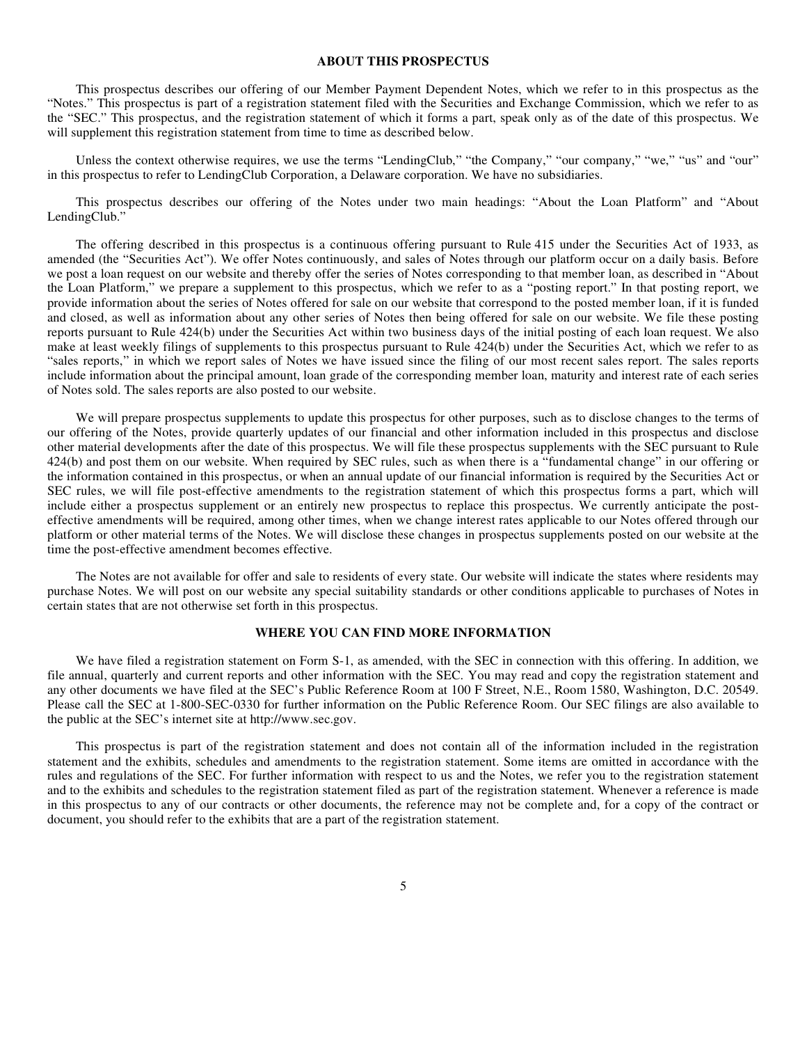## ABOUT THIS PROSPECTUS

This prospectus describes our offering of our Member Payment Dependent Notes, which we refer to in this prospectus as the "Notes." This prospectus is part of a registration statement filed with the Securities and Exchange Commission, which we refer to as the "SEC." This prospectus, and the registration statement of which it forms a part, speak only as of the date of this prospectus. We will supplement this registration statement from time to time as described below.

Unless the context otherwise requires, we use the terms "LendingClub," "the Company," "our company," "we," "us" and "our" in this prospectus to refer to LendingClub Corporation, a Delaware corporation. We have no subsidiaries.

This prospectus describes our offering of the Notes under two main headings: "About the Loan Platform" and "About LendingClub."

The offering described in this prospectus is a continuous offering pursuant to Rule 415 under the Securities Act of 1933, as amended (the "Securities Act"). We offer Notes continuously, and sales of Notes through our platform occur on a daily basis. Before we post a loan request on our website and thereby offer the series of Notes corresponding to that member loan, as described in "About the Loan Platform," we prepare a supplement to this prospectus, which we refer to as a "posting report." In that posting report, we provide information about the series of Notes offered for sale on our website that correspond to the posted member loan, if it is funded and closed, as well as information about any other series of Notes then being offered for sale on our website. We file these posting reports pursuant to Rule 424(b) under the Securities Act within two business days of the initial posting of each loan request. We also make at least weekly filings of supplements to this prospectus pursuant to Rule 424(b) under the Securities Act, which we refer to as "sales reports," in which we report sales of Notes we have issued since the filing of our most recent sales report. The sales reports include information about the principal amount, loan grade of the corresponding member loan, maturity and interest rate of each series of Notes sold. The sales reports are also posted to our website.

We will prepare prospectus supplements to update this prospectus for other purposes, such as to disclose changes to the terms of our offering of the Notes, provide quarterly updates of our financial and other information included in this prospectus and disclose other material developments after the date of this prospectus. We will file these prospectus supplements with the SEC pursuant to Rule 424(b) and post them on our website. When required by SEC rules, such as when there is a "fundamental change" in our offering or the information contained in this prospectus, or when an annual update of our financial information is required by the Securities Act or SEC rules, we will file post-effective amendments to the registration statement of which this prospectus forms a part, which will include either a prospectus supplement or an entirely new prospectus to replace this prospectus. We currently anticipate the post-effective amendments will be required, among other times, when we change interest rates applicable to our Notes offered through our platform or other material terms of the Notes. We will disclose these changes in prospectus supplements posted on our website at the time the post-effective amendment becomes effective.

The Notes are not available for offer and sale to residents of every state. Our website will indicate the states where residents may purchase Notes. We will post on our website any special suitability standards or other conditions applicable to purchases of Notes in certain states that are not otherwise set forth in this prospectus.

## WHERE YOU CAN FIND MORE INFORMATION

We have filed a registration statement on Form S-1, as amended, with the SEC in connection with this offering. In addition, we file annual, quarterly and current reports and other information with the SEC. You may read and copy the registration statement and any other documents we have filed at the SEC's Public Reference Room at 100 F Street, N.E., Room 1580, Washington, D.C. 20549. Please call the SEC at 1-800-SEC-0330 for further information on the Public Reference Room. Our SEC filings are also available to the public at the SEC's internet site at http://www.sec.gov.

This prospectus is part of the registration statement and does not contain all of the information included in the registration statement and the exhibits, schedules and amendments to the registration statement. Some items are omitted in accordance with the rules and regulations of the SEC. For further information with respect to us and the Notes, we refer you to the registration statement and to the exhibits and schedules to the registration statement filed as part of the registration statement. Whenever a reference is made in this prospectus to any of our contracts or other documents, the reference may not be complete and, for a copy of the contract or document, you should refer to the exhibits that are a part of the registration statement.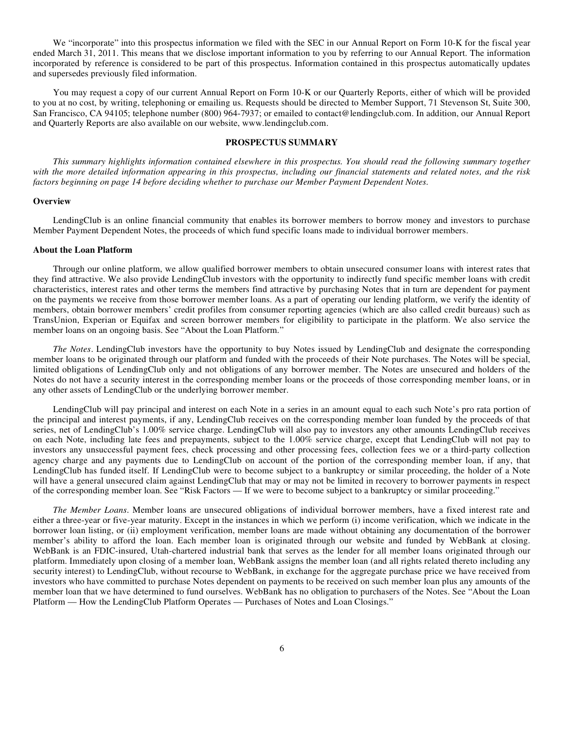We “incorporate” into this prospectus information we filed with the SEC in our Annual Report on Form 10-K for the fiscal year ended March 31, 2011. This means that we disclose important information to you by referring to our Annual Report. The information incorporated by reference is considered to be part of this prospectus. Information contained in this prospectus automatically updates and supersedes previously filed information.

You may request a copy of our current Annual Report on Form 10-K or our Quarterly Reports, either of which will be provided to you at no cost, by writing, telephoning or emailing us. Requests should be directed to Member Support, 71 Stevenson St, Suite 300, San Francisco, CA 94105; telephone number (800) 964-7937; or emailed to contact@lendingclub.com. In addition, our Annual Report and Quarterly Reports are also available on our website, www.lendingclub.com.

## PROSPECTUS SUMMARY

*This summary highlights information contained elsewhere in this prospectus. You should read the following summary together with the more detailed information appearing in this prospectus, including our financial statements and related notes, and the risk factors beginning on page 14 before deciding whether to purchase our Member Payment Dependent Notes.*

### Overview

LendingClub is an online financial community that enables its borrower members to borrow money and investors to purchase Member Payment Dependent Notes, the proceeds of which fund specific loans made to individual borrower members.

### About the Loan Platform

Through our online platform, we allow qualified borrower members to obtain unsecured consumer loans with interest rates that they find attractive. We also provide LendingClub investors with the opportunity to indirectly fund specific member loans with credit characteristics, interest rates and other terms the members find attractive by purchasing Notes that in turn are dependent for payment on the payments we receive from those borrower member loans. As a part of operating our lending platform, we verify the identity of members, obtain borrower members' credit profiles from consumer reporting agencies (which are also called credit bureaus) such as TransUnion, Experian or Equifax and screen borrower members for eligibility to participate in the platform. We also service the member loans on an ongoing basis. See “About the Loan Platform.”

*The Notes*. LendingClub investors have the opportunity to buy Notes issued by LendingClub and designate the corresponding member loans to be originated through our platform and funded with the proceeds of their Note purchases. The Notes will be special, limited obligations of LendingClub only and not obligations of any borrower member. The Notes are unsecured and holders of the Notes do not have a security interest in the corresponding member loans or the proceeds of those corresponding member loans, or in any other assets of LendingClub or the underlying borrower member.

LendingClub will pay principal and interest on each Note in a series in an amount equal to each such Note's pro rata portion of the principal and interest payments, if any, LendingClub receives on the corresponding member loan funded by the proceeds of that series, net of LendingClub's 1.00% service charge. LendingClub will also pay to investors any other amounts LendingClub receives on each Note, including late fees and prepayments, subject to the 1.00% service charge, except that LendingClub will not pay to investors any unsuccessful payment fees, check processing and other processing fees, collection fees we or a third-party collection agency charge and any payments due to LendingClub on account of the portion of the corresponding member loan, if any, that LendingClub has funded itself. If LendingClub were to become subject to a bankruptcy or similar proceeding, the holder of a Note will have a general unsecured claim against LendingClub that may or may not be limited in recovery to borrower payments in respect of the corresponding member loan. See “Risk Factors — If we were to become subject to a bankruptcy or similar proceeding.”

*The Member Loans*. Member loans are unsecured obligations of individual borrower members, have a fixed interest rate and either a three-year or five-year maturity. Except in the instances in which we perform (i) income verification, which we indicate in the borrower loan listing, or (ii) employment verification, member loans are made without obtaining any documentation of the borrower member's ability to afford the loan. Each member loan is originated through our website and funded by WebBank at closing. WebBank is an FDIC-insured, Utah-chartered industrial bank that serves as the lender for all member loans originated through our platform. Immediately upon closing of a member loan, WebBank assigns the member loan (and all rights related thereto including any security interest) to LendingClub, without recourse to WebBank, in exchange for the aggregate purchase price we have received from investors who have committed to purchase Notes dependent on payments to be received on such member loan plus any amounts of the member loan that we have determined to fund ourselves. WebBank has no obligation to purchasers of the Notes. See “About the Loan Platform — How the LendingClub Platform Operates — Purchases of Notes and Loan Closings.”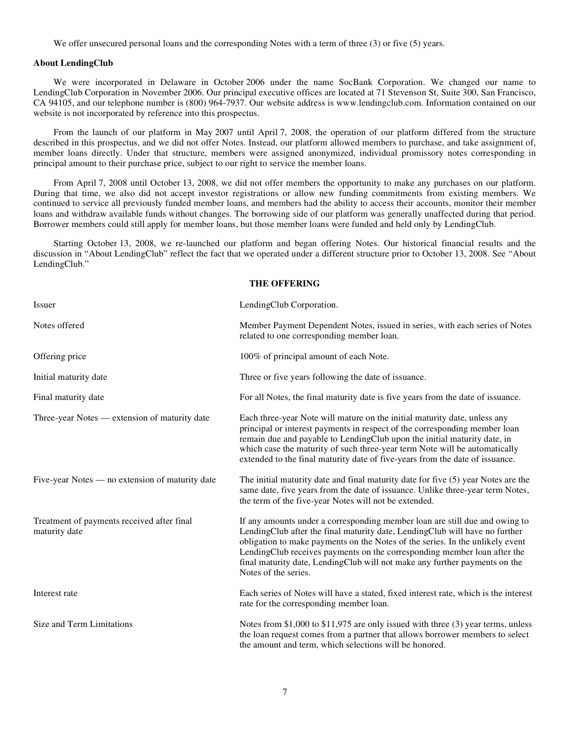We offer unsecured personal loans and the corresponding Notes with a term of three (3) or five (5) years.

**About LendingClub**

We were incorporated in Delaware in October 2006 under the name SocBank Corporation. We changed our name to LendingClub Corporation in November 2006. Our principal executive offices are located at 71 Stevenson St, Suite 300, San Francisco, CA 94105, and our telephone number is (800) 964-7937. Our website address is www.lendingclub.com. Information contained on our website is not incorporated by reference into this prospectus.

From the launch of our platform in May 2007 until April 7, 2008, the operation of our platform differed from the structure described in this prospectus, and we did not offer Notes. Instead, our platform allowed members to purchase, and take assignment of, member loans directly. Under that structure, members were assigned anonymized, individual promissory notes corresponding in principal amount to their purchase price, subject to our right to service the member loans.

From April 7, 2008 until October 13, 2008, we did not offer members the opportunity to make any purchases on our platform. During that time, we also did not accept investor registrations or allow new funding commitments from existing members. We continued to service all previously funded member loans, and members had the ability to access their accounts, monitor their member loans and withdraw available funds without changes. The borrowing side of our platform was generally unaffected during that period. Borrower members could still apply for member loans, but those member loans were funded and held only by LendingClub.

Starting October 13, 2008, we re-launched our platform and began offering Notes. Our historical financial results and the discussion in "About LendingClub" reflect the fact that we operated under a different structure prior to October 13, 2008. See "About LendingClub."

**THE OFFERING**

| | |
|---|---|
| Issuer | LendingClub Corporation. |
| Notes offered | Member Payment Dependent Notes, issued in series, with each series of Notes related to one corresponding member loan. |
| Offering price | 100% of principal amount of each Note. |
| Initial maturity date | Three or five years following the date of issuance. |
| Final maturity date | For all Notes, the final maturity date is five years from the date of issuance. |
| Three-year Notes — extension of maturity date | Each three-year Note will mature on the initial maturity date, unless any principal or interest payments in respect of the corresponding member loan remain due and payable to LendingClub upon the initial maturity date, in which case the maturity of such three-year term Note will be automatically extended to the final maturity date of five-years from the date of issuance. |
| Five-year Notes — no extension of maturity date | The initial maturity date and final maturity date for five (5) year Notes are the same date, five years from the date of issuance. Unlike three-year term Notes, the term of the five-year Notes will not be extended. |
| Treatment of payments received after final maturity date | If any amounts under a corresponding member loan are still due and owing to LendingClub after the final maturity date, LendingClub will have no further obligation to make payments on the Notes of the series. In the unlikely event LendingClub receives payments on the corresponding member loan after the final maturity date, LendingClub will not make any further payments on the Notes of the series. |
| Interest rate | Each series of Notes will have a stated, fixed interest rate, which is the interest rate for the corresponding member loan. |
| Size and Term Limitations | Notes from $1,000 to $11,975 are only issued with three (3) year terms, unless the loan request comes from a partner that allows borrower members to select the amount and term, which selections will be honored. |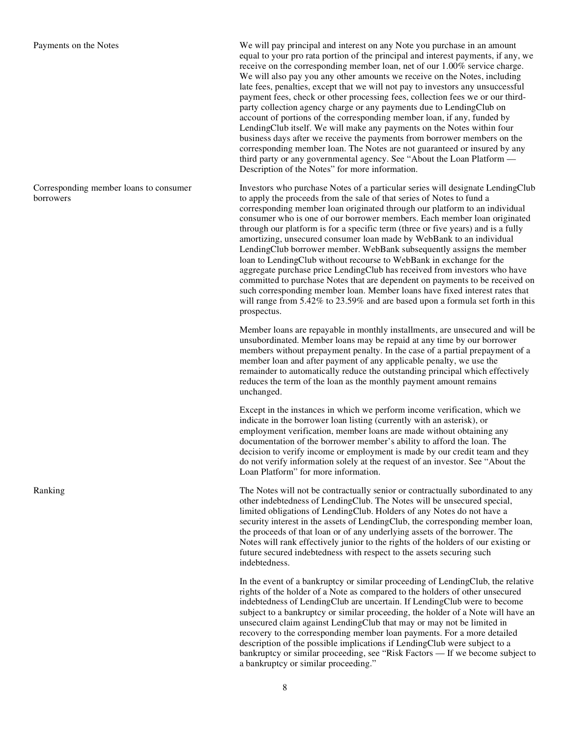| | |
|---|---|
| Payments on the Notes | We will pay principal and interest on any Note you purchase in an amount equal to your pro rata portion of the principal and interest payments, if any, we receive on the corresponding member loan, net of our 1.00% service charge. We will also pay you any other amounts we receive on the Notes, including late fees, penalties, except that we will not pay to investors any unsuccessful payment fees, check or other processing fees, collection fees we or our third-party collection agency charge or any payments due to LendingClub on account of portions of the corresponding member loan, if any, funded by LendingClub itself. We will make any payments on the Notes within four business days after we receive the payments from borrower members on the corresponding member loan. The Notes are not guaranteed or insured by any third party or any governmental agency. See "About the Loan Platform — Description of the Notes" for more information. |
| Corresponding member loans to consumer borrowers | Investors who purchase Notes of a particular series will designate LendingClub to apply the proceeds from the sale of that series of Notes to fund a corresponding member loan originated through our platform to an individual consumer who is one of our borrower members. Each member loan originated through our platform is for a specific term (three or five years) and is a fully amortizing, unsecured consumer loan made by WebBank to an individual LendingClub borrower member. WebBank subsequently assigns the member loan to LendingClub without recourse to WebBank in exchange for the aggregate purchase price LendingClub has received from investors who have committed to purchase Notes that are dependent on payments to be received on such corresponding member loan. Member loans have fixed interest rates that will range from 5.42% to 23.59% and are based upon a formula set forth in this prospectus.<br><br>Member loans are repayable in monthly installments, are unsecured and will be unsubordinated. Member loans may be repaid at any time by our borrower members without prepayment penalty. In the case of a partial prepayment of a member loan and after payment of any applicable penalty, we use the remainder to automatically reduce the outstanding principal which effectively reduces the term of the loan as the monthly payment amount remains unchanged.<br><br>Except in the instances in which we perform income verification, which we indicate in the borrower loan listing (currently with an asterisk), or employment verification, member loans are made without obtaining any documentation of the borrower member's ability to afford the loan. The decision to verify income or employment is made by our credit team and they do not verify information solely at the request of an investor. See "About the Loan Platform" for more information. |
| Ranking | The Notes will not be contractually senior or contractually subordinated to any other indebtedness of LendingClub. The Notes will be unsecured special, limited obligations of LendingClub. Holders of any Notes do not have a security interest in the assets of LendingClub, the corresponding member loan, the proceeds of that loan or of any underlying assets of the borrower. The Notes will rank effectively junior to the rights of the holders of our existing or future secured indebtedness with respect to the assets securing such indebtedness.<br><br>In the event of a bankruptcy or similar proceeding of LendingClub, the relative rights of the holder of a Note as compared to the holders of other unsecured indebtedness of LendingClub are uncertain. If LendingClub were to become subject to a bankruptcy or similar proceeding, the holder of a Note will have an unsecured claim against LendingClub that may or may not be limited in recovery to the corresponding member loan payments. For a more detailed description of the possible implications if LendingClub were subject to a bankruptcy or similar proceeding, see "Risk Factors — If we become subject to a bankruptcy or similar proceeding." |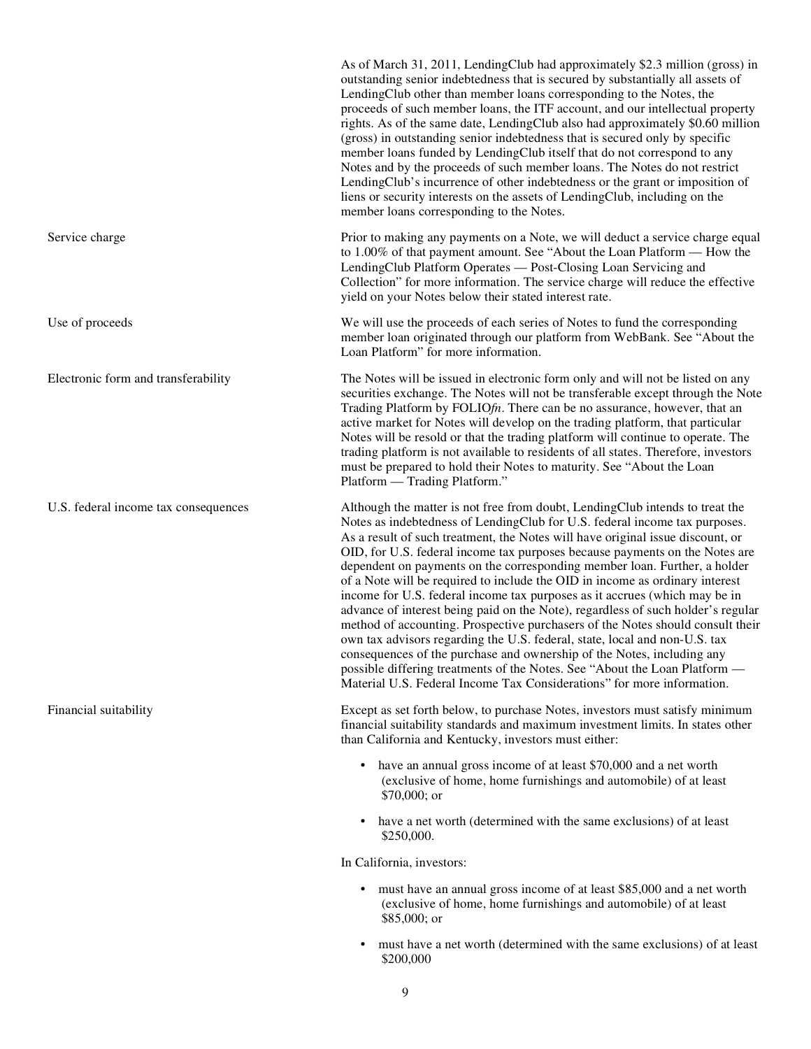As of March 31, 2011, LendingClub had approximately $2.3 million (gross) in outstanding senior indebtedness that is secured by substantially all assets of LendingClub other than member loans corresponding to the Notes, the proceeds of such member loans, the ITF account, and our intellectual property rights. As of the same date, LendingClub also had approximately $0.60 million (gross) in outstanding senior indebtedness that is secured only by specific member loans funded by LendingClub itself that do not correspond to any Notes and by the proceeds of such member loans. The Notes do not restrict LendingClub's incurrence of other indebtedness or the grant or imposition of liens or security interests on the assets of LendingClub, including on the member loans corresponding to the Notes.

| | |
|---|---|
| Service charge | Prior to making any payments on a Note, we will deduct a service charge equal to 1.00% of that payment amount. See "About the Loan Platform — How the LendingClub Platform Operates — Post-Closing Loan Servicing and Collection" for more information. The service charge will reduce the effective yield on your Notes below their stated interest rate. |
| Use of proceeds | We will use the proceeds of each series of Notes to fund the corresponding member loan originated through our platform from WebBank. See "About the Loan Platform" for more information. |
| Electronic form and transferability | The Notes will be issued in electronic form only and will not be listed on any securities exchange. The Notes will not be transferable except through the Note Trading Platform by FOLIO*fn*. There can be no assurance, however, that an active market for Notes will develop on the trading platform, that particular Notes will be resold or that the trading platform will continue to operate. The trading platform is not available to residents of all states. Therefore, investors must be prepared to hold their Notes to maturity. See "About the Loan Platform — Trading Platform." |
| U.S. federal income tax consequences | Although the matter is not free from doubt, LendingClub intends to treat the Notes as indebtedness of LendingClub for U.S. federal income tax purposes. As a result of such treatment, the Notes will have original issue discount, or OID, for U.S. federal income tax purposes because payments on the Notes are dependent on payments on the corresponding member loan. Further, a holder of a Note will be required to include the OID in income as ordinary interest income for U.S. federal income tax purposes as it accrues (which may be in advance of interest being paid on the Note), regardless of such holder's regular method of accounting. Prospective purchasers of the Notes should consult their own tax advisors regarding the U.S. federal, state, local and non-U.S. tax consequences of the purchase and ownership of the Notes, including any possible differing treatments of the Notes. See "About the Loan Platform — Material U.S. Federal Income Tax Considerations" for more information. |
| Financial suitability | Except as set forth below, to purchase Notes, investors must satisfy minimum financial suitability standards and maximum investment limits. In states other than California and Kentucky, investors must either: |

- have an annual gross income of at least $70,000 and a net worth (exclusive of home, home furnishings and automobile) of at least $70,000; or
- have a net worth (determined with the same exclusions) of at least $250,000.

In California, investors:

- must have an annual gross income of at least $85,000 and a net worth (exclusive of home, home furnishings and automobile) of at least $85,000; or
- must have a net worth (determined with the same exclusions) of at least $200,000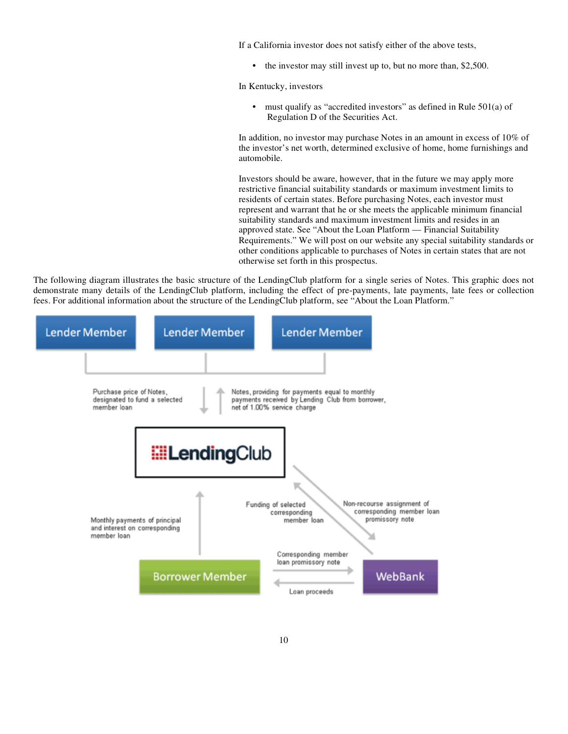If a California investor does not satisfy either of the above tests,

- the investor may still invest up to, but no more than, $2,500.

In Kentucky, investors

- must qualify as "accredited investors" as defined in Rule 501(a) of Regulation D of the Securities Act.

In addition, no investor may purchase Notes in an amount in excess of 10% of the investor's net worth, determined exclusive of home, home furnishings and automobile.

Investors should be aware, however, that in the future we may apply more restrictive financial suitability standards or maximum investment limits to residents of certain states. Before purchasing Notes, each investor must represent and warrant that he or she meets the applicable minimum financial suitability standards and maximum investment limits and resides in an approved state. See "About the Loan Platform — Financial Suitability Requirements." We will post on our website any special suitability standards or other conditions applicable to purchases of Notes in certain states that are not otherwise set forth in this prospectus.

The following diagram illustrates the basic structure of the LendingClub platform for a single series of Notes. This graphic does not demonstrate many details of the LendingClub platform, including the effect of pre-payments, late payments, late fees or collection fees. For additional information about the structure of the LendingClub platform, see "About the Loan Platform."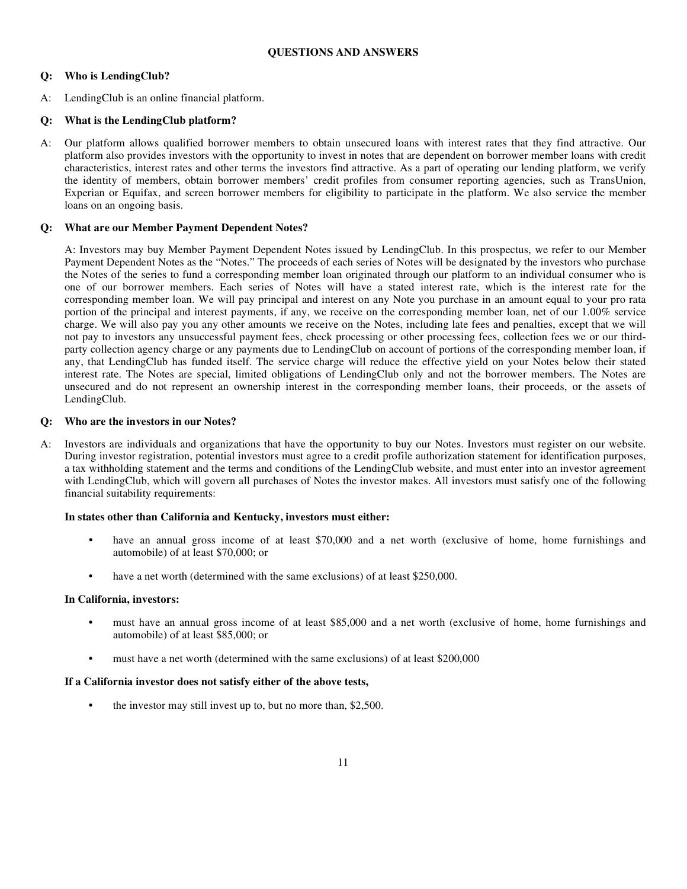## QUESTIONS AND ANSWERS

**Q: Who is LendingClub?**

A: LendingClub is an online financial platform.

**Q: What is the LendingClub platform?**

A: Our platform allows qualified borrower members to obtain unsecured loans with interest rates that they find attractive. Our platform also provides investors with the opportunity to invest in notes that are dependent on borrower member loans with credit characteristics, interest rates and other terms the investors find attractive. As a part of operating our lending platform, we verify the identity of members, obtain borrower members' credit profiles from consumer reporting agencies, such as TransUnion, Experian or Equifax, and screen borrower members for eligibility to participate in the platform. We also service the member loans on an ongoing basis.

**Q: What are our Member Payment Dependent Notes?**

A: Investors may buy Member Payment Dependent Notes issued by LendingClub. In this prospectus, we refer to our Member Payment Dependent Notes as the "Notes." The proceeds of each series of Notes will be designated by the investors who purchase the Notes of the series to fund a corresponding member loan originated through our platform to an individual consumer who is one of our borrower members. Each series of Notes will have a stated interest rate, which is the interest rate for the corresponding member loan. We will pay principal and interest on any Note you purchase in an amount equal to your pro rata portion of the principal and interest payments, if any, we receive on the corresponding member loan, net of our 1.00% service charge. We will also pay you any other amounts we receive on the Notes, including late fees and penalties, except that we will not pay to investors any unsuccessful payment fees, check processing or other processing fees, collection fees we or our third-party collection agency charge or any payments due to LendingClub on account of portions of the corresponding member loan, if any, that LendingClub has funded itself. The service charge will reduce the effective yield on your Notes below their stated interest rate. The Notes are special, limited obligations of LendingClub only and not the borrower members. The Notes are unsecured and do not represent an ownership interest in the corresponding member loans, their proceeds, or the assets of LendingClub.

**Q: Who are the investors in our Notes?**

A: Investors are individuals and organizations that have the opportunity to buy our Notes. Investors must register on our website. During investor registration, potential investors must agree to a credit profile authorization statement for identification purposes, a tax withholding statement and the terms and conditions of the LendingClub website, and must enter into an investor agreement with LendingClub, which will govern all purchases of Notes the investor makes. All investors must satisfy one of the following financial suitability requirements:

**In states other than California and Kentucky, investors must either:**

- have an annual gross income of at least $70,000 and a net worth (exclusive of home, home furnishings and automobile) of at least $70,000; or
- have a net worth (determined with the same exclusions) of at least $250,000.

**In California, investors:**

- must have an annual gross income of at least $85,000 and a net worth (exclusive of home, home furnishings and automobile) of at least $85,000; or
- must have a net worth (determined with the same exclusions) of at least $200,000

**If a California investor does not satisfy either of the above tests,**

- the investor may still invest up to, but no more than, $2,500.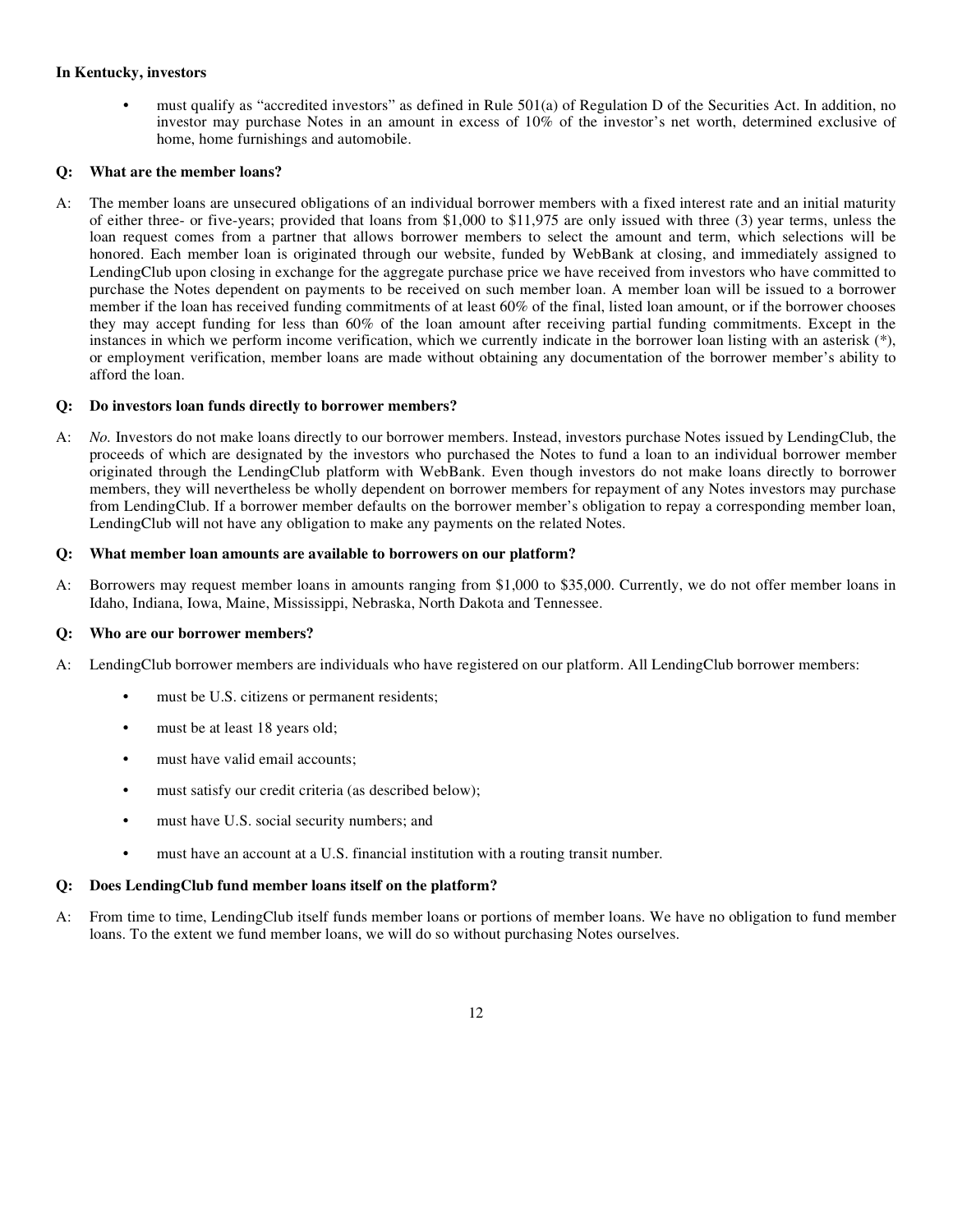**In Kentucky, investors**

- must qualify as "accredited investors" as defined in Rule 501(a) of Regulation D of the Securities Act. In addition, no investor may purchase Notes in an amount in excess of 10% of the investor's net worth, determined exclusive of home, home furnishings and automobile.

**Q: What are the member loans?**

A: The member loans are unsecured obligations of an individual borrower members with a fixed interest rate and an initial maturity of either three- or five-years; provided that loans from $1,000 to $11,975 are only issued with three (3) year terms, unless the loan request comes from a partner that allows borrower members to select the amount and term, which selections will be honored. Each member loan is originated through our website, funded by WebBank at closing, and immediately assigned to LendingClub upon closing in exchange for the aggregate purchase price we have received from investors who have committed to purchase the Notes dependent on payments to be received on such member loan. A member loan will be issued to a borrower member if the loan has received funding commitments of at least 60% of the final, listed loan amount, or if the borrower chooses they may accept funding for less than 60% of the loan amount after receiving partial funding commitments. Except in the instances in which we perform income verification, which we currently indicate in the borrower loan listing with an asterisk (*), or employment verification, member loans are made without obtaining any documentation of the borrower member's ability to afford the loan.

**Q: Do investors loan funds directly to borrower members?**

A: *No.* Investors do not make loans directly to our borrower members. Instead, investors purchase Notes issued by LendingClub, the proceeds of which are designated by the investors who purchased the Notes to fund a loan to an individual borrower member originated through the LendingClub platform with WebBank. Even though investors do not make loans directly to borrower members, they will nevertheless be wholly dependent on borrower members for repayment of any Notes investors may purchase from LendingClub. If a borrower member defaults on the borrower member's obligation to repay a corresponding member loan, LendingClub will not have any obligation to make any payments on the related Notes.

**Q: What member loan amounts are available to borrowers on our platform?**

A: Borrowers may request member loans in amounts ranging from $1,000 to $35,000. Currently, we do not offer member loans in Idaho, Indiana, Iowa, Maine, Mississippi, Nebraska, North Dakota and Tennessee.

**Q: Who are our borrower members?**

A: LendingClub borrower members are individuals who have registered on our platform. All LendingClub borrower members:

- must be U.S. citizens or permanent residents;
- must be at least 18 years old;
- must have valid email accounts;
- must satisfy our credit criteria (as described below);
- must have U.S. social security numbers; and
- must have an account at a U.S. financial institution with a routing transit number.

**Q: Does LendingClub fund member loans itself on the platform?**

A: From time to time, LendingClub itself funds member loans or portions of member loans. We have no obligation to fund member loans. To the extent we fund member loans, we will do so without purchasing Notes ourselves.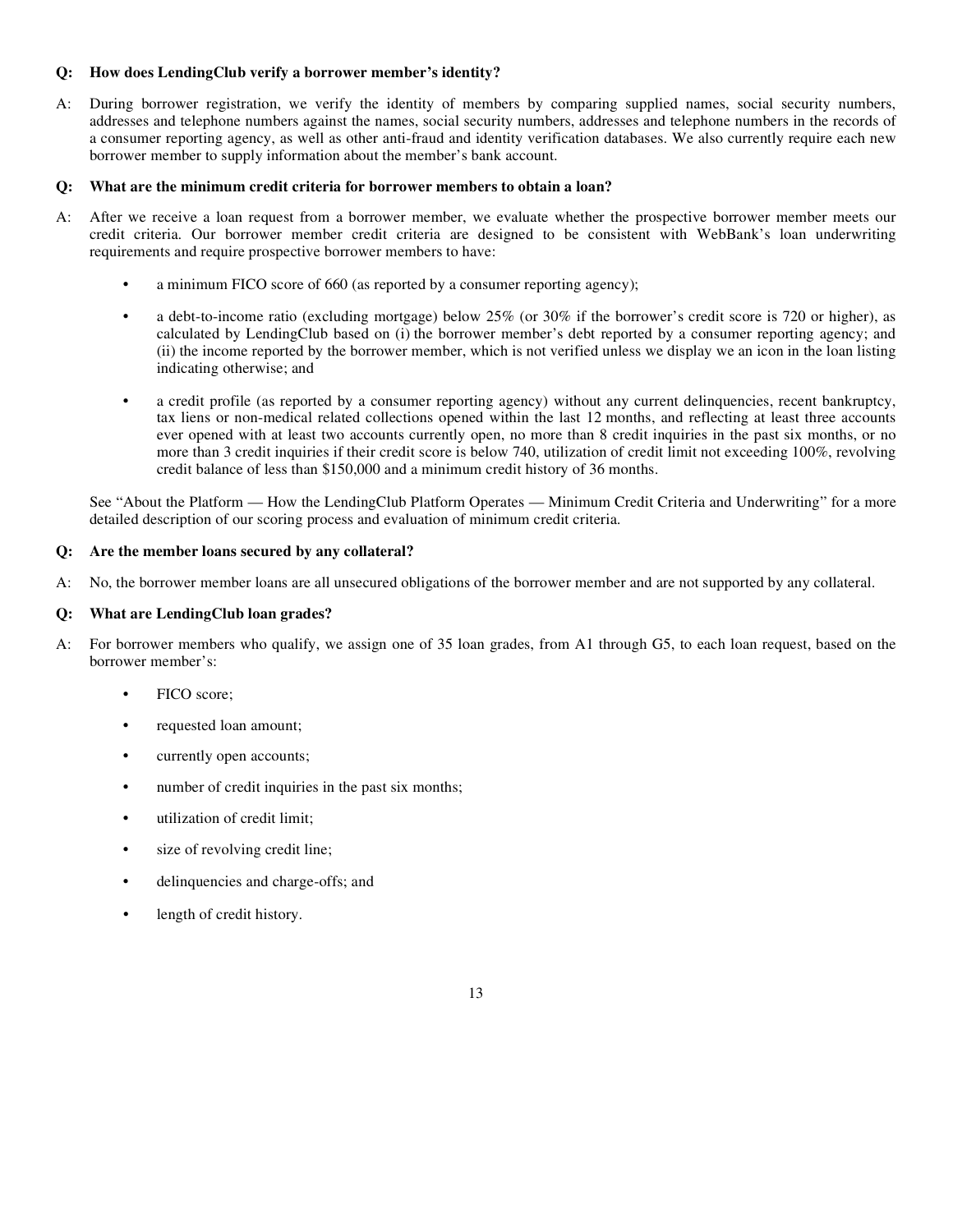**Q: How does LendingClub verify a borrower member's identity?**

A: During borrower registration, we verify the identity of members by comparing supplied names, social security numbers, addresses and telephone numbers against the names, social security numbers, addresses and telephone numbers in the records of a consumer reporting agency, as well as other anti-fraud and identity verification databases. We also currently require each new borrower member to supply information about the member's bank account.

**Q: What are the minimum credit criteria for borrower members to obtain a loan?**

A: After we receive a loan request from a borrower member, we evaluate whether the prospective borrower member meets our credit criteria. Our borrower member credit criteria are designed to be consistent with WebBank's loan underwriting requirements and require prospective borrower members to have:

- a minimum FICO score of 660 (as reported by a consumer reporting agency);
- a debt-to-income ratio (excluding mortgage) below 25% (or 30% if the borrower's credit score is 720 or higher), as calculated by LendingClub based on (i) the borrower member's debt reported by a consumer reporting agency; and (ii) the income reported by the borrower member, which is not verified unless we display we an icon in the loan listing indicating otherwise; and
- a credit profile (as reported by a consumer reporting agency) without any current delinquencies, recent bankruptcy, tax liens or non-medical related collections opened within the last 12 months, and reflecting at least three accounts ever opened with at least two accounts currently open, no more than 8 credit inquiries in the past six months, or no more than 3 credit inquiries if their credit score is below 740, utilization of credit limit not exceeding 100%, revolving credit balance of less than $150,000 and a minimum credit history of 36 months.

See "About the Platform — How the LendingClub Platform Operates — Minimum Credit Criteria and Underwriting" for a more detailed description of our scoring process and evaluation of minimum credit criteria.

**Q: Are the member loans secured by any collateral?**

A: No, the borrower member loans are all unsecured obligations of the borrower member and are not supported by any collateral.

**Q: What are LendingClub loan grades?**

A: For borrower members who qualify, we assign one of 35 loan grades, from A1 through G5, to each loan request, based on the borrower member's:

- FICO score;
- requested loan amount;
- currently open accounts;
- number of credit inquiries in the past six months;
- utilization of credit limit;
- size of revolving credit line;
- delinquencies and charge-offs; and
- length of credit history.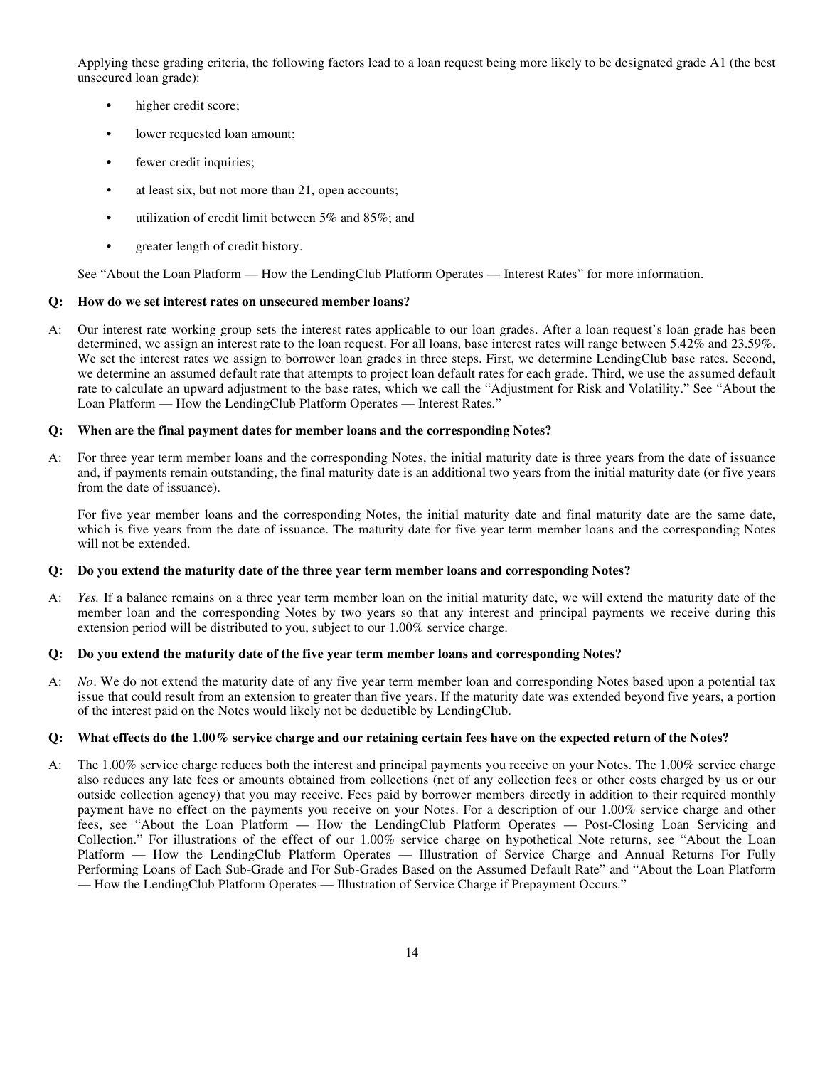Applying these grading criteria, the following factors lead to a loan request being more likely to be designated grade A1 (the best unsecured loan grade):

- higher credit score;
- lower requested loan amount;
- fewer credit inquiries;
- at least six, but not more than 21, open accounts;
- utilization of credit limit between 5% and 85%; and
- greater length of credit history.

See "About the Loan Platform — How the LendingClub Platform Operates — Interest Rates" for more information.

**Q: How do we set interest rates on unsecured member loans?**

A: Our interest rate working group sets the interest rates applicable to our loan grades. After a loan request's loan grade has been determined, we assign an interest rate to the loan request. For all loans, base interest rates will range between 5.42% and 23.59%. We set the interest rates we assign to borrower loan grades in three steps. First, we determine LendingClub base rates. Second, we determine an assumed default rate that attempts to project loan default rates for each grade. Third, we use the assumed default rate to calculate an upward adjustment to the base rates, which we call the "Adjustment for Risk and Volatility." See "About the Loan Platform — How the LendingClub Platform Operates — Interest Rates."

**Q: When are the final payment dates for member loans and the corresponding Notes?**

A: For three year term member loans and the corresponding Notes, the initial maturity date is three years from the date of issuance and, if payments remain outstanding, the final maturity date is an additional two years from the initial maturity date (or five years from the date of issuance).

For five year member loans and the corresponding Notes, the initial maturity date and final maturity date are the same date, which is five years from the date of issuance. The maturity date for five year term member loans and the corresponding Notes will not be extended.

**Q: Do you extend the maturity date of the three year term member loans and corresponding Notes?**

A: *Yes.* If a balance remains on a three year term member loan on the initial maturity date, we will extend the maturity date of the member loan and the corresponding Notes by two years so that any interest and principal payments we receive during this extension period will be distributed to you, subject to our 1.00% service charge.

**Q: Do you extend the maturity date of the five year term member loans and corresponding Notes?**

A: *No*. We do not extend the maturity date of any five year term member loan and corresponding Notes based upon a potential tax issue that could result from an extension to greater than five years. If the maturity date was extended beyond five years, a portion of the interest paid on the Notes would likely not be deductible by LendingClub.

**Q: What effects do the 1.00% service charge and our retaining certain fees have on the expected return of the Notes?**

A: The 1.00% service charge reduces both the interest and principal payments you receive on your Notes. The 1.00% service charge also reduces any late fees or amounts obtained from collections (net of any collection fees or other costs charged by us or our outside collection agency) that you may receive. Fees paid by borrower members directly in addition to their required monthly payment have no effect on the payments you receive on your Notes. For a description of our 1.00% service charge and other fees, see "About the Loan Platform — How the LendingClub Platform Operates — Post-Closing Loan Servicing and Collection." For illustrations of the effect of our 1.00% service charge on hypothetical Note returns, see "About the Loan Platform — How the LendingClub Platform Operates — Illustration of Service Charge and Annual Returns For Fully Performing Loans of Each Sub-Grade and For Sub-Grades Based on the Assumed Default Rate" and "About the Loan Platform — How the LendingClub Platform Operates — Illustration of Service Charge if Prepayment Occurs."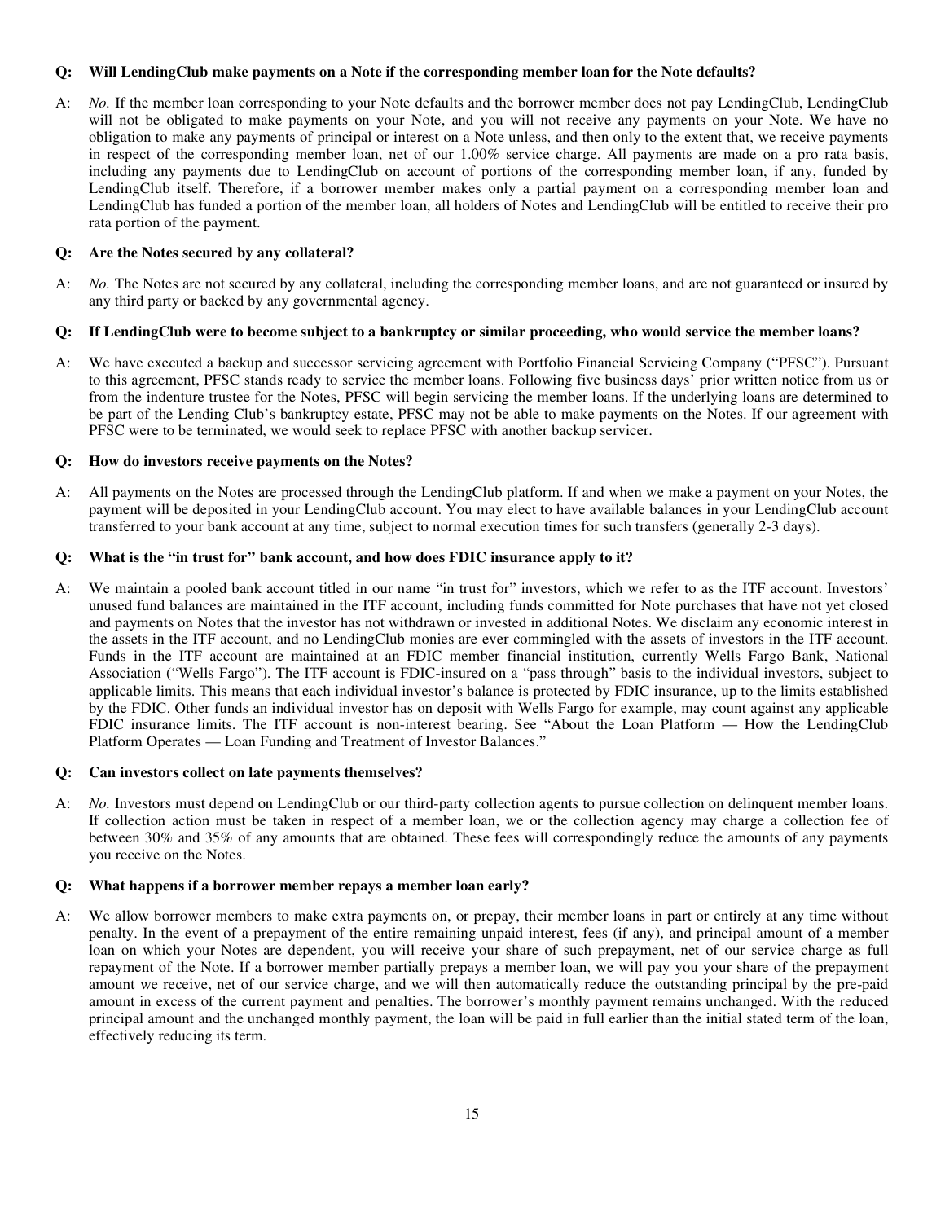**Q: Will LendingClub make payments on a Note if the corresponding member loan for the Note defaults?**

A: *No.* If the member loan corresponding to your Note defaults and the borrower member does not pay LendingClub, LendingClub will not be obligated to make payments on your Note, and you will not receive any payments on your Note. We have no obligation to make any payments of principal or interest on a Note unless, and then only to the extent that, we receive payments in respect of the corresponding member loan, net of our 1.00% service charge. All payments are made on a pro rata basis, including any payments due to LendingClub on account of portions of the corresponding member loan, if any, funded by LendingClub itself. Therefore, if a borrower member makes only a partial payment on a corresponding member loan and LendingClub has funded a portion of the member loan, all holders of Notes and LendingClub will be entitled to receive their pro rata portion of the payment.

**Q: Are the Notes secured by any collateral?**

A: *No.* The Notes are not secured by any collateral, including the corresponding member loans, and are not guaranteed or insured by any third party or backed by any governmental agency.

**Q: If LendingClub were to become subject to a bankruptcy or similar proceeding, who would service the member loans?**

A: We have executed a backup and successor servicing agreement with Portfolio Financial Servicing Company ("PFSC"). Pursuant to this agreement, PFSC stands ready to service the member loans. Following five business days' prior written notice from us or from the indenture trustee for the Notes, PFSC will begin servicing the member loans. If the underlying loans are determined to be part of the Lending Club's bankruptcy estate, PFSC may not be able to make payments on the Notes. If our agreement with PFSC were to be terminated, we would seek to replace PFSC with another backup servicer.

**Q: How do investors receive payments on the Notes?**

A: All payments on the Notes are processed through the LendingClub platform. If and when we make a payment on your Notes, the payment will be deposited in your LendingClub account. You may elect to have available balances in your LendingClub account transferred to your bank account at any time, subject to normal execution times for such transfers (generally 2-3 days).

**Q: What is the "in trust for" bank account, and how does FDIC insurance apply to it?**

A: We maintain a pooled bank account titled in our name "in trust for" investors, which we refer to as the ITF account. Investors' unused fund balances are maintained in the ITF account, including funds committed for Note purchases that have not yet closed and payments on Notes that the investor has not withdrawn or invested in additional Notes. We disclaim any economic interest in the assets in the ITF account, and no LendingClub monies are ever commingled with the assets of investors in the ITF account. Funds in the ITF account are maintained at an FDIC member financial institution, currently Wells Fargo Bank, National Association ("Wells Fargo"). The ITF account is FDIC-insured on a "pass through" basis to the individual investors, subject to applicable limits. This means that each individual investor's balance is protected by FDIC insurance, up to the limits established by the FDIC. Other funds an individual investor has on deposit with Wells Fargo for example, may count against any applicable FDIC insurance limits. The ITF account is non-interest bearing. See "About the Loan Platform — How the LendingClub Platform Operates — Loan Funding and Treatment of Investor Balances."

**Q: Can investors collect on late payments themselves?**

A: *No.* Investors must depend on LendingClub or our third-party collection agents to pursue collection on delinquent member loans. If collection action must be taken in respect of a member loan, we or the collection agency may charge a collection fee of between 30% and 35% of any amounts that are obtained. These fees will correspondingly reduce the amounts of any payments you receive on the Notes.

**Q: What happens if a borrower member repays a member loan early?**

A: We allow borrower members to make extra payments on, or prepay, their member loans in part or entirely at any time without penalty. In the event of a prepayment of the entire remaining unpaid interest, fees (if any), and principal amount of a member loan on which your Notes are dependent, you will receive your share of such prepayment, net of our service charge as full repayment of the Note. If a borrower member partially prepays a member loan, we will pay you your share of the prepayment amount we receive, net of our service charge, and we will then automatically reduce the outstanding principal by the pre-paid amount in excess of the current payment and penalties. The borrower's monthly payment remains unchanged. With the reduced principal amount and the unchanged monthly payment, the loan will be paid in full earlier than the initial stated term of the loan, effectively reducing its term.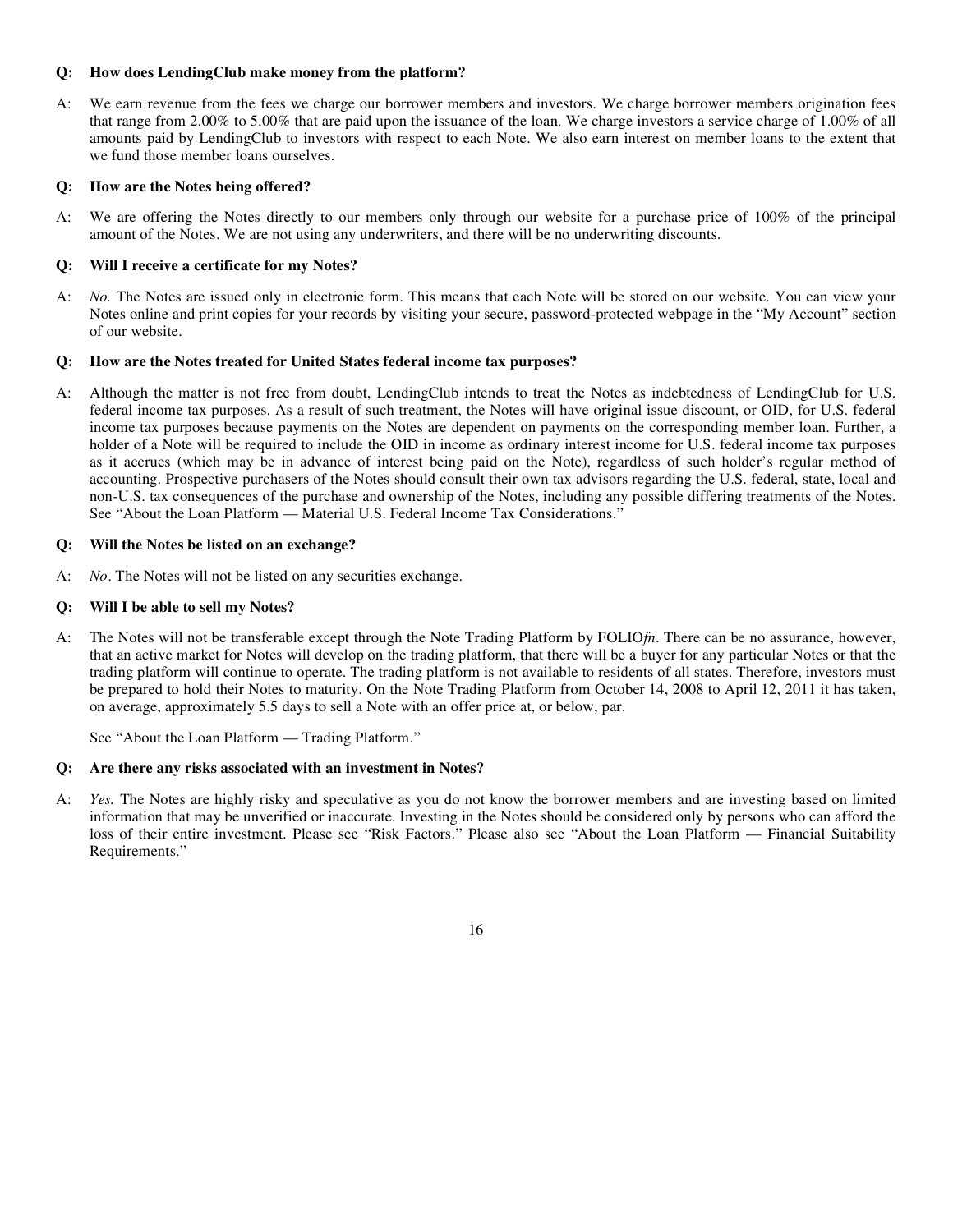**Q: How does LendingClub make money from the platform?**

A: We earn revenue from the fees we charge our borrower members and investors. We charge borrower members origination fees that range from 2.00% to 5.00% that are paid upon the issuance of the loan. We charge investors a service charge of 1.00% of all amounts paid by LendingClub to investors with respect to each Note. We also earn interest on member loans to the extent that we fund those member loans ourselves.

**Q: How are the Notes being offered?**

A: We are offering the Notes directly to our members only through our website for a purchase price of 100% of the principal amount of the Notes. We are not using any underwriters, and there will be no underwriting discounts.

**Q: Will I receive a certificate for my Notes?**

A: *No.* The Notes are issued only in electronic form. This means that each Note will be stored on our website. You can view your Notes online and print copies for your records by visiting your secure, password-protected webpage in the "My Account" section of our website.

**Q: How are the Notes treated for United States federal income tax purposes?**

A: Although the matter is not free from doubt, LendingClub intends to treat the Notes as indebtedness of LendingClub for U.S. federal income tax purposes. As a result of such treatment, the Notes will have original issue discount, or OID, for U.S. federal income tax purposes because payments on the Notes are dependent on payments on the corresponding member loan. Further, a holder of a Note will be required to include the OID in income as ordinary interest income for U.S. federal income tax purposes as it accrues (which may be in advance of interest being paid on the Note), regardless of such holder's regular method of accounting. Prospective purchasers of the Notes should consult their own tax advisors regarding the U.S. federal, state, local and non-U.S. tax consequences of the purchase and ownership of the Notes, including any possible differing treatments of the Notes. See "About the Loan Platform — Material U.S. Federal Income Tax Considerations."

**Q: Will the Notes be listed on an exchange?**

A: *No*. The Notes will not be listed on any securities exchange.

**Q: Will I be able to sell my Notes?**

A: The Notes will not be transferable except through the Note Trading Platform by FOLIO*fn*. There can be no assurance, however, that an active market for Notes will develop on the trading platform, that there will be a buyer for any particular Notes or that the trading platform will continue to operate. The trading platform is not available to residents of all states. Therefore, investors must be prepared to hold their Notes to maturity. On the Note Trading Platform from October 14, 2008 to April 12, 2011 it has taken, on average, approximately 5.5 days to sell a Note with an offer price at, or below, par.

See "About the Loan Platform — Trading Platform."

**Q: Are there any risks associated with an investment in Notes?**

A: *Yes.* The Notes are highly risky and speculative as you do not know the borrower members and are investing based on limited information that may be unverified or inaccurate. Investing in the Notes should be considered only by persons who can afford the loss of their entire investment. Please see "Risk Factors." Please also see "About the Loan Platform — Financial Suitability Requirements."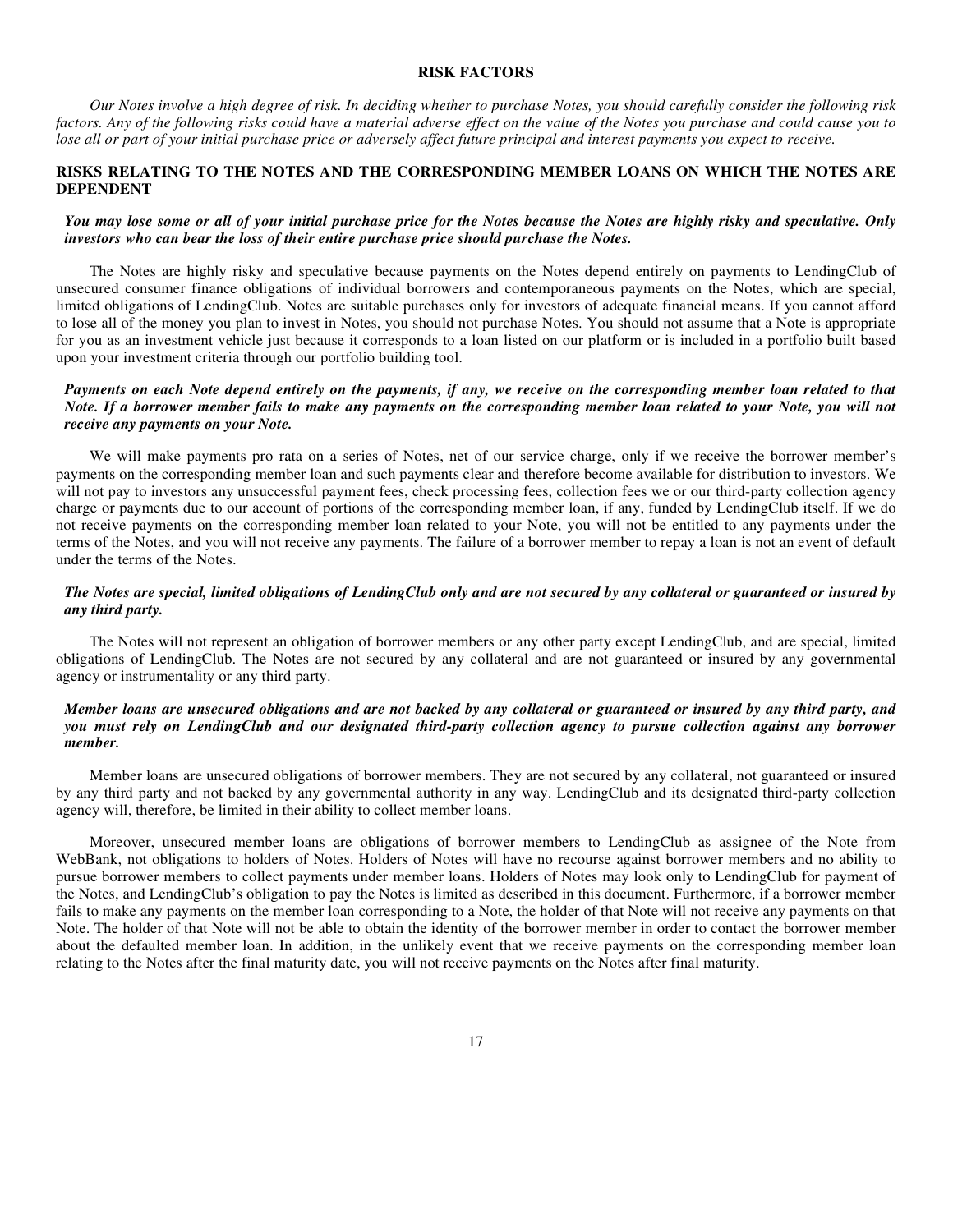# RISK FACTORS

*Our Notes involve a high degree of risk. In deciding whether to purchase Notes, you should carefully consider the following risk factors. Any of the following risks could have a material adverse effect on the value of the Notes you purchase and could cause you to lose all or part of your initial purchase price or adversely affect future principal and interest payments you expect to receive.*

## RISKS RELATING TO THE NOTES AND THE CORRESPONDING MEMBER LOANS ON WHICH THE NOTES ARE DEPENDENT

***You may lose some or all of your initial purchase price for the Notes because the Notes are highly risky and speculative. Only investors who can bear the loss of their entire purchase price should purchase the Notes.***

The Notes are highly risky and speculative because payments on the Notes depend entirely on payments to LendingClub of unsecured consumer finance obligations of individual borrowers and contemporaneous payments on the Notes, which are special, limited obligations of LendingClub. Notes are suitable purchases only for investors of adequate financial means. If you cannot afford to lose all of the money you plan to invest in Notes, you should not purchase Notes. You should not assume that a Note is appropriate for you as an investment vehicle just because it corresponds to a loan listed on our platform or is included in a portfolio built based upon your investment criteria through our portfolio building tool.

***Payments on each Note depend entirely on the payments, if any, we receive on the corresponding member loan related to that Note. If a borrower member fails to make any payments on the corresponding member loan related to your Note, you will not receive any payments on your Note.***

We will make payments pro rata on a series of Notes, net of our service charge, only if we receive the borrower member's payments on the corresponding member loan and such payments clear and therefore become available for distribution to investors. We will not pay to investors any unsuccessful payment fees, check processing fees, collection fees we or our third-party collection agency charge or payments due to our account of portions of the corresponding member loan, if any, funded by LendingClub itself. If we do not receive payments on the corresponding member loan related to your Note, you will not be entitled to any payments under the terms of the Notes, and you will not receive any payments. The failure of a borrower member to repay a loan is not an event of default under the terms of the Notes.

***The Notes are special, limited obligations of LendingClub only and are not secured by any collateral or guaranteed or insured by any third party.***

The Notes will not represent an obligation of borrower members or any other party except LendingClub, and are special, limited obligations of LendingClub. The Notes are not secured by any collateral and are not guaranteed or insured by any governmental agency or instrumentality or any third party.

***Member loans are unsecured obligations and are not backed by any collateral or guaranteed or insured by any third party, and you must rely on LendingClub and our designated third-party collection agency to pursue collection against any borrower member.***

Member loans are unsecured obligations of borrower members. They are not secured by any collateral, not guaranteed or insured by any third party and not backed by any governmental authority in any way. LendingClub and its designated third-party collection agency will, therefore, be limited in their ability to collect member loans.

Moreover, unsecured member loans are obligations of borrower members to LendingClub as assignee of the Note from WebBank, not obligations to holders of Notes. Holders of Notes will have no recourse against borrower members and no ability to pursue borrower members to collect payments under member loans. Holders of Notes may look only to LendingClub for payment of the Notes, and LendingClub's obligation to pay the Notes is limited as described in this document. Furthermore, if a borrower member fails to make any payments on the member loan corresponding to a Note, the holder of that Note will not receive any payments on that Note. The holder of that Note will not be able to obtain the identity of the borrower member in order to contact the borrower member about the defaulted member loan. In addition, in the unlikely event that we receive payments on the corresponding member loan relating to the Notes after the final maturity date, you will not receive payments on the Notes after final maturity.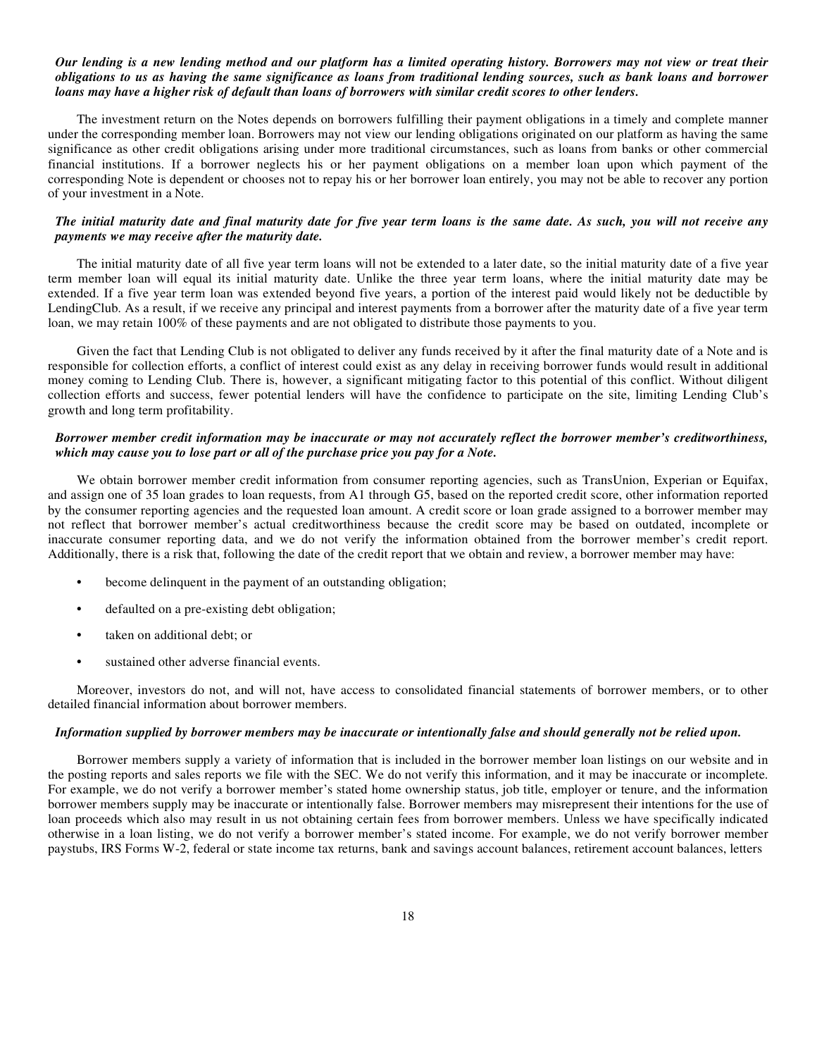***Our lending is a new lending method and our platform has a limited operating history. Borrowers may not view or treat their obligations to us as having the same significance as loans from traditional lending sources, such as bank loans and borrower loans may have a higher risk of default than loans of borrowers with similar credit scores to other lenders.***

The investment return on the Notes depends on borrowers fulfilling their payment obligations in a timely and complete manner under the corresponding member loan. Borrowers may not view our lending obligations originated on our platform as having the same significance as other credit obligations arising under more traditional circumstances, such as loans from banks or other commercial financial institutions. If a borrower neglects his or her payment obligations on a member loan upon which payment of the corresponding Note is dependent or chooses not to repay his or her borrower loan entirely, you may not be able to recover any portion of your investment in a Note.

***The initial maturity date and final maturity date for five year term loans is the same date. As such, you will not receive any payments we may receive after the maturity date.***

The initial maturity date of all five year term loans will not be extended to a later date, so the initial maturity date of a five year term member loan will equal its initial maturity date. Unlike the three year term loans, where the initial maturity date may be extended. If a five year term loan was extended beyond five years, a portion of the interest paid would likely not be deductible by LendingClub. As a result, if we receive any principal and interest payments from a borrower after the maturity date of a five year term loan, we may retain 100% of these payments and are not obligated to distribute those payments to you.

Given the fact that Lending Club is not obligated to deliver any funds received by it after the final maturity date of a Note and is responsible for collection efforts, a conflict of interest could exist as any delay in receiving borrower funds would result in additional money coming to Lending Club. There is, however, a significant mitigating factor to this potential of this conflict. Without diligent collection efforts and success, fewer potential lenders will have the confidence to participate on the site, limiting Lending Club's growth and long term profitability.

***Borrower member credit information may be inaccurate or may not accurately reflect the borrower member's creditworthiness, which may cause you to lose part or all of the purchase price you pay for a Note.***

We obtain borrower member credit information from consumer reporting agencies, such as TransUnion, Experian or Equifax, and assign one of 35 loan grades to loan requests, from A1 through G5, based on the reported credit score, other information reported by the consumer reporting agencies and the requested loan amount. A credit score or loan grade assigned to a borrower member may not reflect that borrower member's actual creditworthiness because the credit score may be based on outdated, incomplete or inaccurate consumer reporting data, and we do not verify the information obtained from the borrower member's credit report. Additionally, there is a risk that, following the date of the credit report that we obtain and review, a borrower member may have:

- become delinquent in the payment of an outstanding obligation;
- defaulted on a pre-existing debt obligation;
- taken on additional debt; or
- sustained other adverse financial events.

Moreover, investors do not, and will not, have access to consolidated financial statements of borrower members, or to other detailed financial information about borrower members.

***Information supplied by borrower members may be inaccurate or intentionally false and should generally not be relied upon.***

Borrower members supply a variety of information that is included in the borrower member loan listings on our website and in the posting reports and sales reports we file with the SEC. We do not verify this information, and it may be inaccurate or incomplete. For example, we do not verify a borrower member's stated home ownership status, job title, employer or tenure, and the information borrower members supply may be inaccurate or intentionally false. Borrower members may misrepresent their intentions for the use of loan proceeds which also may result in us not obtaining certain fees from borrower members. Unless we have specifically indicated otherwise in a loan listing, we do not verify a borrower member's stated income. For example, we do not verify borrower member paystubs, IRS Forms W-2, federal or state income tax returns, bank and savings account balances, retirement account balances, letters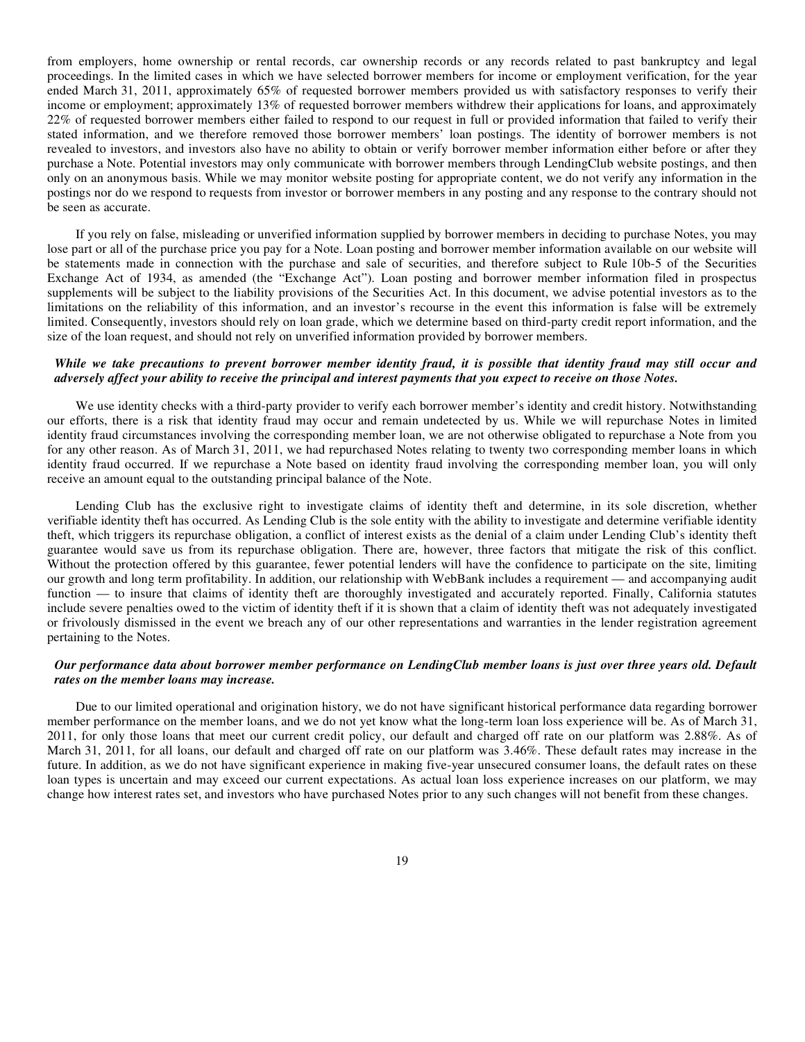from employers, home ownership or rental records, car ownership records or any records related to past bankruptcy and legal proceedings. In the limited cases in which we have selected borrower members for income or employment verification, for the year ended March 31, 2011, approximately 65% of requested borrower members provided us with satisfactory responses to verify their income or employment; approximately 13% of requested borrower members withdrew their applications for loans, and approximately 22% of requested borrower members either failed to respond to our request in full or provided information that failed to verify their stated information, and we therefore removed those borrower members' loan postings. The identity of borrower members is not revealed to investors, and investors also have no ability to obtain or verify borrower member information either before or after they purchase a Note. Potential investors may only communicate with borrower members through LendingClub website postings, and then only on an anonymous basis. While we may monitor website posting for appropriate content, we do not verify any information in the postings nor do we respond to requests from investor or borrower members in any posting and any response to the contrary should not be seen as accurate.

If you rely on false, misleading or unverified information supplied by borrower members in deciding to purchase Notes, you may lose part or all of the purchase price you pay for a Note. Loan posting and borrower member information available on our website will be statements made in connection with the purchase and sale of securities, and therefore subject to Rule 10b-5 of the Securities Exchange Act of 1934, as amended (the "Exchange Act"). Loan posting and borrower member information filed in prospectus supplements will be subject to the liability provisions of the Securities Act. In this document, we advise potential investors as to the limitations on the reliability of this information, and an investor's recourse in the event this information is false will be extremely limited. Consequently, investors should rely on loan grade, which we determine based on third-party credit report information, and the size of the loan request, and should not rely on unverified information provided by borrower members.

***While we take precautions to prevent borrower member identity fraud, it is possible that identity fraud may still occur and adversely affect your ability to receive the principal and interest payments that you expect to receive on those Notes.***

We use identity checks with a third-party provider to verify each borrower member's identity and credit history. Notwithstanding our efforts, there is a risk that identity fraud may occur and remain undetected by us. While we will repurchase Notes in limited identity fraud circumstances involving the corresponding member loan, we are not otherwise obligated to repurchase a Note from you for any other reason. As of March 31, 2011, we had repurchased Notes relating to twenty two corresponding member loans in which identity fraud occurred. If we repurchase a Note based on identity fraud involving the corresponding member loan, you will only receive an amount equal to the outstanding principal balance of the Note.

Lending Club has the exclusive right to investigate claims of identity theft and determine, in its sole discretion, whether verifiable identity theft has occurred. As Lending Club is the sole entity with the ability to investigate and determine verifiable identity theft, which triggers its repurchase obligation, a conflict of interest exists as the denial of a claim under Lending Club's identity theft guarantee would save us from its repurchase obligation. There are, however, three factors that mitigate the risk of this conflict. Without the protection offered by this guarantee, fewer potential lenders will have the confidence to participate on the site, limiting our growth and long term profitability. In addition, our relationship with WebBank includes a requirement — and accompanying audit function — to insure that claims of identity theft are thoroughly investigated and accurately reported. Finally, California statutes include severe penalties owed to the victim of identity theft if it is shown that a claim of identity theft was not adequately investigated or frivolously dismissed in the event we breach any of our other representations and warranties in the lender registration agreement pertaining to the Notes.

***Our performance data about borrower member performance on LendingClub member loans is just over three years old. Default rates on the member loans may increase.***

Due to our limited operational and origination history, we do not have significant historical performance data regarding borrower member performance on the member loans, and we do not yet know what the long-term loan loss experience will be. As of March 31, 2011, for only those loans that meet our current credit policy, our default and charged off rate on our platform was 2.88%. As of March 31, 2011, for all loans, our default and charged off rate on our platform was 3.46%. These default rates may increase in the future. In addition, as we do not have significant experience in making five-year unsecured consumer loans, the default rates on these loan types is uncertain and may exceed our current expectations. As actual loan loss experience increases on our platform, we may change how interest rates set, and investors who have purchased Notes prior to any such changes will not benefit from these changes.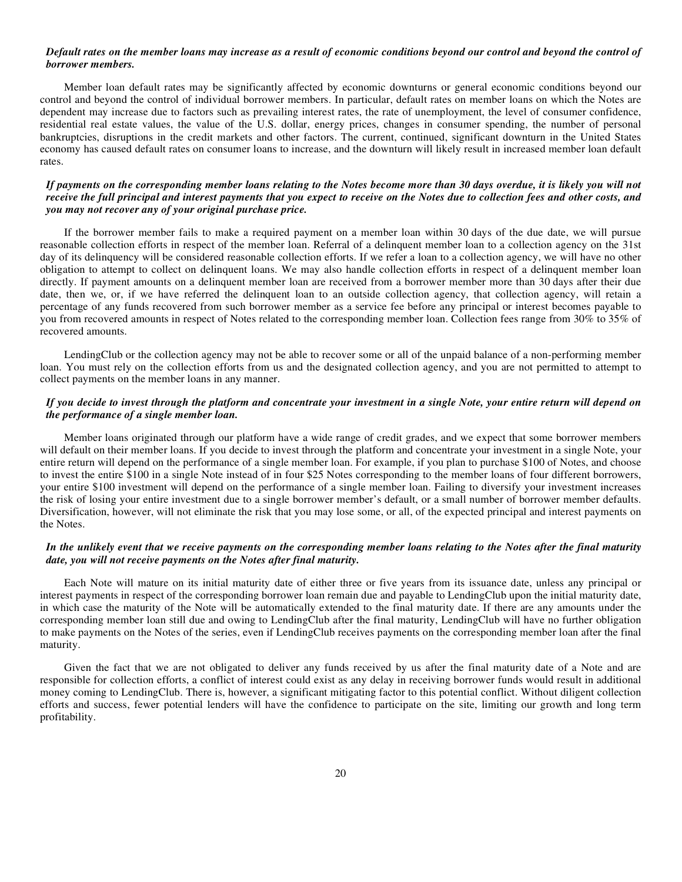***Default rates on the member loans may increase as a result of economic conditions beyond our control and beyond the control of borrower members.***

Member loan default rates may be significantly affected by economic downturns or general economic conditions beyond our control and beyond the control of individual borrower members. In particular, default rates on member loans on which the Notes are dependent may increase due to factors such as prevailing interest rates, the rate of unemployment, the level of consumer confidence, residential real estate values, the value of the U.S. dollar, energy prices, changes in consumer spending, the number of personal bankruptcies, disruptions in the credit markets and other factors. The current, continued, significant downturn in the United States economy has caused default rates on consumer loans to increase, and the downturn will likely result in increased member loan default rates.

***If payments on the corresponding member loans relating to the Notes become more than 30 days overdue, it is likely you will not receive the full principal and interest payments that you expect to receive on the Notes due to collection fees and other costs, and you may not recover any of your original purchase price.***

If the borrower member fails to make a required payment on a member loan within 30 days of the due date, we will pursue reasonable collection efforts in respect of the member loan. Referral of a delinquent member loan to a collection agency on the 31st day of its delinquency will be considered reasonable collection efforts. If we refer a loan to a collection agency, we will have no other obligation to attempt to collect on delinquent loans. We may also handle collection efforts in respect of a delinquent member loan directly. If payment amounts on a delinquent member loan are received from a borrower member more than 30 days after their due date, then we, or, if we have referred the delinquent loan to an outside collection agency, that collection agency, will retain a percentage of any funds recovered from such borrower member as a service fee before any principal or interest becomes payable to you from recovered amounts in respect of Notes related to the corresponding member loan. Collection fees range from 30% to 35% of recovered amounts.

LendingClub or the collection agency may not be able to recover some or all of the unpaid balance of a non-performing member loan. You must rely on the collection efforts from us and the designated collection agency, and you are not permitted to attempt to collect payments on the member loans in any manner.

***If you decide to invest through the platform and concentrate your investment in a single Note, your entire return will depend on the performance of a single member loan.***

Member loans originated through our platform have a wide range of credit grades, and we expect that some borrower members will default on their member loans. If you decide to invest through the platform and concentrate your investment in a single Note, your entire return will depend on the performance of a single member loan. For example, if you plan to purchase $100 of Notes, and choose to invest the entire $100 in a single Note instead of in four $25 Notes corresponding to the member loans of four different borrowers, your entire $100 investment will depend on the performance of a single member loan. Failing to diversify your investment increases the risk of losing your entire investment due to a single borrower member's default, or a small number of borrower member defaults. Diversification, however, will not eliminate the risk that you may lose some, or all, of the expected principal and interest payments on the Notes.

***In the unlikely event that we receive payments on the corresponding member loans relating to the Notes after the final maturity date, you will not receive payments on the Notes after final maturity.***

Each Note will mature on its initial maturity date of either three or five years from its issuance date, unless any principal or interest payments in respect of the corresponding borrower loan remain due and payable to LendingClub upon the initial maturity date, in which case the maturity of the Note will be automatically extended to the final maturity date. If there are any amounts under the corresponding member loan still due and owing to LendingClub after the final maturity, LendingClub will have no further obligation to make payments on the Notes of the series, even if LendingClub receives payments on the corresponding member loan after the final maturity.

Given the fact that we are not obligated to deliver any funds received by us after the final maturity date of a Note and are responsible for collection efforts, a conflict of interest could exist as any delay in receiving borrower funds would result in additional money coming to LendingClub. There is, however, a significant mitigating factor to this potential conflict. Without diligent collection efforts and success, fewer potential lenders will have the confidence to participate on the site, limiting our growth and long term profitability.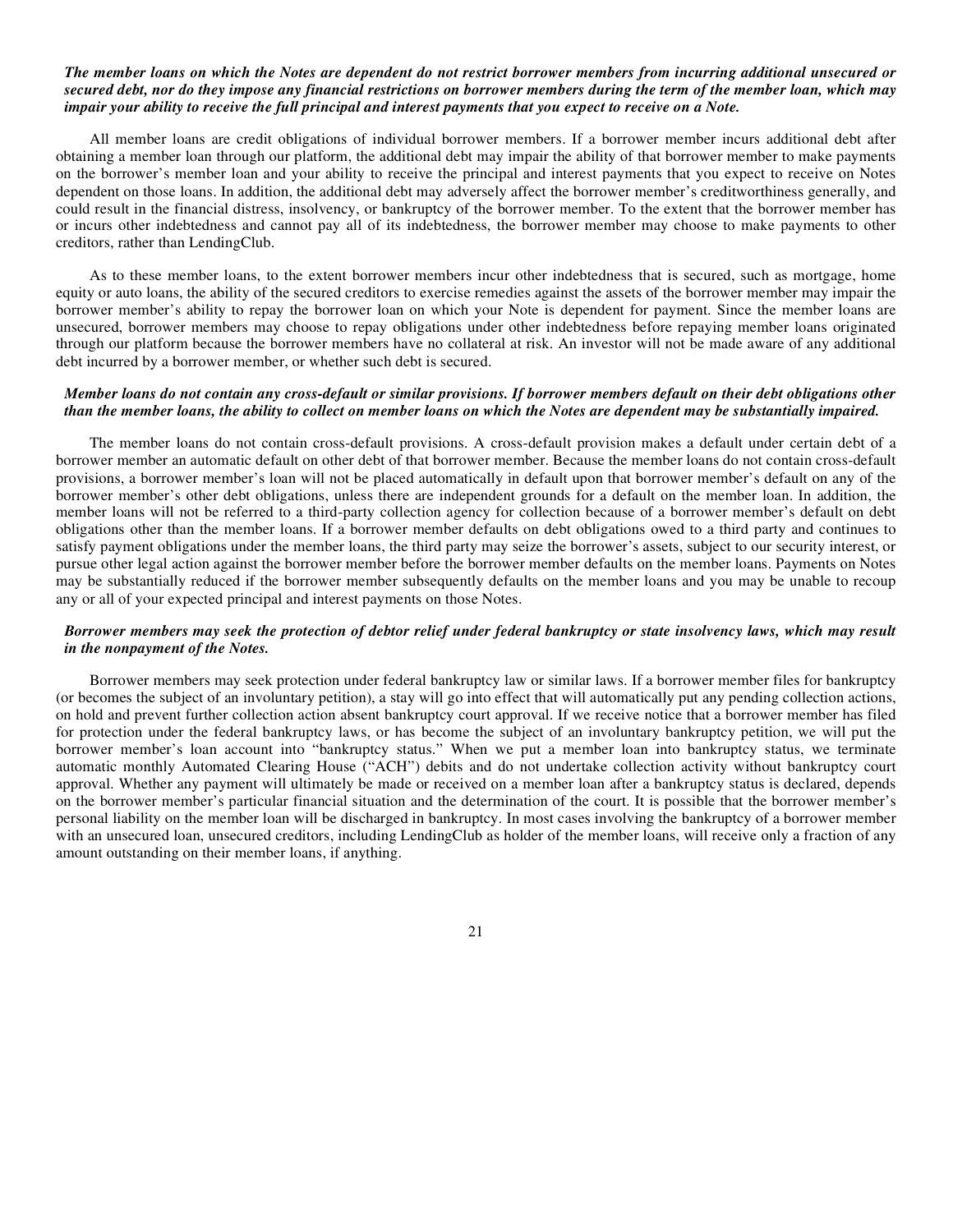***The member loans on which the Notes are dependent do not restrict borrower members from incurring additional unsecured or secured debt, nor do they impose any financial restrictions on borrower members during the term of the member loan, which may impair your ability to receive the full principal and interest payments that you expect to receive on a Note.***

All member loans are credit obligations of individual borrower members. If a borrower member incurs additional debt after obtaining a member loan through our platform, the additional debt may impair the ability of that borrower member to make payments on the borrower's member loan and your ability to receive the principal and interest payments that you expect to receive on Notes dependent on those loans. In addition, the additional debt may adversely affect the borrower member's creditworthiness generally, and could result in the financial distress, insolvency, or bankruptcy of the borrower member. To the extent that the borrower member has or incurs other indebtedness and cannot pay all of its indebtedness, the borrower member may choose to make payments to other creditors, rather than LendingClub.

As to these member loans, to the extent borrower members incur other indebtedness that is secured, such as mortgage, home equity or auto loans, the ability of the secured creditors to exercise remedies against the assets of the borrower member may impair the borrower member's ability to repay the borrower loan on which your Note is dependent for payment. Since the member loans are unsecured, borrower members may choose to repay obligations under other indebtedness before repaying member loans originated through our platform because the borrower members have no collateral at risk. An investor will not be made aware of any additional debt incurred by a borrower member, or whether such debt is secured.

***Member loans do not contain any cross-default or similar provisions. If borrower members default on their debt obligations other than the member loans, the ability to collect on member loans on which the Notes are dependent may be substantially impaired.***

The member loans do not contain cross-default provisions. A cross-default provision makes a default under certain debt of a borrower member an automatic default on other debt of that borrower member. Because the member loans do not contain cross-default provisions, a borrower member's loan will not be placed automatically in default upon that borrower member's default on any of the borrower member's other debt obligations, unless there are independent grounds for a default on the member loan. In addition, the member loans will not be referred to a third-party collection agency for collection because of a borrower member's default on debt obligations other than the member loans. If a borrower member defaults on debt obligations owed to a third party and continues to satisfy payment obligations under the member loans, the third party may seize the borrower's assets, subject to our security interest, or pursue other legal action against the borrower member before the borrower member defaults on the member loans. Payments on Notes may be substantially reduced if the borrower member subsequently defaults on the member loans and you may be unable to recoup any or all of your expected principal and interest payments on those Notes.

***Borrower members may seek the protection of debtor relief under federal bankruptcy or state insolvency laws, which may result in the nonpayment of the Notes.***

Borrower members may seek protection under federal bankruptcy law or similar laws. If a borrower member files for bankruptcy (or becomes the subject of an involuntary petition), a stay will go into effect that will automatically put any pending collection actions, on hold and prevent further collection action absent bankruptcy court approval. If we receive notice that a borrower member has filed for protection under the federal bankruptcy laws, or has become the subject of an involuntary bankruptcy petition, we will put the borrower member's loan account into "bankruptcy status." When we put a member loan into bankruptcy status, we terminate automatic monthly Automated Clearing House ("ACH") debits and do not undertake collection activity without bankruptcy court approval. Whether any payment will ultimately be made or received on a member loan after a bankruptcy status is declared, depends on the borrower member's particular financial situation and the determination of the court. It is possible that the borrower member's personal liability on the member loan will be discharged in bankruptcy. In most cases involving the bankruptcy of a borrower member with an unsecured loan, unsecured creditors, including LendingClub as holder of the member loans, will receive only a fraction of any amount outstanding on their member loans, if anything.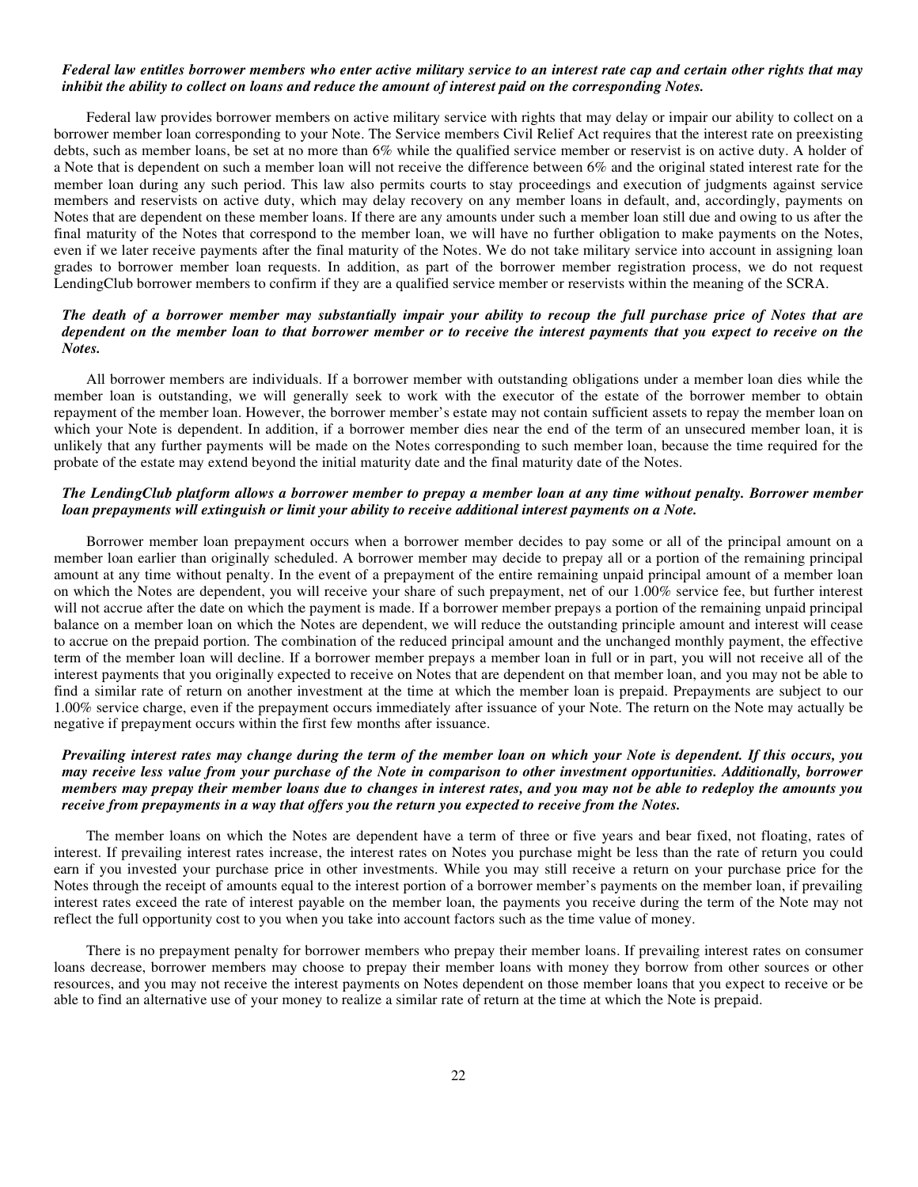***Federal law entitles borrower members who enter active military service to an interest rate cap and certain other rights that may inhibit the ability to collect on loans and reduce the amount of interest paid on the corresponding Notes.***

Federal law provides borrower members on active military service with rights that may delay or impair our ability to collect on a borrower member loan corresponding to your Note. The Service members Civil Relief Act requires that the interest rate on preexisting debts, such as member loans, be set at no more than 6% while the qualified service member or reservist is on active duty. A holder of a Note that is dependent on such a member loan will not receive the difference between 6% and the original stated interest rate for the member loan during any such period. This law also permits courts to stay proceedings and execution of judgments against service members and reservists on active duty, which may delay recovery on any member loans in default, and, accordingly, payments on Notes that are dependent on these member loans. If there are any amounts under such a member loan still due and owing to us after the final maturity of the Notes that correspond to the member loan, we will have no further obligation to make payments on the Notes, even if we later receive payments after the final maturity of the Notes. We do not take military service into account in assigning loan grades to borrower member loan requests. In addition, as part of the borrower member registration process, we do not request LendingClub borrower members to confirm if they are a qualified service member or reservists within the meaning of the SCRA.

***The death of a borrower member may substantially impair your ability to recoup the full purchase price of Notes that are dependent on the member loan to that borrower member or to receive the interest payments that you expect to receive on the Notes.***

All borrower members are individuals. If a borrower member with outstanding obligations under a member loan dies while the member loan is outstanding, we will generally seek to work with the executor of the estate of the borrower member to obtain repayment of the member loan. However, the borrower member's estate may not contain sufficient assets to repay the member loan on which your Note is dependent. In addition, if a borrower member dies near the end of the term of an unsecured member loan, it is unlikely that any further payments will be made on the Notes corresponding to such member loan, because the time required for the probate of the estate may extend beyond the initial maturity date and the final maturity date of the Notes.

***The LendingClub platform allows a borrower member to prepay a member loan at any time without penalty. Borrower member loan prepayments will extinguish or limit your ability to receive additional interest payments on a Note.***

Borrower member loan prepayment occurs when a borrower member decides to pay some or all of the principal amount on a member loan earlier than originally scheduled. A borrower member may decide to prepay all or a portion of the remaining principal amount at any time without penalty. In the event of a prepayment of the entire remaining unpaid principal amount of a member loan on which the Notes are dependent, you will receive your share of such prepayment, net of our 1.00% service fee, but further interest will not accrue after the date on which the payment is made. If a borrower member prepays a portion of the remaining unpaid principal balance on a member loan on which the Notes are dependent, we will reduce the outstanding principle amount and interest will cease to accrue on the prepaid portion. The combination of the reduced principal amount and the unchanged monthly payment, the effective term of the member loan will decline. If a borrower member prepays a member loan in full or in part, you will not receive all of the interest payments that you originally expected to receive on Notes that are dependent on that member loan, and you may not be able to find a similar rate of return on another investment at the time at which the member loan is prepaid. Prepayments are subject to our 1.00% service charge, even if the prepayment occurs immediately after issuance of your Note. The return on the Note may actually be negative if prepayment occurs within the first few months after issuance.

***Prevailing interest rates may change during the term of the member loan on which your Note is dependent. If this occurs, you may receive less value from your purchase of the Note in comparison to other investment opportunities. Additionally, borrower members may prepay their member loans due to changes in interest rates, and you may not be able to redeploy the amounts you receive from prepayments in a way that offers you the return you expected to receive from the Notes.***

The member loans on which the Notes are dependent have a term of three or five years and bear fixed, not floating, rates of interest. If prevailing interest rates increase, the interest rates on Notes you purchase might be less than the rate of return you could earn if you invested your purchase price in other investments. While you may still receive a return on your purchase price for the Notes through the receipt of amounts equal to the interest portion of a borrower member's payments on the member loan, if prevailing interest rates exceed the rate of interest payable on the member loan, the payments you receive during the term of the Note may not reflect the full opportunity cost to you when you take into account factors such as the time value of money.

There is no prepayment penalty for borrower members who prepay their member loans. If prevailing interest rates on consumer loans decrease, borrower members may choose to prepay their member loans with money they borrow from other sources or other resources, and you may not receive the interest payments on Notes dependent on those member loans that you expect to receive or be able to find an alternative use of your money to realize a similar rate of return at the time at which the Note is prepaid.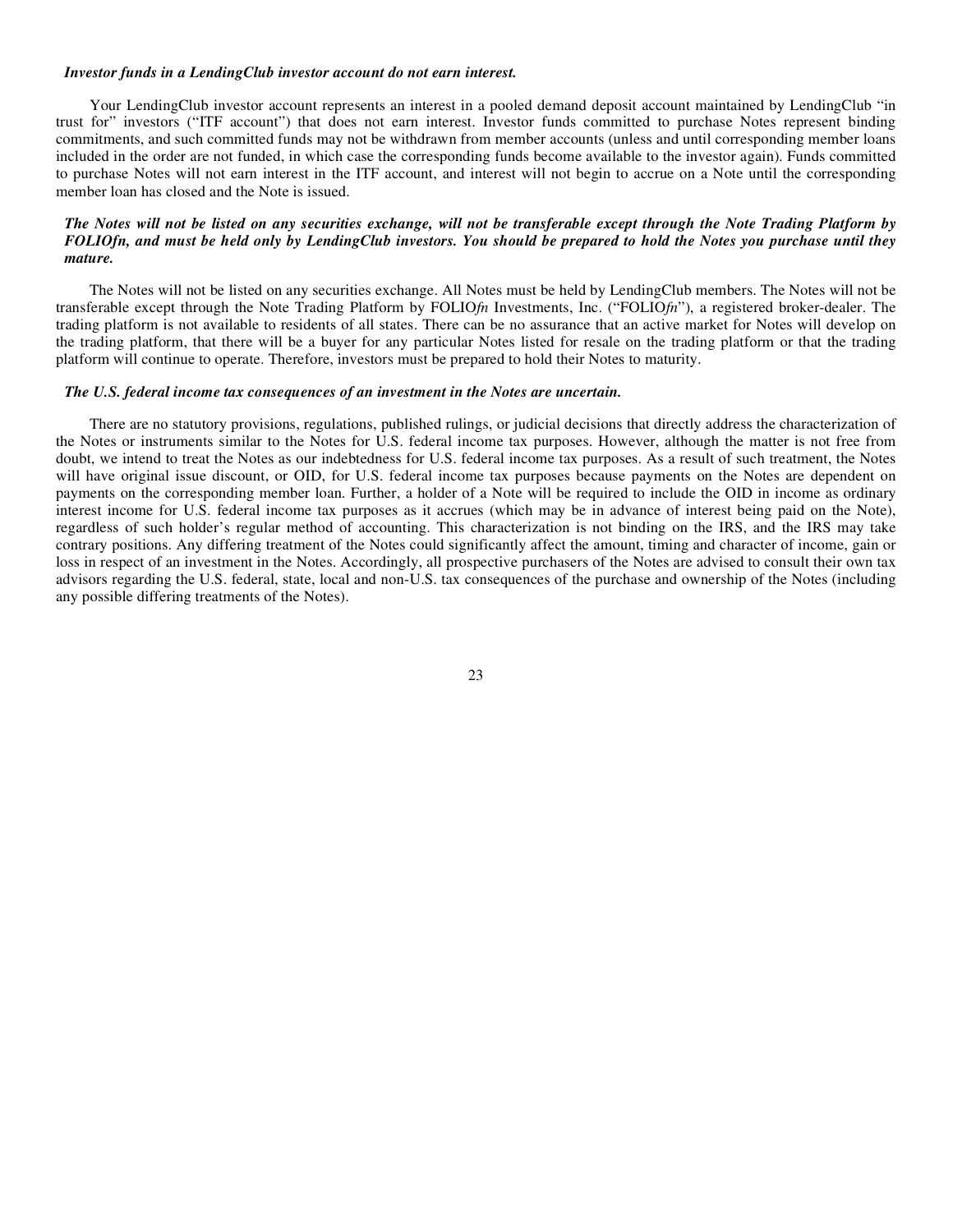***Investor funds in a LendingClub investor account do not earn interest.***

Your LendingClub investor account represents an interest in a pooled demand deposit account maintained by LendingClub "in trust for" investors ("ITF account") that does not earn interest. Investor funds committed to purchase Notes represent binding commitments, and such committed funds may not be withdrawn from member accounts (unless and until corresponding member loans included in the order are not funded, in which case the corresponding funds become available to the investor again). Funds committed to purchase Notes will not earn interest in the ITF account, and interest will not begin to accrue on a Note until the corresponding member loan has closed and the Note is issued.

***The Notes will not be listed on any securities exchange, will not be transferable except through the Note Trading Platform by FOLIOfn, and must be held only by LendingClub investors. You should be prepared to hold the Notes you purchase until they mature.***

The Notes will not be listed on any securities exchange. All Notes must be held by LendingClub members. The Notes will not be transferable except through the Note Trading Platform by FOLIO*fn* Investments, Inc. ("FOLIO*fn*"), a registered broker-dealer. The trading platform is not available to residents of all states. There can be no assurance that an active market for Notes will develop on the trading platform, that there will be a buyer for any particular Notes listed for resale on the trading platform or that the trading platform will continue to operate. Therefore, investors must be prepared to hold their Notes to maturity.

***The U.S. federal income tax consequences of an investment in the Notes are uncertain.***

There are no statutory provisions, regulations, published rulings, or judicial decisions that directly address the characterization of the Notes or instruments similar to the Notes for U.S. federal income tax purposes. However, although the matter is not free from doubt, we intend to treat the Notes as our indebtedness for U.S. federal income tax purposes. As a result of such treatment, the Notes will have original issue discount, or OID, for U.S. federal income tax purposes because payments on the Notes are dependent on payments on the corresponding member loan. Further, a holder of a Note will be required to include the OID in income as ordinary interest income for U.S. federal income tax purposes as it accrues (which may be in advance of interest being paid on the Note), regardless of such holder's regular method of accounting. This characterization is not binding on the IRS, and the IRS may take contrary positions. Any differing treatment of the Notes could significantly affect the amount, timing and character of income, gain or loss in respect of an investment in the Notes. Accordingly, all prospective purchasers of the Notes are advised to consult their own tax advisors regarding the U.S. federal, state, local and non-U.S. tax consequences of the purchase and ownership of the Notes (including any possible differing treatments of the Notes).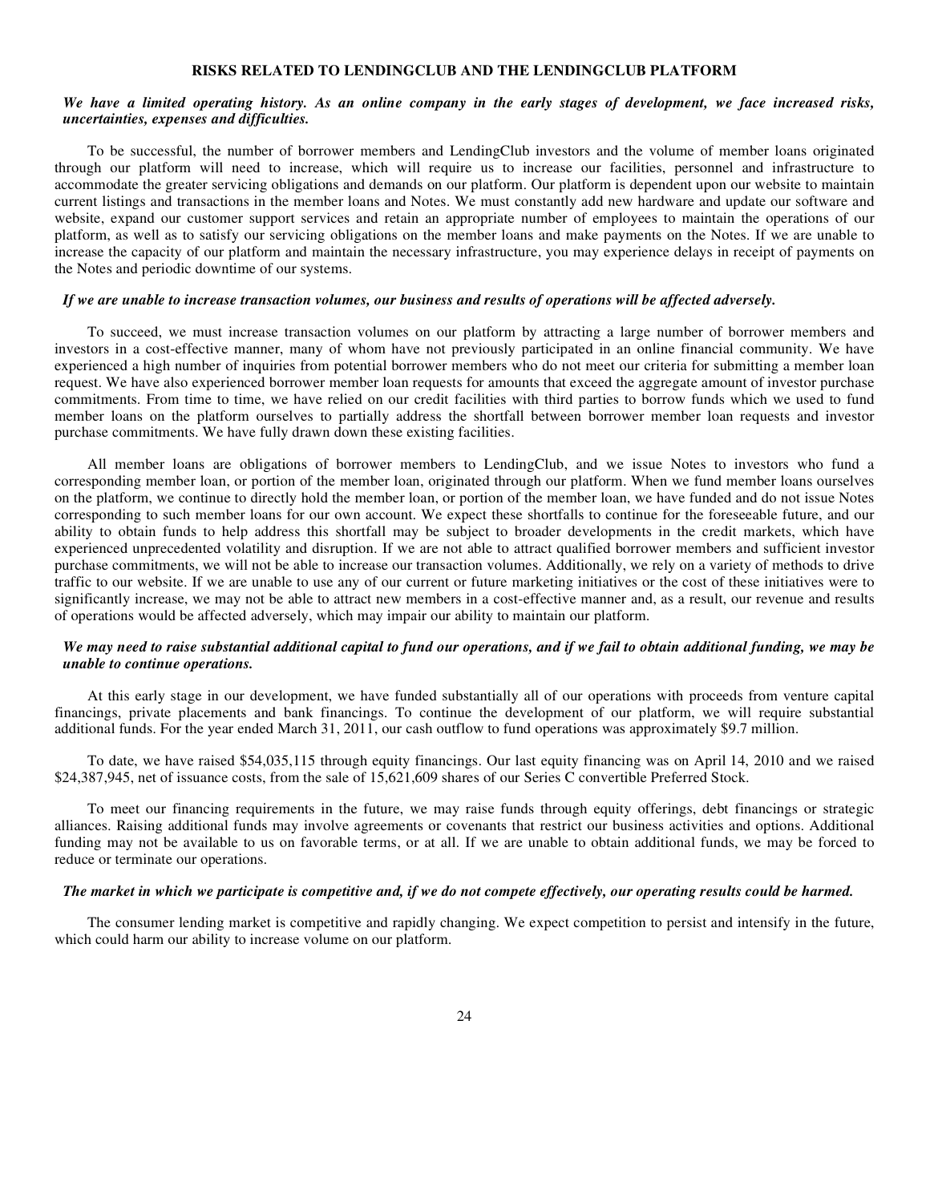## RISKS RELATED TO LENDINGCLUB AND THE LENDINGCLUB PLATFORM

***We have a limited operating history. As an online company in the early stages of development, we face increased risks, uncertainties, expenses and difficulties.***

To be successful, the number of borrower members and LendingClub investors and the volume of member loans originated through our platform will need to increase, which will require us to increase our facilities, personnel and infrastructure to accommodate the greater servicing obligations and demands on our platform. Our platform is dependent upon our website to maintain current listings and transactions in the member loans and Notes. We must constantly add new hardware and update our software and website, expand our customer support services and retain an appropriate number of employees to maintain the operations of our platform, as well as to satisfy our servicing obligations on the member loans and make payments on the Notes. If we are unable to increase the capacity of our platform and maintain the necessary infrastructure, you may experience delays in receipt of payments on the Notes and periodic downtime of our systems.

***If we are unable to increase transaction volumes, our business and results of operations will be affected adversely.***

To succeed, we must increase transaction volumes on our platform by attracting a large number of borrower members and investors in a cost-effective manner, many of whom have not previously participated in an online financial community. We have experienced a high number of inquiries from potential borrower members who do not meet our criteria for submitting a member loan request. We have also experienced borrower member loan requests for amounts that exceed the aggregate amount of investor purchase commitments. From time to time, we have relied on our credit facilities with third parties to borrow funds which we used to fund member loans on the platform ourselves to partially address the shortfall between borrower member loan requests and investor purchase commitments. We have fully drawn down these existing facilities.

All member loans are obligations of borrower members to LendingClub, and we issue Notes to investors who fund a corresponding member loan, or portion of the member loan, originated through our platform. When we fund member loans ourselves on the platform, we continue to directly hold the member loan, or portion of the member loan, we have funded and do not issue Notes corresponding to such member loans for our own account. We expect these shortfalls to continue for the foreseeable future, and our ability to obtain funds to help address this shortfall may be subject to broader developments in the credit markets, which have experienced unprecedented volatility and disruption. If we are not able to attract qualified borrower members and sufficient investor purchase commitments, we will not be able to increase our transaction volumes. Additionally, we rely on a variety of methods to drive traffic to our website. If we are unable to use any of our current or future marketing initiatives or the cost of these initiatives were to significantly increase, we may not be able to attract new members in a cost-effective manner and, as a result, our revenue and results of operations would be affected adversely, which may impair our ability to maintain our platform.

***We may need to raise substantial additional capital to fund our operations, and if we fail to obtain additional funding, we may be unable to continue operations.***

At this early stage in our development, we have funded substantially all of our operations with proceeds from venture capital financings, private placements and bank financings. To continue the development of our platform, we will require substantial additional funds. For the year ended March 31, 2011, our cash outflow to fund operations was approximately $9.7 million.

To date, we have raised $54,035,115 through equity financings. Our last equity financing was on April 14, 2010 and we raised $24,387,945, net of issuance costs, from the sale of 15,621,609 shares of our Series C convertible Preferred Stock.

To meet our financing requirements in the future, we may raise funds through equity offerings, debt financings or strategic alliances. Raising additional funds may involve agreements or covenants that restrict our business activities and options. Additional funding may not be available to us on favorable terms, or at all. If we are unable to obtain additional funds, we may be forced to reduce or terminate our operations.

***The market in which we participate is competitive and, if we do not compete effectively, our operating results could be harmed.***

The consumer lending market is competitive and rapidly changing. We expect competition to persist and intensify in the future, which could harm our ability to increase volume on our platform.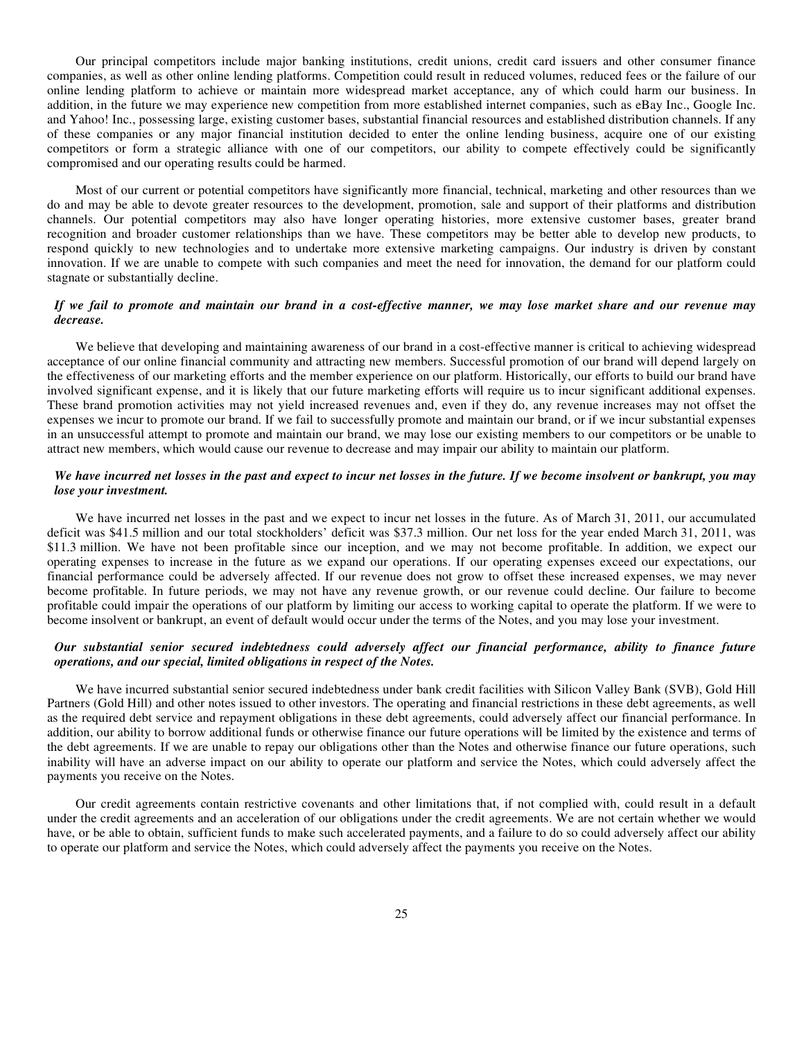Our principal competitors include major banking institutions, credit unions, credit card issuers and other consumer finance companies, as well as other online lending platforms. Competition could result in reduced volumes, reduced fees or the failure of our online lending platform to achieve or maintain more widespread market acceptance, any of which could harm our business. In addition, in the future we may experience new competition from more established internet companies, such as eBay Inc., Google Inc. and Yahoo! Inc., possessing large, existing customer bases, substantial financial resources and established distribution channels. If any of these companies or any major financial institution decided to enter the online lending business, acquire one of our existing competitors or form a strategic alliance with one of our competitors, our ability to compete effectively could be significantly compromised and our operating results could be harmed.

Most of our current or potential competitors have significantly more financial, technical, marketing and other resources than we do and may be able to devote greater resources to the development, promotion, sale and support of their platforms and distribution channels. Our potential competitors may also have longer operating histories, more extensive customer bases, greater brand recognition and broader customer relationships than we have. These competitors may be better able to develop new products, to respond quickly to new technologies and to undertake more extensive marketing campaigns. Our industry is driven by constant innovation. If we are unable to compete with such companies and meet the need for innovation, the demand for our platform could stagnate or substantially decline.

***If we fail to promote and maintain our brand in a cost-effective manner, we may lose market share and our revenue may decrease.***

We believe that developing and maintaining awareness of our brand in a cost-effective manner is critical to achieving widespread acceptance of our online financial community and attracting new members. Successful promotion of our brand will depend largely on the effectiveness of our marketing efforts and the member experience on our platform. Historically, our efforts to build our brand have involved significant expense, and it is likely that our future marketing efforts will require us to incur significant additional expenses. These brand promotion activities may not yield increased revenues and, even if they do, any revenue increases may not offset the expenses we incur to promote our brand. If we fail to successfully promote and maintain our brand, or if we incur substantial expenses in an unsuccessful attempt to promote and maintain our brand, we may lose our existing members to our competitors or be unable to attract new members, which would cause our revenue to decrease and may impair our ability to maintain our platform.

***We have incurred net losses in the past and expect to incur net losses in the future. If we become insolvent or bankrupt, you may lose your investment.***

We have incurred net losses in the past and we expect to incur net losses in the future. As of March 31, 2011, our accumulated deficit was $41.5 million and our total stockholders' deficit was $37.3 million. Our net loss for the year ended March 31, 2011, was $11.3 million. We have not been profitable since our inception, and we may not become profitable. In addition, we expect our operating expenses to increase in the future as we expand our operations. If our operating expenses exceed our expectations, our financial performance could be adversely affected. If our revenue does not grow to offset these increased expenses, we may never become profitable. In future periods, we may not have any revenue growth, or our revenue could decline. Our failure to become profitable could impair the operations of our platform by limiting our access to working capital to operate the platform. If we were to become insolvent or bankrupt, an event of default would occur under the terms of the Notes, and you may lose your investment.

***Our substantial senior secured indebtedness could adversely affect our financial performance, ability to finance future operations, and our special, limited obligations in respect of the Notes.***

We have incurred substantial senior secured indebtedness under bank credit facilities with Silicon Valley Bank (SVB), Gold Hill Partners (Gold Hill) and other notes issued to other investors. The operating and financial restrictions in these debt agreements, as well as the required debt service and repayment obligations in these debt agreements, could adversely affect our financial performance. In addition, our ability to borrow additional funds or otherwise finance our future operations will be limited by the existence and terms of the debt agreements. If we are unable to repay our obligations other than the Notes and otherwise finance our future operations, such inability will have an adverse impact on our ability to operate our platform and service the Notes, which could adversely affect the payments you receive on the Notes.

Our credit agreements contain restrictive covenants and other limitations that, if not complied with, could result in a default under the credit agreements and an acceleration of our obligations under the credit agreements. We are not certain whether we would have, or be able to obtain, sufficient funds to make such accelerated payments, and a failure to do so could adversely affect our ability to operate our platform and service the Notes, which could adversely affect the payments you receive on the Notes.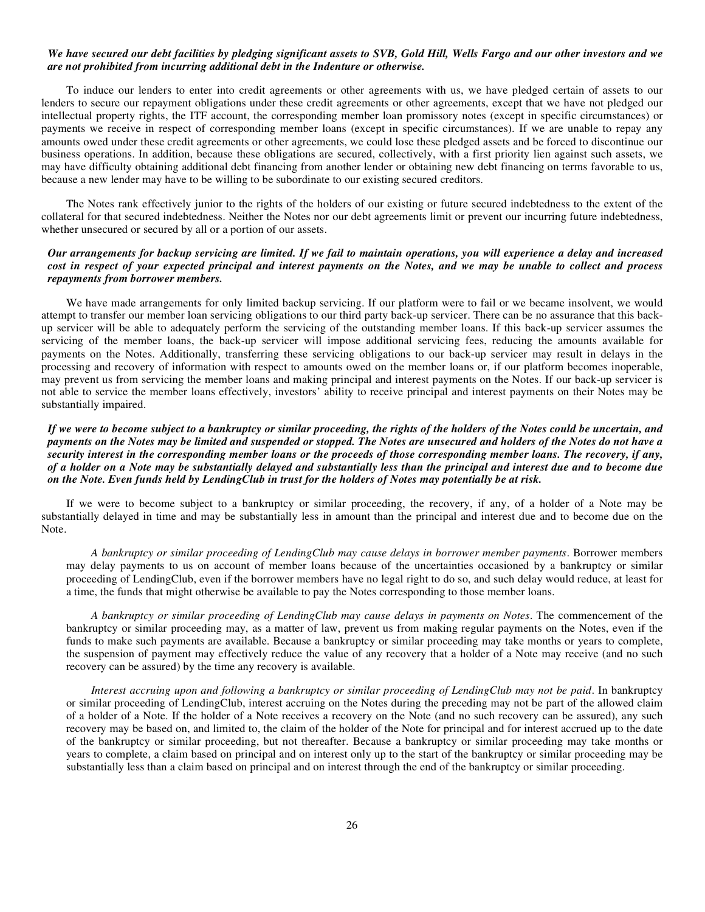***We have secured our debt facilities by pledging significant assets to SVB, Gold Hill, Wells Fargo and our other investors and we are not prohibited from incurring additional debt in the Indenture or otherwise.***

To induce our lenders to enter into credit agreements or other agreements with us, we have pledged certain of assets to our lenders to secure our repayment obligations under these credit agreements or other agreements, except that we have not pledged our intellectual property rights, the ITF account, the corresponding member loan promissory notes (except in specific circumstances) or payments we receive in respect of corresponding member loans (except in specific circumstances). If we are unable to repay any amounts owed under these credit agreements or other agreements, we could lose these pledged assets and be forced to discontinue our business operations. In addition, because these obligations are secured, collectively, with a first priority lien against such assets, we may have difficulty obtaining additional debt financing from another lender or obtaining new debt financing on terms favorable to us, because a new lender may have to be willing to be subordinate to our existing secured creditors.

The Notes rank effectively junior to the rights of the holders of our existing or future secured indebtedness to the extent of the collateral for that secured indebtedness. Neither the Notes nor our debt agreements limit or prevent our incurring future indebtedness, whether unsecured or secured by all or a portion of our assets.

***Our arrangements for backup servicing are limited. If we fail to maintain operations, you will experience a delay and increased cost in respect of your expected principal and interest payments on the Notes, and we may be unable to collect and process repayments from borrower members.***

We have made arrangements for only limited backup servicing. If our platform were to fail or we became insolvent, we would attempt to transfer our member loan servicing obligations to our third party back-up servicer. There can be no assurance that this back-up servicer will be able to adequately perform the servicing of the outstanding member loans. If this back-up servicer assumes the servicing of the member loans, the back-up servicer will impose additional servicing fees, reducing the amounts available for payments on the Notes. Additionally, transferring these servicing obligations to our back-up servicer may result in delays in the processing and recovery of information with respect to amounts owed on the member loans or, if our platform becomes inoperable, may prevent us from servicing the member loans and making principal and interest payments on the Notes. If our back-up servicer is not able to service the member loans effectively, investors' ability to receive principal and interest payments on their Notes may be substantially impaired.

***If we were to become subject to a bankruptcy or similar proceeding, the rights of the holders of the Notes could be uncertain, and payments on the Notes may be limited and suspended or stopped. The Notes are unsecured and holders of the Notes do not have a security interest in the corresponding member loans or the proceeds of those corresponding member loans. The recovery, if any, of a holder on a Note may be substantially delayed and substantially less than the principal and interest due and to become due on the Note. Even funds held by LendingClub in trust for the holders of Notes may potentially be at risk.***

If we were to become subject to a bankruptcy or similar proceeding, the recovery, if any, of a holder of a Note may be substantially delayed in time and may be substantially less in amount than the principal and interest due and to become due on the Note.

*A bankruptcy or similar proceeding of LendingClub may cause delays in borrower member payments*. Borrower members may delay payments to us on account of member loans because of the uncertainties occasioned by a bankruptcy or similar proceeding of LendingClub, even if the borrower members have no legal right to do so, and such delay would reduce, at least for a time, the funds that might otherwise be available to pay the Notes corresponding to those member loans.

*A bankruptcy or similar proceeding of LendingClub may cause delays in payments on Notes*. The commencement of the bankruptcy or similar proceeding may, as a matter of law, prevent us from making regular payments on the Notes, even if the funds to make such payments are available. Because a bankruptcy or similar proceeding may take months or years to complete, the suspension of payment may effectively reduce the value of any recovery that a holder of a Note may receive (and no such recovery can be assured) by the time any recovery is available.

*Interest accruing upon and following a bankruptcy or similar proceeding of LendingClub may not be paid*. In bankruptcy or similar proceeding of LendingClub, interest accruing on the Notes during the preceding may not be part of the allowed claim of a holder of a Note. If the holder of a Note receives a recovery on the Note (and no such recovery can be assured), any such recovery may be based on, and limited to, the claim of the holder of the Note for principal and for interest accrued up to the date of the bankruptcy or similar proceeding, but not thereafter. Because a bankruptcy or similar proceeding may take months or years to complete, a claim based on principal and on interest only up to the start of the bankruptcy or similar proceeding may be substantially less than a claim based on principal and on interest through the end of the bankruptcy or similar proceeding.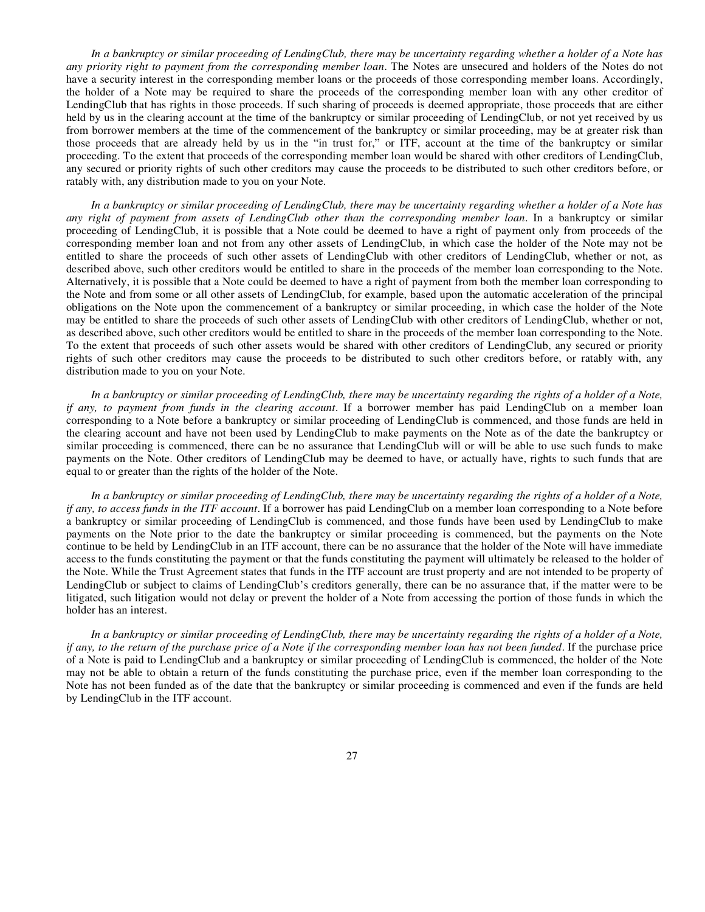*In a bankruptcy or similar proceeding of LendingClub, there may be uncertainty regarding whether a holder of a Note has any priority right to payment from the corresponding member loan*. The Notes are unsecured and holders of the Notes do not have a security interest in the corresponding member loans or the proceeds of those corresponding member loans. Accordingly, the holder of a Note may be required to share the proceeds of the corresponding member loan with any other creditor of LendingClub that has rights in those proceeds. If such sharing of proceeds is deemed appropriate, those proceeds that are either held by us in the clearing account at the time of the bankruptcy or similar proceeding of LendingClub, or not yet received by us from borrower members at the time of the commencement of the bankruptcy or similar proceeding, may be at greater risk than those proceeds that are already held by us in the "in trust for," or ITF, account at the time of the bankruptcy or similar proceeding. To the extent that proceeds of the corresponding member loan would be shared with other creditors of LendingClub, any secured or priority rights of such other creditors may cause the proceeds to be distributed to such other creditors before, or ratably with, any distribution made to you on your Note.

*In a bankruptcy or similar proceeding of LendingClub, there may be uncertainty regarding whether a holder of a Note has any right of payment from assets of LendingClub other than the corresponding member loan*. In a bankruptcy or similar proceeding of LendingClub, it is possible that a Note could be deemed to have a right of payment only from proceeds of the corresponding member loan and not from any other assets of LendingClub, in which case the holder of the Note may not be entitled to share the proceeds of such other assets of LendingClub with other creditors of LendingClub, whether or not, as described above, such other creditors would be entitled to share in the proceeds of the member loan corresponding to the Note. Alternatively, it is possible that a Note could be deemed to have a right of payment from both the member loan corresponding to the Note and from some or all other assets of LendingClub, for example, based upon the automatic acceleration of the principal obligations on the Note upon the commencement of a bankruptcy or similar proceeding, in which case the holder of the Note may be entitled to share the proceeds of such other assets of LendingClub with other creditors of LendingClub, whether or not, as described above, such other creditors would be entitled to share in the proceeds of the member loan corresponding to the Note. To the extent that proceeds of such other assets would be shared with other creditors of LendingClub, any secured or priority rights of such other creditors may cause the proceeds to be distributed to such other creditors before, or ratably with, any distribution made to you on your Note.

*In a bankruptcy or similar proceeding of LendingClub, there may be uncertainty regarding the rights of a holder of a Note, if any, to payment from funds in the clearing account*. If a borrower member has paid LendingClub on a member loan corresponding to a Note before a bankruptcy or similar proceeding of LendingClub is commenced, and those funds are held in the clearing account and have not been used by LendingClub to make payments on the Note as of the date the bankruptcy or similar proceeding is commenced, there can be no assurance that LendingClub will or will be able to use such funds to make payments on the Note. Other creditors of LendingClub may be deemed to have, or actually have, rights to such funds that are equal to or greater than the rights of the holder of the Note.

*In a bankruptcy or similar proceeding of LendingClub, there may be uncertainty regarding the rights of a holder of a Note, if any, to access funds in the ITF account*. If a borrower has paid LendingClub on a member loan corresponding to a Note before a bankruptcy or similar proceeding of LendingClub is commenced, and those funds have been used by LendingClub to make payments on the Note prior to the date the bankruptcy or similar proceeding is commenced, but the payments on the Note continue to be held by LendingClub in an ITF account, there can be no assurance that the holder of the Note will have immediate access to the funds constituting the payment or that the funds constituting the payment will ultimately be released to the holder of the Note. While the Trust Agreement states that funds in the ITF account are trust property and are not intended to be property of LendingClub or subject to claims of LendingClub's creditors generally, there can be no assurance that, if the matter were to be litigated, such litigation would not delay or prevent the holder of a Note from accessing the portion of those funds in which the holder has an interest.

*In a bankruptcy or similar proceeding of LendingClub, there may be uncertainty regarding the rights of a holder of a Note, if any, to the return of the purchase price of a Note if the corresponding member loan has not been funded*. If the purchase price of a Note is paid to LendingClub and a bankruptcy or similar proceeding of LendingClub is commenced, the holder of the Note may not be able to obtain a return of the funds constituting the purchase price, even if the member loan corresponding to the Note has not been funded as of the date that the bankruptcy or similar proceeding is commenced and even if the funds are held by LendingClub in the ITF account.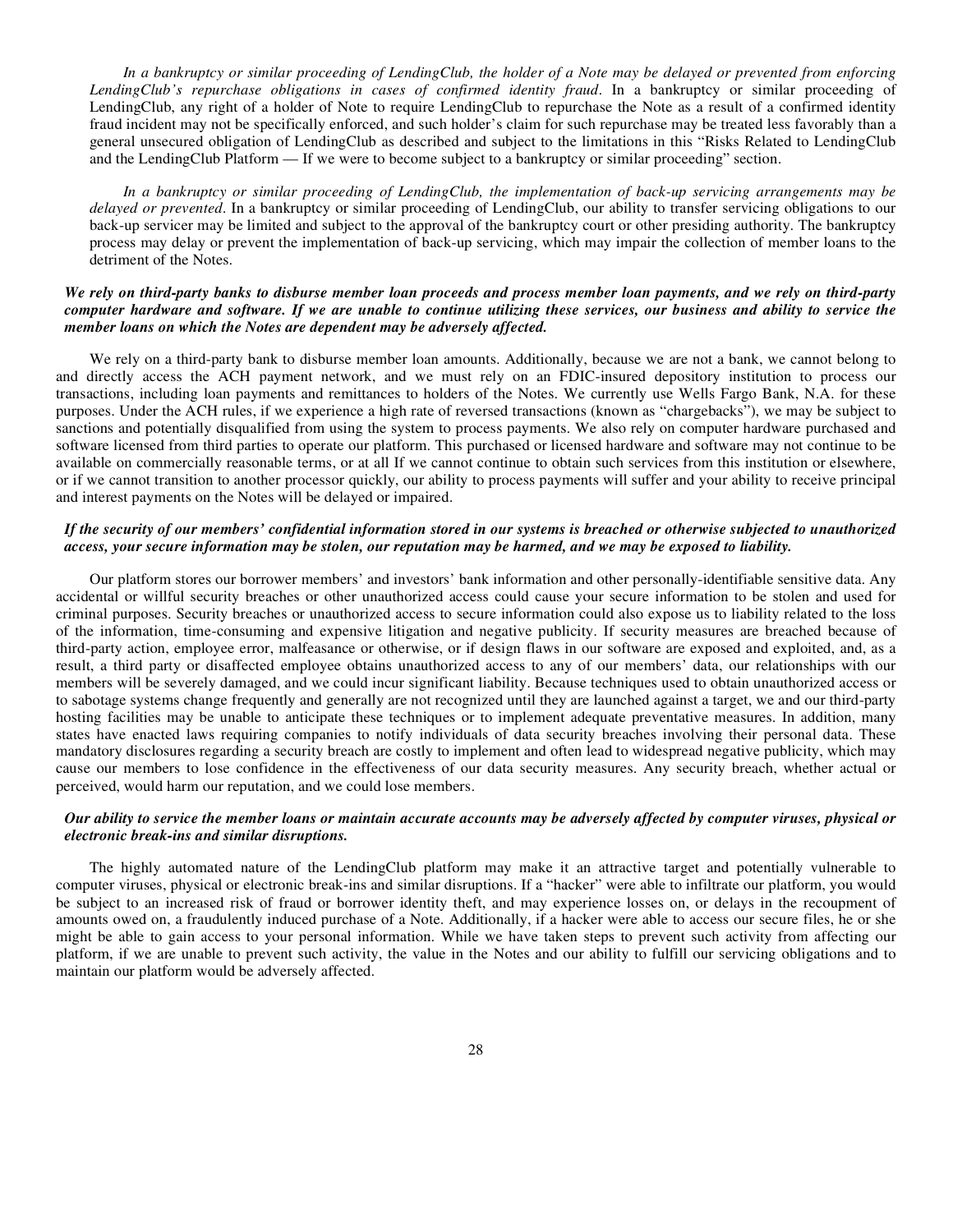*In a bankruptcy or similar proceeding of LendingClub, the holder of a Note may be delayed or prevented from enforcing LendingClub's repurchase obligations in cases of confirmed identity fraud*. In a bankruptcy or similar proceeding of LendingClub, any right of a holder of Note to require LendingClub to repurchase the Note as a result of a confirmed identity fraud incident may not be specifically enforced, and such holder's claim for such repurchase may be treated less favorably than a general unsecured obligation of LendingClub as described and subject to the limitations in this "Risks Related to LendingClub and the LendingClub Platform — If we were to become subject to a bankruptcy or similar proceeding" section.

*In a bankruptcy or similar proceeding of LendingClub, the implementation of back-up servicing arrangements may be delayed or prevented*. In a bankruptcy or similar proceeding of LendingClub, our ability to transfer servicing obligations to our back-up servicer may be limited and subject to the approval of the bankruptcy court or other presiding authority. The bankruptcy process may delay or prevent the implementation of back-up servicing, which may impair the collection of member loans to the detriment of the Notes.

***We rely on third-party banks to disburse member loan proceeds and process member loan payments, and we rely on third-party computer hardware and software. If we are unable to continue utilizing these services, our business and ability to service the member loans on which the Notes are dependent may be adversely affected.***

We rely on a third-party bank to disburse member loan amounts. Additionally, because we are not a bank, we cannot belong to and directly access the ACH payment network, and we must rely on an FDIC-insured depository institution to process our transactions, including loan payments and remittances to holders of the Notes. We currently use Wells Fargo Bank, N.A. for these purposes. Under the ACH rules, if we experience a high rate of reversed transactions (known as "chargebacks"), we may be subject to sanctions and potentially disqualified from using the system to process payments. We also rely on computer hardware purchased and software licensed from third parties to operate our platform. This purchased or licensed hardware and software may not continue to be available on commercially reasonable terms, or at all If we cannot continue to obtain such services from this institution or elsewhere, or if we cannot transition to another processor quickly, our ability to process payments will suffer and your ability to receive principal and interest payments on the Notes will be delayed or impaired.

***If the security of our members' confidential information stored in our systems is breached or otherwise subjected to unauthorized access, your secure information may be stolen, our reputation may be harmed, and we may be exposed to liability.***

Our platform stores our borrower members' and investors' bank information and other personally-identifiable sensitive data. Any accidental or willful security breaches or other unauthorized access could cause your secure information to be stolen and used for criminal purposes. Security breaches or unauthorized access to secure information could also expose us to liability related to the loss of the information, time-consuming and expensive litigation and negative publicity. If security measures are breached because of third-party action, employee error, malfeasance or otherwise, or if design flaws in our software are exposed and exploited, and, as a result, a third party or disaffected employee obtains unauthorized access to any of our members' data, our relationships with our members will be severely damaged, and we could incur significant liability. Because techniques used to obtain unauthorized access or to sabotage systems change frequently and generally are not recognized until they are launched against a target, we and our third-party hosting facilities may be unable to anticipate these techniques or to implement adequate preventative measures. In addition, many states have enacted laws requiring companies to notify individuals of data security breaches involving their personal data. These mandatory disclosures regarding a security breach are costly to implement and often lead to widespread negative publicity, which may cause our members to lose confidence in the effectiveness of our data security measures. Any security breach, whether actual or perceived, would harm our reputation, and we could lose members.

***Our ability to service the member loans or maintain accurate accounts may be adversely affected by computer viruses, physical or electronic break-ins and similar disruptions.***

The highly automated nature of the LendingClub platform may make it an attractive target and potentially vulnerable to computer viruses, physical or electronic break-ins and similar disruptions. If a "hacker" were able to infiltrate our platform, you would be subject to an increased risk of fraud or borrower identity theft, and may experience losses on, or delays in the recoupment of amounts owed on, a fraudulently induced purchase of a Note. Additionally, if a hacker were able to access our secure files, he or she might be able to gain access to your personal information. While we have taken steps to prevent such activity from affecting our platform, if we are unable to prevent such activity, the value in the Notes and our ability to fulfill our servicing obligations and to maintain our platform would be adversely affected.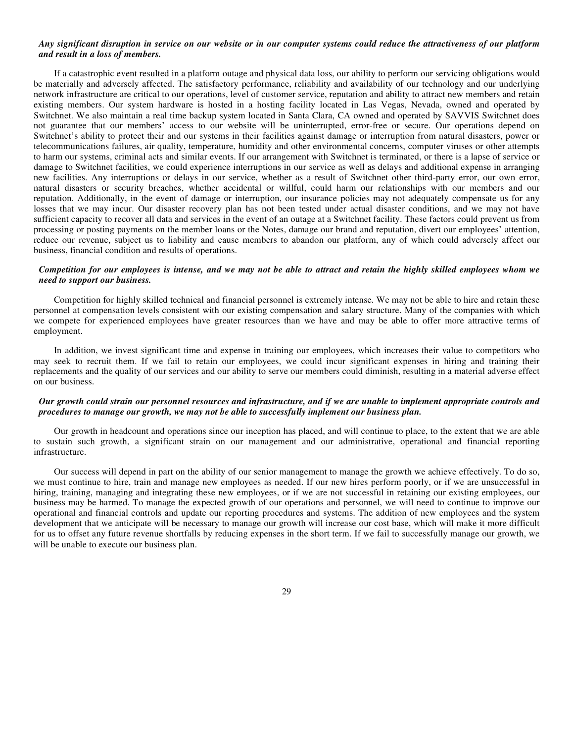***Any significant disruption in service on our website or in our computer systems could reduce the attractiveness of our platform and result in a loss of members.***

If a catastrophic event resulted in a platform outage and physical data loss, our ability to perform our servicing obligations would be materially and adversely affected. The satisfactory performance, reliability and availability of our technology and our underlying network infrastructure are critical to our operations, level of customer service, reputation and ability to attract new members and retain existing members. Our system hardware is hosted in a hosting facility located in Las Vegas, Nevada, owned and operated by Switchnet. We also maintain a real time backup system located in Santa Clara, CA owned and operated by SAVVIS Switchnet does not guarantee that our members' access to our website will be uninterrupted, error-free or secure. Our operations depend on Switchnet's ability to protect their and our systems in their facilities against damage or interruption from natural disasters, power or telecommunications failures, air quality, temperature, humidity and other environmental concerns, computer viruses or other attempts to harm our systems, criminal acts and similar events. If our arrangement with Switchnet is terminated, or there is a lapse of service or damage to Switchnet facilities, we could experience interruptions in our service as well as delays and additional expense in arranging new facilities. Any interruptions or delays in our service, whether as a result of Switchnet other third-party error, our own error, natural disasters or security breaches, whether accidental or willful, could harm our relationships with our members and our reputation. Additionally, in the event of damage or interruption, our insurance policies may not adequately compensate us for any losses that we may incur. Our disaster recovery plan has not been tested under actual disaster conditions, and we may not have sufficient capacity to recover all data and services in the event of an outage at a Switchnet facility. These factors could prevent us from processing or posting payments on the member loans or the Notes, damage our brand and reputation, divert our employees' attention, reduce our revenue, subject us to liability and cause members to abandon our platform, any of which could adversely affect our business, financial condition and results of operations.

***Competition for our employees is intense, and we may not be able to attract and retain the highly skilled employees whom we need to support our business.***

Competition for highly skilled technical and financial personnel is extremely intense. We may not be able to hire and retain these personnel at compensation levels consistent with our existing compensation and salary structure. Many of the companies with which we compete for experienced employees have greater resources than we have and may be able to offer more attractive terms of employment.

In addition, we invest significant time and expense in training our employees, which increases their value to competitors who may seek to recruit them. If we fail to retain our employees, we could incur significant expenses in hiring and training their replacements and the quality of our services and our ability to serve our members could diminish, resulting in a material adverse effect on our business.

***Our growth could strain our personnel resources and infrastructure, and if we are unable to implement appropriate controls and procedures to manage our growth, we may not be able to successfully implement our business plan.***

Our growth in headcount and operations since our inception has placed, and will continue to place, to the extent that we are able to sustain such growth, a significant strain on our management and our administrative, operational and financial reporting infrastructure.

Our success will depend in part on the ability of our senior management to manage the growth we achieve effectively. To do so, we must continue to hire, train and manage new employees as needed. If our new hires perform poorly, or if we are unsuccessful in hiring, training, managing and integrating these new employees, or if we are not successful in retaining our existing employees, our business may be harmed. To manage the expected growth of our operations and personnel, we will need to continue to improve our operational and financial controls and update our reporting procedures and systems. The addition of new employees and the system development that we anticipate will be necessary to manage our growth will increase our cost base, which will make it more difficult for us to offset any future revenue shortfalls by reducing expenses in the short term. If we fail to successfully manage our growth, we will be unable to execute our business plan.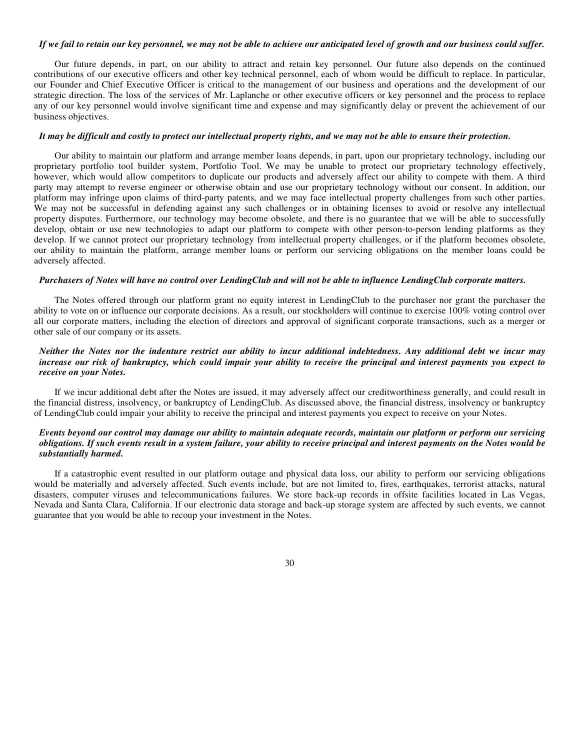*If we fail to retain our key personnel, we may not be able to achieve our anticipated level of growth and our business could suffer.*

Our future depends, in part, on our ability to attract and retain key personnel. Our future also depends on the continued contributions of our executive officers and other key technical personnel, each of whom would be difficult to replace. In particular, our Founder and Chief Executive Officer is critical to the management of our business and operations and the development of our strategic direction. The loss of the services of Mr. Laplanche or other executive officers or key personnel and the process to replace any of our key personnel would involve significant time and expense and may significantly delay or prevent the achievement of our business objectives.

*It may be difficult and costly to protect our intellectual property rights, and we may not be able to ensure their protection.*

Our ability to maintain our platform and arrange member loans depends, in part, upon our proprietary technology, including our proprietary portfolio tool builder system, Portfolio Tool. We may be unable to protect our proprietary technology effectively, however, which would allow competitors to duplicate our products and adversely affect our ability to compete with them. A third party may attempt to reverse engineer or otherwise obtain and use our proprietary technology without our consent. In addition, our platform may infringe upon claims of third-party patents, and we may face intellectual property challenges from such other parties. We may not be successful in defending against any such challenges or in obtaining licenses to avoid or resolve any intellectual property disputes. Furthermore, our technology may become obsolete, and there is no guarantee that we will be able to successfully develop, obtain or use new technologies to adapt our platform to compete with other person-to-person lending platforms as they develop. If we cannot protect our proprietary technology from intellectual property challenges, or if the platform becomes obsolete, our ability to maintain the platform, arrange member loans or perform our servicing obligations on the member loans could be adversely affected.

*Purchasers of Notes will have no control over LendingClub and will not be able to influence LendingClub corporate matters.*

The Notes offered through our platform grant no equity interest in LendingClub to the purchaser nor grant the purchaser the ability to vote on or influence our corporate decisions. As a result, our stockholders will continue to exercise 100% voting control over all our corporate matters, including the election of directors and approval of significant corporate transactions, such as a merger or other sale of our company or its assets.

*Neither the Notes nor the indenture restrict our ability to incur additional indebtedness. Any additional debt we incur may increase our risk of bankruptcy, which could impair your ability to receive the principal and interest payments you expect to receive on your Notes.*

If we incur additional debt after the Notes are issued, it may adversely affect our creditworthiness generally, and could result in the financial distress, insolvency, or bankruptcy of LendingClub. As discussed above, the financial distress, insolvency or bankruptcy of LendingClub could impair your ability to receive the principal and interest payments you expect to receive on your Notes.

*Events beyond our control may damage our ability to maintain adequate records, maintain our platform or perform our servicing obligations. If such events result in a system failure, your ability to receive principal and interest payments on the Notes would be substantially harmed.*

If a catastrophic event resulted in our platform outage and physical data loss, our ability to perform our servicing obligations would be materially and adversely affected. Such events include, but are not limited to, fires, earthquakes, terrorist attacks, natural disasters, computer viruses and telecommunications failures. We store back-up records in offsite facilities located in Las Vegas, Nevada and Santa Clara, California. If our electronic data storage and back-up storage system are affected by such events, we cannot guarantee that you would be able to recoup your investment in the Notes.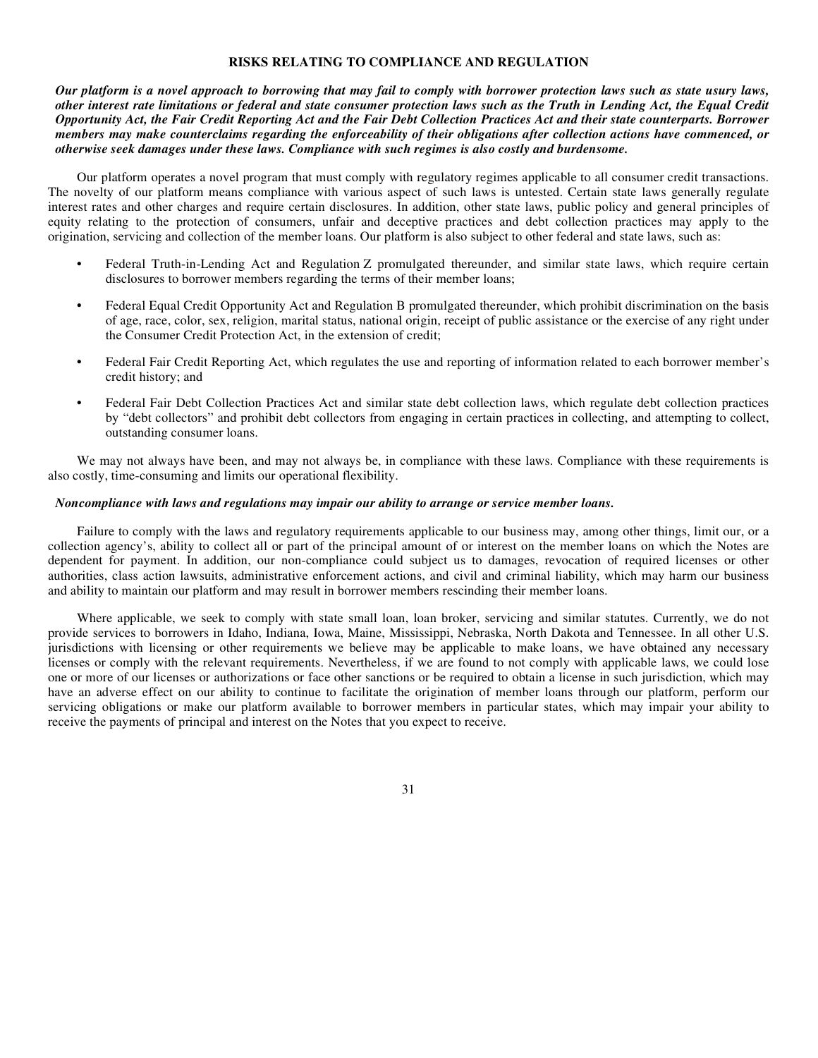## RISKS RELATING TO COMPLIANCE AND REGULATION

***Our platform is a novel approach to borrowing that may fail to comply with borrower protection laws such as state usury laws, other interest rate limitations or federal and state consumer protection laws such as the Truth in Lending Act, the Equal Credit Opportunity Act, the Fair Credit Reporting Act and the Fair Debt Collection Practices Act and their state counterparts. Borrower members may make counterclaims regarding the enforceability of their obligations after collection actions have commenced, or otherwise seek damages under these laws. Compliance with such regimes is also costly and burdensome.***

Our platform operates a novel program that must comply with regulatory regimes applicable to all consumer credit transactions. The novelty of our platform means compliance with various aspect of such laws is untested. Certain state laws generally regulate interest rates and other charges and require certain disclosures. In addition, other state laws, public policy and general principles of equity relating to the protection of consumers, unfair and deceptive practices and debt collection practices may apply to the origination, servicing and collection of the member loans. Our platform is also subject to other federal and state laws, such as:

- Federal Truth-in-Lending Act and Regulation Z promulgated thereunder, and similar state laws, which require certain disclosures to borrower members regarding the terms of their member loans;
- Federal Equal Credit Opportunity Act and Regulation B promulgated thereunder, which prohibit discrimination on the basis of age, race, color, sex, religion, marital status, national origin, receipt of public assistance or the exercise of any right under the Consumer Credit Protection Act, in the extension of credit;
- Federal Fair Credit Reporting Act, which regulates the use and reporting of information related to each borrower member's credit history; and
- Federal Fair Debt Collection Practices Act and similar state debt collection laws, which regulate debt collection practices by "debt collectors" and prohibit debt collectors from engaging in certain practices in collecting, and attempting to collect, outstanding consumer loans.

We may not always have been, and may not always be, in compliance with these laws. Compliance with these requirements is also costly, time-consuming and limits our operational flexibility.

***Noncompliance with laws and regulations may impair our ability to arrange or service member loans.***

Failure to comply with the laws and regulatory requirements applicable to our business may, among other things, limit our, or a collection agency's, ability to collect all or part of the principal amount of or interest on the member loans on which the Notes are dependent for payment. In addition, our non-compliance could subject us to damages, revocation of required licenses or other authorities, class action lawsuits, administrative enforcement actions, and civil and criminal liability, which may harm our business and ability to maintain our platform and may result in borrower members rescinding their member loans.

Where applicable, we seek to comply with state small loan, loan broker, servicing and similar statutes. Currently, we do not provide services to borrowers in Idaho, Indiana, Iowa, Maine, Mississippi, Nebraska, North Dakota and Tennessee. In all other U.S. jurisdictions with licensing or other requirements we believe may be applicable to make loans, we have obtained any necessary licenses or comply with the relevant requirements. Nevertheless, if we are found to not comply with applicable laws, we could lose one or more of our licenses or authorizations or face other sanctions or be required to obtain a license in such jurisdiction, which may have an adverse effect on our ability to continue to facilitate the origination of member loans through our platform, perform our servicing obligations or make our platform available to borrower members in particular states, which may impair your ability to receive the payments of principal and interest on the Notes that you expect to receive.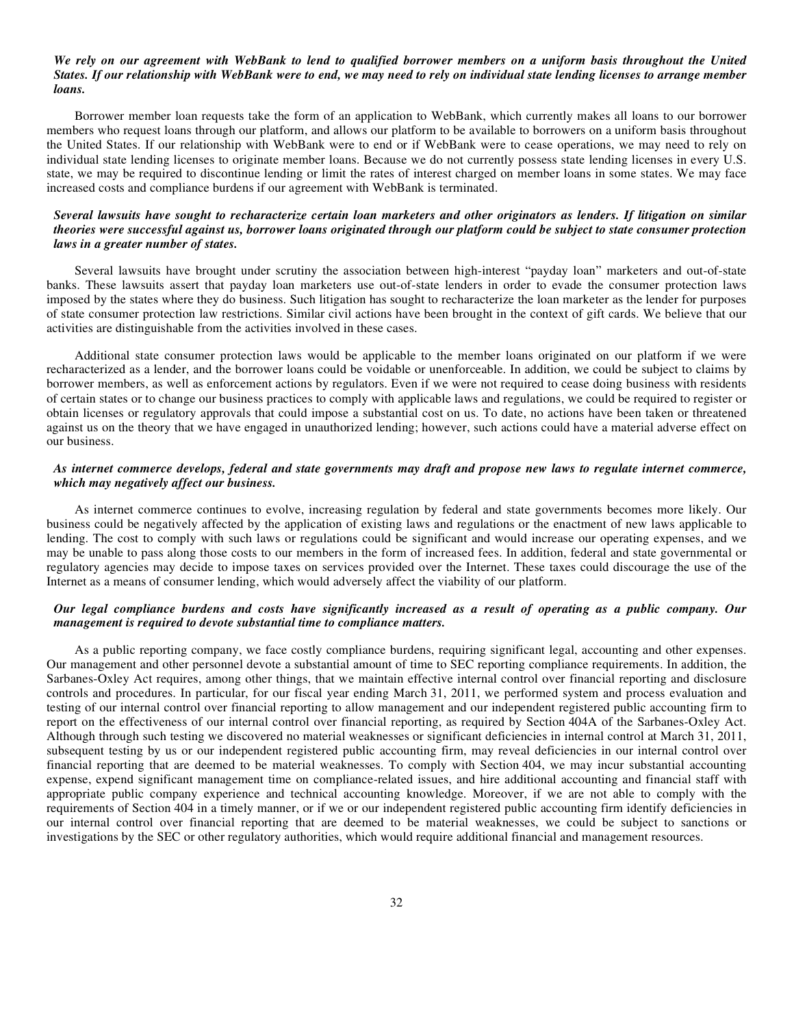***We rely on our agreement with WebBank to lend to qualified borrower members on a uniform basis throughout the United States. If our relationship with WebBank were to end, we may need to rely on individual state lending licenses to arrange member loans.***

Borrower member loan requests take the form of an application to WebBank, which currently makes all loans to our borrower members who request loans through our platform, and allows our platform to be available to borrowers on a uniform basis throughout the United States. If our relationship with WebBank were to end or if WebBank were to cease operations, we may need to rely on individual state lending licenses to originate member loans. Because we do not currently possess state lending licenses in every U.S. state, we may be required to discontinue lending or limit the rates of interest charged on member loans in some states. We may face increased costs and compliance burdens if our agreement with WebBank is terminated.

***Several lawsuits have sought to recharacterize certain loan marketers and other originators as lenders. If litigation on similar theories were successful against us, borrower loans originated through our platform could be subject to state consumer protection laws in a greater number of states.***

Several lawsuits have brought under scrutiny the association between high-interest "payday loan" marketers and out-of-state banks. These lawsuits assert that payday loan marketers use out-of-state lenders in order to evade the consumer protection laws imposed by the states where they do business. Such litigation has sought to recharacterize the loan marketer as the lender for purposes of state consumer protection law restrictions. Similar civil actions have been brought in the context of gift cards. We believe that our activities are distinguishable from the activities involved in these cases.

Additional state consumer protection laws would be applicable to the member loans originated on our platform if we were recharacterized as a lender, and the borrower loans could be voidable or unenforceable. In addition, we could be subject to claims by borrower members, as well as enforcement actions by regulators. Even if we were not required to cease doing business with residents of certain states or to change our business practices to comply with applicable laws and regulations, we could be required to register or obtain licenses or regulatory approvals that could impose a substantial cost on us. To date, no actions have been taken or threatened against us on the theory that we have engaged in unauthorized lending; however, such actions could have a material adverse effect on our business.

***As internet commerce develops, federal and state governments may draft and propose new laws to regulate internet commerce, which may negatively affect our business.***

As internet commerce continues to evolve, increasing regulation by federal and state governments becomes more likely. Our business could be negatively affected by the application of existing laws and regulations or the enactment of new laws applicable to lending. The cost to comply with such laws or regulations could be significant and would increase our operating expenses, and we may be unable to pass along those costs to our members in the form of increased fees. In addition, federal and state governmental or regulatory agencies may decide to impose taxes on services provided over the Internet. These taxes could discourage the use of the Internet as a means of consumer lending, which would adversely affect the viability of our platform.

***Our legal compliance burdens and costs have significantly increased as a result of operating as a public company. Our management is required to devote substantial time to compliance matters.***

As a public reporting company, we face costly compliance burdens, requiring significant legal, accounting and other expenses. Our management and other personnel devote a substantial amount of time to SEC reporting compliance requirements. In addition, the Sarbanes-Oxley Act requires, among other things, that we maintain effective internal control over financial reporting and disclosure controls and procedures. In particular, for our fiscal year ending March 31, 2011, we performed system and process evaluation and testing of our internal control over financial reporting to allow management and our independent registered public accounting firm to report on the effectiveness of our internal control over financial reporting, as required by Section 404A of the Sarbanes-Oxley Act. Although through such testing we discovered no material weaknesses or significant deficiencies in internal control at March 31, 2011, subsequent testing by us or our independent registered public accounting firm, may reveal deficiencies in our internal control over financial reporting that are deemed to be material weaknesses. To comply with Section 404, we may incur substantial accounting expense, expend significant management time on compliance-related issues, and hire additional accounting and financial staff with appropriate public company experience and technical accounting knowledge. Moreover, if we are not able to comply with the requirements of Section 404 in a timely manner, or if we or our independent registered public accounting firm identify deficiencies in our internal control over financial reporting that are deemed to be material weaknesses, we could be subject to sanctions or investigations by the SEC or other regulatory authorities, which would require additional financial and management resources.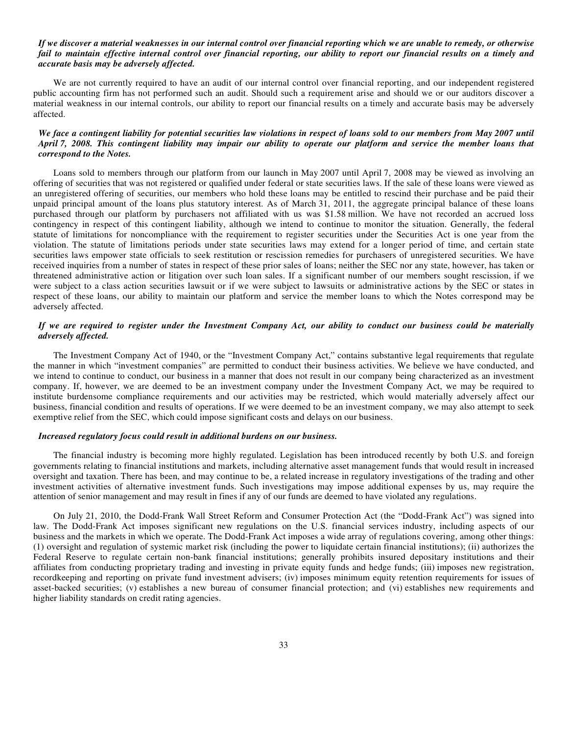***If we discover a material weaknesses in our internal control over financial reporting which we are unable to remedy, or otherwise fail to maintain effective internal control over financial reporting, our ability to report our financial results on a timely and accurate basis may be adversely affected.***

We are not currently required to have an audit of our internal control over financial reporting, and our independent registered public accounting firm has not performed such an audit. Should such a requirement arise and should we or our auditors discover a material weakness in our internal controls, our ability to report our financial results on a timely and accurate basis may be adversely affected.

***We face a contingent liability for potential securities law violations in respect of loans sold to our members from May 2007 until April 7, 2008. This contingent liability may impair our ability to operate our platform and service the member loans that correspond to the Notes.***

Loans sold to members through our platform from our launch in May 2007 until April 7, 2008 may be viewed as involving an offering of securities that was not registered or qualified under federal or state securities laws. If the sale of these loans were viewed as an unregistered offering of securities, our members who hold these loans may be entitled to rescind their purchase and be paid their unpaid principal amount of the loans plus statutory interest. As of March 31, 2011, the aggregate principal balance of these loans purchased through our platform by purchasers not affiliated with us was $1.58 million. We have not recorded an accrued loss contingency in respect of this contingent liability, although we intend to continue to monitor the situation. Generally, the federal statute of limitations for noncompliance with the requirement to register securities under the Securities Act is one year from the violation. The statute of limitations periods under state securities laws may extend for a longer period of time, and certain state securities laws empower state officials to seek restitution or rescission remedies for purchasers of unregistered securities. We have received inquiries from a number of states in respect of these prior sales of loans; neither the SEC nor any state, however, has taken or threatened administrative action or litigation over such loan sales. If a significant number of our members sought rescission, if we were subject to a class action securities lawsuit or if we were subject to lawsuits or administrative actions by the SEC or states in respect of these loans, our ability to maintain our platform and service the member loans to which the Notes correspond may be adversely affected.

***If we are required to register under the Investment Company Act, our ability to conduct our business could be materially adversely affected.***

The Investment Company Act of 1940, or the "Investment Company Act," contains substantive legal requirements that regulate the manner in which "investment companies" are permitted to conduct their business activities. We believe we have conducted, and we intend to continue to conduct, our business in a manner that does not result in our company being characterized as an investment company. If, however, we are deemed to be an investment company under the Investment Company Act, we may be required to institute burdensome compliance requirements and our activities may be restricted, which would materially adversely affect our business, financial condition and results of operations. If we were deemed to be an investment company, we may also attempt to seek exemptive relief from the SEC, which could impose significant costs and delays on our business.

***Increased regulatory focus could result in additional burdens on our business.***

The financial industry is becoming more highly regulated. Legislation has been introduced recently by both U.S. and foreign governments relating to financial institutions and markets, including alternative asset management funds that would result in increased oversight and taxation. There has been, and may continue to be, a related increase in regulatory investigations of the trading and other investment activities of alternative investment funds. Such investigations may impose additional expenses by us, may require the attention of senior management and may result in fines if any of our funds are deemed to have violated any regulations.

On July 21, 2010, the Dodd-Frank Wall Street Reform and Consumer Protection Act (the "Dodd-Frank Act") was signed into law. The Dodd-Frank Act imposes significant new regulations on the U.S. financial services industry, including aspects of our business and the markets in which we operate. The Dodd-Frank Act imposes a wide array of regulations covering, among other things: (1) oversight and regulation of systemic market risk (including the power to liquidate certain financial institutions); (ii) authorizes the Federal Reserve to regulate certain non-bank financial institutions; generally prohibits insured depositary institutions and their affiliates from conducting proprietary trading and investing in private equity funds and hedge funds; (iii) imposes new registration, recordkeeping and reporting on private fund investment advisers; (iv) imposes minimum equity retention requirements for issues of asset-backed securities; (v) establishes a new bureau of consumer financial protection; and (vi) establishes new requirements and higher liability standards on credit rating agencies.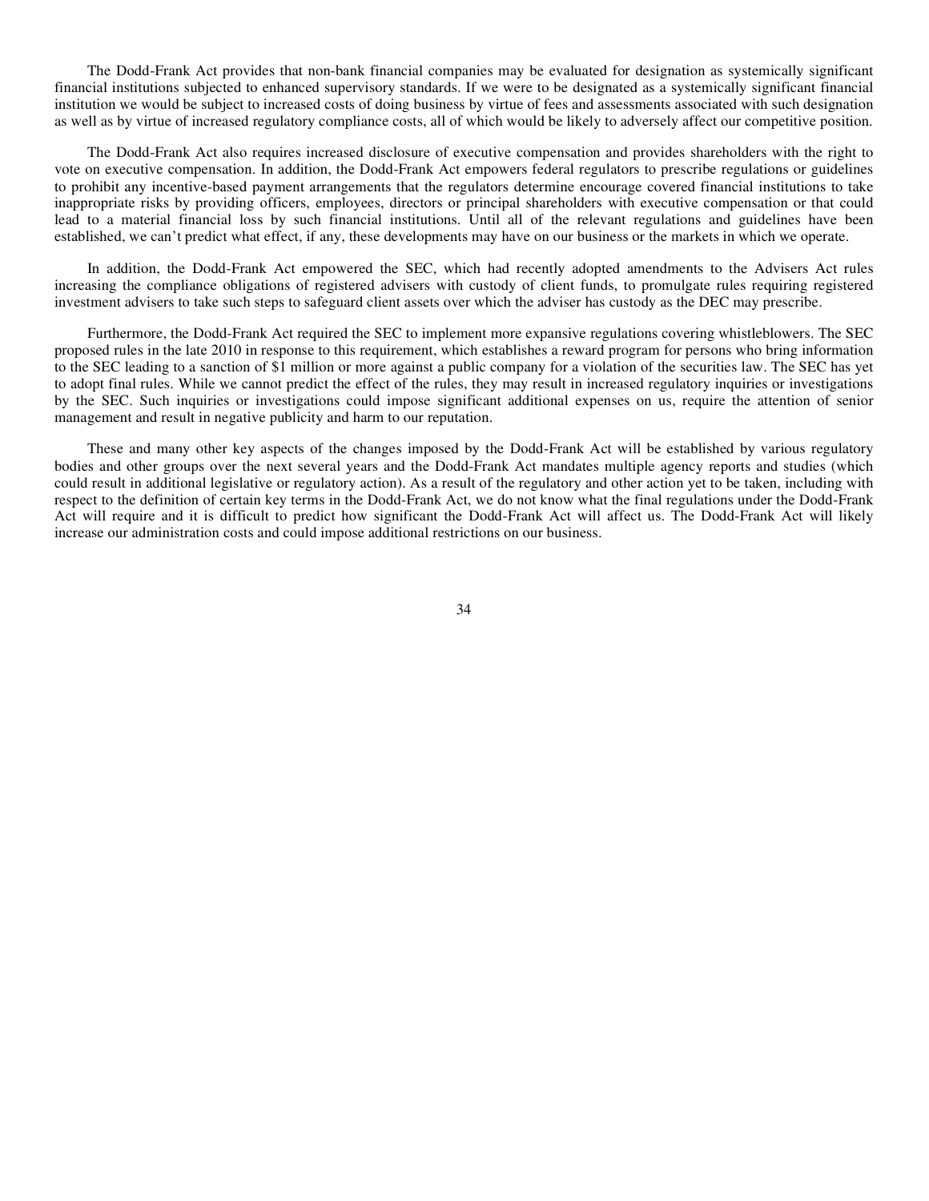The Dodd-Frank Act provides that non-bank financial companies may be evaluated for designation as systemically significant financial institutions subjected to enhanced supervisory standards. If we were to be designated as a systemically significant financial institution we would be subject to increased costs of doing business by virtue of fees and assessments associated with such designation as well as by virtue of increased regulatory compliance costs, all of which would be likely to adversely affect our competitive position.

The Dodd-Frank Act also requires increased disclosure of executive compensation and provides shareholders with the right to vote on executive compensation. In addition, the Dodd-Frank Act empowers federal regulators to prescribe regulations or guidelines to prohibit any incentive-based payment arrangements that the regulators determine encourage covered financial institutions to take inappropriate risks by providing officers, employees, directors or principal shareholders with executive compensation or that could lead to a material financial loss by such financial institutions. Until all of the relevant regulations and guidelines have been established, we can't predict what effect, if any, these developments may have on our business or the markets in which we operate.

In addition, the Dodd-Frank Act empowered the SEC, which had recently adopted amendments to the Advisers Act rules increasing the compliance obligations of registered advisers with custody of client funds, to promulgate rules requiring registered investment advisers to take such steps to safeguard client assets over which the adviser has custody as the DEC may prescribe.

Furthermore, the Dodd-Frank Act required the SEC to implement more expansive regulations covering whistleblowers. The SEC proposed rules in the late 2010 in response to this requirement, which establishes a reward program for persons who bring information to the SEC leading to a sanction of $1 million or more against a public company for a violation of the securities law. The SEC has yet to adopt final rules. While we cannot predict the effect of the rules, they may result in increased regulatory inquiries or investigations by the SEC. Such inquiries or investigations could impose significant additional expenses on us, require the attention of senior management and result in negative publicity and harm to our reputation.

These and many other key aspects of the changes imposed by the Dodd-Frank Act will be established by various regulatory bodies and other groups over the next several years and the Dodd-Frank Act mandates multiple agency reports and studies (which could result in additional legislative or regulatory action). As a result of the regulatory and other action yet to be taken, including with respect to the definition of certain key terms in the Dodd-Frank Act, we do not know what the final regulations under the Dodd-Frank Act will require and it is difficult to predict how significant the Dodd-Frank Act will affect us. The Dodd-Frank Act will likely increase our administration costs and could impose additional restrictions on our business.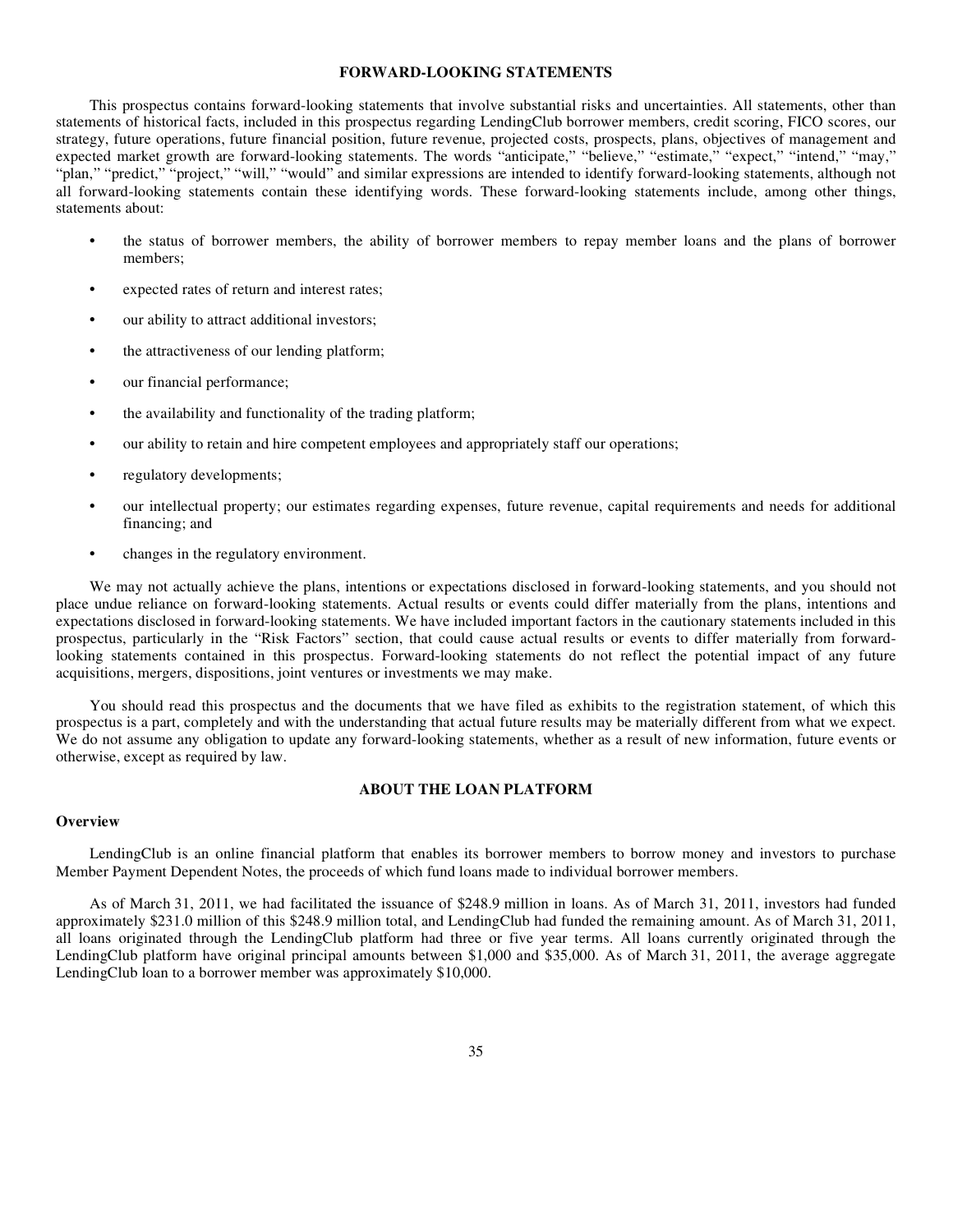## FORWARD-LOOKING STATEMENTS

This prospectus contains forward-looking statements that involve substantial risks and uncertainties. All statements, other than statements of historical facts, included in this prospectus regarding LendingClub borrower members, credit scoring, FICO scores, our strategy, future operations, future financial position, future revenue, projected costs, prospects, plans, objectives of management and expected market growth are forward-looking statements. The words "anticipate," "believe," "estimate," "expect," "intend," "may," "plan," "predict," "project," "will," "would" and similar expressions are intended to identify forward-looking statements, although not all forward-looking statements contain these identifying words. These forward-looking statements include, among other things, statements about:

- the status of borrower members, the ability of borrower members to repay member loans and the plans of borrower members;
- expected rates of return and interest rates;
- our ability to attract additional investors;
- the attractiveness of our lending platform;
- our financial performance;
- the availability and functionality of the trading platform;
- our ability to retain and hire competent employees and appropriately staff our operations;
- regulatory developments;
- our intellectual property; our estimates regarding expenses, future revenue, capital requirements and needs for additional financing; and
- changes in the regulatory environment.

We may not actually achieve the plans, intentions or expectations disclosed in forward-looking statements, and you should not place undue reliance on forward-looking statements. Actual results or events could differ materially from the plans, intentions and expectations disclosed in forward-looking statements. We have included important factors in the cautionary statements included in this prospectus, particularly in the "Risk Factors" section, that could cause actual results or events to differ materially from forward-looking statements contained in this prospectus. Forward-looking statements do not reflect the potential impact of any future acquisitions, mergers, dispositions, joint ventures or investments we may make.

You should read this prospectus and the documents that we have filed as exhibits to the registration statement, of which this prospectus is a part, completely and with the understanding that actual future results may be materially different from what we expect. We do not assume any obligation to update any forward-looking statements, whether as a result of new information, future events or otherwise, except as required by law.

## ABOUT THE LOAN PLATFORM

### Overview

LendingClub is an online financial platform that enables its borrower members to borrow money and investors to purchase Member Payment Dependent Notes, the proceeds of which fund loans made to individual borrower members.

As of March 31, 2011, we had facilitated the issuance of $248.9 million in loans. As of March 31, 2011, investors had funded approximately $231.0 million of this $248.9 million total, and LendingClub had funded the remaining amount. As of March 31, 2011, all loans originated through the LendingClub platform had three or five year terms. All loans currently originated through the LendingClub platform have original principal amounts between $1,000 and $35,000. As of March 31, 2011, the average aggregate LendingClub loan to a borrower member was approximately $10,000.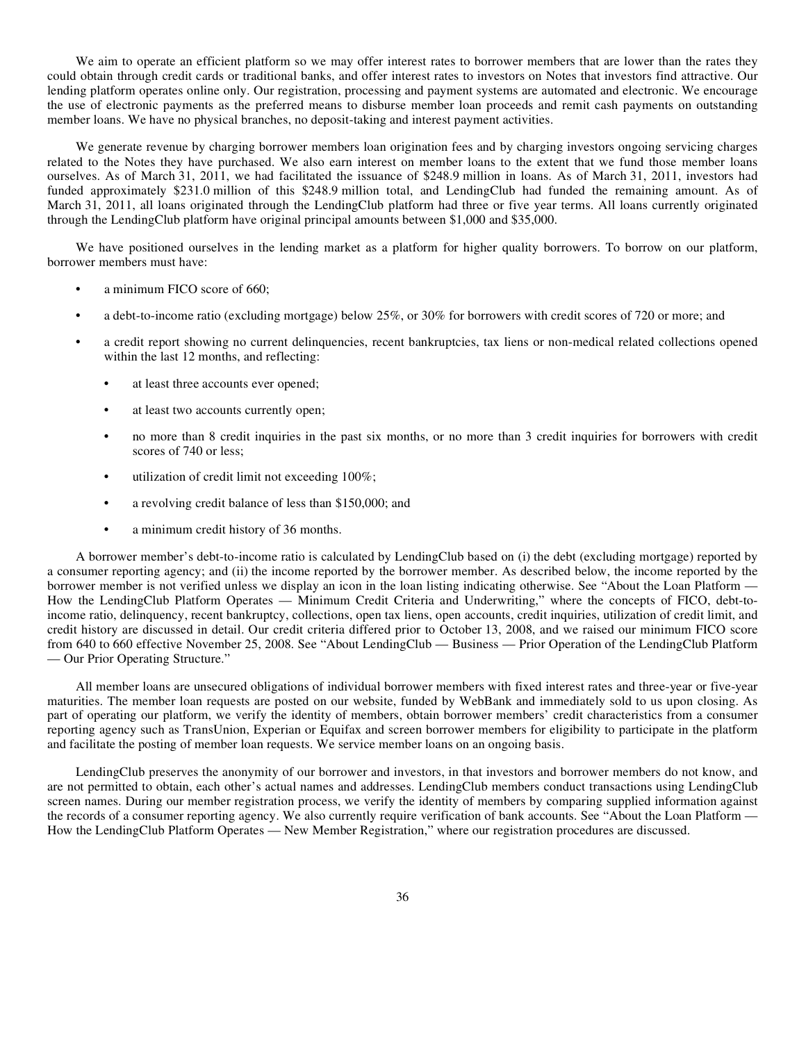We aim to operate an efficient platform so we may offer interest rates to borrower members that are lower than the rates they could obtain through credit cards or traditional banks, and offer interest rates to investors on Notes that investors find attractive. Our lending platform operates online only. Our registration, processing and payment systems are automated and electronic. We encourage the use of electronic payments as the preferred means to disburse member loan proceeds and remit cash payments on outstanding member loans. We have no physical branches, no deposit-taking and interest payment activities.

We generate revenue by charging borrower members loan origination fees and by charging investors ongoing servicing charges related to the Notes they have purchased. We also earn interest on member loans to the extent that we fund those member loans ourselves. As of March 31, 2011, we had facilitated the issuance of $248.9 million in loans. As of March 31, 2011, investors had funded approximately $231.0 million of this $248.9 million total, and LendingClub had funded the remaining amount. As of March 31, 2011, all loans originated through the LendingClub platform had three or five year terms. All loans currently originated through the LendingClub platform have original principal amounts between $1,000 and $35,000.

We have positioned ourselves in the lending market as a platform for higher quality borrowers. To borrow on our platform, borrower members must have:

- a minimum FICO score of 660;
- a debt-to-income ratio (excluding mortgage) below 25%, or 30% for borrowers with credit scores of 720 or more; and
- a credit report showing no current delinquencies, recent bankruptcies, tax liens or non-medical related collections opened within the last 12 months, and reflecting:
  - at least three accounts ever opened;
  - at least two accounts currently open;
  - no more than 8 credit inquiries in the past six months, or no more than 3 credit inquiries for borrowers with credit scores of 740 or less;
  - utilization of credit limit not exceeding 100%;
  - a revolving credit balance of less than $150,000; and
  - a minimum credit history of 36 months.

A borrower member's debt-to-income ratio is calculated by LendingClub based on (i) the debt (excluding mortgage) reported by a consumer reporting agency; and (ii) the income reported by the borrower member. As described below, the income reported by the borrower member is not verified unless we display an icon in the loan listing indicating otherwise. See "About the Loan Platform — How the LendingClub Platform Operates — Minimum Credit Criteria and Underwriting," where the concepts of FICO, debt-to-income ratio, delinquency, recent bankruptcy, collections, open tax liens, open accounts, credit inquiries, utilization of credit limit, and credit history are discussed in detail. Our credit criteria differed prior to October 13, 2008, and we raised our minimum FICO score from 640 to 660 effective November 25, 2008. See "About LendingClub — Business — Prior Operation of the LendingClub Platform — Our Prior Operating Structure."

All member loans are unsecured obligations of individual borrower members with fixed interest rates and three-year or five-year maturities. The member loan requests are posted on our website, funded by WebBank and immediately sold to us upon closing. As part of operating our platform, we verify the identity of members, obtain borrower members' credit characteristics from a consumer reporting agency such as TransUnion, Experian or Equifax and screen borrower members for eligibility to participate in the platform and facilitate the posting of member loan requests. We service member loans on an ongoing basis.

LendingClub preserves the anonymity of our borrower and investors, in that investors and borrower members do not know, and are not permitted to obtain, each other's actual names and addresses. LendingClub members conduct transactions using LendingClub screen names. During our member registration process, we verify the identity of members by comparing supplied information against the records of a consumer reporting agency. We also currently require verification of bank accounts. See "About the Loan Platform — How the LendingClub Platform Operates — New Member Registration," where our registration procedures are discussed.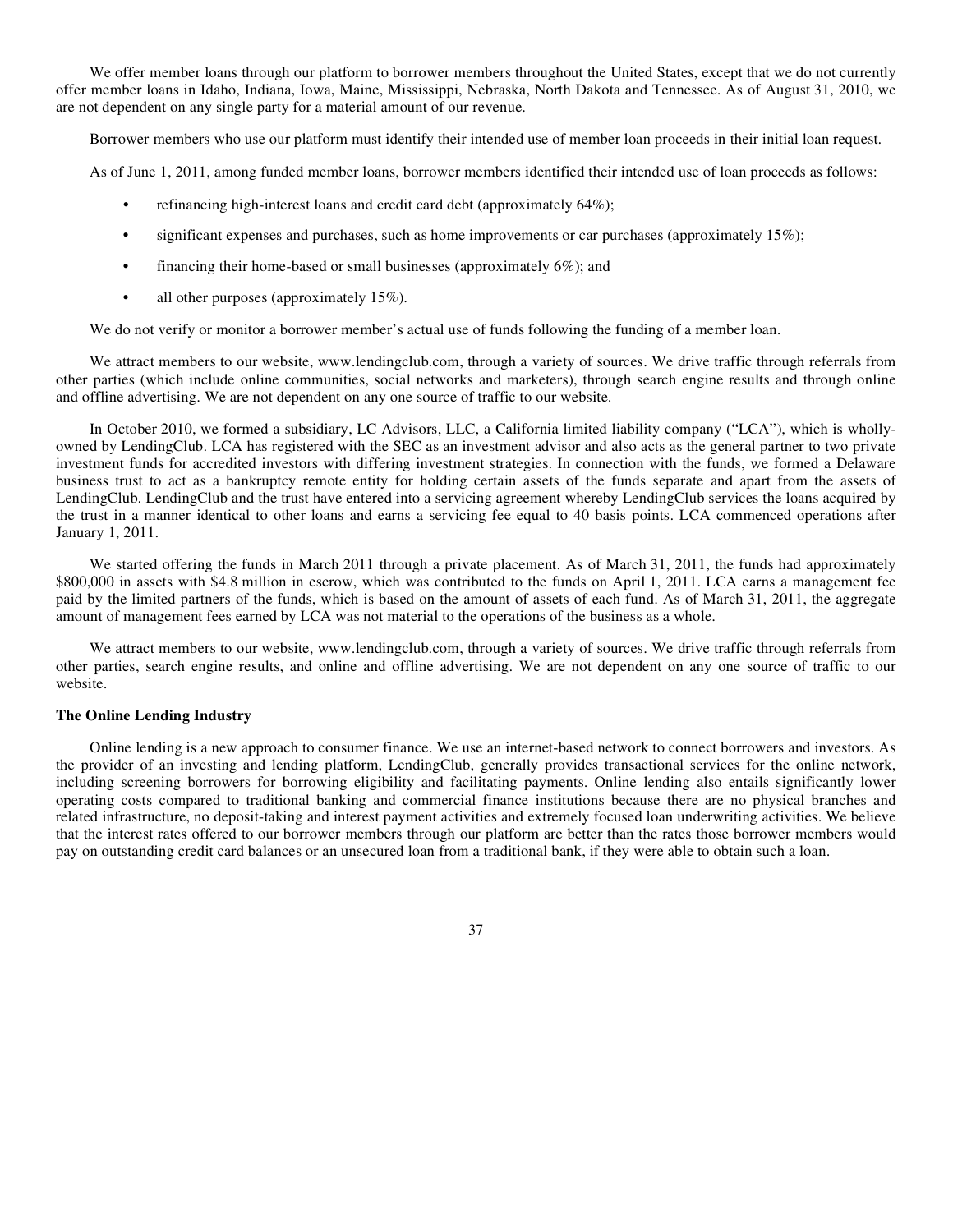We offer member loans through our platform to borrower members throughout the United States, except that we do not currently offer member loans in Idaho, Indiana, Iowa, Maine, Mississippi, Nebraska, North Dakota and Tennessee. As of August 31, 2010, we are not dependent on any single party for a material amount of our revenue.

Borrower members who use our platform must identify their intended use of member loan proceeds in their initial loan request.

As of June 1, 2011, among funded member loans, borrower members identified their intended use of loan proceeds as follows:

- refinancing high-interest loans and credit card debt (approximately 64%);
- significant expenses and purchases, such as home improvements or car purchases (approximately 15%);
- financing their home-based or small businesses (approximately 6%); and
- all other purposes (approximately 15%).

We do not verify or monitor a borrower member's actual use of funds following the funding of a member loan.

We attract members to our website, www.lendingclub.com, through a variety of sources. We drive traffic through referrals from other parties (which include online communities, social networks and marketers), through search engine results and through online and offline advertising. We are not dependent on any one source of traffic to our website.

In October 2010, we formed a subsidiary, LC Advisors, LLC, a California limited liability company ("LCA"), which is wholly-owned by LendingClub. LCA has registered with the SEC as an investment advisor and also acts as the general partner to two private investment funds for accredited investors with differing investment strategies. In connection with the funds, we formed a Delaware business trust to act as a bankruptcy remote entity for holding certain assets of the funds separate and apart from the assets of LendingClub. LendingClub and the trust have entered into a servicing agreement whereby LendingClub services the loans acquired by the trust in a manner identical to other loans and earns a servicing fee equal to 40 basis points. LCA commenced operations after January 1, 2011.

We started offering the funds in March 2011 through a private placement. As of March 31, 2011, the funds had approximately $800,000 in assets with $4.8 million in escrow, which was contributed to the funds on April 1, 2011. LCA earns a management fee paid by the limited partners of the funds, which is based on the amount of assets of each fund. As of March 31, 2011, the aggregate amount of management fees earned by LCA was not material to the operations of the business as a whole.

We attract members to our website, www.lendingclub.com, through a variety of sources. We drive traffic through referrals from other parties, search engine results, and online and offline advertising. We are not dependent on any one source of traffic to our website.

### The Online Lending Industry

Online lending is a new approach to consumer finance. We use an internet-based network to connect borrowers and investors. As the provider of an investing and lending platform, LendingClub, generally provides transactional services for the online network, including screening borrowers for borrowing eligibility and facilitating payments. Online lending also entails significantly lower operating costs compared to traditional banking and commercial finance institutions because there are no physical branches and related infrastructure, no deposit-taking and interest payment activities and extremely focused loan underwriting activities. We believe that the interest rates offered to our borrower members through our platform are better than the rates those borrower members would pay on outstanding credit card balances or an unsecured loan from a traditional bank, if they were able to obtain such a loan.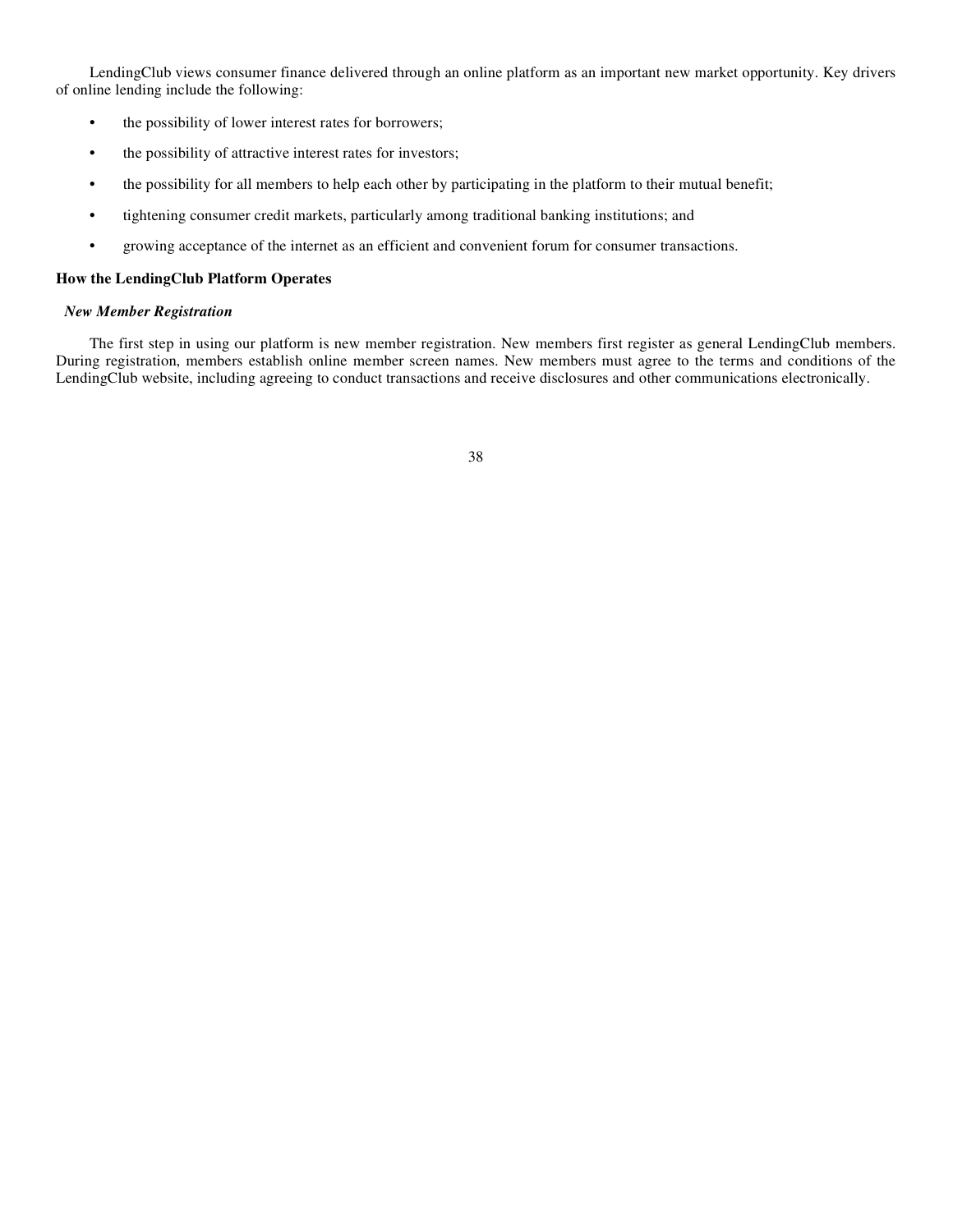LendingClub views consumer finance delivered through an online platform as an important new market opportunity. Key drivers of online lending include the following:

- the possibility of lower interest rates for borrowers;
- the possibility of attractive interest rates for investors;
- the possibility for all members to help each other by participating in the platform to their mutual benefit;
- tightening consumer credit markets, particularly among traditional banking institutions; and
- growing acceptance of the internet as an efficient and convenient forum for consumer transactions.

## How the LendingClub Platform Operates

### *New Member Registration*

The first step in using our platform is new member registration. New members first register as general LendingClub members. During registration, members establish online member screen names. New members must agree to the terms and conditions of the LendingClub website, including agreeing to conduct transactions and receive disclosures and other communications electronically.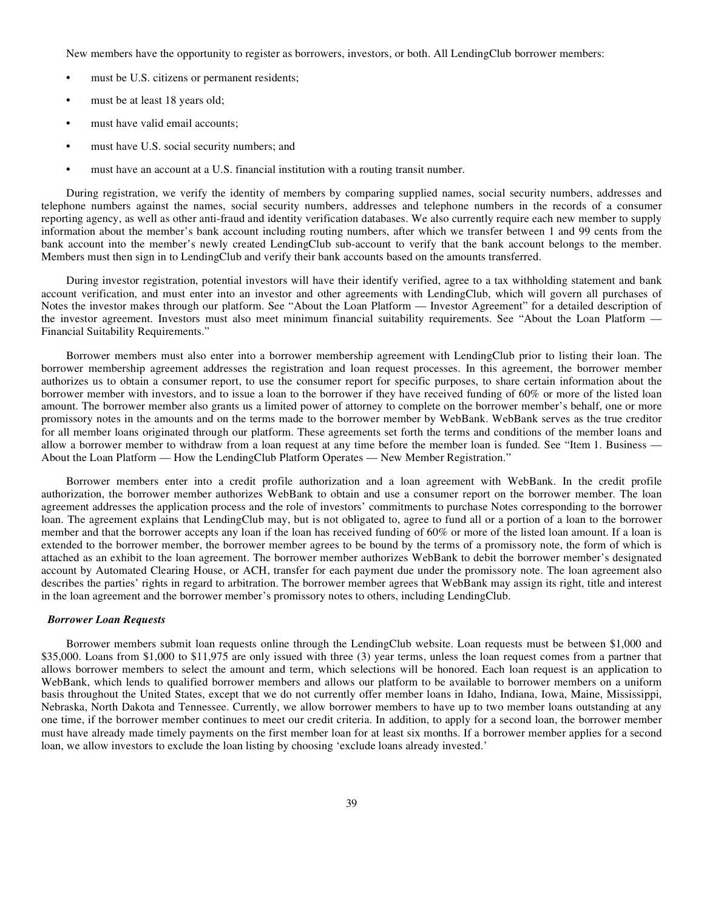New members have the opportunity to register as borrowers, investors, or both. All LendingClub borrower members:

- must be U.S. citizens or permanent residents;
- must be at least 18 years old;
- must have valid email accounts;
- must have U.S. social security numbers; and
- must have an account at a U.S. financial institution with a routing transit number.

During registration, we verify the identity of members by comparing supplied names, social security numbers, addresses and telephone numbers against the names, social security numbers, addresses and telephone numbers in the records of a consumer reporting agency, as well as other anti-fraud and identity verification databases. We also currently require each new member to supply information about the member's bank account including routing numbers, after which we transfer between 1 and 99 cents from the bank account into the member's newly created LendingClub sub-account to verify that the bank account belongs to the member. Members must then sign in to LendingClub and verify their bank accounts based on the amounts transferred.

During investor registration, potential investors will have their identify verified, agree to a tax withholding statement and bank account verification, and must enter into an investor and other agreements with LendingClub, which will govern all purchases of Notes the investor makes through our platform. See "About the Loan Platform — Investor Agreement" for a detailed description of the investor agreement. Investors must also meet minimum financial suitability requirements. See "About the Loan Platform — Financial Suitability Requirements."

Borrower members must also enter into a borrower membership agreement with LendingClub prior to listing their loan. The borrower membership agreement addresses the registration and loan request processes. In this agreement, the borrower member authorizes us to obtain a consumer report, to use the consumer report for specific purposes, to share certain information about the borrower member with investors, and to issue a loan to the borrower if they have received funding of 60% or more of the listed loan amount. The borrower member also grants us a limited power of attorney to complete on the borrower member's behalf, one or more promissory notes in the amounts and on the terms made to the borrower member by WebBank. WebBank serves as the true creditor for all member loans originated through our platform. These agreements set forth the terms and conditions of the member loans and allow a borrower member to withdraw from a loan request at any time before the member loan is funded. See "Item 1. Business — About the Loan Platform — How the LendingClub Platform Operates — New Member Registration."

Borrower members enter into a credit profile authorization and a loan agreement with WebBank. In the credit profile authorization, the borrower member authorizes WebBank to obtain and use a consumer report on the borrower member. The loan agreement addresses the application process and the role of investors' commitments to purchase Notes corresponding to the borrower loan. The agreement explains that LendingClub may, but is not obligated to, agree to fund all or a portion of a loan to the borrower member and that the borrower accepts any loan if the loan has received funding of 60% or more of the listed loan amount. If a loan is extended to the borrower member, the borrower member agrees to be bound by the terms of a promissory note, the form of which is attached as an exhibit to the loan agreement. The borrower member authorizes WebBank to debit the borrower member's designated account by Automated Clearing House, or ACH, transfer for each payment due under the promissory note. The loan agreement also describes the parties' rights in regard to arbitration. The borrower member agrees that WebBank may assign its right, title and interest in the loan agreement and the borrower member's promissory notes to others, including LendingClub.

***Borrower Loan Requests***

Borrower members submit loan requests online through the LendingClub website. Loan requests must be between $1,000 and $35,000. Loans from $1,000 to $11,975 are only issued with three (3) year terms, unless the loan request comes from a partner that allows borrower members to select the amount and term, which selections will be honored. Each loan request is an application to WebBank, which lends to qualified borrower members and allows our platform to be available to borrower members on a uniform basis throughout the United States, except that we do not currently offer member loans in Idaho, Indiana, Iowa, Maine, Mississippi, Nebraska, North Dakota and Tennessee. Currently, we allow borrower members to have up to two member loans outstanding at any one time, if the borrower member continues to meet our credit criteria. In addition, to apply for a second loan, the borrower member must have already made timely payments on the first member loan for at least six months. If a borrower member applies for a second loan, we allow investors to exclude the loan listing by choosing 'exclude loans already invested.'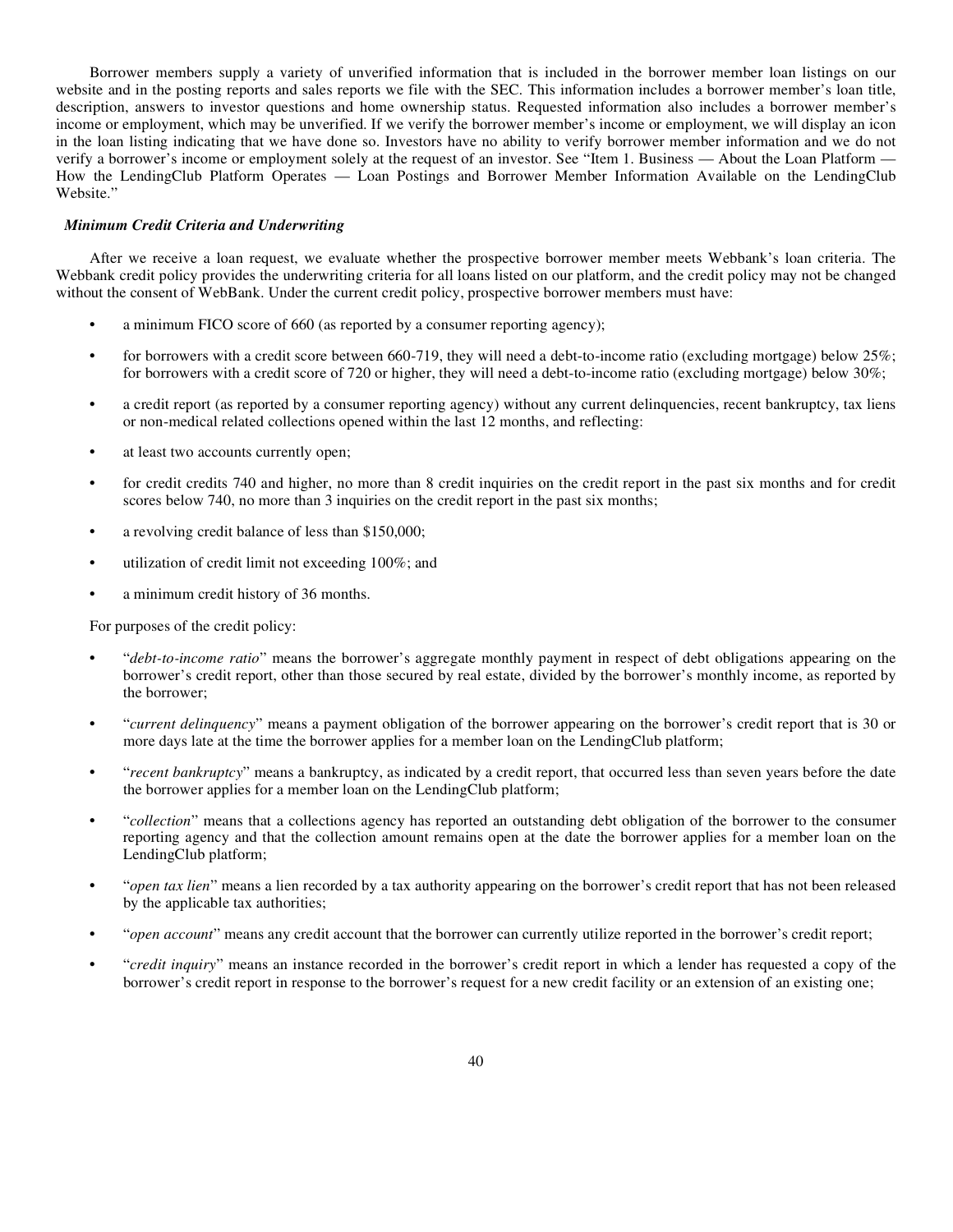Borrower members supply a variety of unverified information that is included in the borrower member loan listings on our website and in the posting reports and sales reports we file with the SEC. This information includes a borrower member's loan title, description, answers to investor questions and home ownership status. Requested information also includes a borrower member's income or employment, which may be unverified. If we verify the borrower member's income or employment, we will display an icon in the loan listing indicating that we have done so. Investors have no ability to verify borrower member information and we do not verify a borrower's income or employment solely at the request of an investor. See "Item 1. Business — About the Loan Platform — How the LendingClub Platform Operates — Loan Postings and Borrower Member Information Available on the LendingClub Website."

***Minimum Credit Criteria and Underwriting***

After we receive a loan request, we evaluate whether the prospective borrower member meets Webbank's loan criteria. The Webbank credit policy provides the underwriting criteria for all loans listed on our platform, and the credit policy may not be changed without the consent of WebBank. Under the current credit policy, prospective borrower members must have:

- a minimum FICO score of 660 (as reported by a consumer reporting agency);
- for borrowers with a credit score between 660-719, they will need a debt-to-income ratio (excluding mortgage) below 25%; for borrowers with a credit score of 720 or higher, they will need a debt-to-income ratio (excluding mortgage) below 30%;
- a credit report (as reported by a consumer reporting agency) without any current delinquencies, recent bankruptcy, tax liens or non-medical related collections opened within the last 12 months, and reflecting:
- at least two accounts currently open;
- for credit credits 740 and higher, no more than 8 credit inquiries on the credit report in the past six months and for credit scores below 740, no more than 3 inquiries on the credit report in the past six months;
- a revolving credit balance of less than $150,000;
- utilization of credit limit not exceeding 100%; and
- a minimum credit history of 36 months.

For purposes of the credit policy:

- "*debt-to-income ratio*" means the borrower's aggregate monthly payment in respect of debt obligations appearing on the borrower's credit report, other than those secured by real estate, divided by the borrower's monthly income, as reported by the borrower;
- "*current delinquency*" means a payment obligation of the borrower appearing on the borrower's credit report that is 30 or more days late at the time the borrower applies for a member loan on the LendingClub platform;
- "*recent bankruptcy*" means a bankruptcy, as indicated by a credit report, that occurred less than seven years before the date the borrower applies for a member loan on the LendingClub platform;
- "*collection*" means that a collections agency has reported an outstanding debt obligation of the borrower to the consumer reporting agency and that the collection amount remains open at the date the borrower applies for a member loan on the LendingClub platform;
- "*open tax lien*" means a lien recorded by a tax authority appearing on the borrower's credit report that has not been released by the applicable tax authorities;
- "*open account*" means any credit account that the borrower can currently utilize reported in the borrower's credit report;
- "*credit inquiry*" means an instance recorded in the borrower's credit report in which a lender has requested a copy of the borrower's credit report in response to the borrower's request for a new credit facility or an extension of an existing one;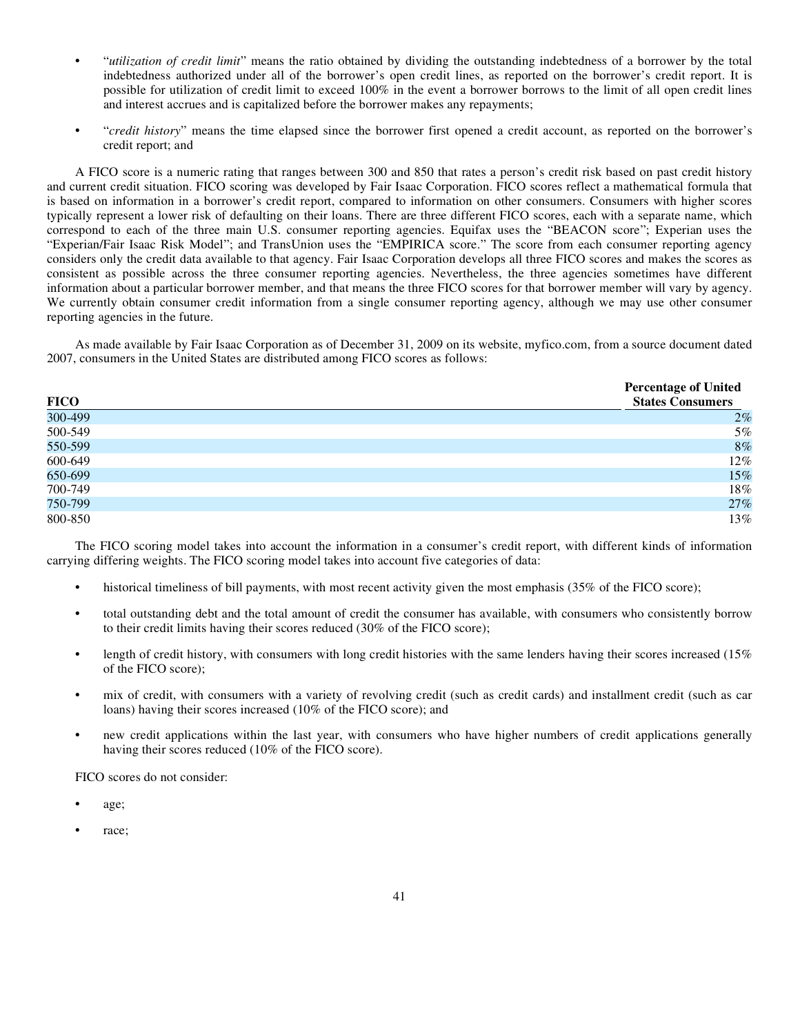- "*utilization of credit limit*" means the ratio obtained by dividing the outstanding indebtedness of a borrower by the total indebtedness authorized under all of the borrower's open credit lines, as reported on the borrower's credit report. It is possible for utilization of credit limit to exceed 100% in the event a borrower borrows to the limit of all open credit lines and interest accrues and is capitalized before the borrower makes any repayments;
- "*credit history*" means the time elapsed since the borrower first opened a credit account, as reported on the borrower's credit report; and

A FICO score is a numeric rating that ranges between 300 and 850 that rates a person's credit risk based on past credit history and current credit situation. FICO scoring was developed by Fair Isaac Corporation. FICO scores reflect a mathematical formula that is based on information in a borrower's credit report, compared to information on other consumers. Consumers with higher scores typically represent a lower risk of defaulting on their loans. There are three different FICO scores, each with a separate name, which correspond to each of the three main U.S. consumer reporting agencies. Equifax uses the "BEACON score"; Experian uses the "Experian/Fair Isaac Risk Model"; and TransUnion uses the "EMPIRICA score." The score from each consumer reporting agency considers only the credit data available to that agency. Fair Isaac Corporation develops all three FICO scores and makes the scores as consistent as possible across the three consumer reporting agencies. Nevertheless, the three agencies sometimes have different information about a particular borrower member, and that means the three FICO scores for that borrower member will vary by agency. We currently obtain consumer credit information from a single consumer reporting agency, although we may use other consumer reporting agencies in the future.

As made available by Fair Isaac Corporation as of December 31, 2009 on its website, myfico.com, from a source document dated 2007, consumers in the United States are distributed among FICO scores as follows:

| FICO | Percentage of United States Consumers |
|---|---|
| 300-499 | 2% |
| 500-549 | 5% |
| 550-599 | 8% |
| 600-649 | 12% |
| 650-699 | 15% |
| 700-749 | 18% |
| 750-799 | 27% |
| 800-850 | 13% |

The FICO scoring model takes into account the information in a consumer's credit report, with different kinds of information carrying differing weights. The FICO scoring model takes into account five categories of data:

- historical timeliness of bill payments, with most recent activity given the most emphasis (35% of the FICO score);
- total outstanding debt and the total amount of credit the consumer has available, with consumers who consistently borrow to their credit limits having their scores reduced (30% of the FICO score);
- length of credit history, with consumers with long credit histories with the same lenders having their scores increased (15% of the FICO score);
- mix of credit, with consumers with a variety of revolving credit (such as credit cards) and installment credit (such as car loans) having their scores increased (10% of the FICO score); and
- new credit applications within the last year, with consumers who have higher numbers of credit applications generally having their scores reduced (10% of the FICO score).

FICO scores do not consider:

- age;
- race;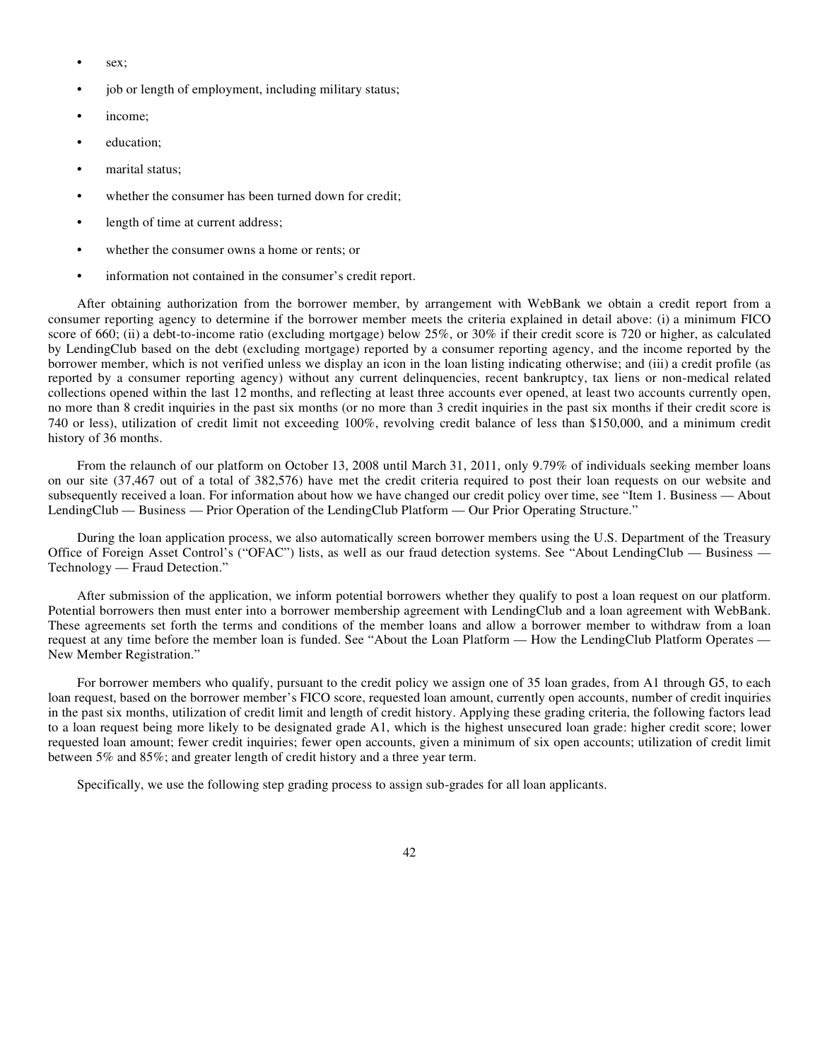- sex;
- job or length of employment, including military status;
- income;
- education;
- marital status;
- whether the consumer has been turned down for credit;
- length of time at current address;
- whether the consumer owns a home or rents; or
- information not contained in the consumer's credit report.

After obtaining authorization from the borrower member, by arrangement with WebBank we obtain a credit report from a consumer reporting agency to determine if the borrower member meets the criteria explained in detail above: (i) a minimum FICO score of 660; (ii) a debt-to-income ratio (excluding mortgage) below 25%, or 30% if their credit score is 720 or higher, as calculated by LendingClub based on the debt (excluding mortgage) reported by a consumer reporting agency, and the income reported by the borrower member, which is not verified unless we display an icon in the loan listing indicating otherwise; and (iii) a credit profile (as reported by a consumer reporting agency) without any current delinquencies, recent bankruptcy, tax liens or non-medical related collections opened within the last 12 months, and reflecting at least three accounts ever opened, at least two accounts currently open, no more than 8 credit inquiries in the past six months (or no more than 3 credit inquiries in the past six months if their credit score is 740 or less), utilization of credit limit not exceeding 100%, revolving credit balance of less than $150,000, and a minimum credit history of 36 months.

From the relaunch of our platform on October 13, 2008 until March 31, 2011, only 9.79% of individuals seeking member loans on our site (37,467 out of a total of 382,576) have met the credit criteria required to post their loan requests on our website and subsequently received a loan. For information about how we have changed our credit policy over time, see "Item 1. Business — About LendingClub — Business — Prior Operation of the LendingClub Platform — Our Prior Operating Structure."

During the loan application process, we also automatically screen borrower members using the U.S. Department of the Treasury Office of Foreign Asset Control's ("OFAC") lists, as well as our fraud detection systems. See "About LendingClub — Business — Technology — Fraud Detection."

After submission of the application, we inform potential borrowers whether they qualify to post a loan request on our platform. Potential borrowers then must enter into a borrower membership agreement with LendingClub and a loan agreement with WebBank. These agreements set forth the terms and conditions of the member loans and allow a borrower member to withdraw from a loan request at any time before the member loan is funded. See "About the Loan Platform — How the LendingClub Platform Operates — New Member Registration."

For borrower members who qualify, pursuant to the credit policy we assign one of 35 loan grades, from A1 through G5, to each loan request, based on the borrower member's FICO score, requested loan amount, currently open accounts, number of credit inquiries in the past six months, utilization of credit limit and length of credit history. Applying these grading criteria, the following factors lead to a loan request being more likely to be designated grade A1, which is the highest unsecured loan grade: higher credit score; lower requested loan amount; fewer credit inquiries; fewer open accounts, given a minimum of six open accounts; utilization of credit limit between 5% and 85%; and greater length of credit history and a three year term.

Specifically, we use the following step grading process to assign sub-grades for all loan applicants.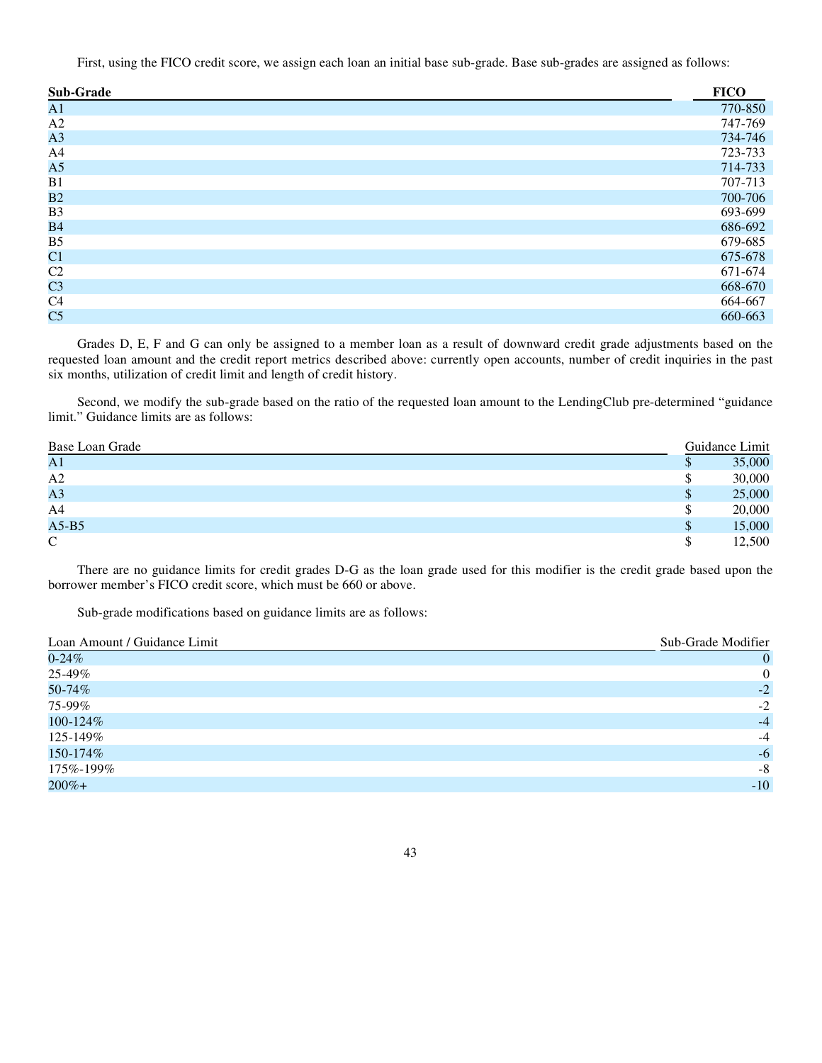First, using the FICO credit score, we assign each loan an initial base sub-grade. Base sub-grades are assigned as follows:

| **Sub-Grade** | **FICO** |
|---|---|
| A1 | 770-850 |
| A2 | 747-769 |
| A3 | 734-746 |
| A4 | 723-733 |
| A5 | 714-733 |
| B1 | 707-713 |
| B2 | 700-706 |
| B3 | 693-699 |
| B4 | 686-692 |
| B5 | 679-685 |
| C1 | 675-678 |
| C2 | 671-674 |
| C3 | 668-670 |
| C4 | 664-667 |
| C5 | 660-663 |

Grades D, E, F and G can only be assigned to a member loan as a result of downward credit grade adjustments based on the requested loan amount and the credit report metrics described above: currently open accounts, number of credit inquiries in the past six months, utilization of credit limit and length of credit history.

Second, we modify the sub-grade based on the ratio of the requested loan amount to the LendingClub pre-determined "guidance limit." Guidance limits are as follows:

| Base Loan Grade | Guidance Limit |
|---|---|
| A1 | $ 35,000 |
| A2 | $ 30,000 |
| A3 | $ 25,000 |
| A4 | $ 20,000 |
| A5-B5 | $ 15,000 |
| C | $ 12,500 |

There are no guidance limits for credit grades D-G as the loan grade used for this modifier is the credit grade based upon the borrower member's FICO credit score, which must be 660 or above.

Sub-grade modifications based on guidance limits are as follows:

| Loan Amount / Guidance Limit | Sub-Grade Modifier |
|---|---|
| 0-24% | 0 |
| 25-49% | 0 |
| 50-74% | -2 |
| 75-99% | -2 |
| 100-124% | -4 |
| 125-149% | -4 |
| 150-174% | -6 |
| 175%-199% | -8 |
| 200%+ | -10 |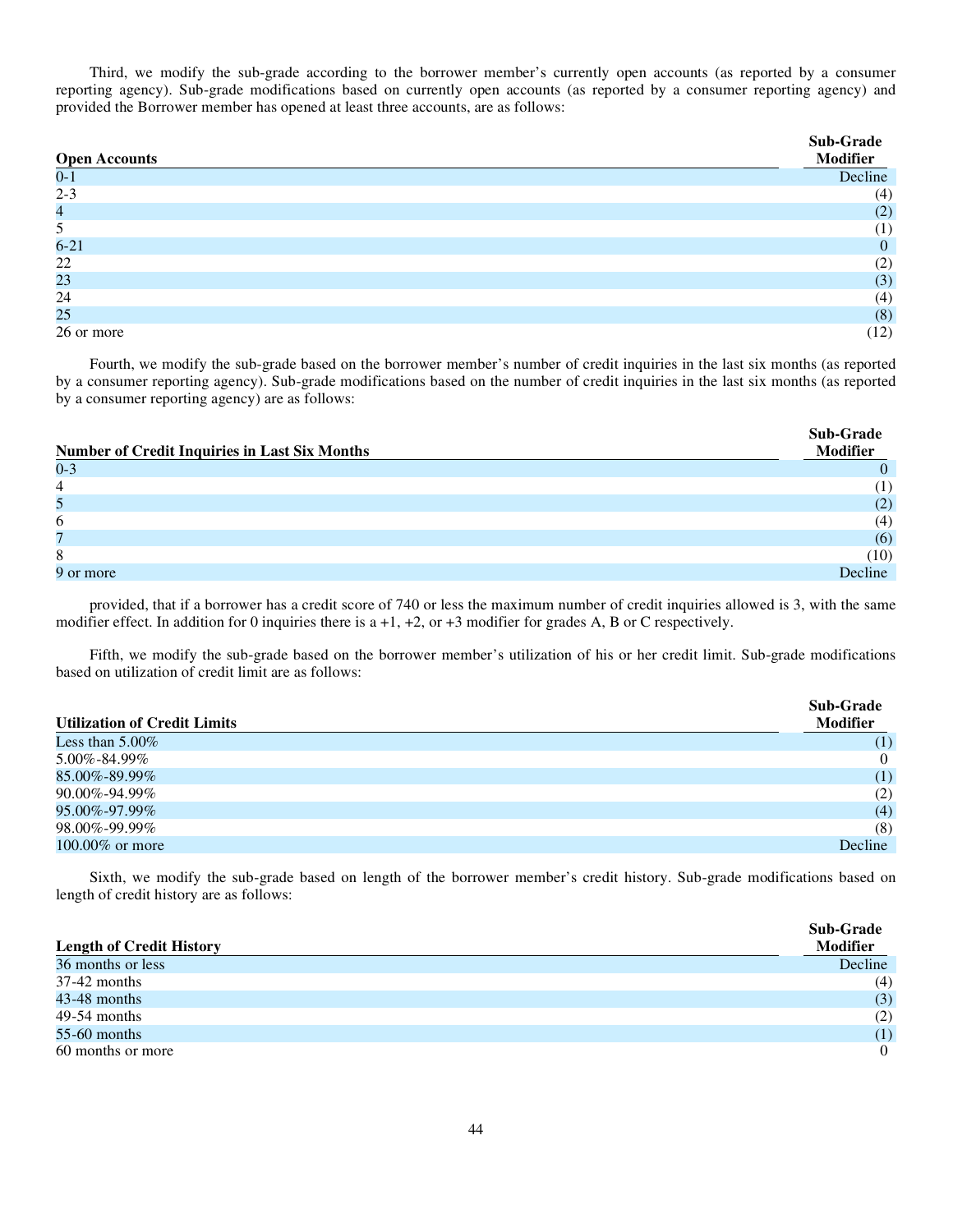Third, we modify the sub-grade according to the borrower member's currently open accounts (as reported by a consumer reporting agency). Sub-grade modifications based on currently open accounts (as reported by a consumer reporting agency) and provided the Borrower member has opened at least three accounts, are as follows:

| Open Accounts | Sub-Grade Modifier |
| --- | --- |
| 0-1 | Decline |
| 2-3 | (4) |
| 4 | (2) |
| 5 | (1) |
| 6-21 | 0 |
| 22 | (2) |
| 23 | (3) |
| 24 | (4) |
| 25 | (8) |
| 26 or more | (12) |

Fourth, we modify the sub-grade based on the borrower member's number of credit inquiries in the last six months (as reported by a consumer reporting agency). Sub-grade modifications based on the number of credit inquiries in the last six months (as reported by a consumer reporting agency) are as follows:

| Number of Credit Inquiries in Last Six Months | Sub-Grade Modifier |
| --- | --- |
| 0-3 | 0 |
| 4 | (1) |
| 5 | (2) |
| 6 | (4) |
| 7 | (6) |
| 8 | (10) |
| 9 or more | Decline |

provided, that if a borrower has a credit score of 740 or less the maximum number of credit inquiries allowed is 3, with the same modifier effect. In addition for 0 inquiries there is a +1, +2, or +3 modifier for grades A, B or C respectively.

Fifth, we modify the sub-grade based on the borrower member's utilization of his or her credit limit. Sub-grade modifications based on utilization of credit limit are as follows:

| Utilization of Credit Limits | Sub-Grade Modifier |
| --- | --- |
| Less than 5.00% | (1) |
| 5.00%-84.99% | 0 |
| 85.00%-89.99% | (1) |
| 90.00%-94.99% | (2) |
| 95.00%-97.99% | (4) |
| 98.00%-99.99% | (8) |
| 100.00% or more | Decline |

Sixth, we modify the sub-grade based on length of the borrower member's credit history. Sub-grade modifications based on length of credit history are as follows:

| Length of Credit History | Sub-Grade Modifier |
| --- | --- |
| 36 months or less | Decline |
| 37-42 months | (4) |
| 43-48 months | (3) |
| 49-54 months | (2) |
| 55-60 months | (1) |
| 60 months or more | 0 |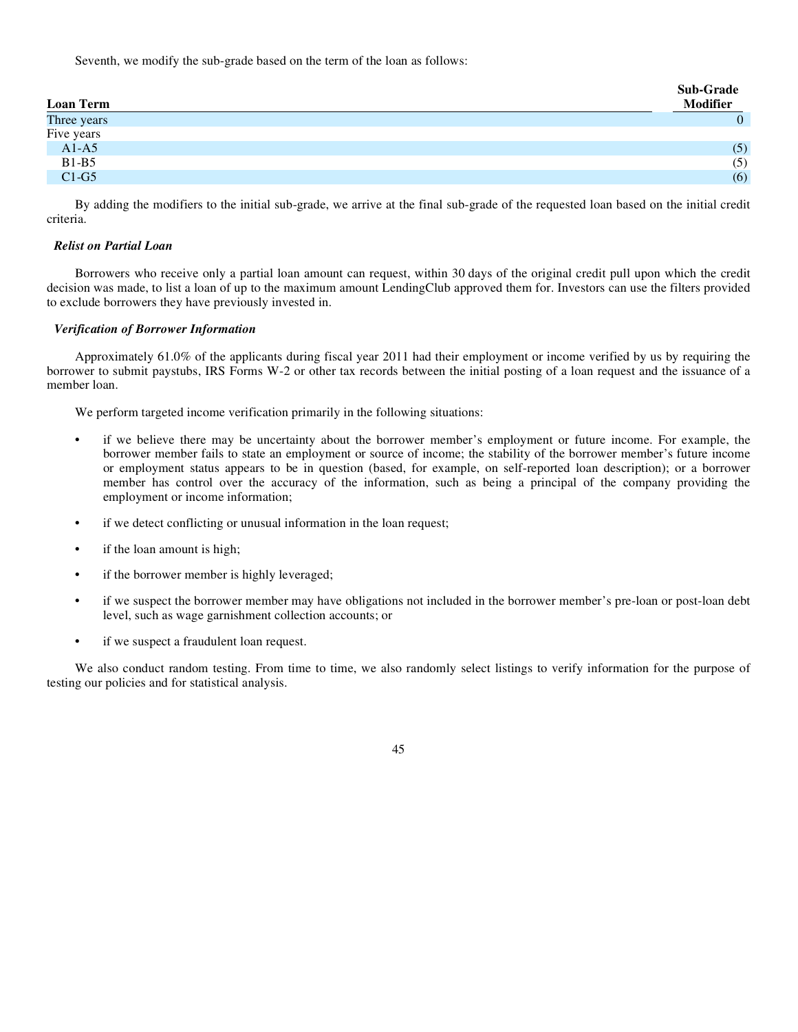Seventh, we modify the sub-grade based on the term of the loan as follows:

| Loan Term | Sub-Grade Modifier |
|---|---|
| Three years | 0 |
| Five years | |
| A1-A5 | (5) |
| B1-B5 | (5) |
| C1-G5 | (6) |

By adding the modifiers to the initial sub-grade, we arrive at the final sub-grade of the requested loan based on the initial credit criteria.

***Relist on Partial Loan***

Borrowers who receive only a partial loan amount can request, within 30 days of the original credit pull upon which the credit decision was made, to list a loan of up to the maximum amount LendingClub approved them for. Investors can use the filters provided to exclude borrowers they have previously invested in.

***Verification of Borrower Information***

Approximately 61.0% of the applicants during fiscal year 2011 had their employment or income verified by us by requiring the borrower to submit paystubs, IRS Forms W-2 or other tax records between the initial posting of a loan request and the issuance of a member loan.

We perform targeted income verification primarily in the following situations:

- if we believe there may be uncertainty about the borrower member's employment or future income. For example, the borrower member fails to state an employment or source of income; the stability of the borrower member's future income or employment status appears to be in question (based, for example, on self-reported loan description); or a borrower member has control over the accuracy of the information, such as being a principal of the company providing the employment or income information;
- if we detect conflicting or unusual information in the loan request;
- if the loan amount is high;
- if the borrower member is highly leveraged;
- if we suspect the borrower member may have obligations not included in the borrower member's pre-loan or post-loan debt level, such as wage garnishment collection accounts; or
- if we suspect a fraudulent loan request.

We also conduct random testing. From time to time, we also randomly select listings to verify information for the purpose of testing our policies and for statistical analysis.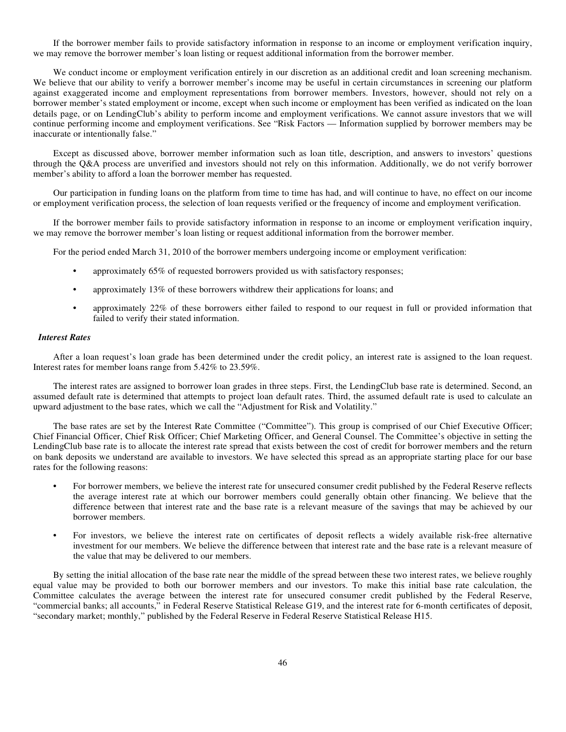If the borrower member fails to provide satisfactory information in response to an income or employment verification inquiry, we may remove the borrower member's loan listing or request additional information from the borrower member.

We conduct income or employment verification entirely in our discretion as an additional credit and loan screening mechanism. We believe that our ability to verify a borrower member's income may be useful in certain circumstances in screening our platform against exaggerated income and employment representations from borrower members. Investors, however, should not rely on a borrower member's stated employment or income, except when such income or employment has been verified as indicated on the loan details page, or on LendingClub's ability to perform income and employment verifications. We cannot assure investors that we will continue performing income and employment verifications. See "Risk Factors — Information supplied by borrower members may be inaccurate or intentionally false."

Except as discussed above, borrower member information such as loan title, description, and answers to investors' questions through the Q&A process are unverified and investors should not rely on this information. Additionally, we do not verify borrower member's ability to afford a loan the borrower member has requested.

Our participation in funding loans on the platform from time to time has had, and will continue to have, no effect on our income or employment verification process, the selection of loan requests verified or the frequency of income and employment verification.

If the borrower member fails to provide satisfactory information in response to an income or employment verification inquiry, we may remove the borrower member's loan listing or request additional information from the borrower member.

For the period ended March 31, 2010 of the borrower members undergoing income or employment verification:

- approximately 65% of requested borrowers provided us with satisfactory responses;
- approximately 13% of these borrowers withdrew their applications for loans; and
- approximately 22% of these borrowers either failed to respond to our request in full or provided information that failed to verify their stated information.

***Interest Rates***

After a loan request's loan grade has been determined under the credit policy, an interest rate is assigned to the loan request. Interest rates for member loans range from 5.42% to 23.59%.

The interest rates are assigned to borrower loan grades in three steps. First, the LendingClub base rate is determined. Second, an assumed default rate is determined that attempts to project loan default rates. Third, the assumed default rate is used to calculate an upward adjustment to the base rates, which we call the "Adjustment for Risk and Volatility."

The base rates are set by the Interest Rate Committee ("Committee"). This group is comprised of our Chief Executive Officer; Chief Financial Officer, Chief Risk Officer; Chief Marketing Officer, and General Counsel. The Committee's objective in setting the LendingClub base rate is to allocate the interest rate spread that exists between the cost of credit for borrower members and the return on bank deposits we understand are available to investors. We have selected this spread as an appropriate starting place for our base rates for the following reasons:

- For borrower members, we believe the interest rate for unsecured consumer credit published by the Federal Reserve reflects the average interest rate at which our borrower members could generally obtain other financing. We believe that the difference between that interest rate and the base rate is a relevant measure of the savings that may be achieved by our borrower members.
- For investors, we believe the interest rate on certificates of deposit reflects a widely available risk-free alternative investment for our members. We believe the difference between that interest rate and the base rate is a relevant measure of the value that may be delivered to our members.

By setting the initial allocation of the base rate near the middle of the spread between these two interest rates, we believe roughly equal value may be provided to both our borrower members and our investors. To make this initial base rate calculation, the Committee calculates the average between the interest rate for unsecured consumer credit published by the Federal Reserve, "commercial banks; all accounts," in Federal Reserve Statistical Release G19, and the interest rate for 6-month certificates of deposit, "secondary market; monthly," published by the Federal Reserve in Federal Reserve Statistical Release H15.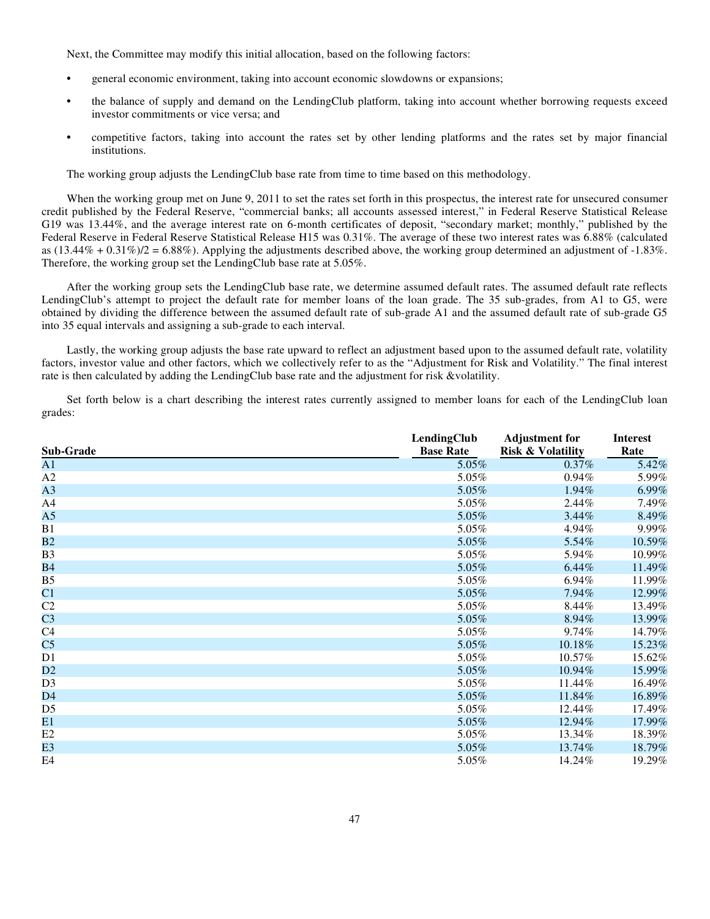Next, the Committee may modify this initial allocation, based on the following factors:

- general economic environment, taking into account economic slowdowns or expansions;
- the balance of supply and demand on the LendingClub platform, taking into account whether borrowing requests exceed investor commitments or vice versa; and
- competitive factors, taking into account the rates set by other lending platforms and the rates set by major financial institutions.

The working group adjusts the LendingClub base rate from time to time based on this methodology.

When the working group met on June 9, 2011 to set the rates set forth in this prospectus, the interest rate for unsecured consumer credit published by the Federal Reserve, "commercial banks; all accounts assessed interest," in Federal Reserve Statistical Release G19 was 13.44%, and the average interest rate on 6-month certificates of deposit, "secondary market; monthly," published by the Federal Reserve in Federal Reserve Statistical Release H15 was 0.31%. The average of these two interest rates was 6.88% (calculated as (13.44% + 0.31%)/2 = 6.88%). Applying the adjustments described above, the working group determined an adjustment of -1.83%. Therefore, the working group set the LendingClub base rate at 5.05%.

After the working group sets the LendingClub base rate, we determine assumed default rates. The assumed default rate reflects LendingClub's attempt to project the default rate for member loans of the loan grade. The 35 sub-grades, from A1 to G5, were obtained by dividing the difference between the assumed default rate of sub-grade A1 and the assumed default rate of sub-grade G5 into 35 equal intervals and assigning a sub-grade to each interval.

Lastly, the working group adjusts the base rate upward to reflect an adjustment based upon to the assumed default rate, volatility factors, investor value and other factors, which we collectively refer to as the "Adjustment for Risk and Volatility." The final interest rate is then calculated by adding the LendingClub base rate and the adjustment for risk &volatility.

Set forth below is a chart describing the interest rates currently assigned to member loans for each of the LendingClub loan grades:

| Sub-Grade | LendingClub Base Rate | Adjustment for Risk & Volatility | Interest Rate |
|---|---|---|---|
| A1 | 5.05% | 0.37% | 5.42% |
| A2 | 5.05% | 0.94% | 5.99% |
| A3 | 5.05% | 1.94% | 6.99% |
| A4 | 5.05% | 2.44% | 7.49% |
| A5 | 5.05% | 3.44% | 8.49% |
| B1 | 5.05% | 4.94% | 9.99% |
| B2 | 5.05% | 5.54% | 10.59% |
| B3 | 5.05% | 5.94% | 10.99% |
| B4 | 5.05% | 6.44% | 11.49% |
| B5 | 5.05% | 6.94% | 11.99% |
| C1 | 5.05% | 7.94% | 12.99% |
| C2 | 5.05% | 8.44% | 13.49% |
| C3 | 5.05% | 8.94% | 13.99% |
| C4 | 5.05% | 9.74% | 14.79% |
| C5 | 5.05% | 10.18% | 15.23% |
| D1 | 5.05% | 10.57% | 15.62% |
| D2 | 5.05% | 10.94% | 15.99% |
| D3 | 5.05% | 11.44% | 16.49% |
| D4 | 5.05% | 11.84% | 16.89% |
| D5 | 5.05% | 12.44% | 17.49% |
| E1 | 5.05% | 12.94% | 17.99% |
| E2 | 5.05% | 13.34% | 18.39% |
| E3 | 5.05% | 13.74% | 18.79% |
| E4 | 5.05% | 14.24% | 19.29% |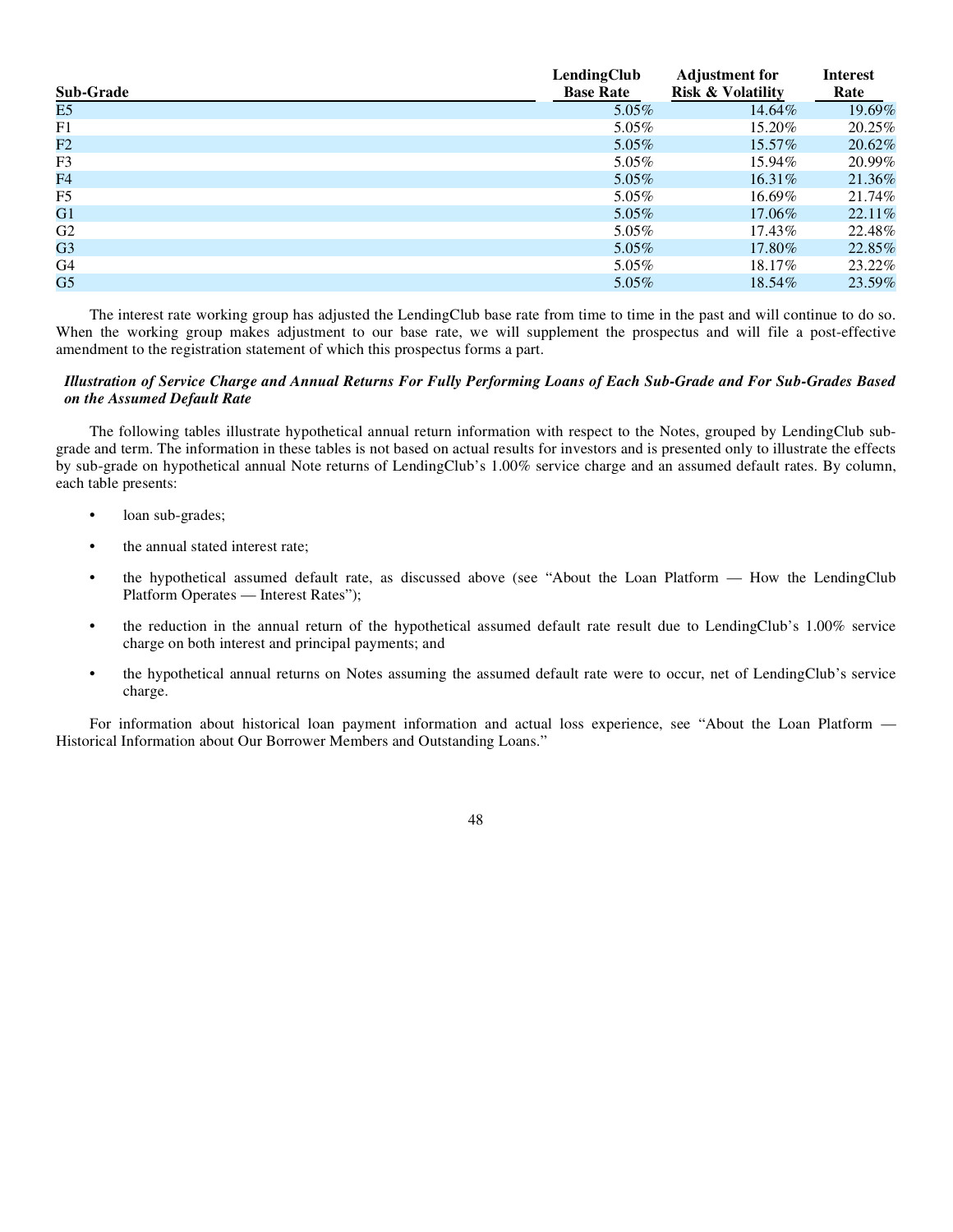| Sub-Grade | LendingClub Base Rate | Adjustment for Risk & Volatility | Interest Rate |
|---|---|---|---|
| E5 | 5.05% | 14.64% | 19.69% |
| F1 | 5.05% | 15.20% | 20.25% |
| F2 | 5.05% | 15.57% | 20.62% |
| F3 | 5.05% | 15.94% | 20.99% |
| F4 | 5.05% | 16.31% | 21.36% |
| F5 | 5.05% | 16.69% | 21.74% |
| G1 | 5.05% | 17.06% | 22.11% |
| G2 | 5.05% | 17.43% | 22.48% |
| G3 | 5.05% | 17.80% | 22.85% |
| G4 | 5.05% | 18.17% | 23.22% |
| G5 | 5.05% | 18.54% | 23.59% |

The interest rate working group has adjusted the LendingClub base rate from time to time in the past and will continue to do so. When the working group makes adjustment to our base rate, we will supplement the prospectus and will file a post-effective amendment to the registration statement of which this prospectus forms a part.

***Illustration of Service Charge and Annual Returns For Fully Performing Loans of Each Sub-Grade and For Sub-Grades Based on the Assumed Default Rate***

The following tables illustrate hypothetical annual return information with respect to the Notes, grouped by LendingClub sub-grade and term. The information in these tables is not based on actual results for investors and is presented only to illustrate the effects by sub-grade on hypothetical annual Note returns of LendingClub's 1.00% service charge and an assumed default rates. By column, each table presents:

- loan sub-grades;
- the annual stated interest rate;
- the hypothetical assumed default rate, as discussed above (see "About the Loan Platform — How the LendingClub Platform Operates — Interest Rates");
- the reduction in the annual return of the hypothetical assumed default rate result due to LendingClub's 1.00% service charge on both interest and principal payments; and
- the hypothetical annual returns on Notes assuming the assumed default rate were to occur, net of LendingClub's service charge.

For information about historical loan payment information and actual loss experience, see "About the Loan Platform — Historical Information about Our Borrower Members and Outstanding Loans."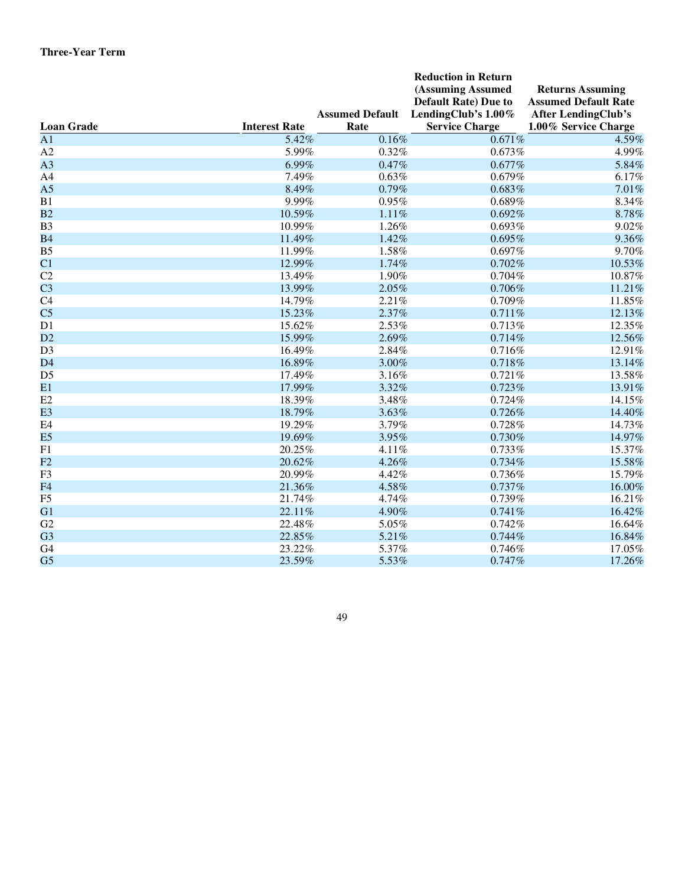**Three-Year Term**

| Loan Grade | Interest Rate | Assumed Default Rate | Reduction in Return (Assuming Assumed Default Rate) Due to LendingClub's 1.00% Service Charge | Returns Assuming Assumed Default Rate After LendingClub's 1.00% Service Charge |
|---|---|---|---|---|
| A1 | 5.42% | 0.16% | 0.671% | 4.59% |
| A2 | 5.99% | 0.32% | 0.673% | 4.99% |
| A3 | 6.99% | 0.47% | 0.677% | 5.84% |
| A4 | 7.49% | 0.63% | 0.679% | 6.17% |
| A5 | 8.49% | 0.79% | 0.683% | 7.01% |
| B1 | 9.99% | 0.95% | 0.689% | 8.34% |
| B2 | 10.59% | 1.11% | 0.692% | 8.78% |
| B3 | 10.99% | 1.26% | 0.693% | 9.02% |
| B4 | 11.49% | 1.42% | 0.695% | 9.36% |
| B5 | 11.99% | 1.58% | 0.697% | 9.70% |
| C1 | 12.99% | 1.74% | 0.702% | 10.53% |
| C2 | 13.49% | 1.90% | 0.704% | 10.87% |
| C3 | 13.99% | 2.05% | 0.706% | 11.21% |
| C4 | 14.79% | 2.21% | 0.709% | 11.85% |
| C5 | 15.23% | 2.37% | 0.711% | 12.13% |
| D1 | 15.62% | 2.53% | 0.713% | 12.35% |
| D2 | 15.99% | 2.69% | 0.714% | 12.56% |
| D3 | 16.49% | 2.84% | 0.716% | 12.91% |
| D4 | 16.89% | 3.00% | 0.718% | 13.14% |
| D5 | 17.49% | 3.16% | 0.721% | 13.58% |
| E1 | 17.99% | 3.32% | 0.723% | 13.91% |
| E2 | 18.39% | 3.48% | 0.724% | 14.15% |
| E3 | 18.79% | 3.63% | 0.726% | 14.40% |
| E4 | 19.29% | 3.79% | 0.728% | 14.73% |
| E5 | 19.69% | 3.95% | 0.730% | 14.97% |
| F1 | 20.25% | 4.11% | 0.733% | 15.37% |
| F2 | 20.62% | 4.26% | 0.734% | 15.58% |
| F3 | 20.99% | 4.42% | 0.736% | 15.79% |
| F4 | 21.36% | 4.58% | 0.737% | 16.00% |
| F5 | 21.74% | 4.74% | 0.739% | 16.21% |
| G1 | 22.11% | 4.90% | 0.741% | 16.42% |
| G2 | 22.48% | 5.05% | 0.742% | 16.64% |
| G3 | 22.85% | 5.21% | 0.744% | 16.84% |
| G4 | 23.22% | 5.37% | 0.746% | 17.05% |
| G5 | 23.59% | 5.53% | 0.747% | 17.26% |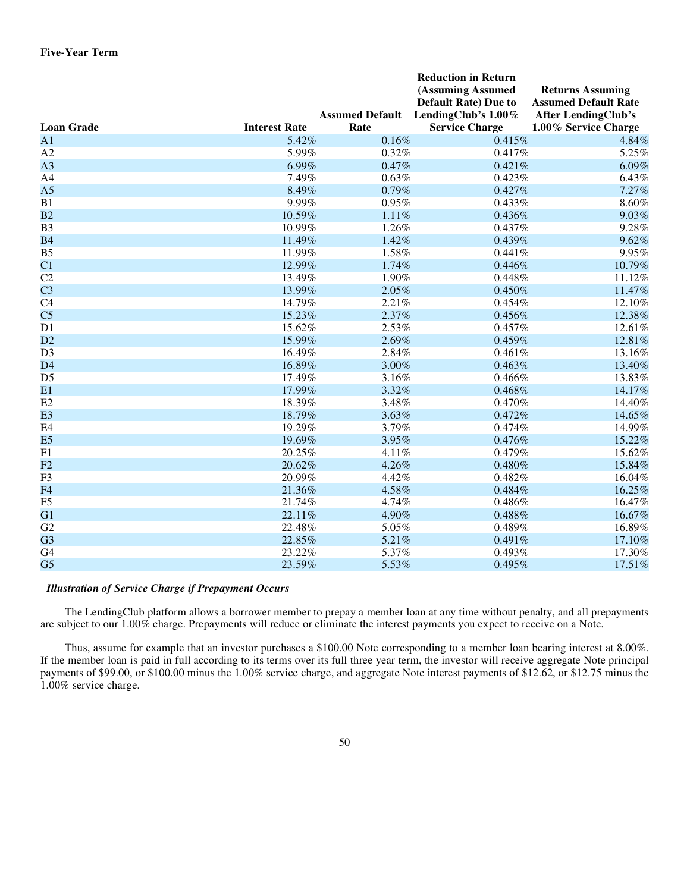**Five-Year Term**

| Loan Grade | Interest Rate | Assumed Default Rate | Reduction in Return (Assuming Assumed Default Rate) Due to LendingClub's 1.00% Service Charge | Returns Assuming Assumed Default Rate After LendingClub's 1.00% Service Charge |
|---|---|---|---|---|
| A1 | 5.42% | 0.16% | 0.415% | 4.84% |
| A2 | 5.99% | 0.32% | 0.417% | 5.25% |
| A3 | 6.99% | 0.47% | 0.421% | 6.09% |
| A4 | 7.49% | 0.63% | 0.423% | 6.43% |
| A5 | 8.49% | 0.79% | 0.427% | 7.27% |
| B1 | 9.99% | 0.95% | 0.433% | 8.60% |
| B2 | 10.59% | 1.11% | 0.436% | 9.03% |
| B3 | 10.99% | 1.26% | 0.437% | 9.28% |
| B4 | 11.49% | 1.42% | 0.439% | 9.62% |
| B5 | 11.99% | 1.58% | 0.441% | 9.95% |
| C1 | 12.99% | 1.74% | 0.446% | 10.79% |
| C2 | 13.49% | 1.90% | 0.448% | 11.12% |
| C3 | 13.99% | 2.05% | 0.450% | 11.47% |
| C4 | 14.79% | 2.21% | 0.454% | 12.10% |
| C5 | 15.23% | 2.37% | 0.456% | 12.38% |
| D1 | 15.62% | 2.53% | 0.457% | 12.61% |
| D2 | 15.99% | 2.69% | 0.459% | 12.81% |
| D3 | 16.49% | 2.84% | 0.461% | 13.16% |
| D4 | 16.89% | 3.00% | 0.463% | 13.40% |
| D5 | 17.49% | 3.16% | 0.466% | 13.83% |
| E1 | 17.99% | 3.32% | 0.468% | 14.17% |
| E2 | 18.39% | 3.48% | 0.470% | 14.40% |
| E3 | 18.79% | 3.63% | 0.472% | 14.65% |
| E4 | 19.29% | 3.79% | 0.474% | 14.99% |
| E5 | 19.69% | 3.95% | 0.476% | 15.22% |
| F1 | 20.25% | 4.11% | 0.479% | 15.62% |
| F2 | 20.62% | 4.26% | 0.480% | 15.84% |
| F3 | 20.99% | 4.42% | 0.482% | 16.04% |
| F4 | 21.36% | 4.58% | 0.484% | 16.25% |
| F5 | 21.74% | 4.74% | 0.486% | 16.47% |
| G1 | 22.11% | 4.90% | 0.488% | 16.67% |
| G2 | 22.48% | 5.05% | 0.489% | 16.89% |
| G3 | 22.85% | 5.21% | 0.491% | 17.10% |
| G4 | 23.22% | 5.37% | 0.493% | 17.30% |
| G5 | 23.59% | 5.53% | 0.495% | 17.51% |

***Illustration of Service Charge if Prepayment Occurs***

The LendingClub platform allows a borrower member to prepay a member loan at any time without penalty, and all prepayments are subject to our 1.00% charge. Prepayments will reduce or eliminate the interest payments you expect to receive on a Note.

Thus, assume for example that an investor purchases a $100.00 Note corresponding to a member loan bearing interest at 8.00%. If the member loan is paid in full according to its terms over its full three year term, the investor will receive aggregate Note principal payments of $99.00, or $100.00 minus the 1.00% service charge, and aggregate Note interest payments of $12.62, or $12.75 minus the 1.00% service charge.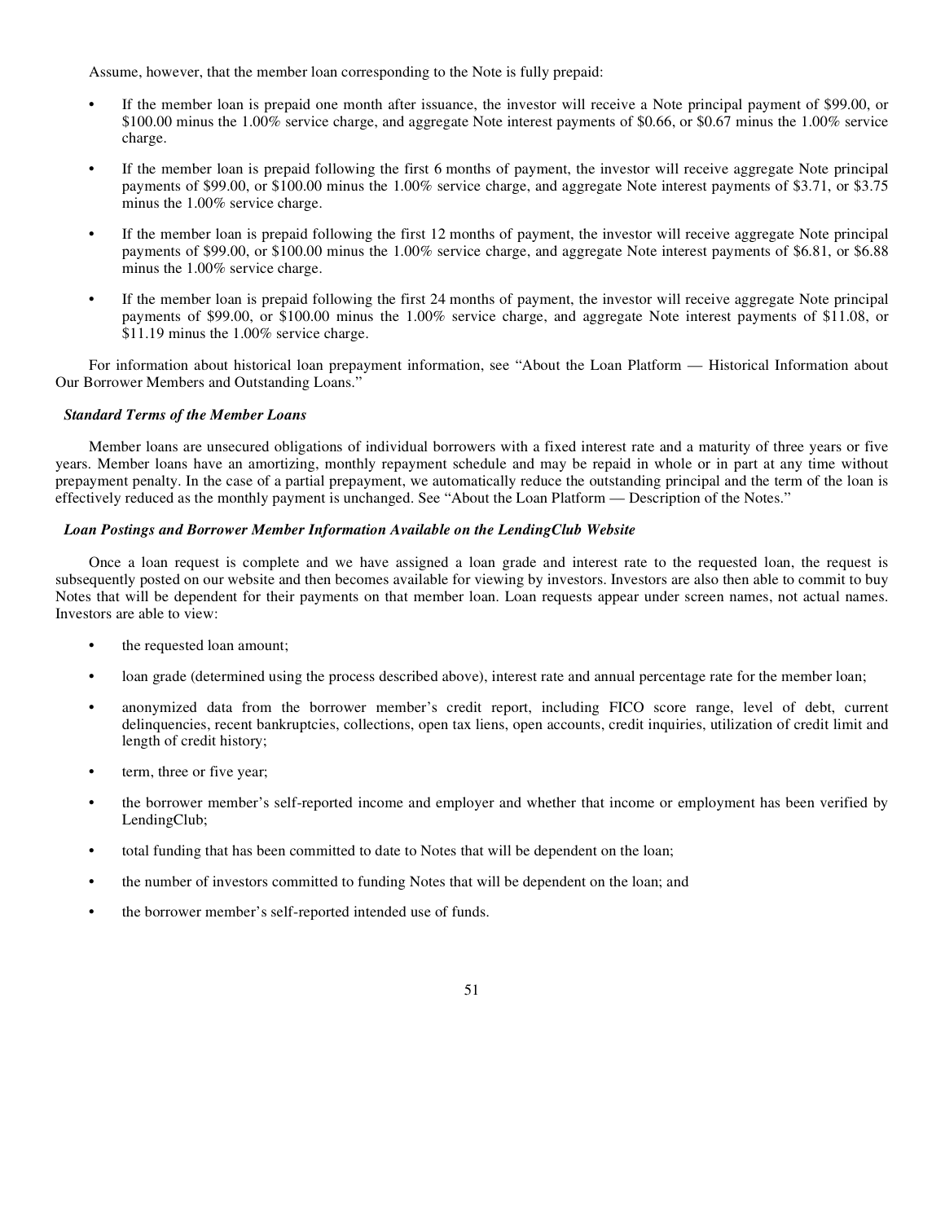Assume, however, that the member loan corresponding to the Note is fully prepaid:

- If the member loan is prepaid one month after issuance, the investor will receive a Note principal payment of $99.00, or $100.00 minus the 1.00% service charge, and aggregate Note interest payments of $0.66, or $0.67 minus the 1.00% service charge.
- If the member loan is prepaid following the first 6 months of payment, the investor will receive aggregate Note principal payments of $99.00, or $100.00 minus the 1.00% service charge, and aggregate Note interest payments of $3.71, or $3.75 minus the 1.00% service charge.
- If the member loan is prepaid following the first 12 months of payment, the investor will receive aggregate Note principal payments of $99.00, or $100.00 minus the 1.00% service charge, and aggregate Note interest payments of $6.81, or $6.88 minus the 1.00% service charge.
- If the member loan is prepaid following the first 24 months of payment, the investor will receive aggregate Note principal payments of $99.00, or $100.00 minus the 1.00% service charge, and aggregate Note interest payments of $11.08, or $11.19 minus the 1.00% service charge.

For information about historical loan prepayment information, see "About the Loan Platform — Historical Information about Our Borrower Members and Outstanding Loans."

***Standard Terms of the Member Loans***

Member loans are unsecured obligations of individual borrowers with a fixed interest rate and a maturity of three years or five years. Member loans have an amortizing, monthly repayment schedule and may be repaid in whole or in part at any time without prepayment penalty. In the case of a partial prepayment, we automatically reduce the outstanding principal and the term of the loan is effectively reduced as the monthly payment is unchanged. See "About the Loan Platform — Description of the Notes."

***Loan Postings and Borrower Member Information Available on the LendingClub Website***

Once a loan request is complete and we have assigned a loan grade and interest rate to the requested loan, the request is subsequently posted on our website and then becomes available for viewing by investors. Investors are also then able to commit to buy Notes that will be dependent for their payments on that member loan. Loan requests appear under screen names, not actual names. Investors are able to view:

- the requested loan amount;
- loan grade (determined using the process described above), interest rate and annual percentage rate for the member loan;
- anonymized data from the borrower member's credit report, including FICO score range, level of debt, current delinquencies, recent bankruptcies, collections, open tax liens, open accounts, credit inquiries, utilization of credit limit and length of credit history;
- term, three or five year;
- the borrower member's self-reported income and employer and whether that income or employment has been verified by LendingClub;
- total funding that has been committed to date to Notes that will be dependent on the loan;
- the number of investors committed to funding Notes that will be dependent on the loan; and
- the borrower member's self-reported intended use of funds.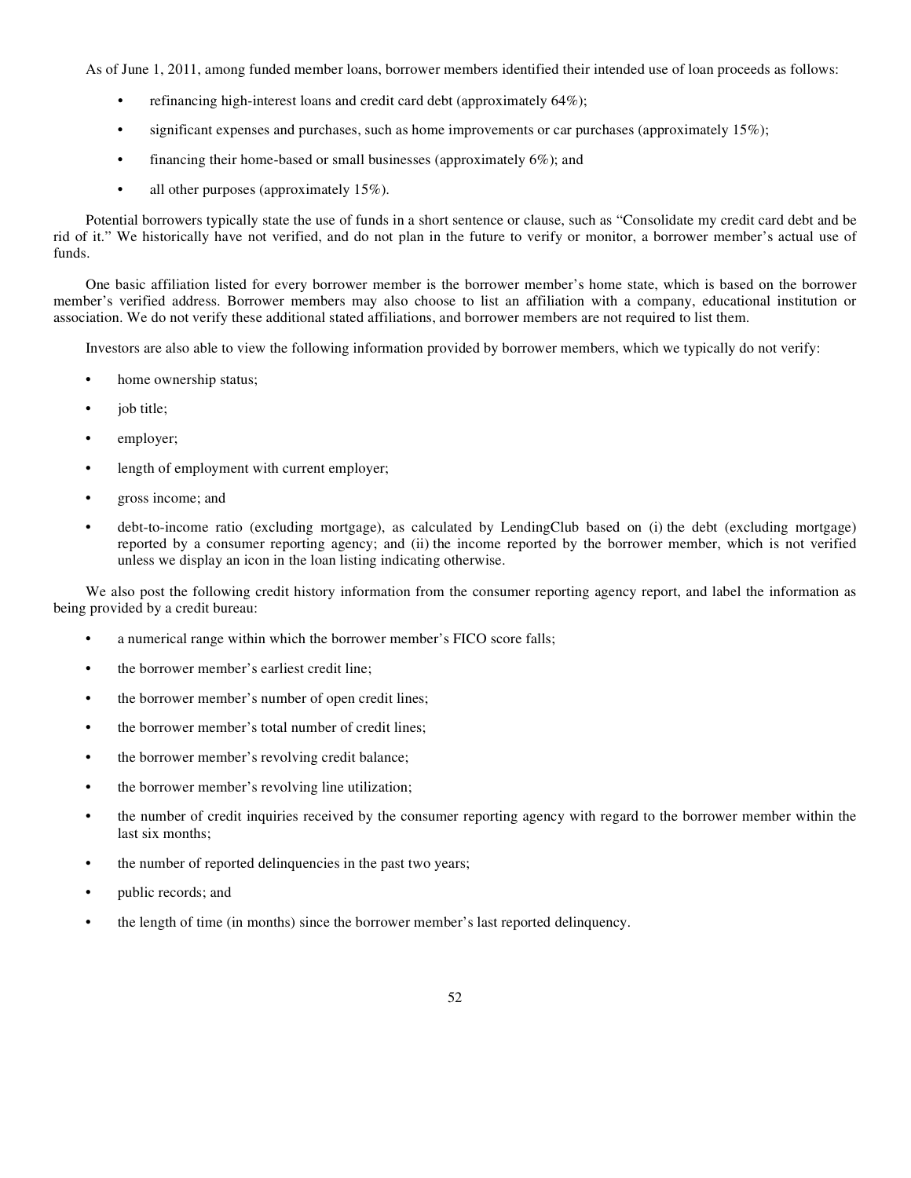As of June 1, 2011, among funded member loans, borrower members identified their intended use of loan proceeds as follows:

- refinancing high-interest loans and credit card debt (approximately 64%);
- significant expenses and purchases, such as home improvements or car purchases (approximately 15%);
- financing their home-based or small businesses (approximately 6%); and
- all other purposes (approximately 15%).

Potential borrowers typically state the use of funds in a short sentence or clause, such as "Consolidate my credit card debt and be rid of it." We historically have not verified, and do not plan in the future to verify or monitor, a borrower member's actual use of funds.

One basic affiliation listed for every borrower member is the borrower member's home state, which is based on the borrower member's verified address. Borrower members may also choose to list an affiliation with a company, educational institution or association. We do not verify these additional stated affiliations, and borrower members are not required to list them.

Investors are also able to view the following information provided by borrower members, which we typically do not verify:

- home ownership status;
- job title;
- employer;
- length of employment with current employer;
- gross income; and
- debt-to-income ratio (excluding mortgage), as calculated by LendingClub based on (i) the debt (excluding mortgage) reported by a consumer reporting agency; and (ii) the income reported by the borrower member, which is not verified unless we display an icon in the loan listing indicating otherwise.

We also post the following credit history information from the consumer reporting agency report, and label the information as being provided by a credit bureau:

- a numerical range within which the borrower member's FICO score falls;
- the borrower member's earliest credit line;
- the borrower member's number of open credit lines;
- the borrower member's total number of credit lines;
- the borrower member's revolving credit balance;
- the borrower member's revolving line utilization;
- the number of credit inquiries received by the consumer reporting agency with regard to the borrower member within the last six months;
- the number of reported delinquencies in the past two years;
- public records; and
- the length of time (in months) since the borrower member's last reported delinquency.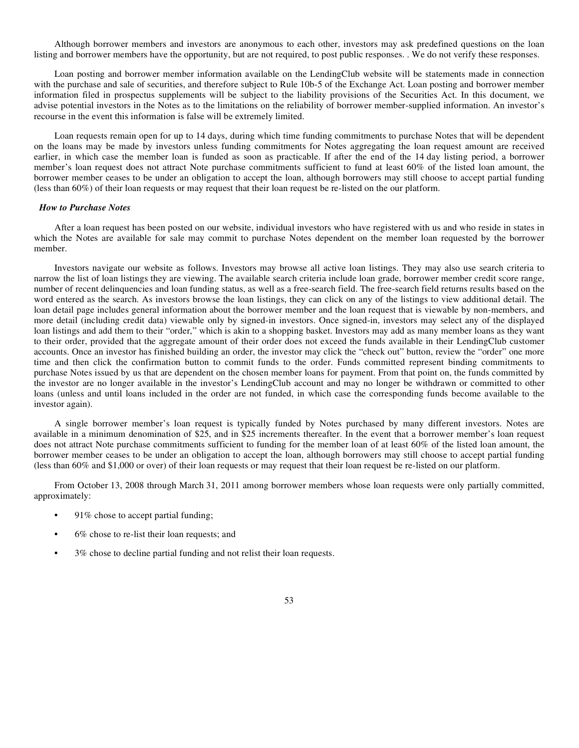Although borrower members and investors are anonymous to each other, investors may ask predefined questions on the loan listing and borrower members have the opportunity, but are not required, to post public responses. . We do not verify these responses.

Loan posting and borrower member information available on the LendingClub website will be statements made in connection with the purchase and sale of securities, and therefore subject to Rule 10b-5 of the Exchange Act. Loan posting and borrower member information filed in prospectus supplements will be subject to the liability provisions of the Securities Act. In this document, we advise potential investors in the Notes as to the limitations on the reliability of borrower member-supplied information. An investor's recourse in the event this information is false will be extremely limited.

Loan requests remain open for up to 14 days, during which time funding commitments to purchase Notes that will be dependent on the loans may be made by investors unless funding commitments for Notes aggregating the loan request amount are received earlier, in which case the member loan is funded as soon as practicable. If after the end of the 14 day listing period, a borrower member's loan request does not attract Note purchase commitments sufficient to fund at least 60% of the listed loan amount, the borrower member ceases to be under an obligation to accept the loan, although borrowers may still choose to accept partial funding (less than 60%) of their loan requests or may request that their loan request be re-listed on the our platform.

***How to Purchase Notes***

After a loan request has been posted on our website, individual investors who have registered with us and who reside in states in which the Notes are available for sale may commit to purchase Notes dependent on the member loan requested by the borrower member.

Investors navigate our website as follows. Investors may browse all active loan listings. They may also use search criteria to narrow the list of loan listings they are viewing. The available search criteria include loan grade, borrower member credit score range, number of recent delinquencies and loan funding status, as well as a free-search field. The free-search field returns results based on the word entered as the search. As investors browse the loan listings, they can click on any of the listings to view additional detail. The loan detail page includes general information about the borrower member and the loan request that is viewable by non-members, and more detail (including credit data) viewable only by signed-in investors. Once signed-in, investors may select any of the displayed loan listings and add them to their "order," which is akin to a shopping basket. Investors may add as many member loans as they want to their order, provided that the aggregate amount of their order does not exceed the funds available in their LendingClub customer accounts. Once an investor has finished building an order, the investor may click the "check out" button, review the "order" one more time and then click the confirmation button to commit funds to the order. Funds committed represent binding commitments to purchase Notes issued by us that are dependent on the chosen member loans for payment. From that point on, the funds committed by the investor are no longer available in the investor's LendingClub account and may no longer be withdrawn or committed to other loans (unless and until loans included in the order are not funded, in which case the corresponding funds become available to the investor again).

A single borrower member's loan request is typically funded by Notes purchased by many different investors. Notes are available in a minimum denomination of $25, and in $25 increments thereafter. In the event that a borrower member's loan request does not attract Note purchase commitments sufficient to funding for the member loan of at least 60% of the listed loan amount, the borrower member ceases to be under an obligation to accept the loan, although borrowers may still choose to accept partial funding (less than 60% and $1,000 or over) of their loan requests or may request that their loan request be re-listed on our platform.

From October 13, 2008 through March 31, 2011 among borrower members whose loan requests were only partially committed, approximately:

- 91% chose to accept partial funding;
- 6% chose to re-list their loan requests; and
- 3% chose to decline partial funding and not relist their loan requests.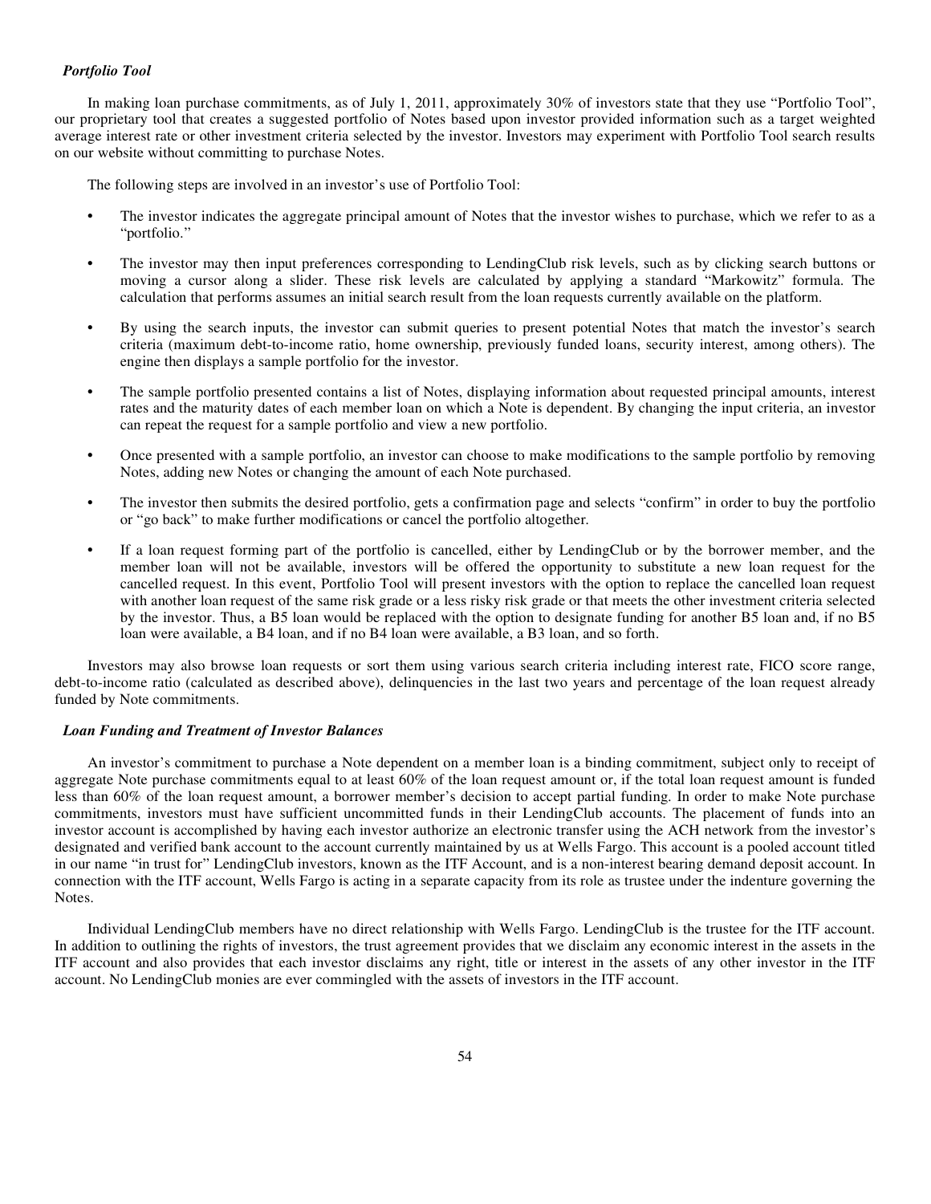### *Portfolio Tool*

In making loan purchase commitments, as of July 1, 2011, approximately 30% of investors state that they use "Portfolio Tool", our proprietary tool that creates a suggested portfolio of Notes based upon investor provided information such as a target weighted average interest rate or other investment criteria selected by the investor. Investors may experiment with Portfolio Tool search results on our website without committing to purchase Notes.

The following steps are involved in an investor's use of Portfolio Tool:

- The investor indicates the aggregate principal amount of Notes that the investor wishes to purchase, which we refer to as a "portfolio."
- The investor may then input preferences corresponding to LendingClub risk levels, such as by clicking search buttons or moving a cursor along a slider. These risk levels are calculated by applying a standard "Markowitz" formula. The calculation that performs assumes an initial search result from the loan requests currently available on the platform.
- By using the search inputs, the investor can submit queries to present potential Notes that match the investor's search criteria (maximum debt-to-income ratio, home ownership, previously funded loans, security interest, among others). The engine then displays a sample portfolio for the investor.
- The sample portfolio presented contains a list of Notes, displaying information about requested principal amounts, interest rates and the maturity dates of each member loan on which a Note is dependent. By changing the input criteria, an investor can repeat the request for a sample portfolio and view a new portfolio.
- Once presented with a sample portfolio, an investor can choose to make modifications to the sample portfolio by removing Notes, adding new Notes or changing the amount of each Note purchased.
- The investor then submits the desired portfolio, gets a confirmation page and selects "confirm" in order to buy the portfolio or "go back" to make further modifications or cancel the portfolio altogether.
- If a loan request forming part of the portfolio is cancelled, either by LendingClub or by the borrower member, and the member loan will not be available, investors will be offered the opportunity to substitute a new loan request for the cancelled request. In this event, Portfolio Tool will present investors with the option to replace the cancelled loan request with another loan request of the same risk grade or a less risky risk grade or that meets the other investment criteria selected by the investor. Thus, a B5 loan would be replaced with the option to designate funding for another B5 loan and, if no B5 loan were available, a B4 loan, and if no B4 loan were available, a B3 loan, and so forth.

Investors may also browse loan requests or sort them using various search criteria including interest rate, FICO score range, debt-to-income ratio (calculated as described above), delinquencies in the last two years and percentage of the loan request already funded by Note commitments.

### *Loan Funding and Treatment of Investor Balances*

An investor's commitment to purchase a Note dependent on a member loan is a binding commitment, subject only to receipt of aggregate Note purchase commitments equal to at least 60% of the loan request amount or, if the total loan request amount is funded less than 60% of the loan request amount, a borrower member's decision to accept partial funding. In order to make Note purchase commitments, investors must have sufficient uncommitted funds in their LendingClub accounts. The placement of funds into an investor account is accomplished by having each investor authorize an electronic transfer using the ACH network from the investor's designated and verified bank account to the account currently maintained by us at Wells Fargo. This account is a pooled account titled in our name "in trust for" LendingClub investors, known as the ITF Account, and is a non-interest bearing demand deposit account. In connection with the ITF account, Wells Fargo is acting in a separate capacity from its role as trustee under the indenture governing the Notes.

Individual LendingClub members have no direct relationship with Wells Fargo. LendingClub is the trustee for the ITF account. In addition to outlining the rights of investors, the trust agreement provides that we disclaim any economic interest in the assets in the ITF account and also provides that each investor disclaims any right, title or interest in the assets of any other investor in the ITF account. No LendingClub monies are ever commingled with the assets of investors in the ITF account.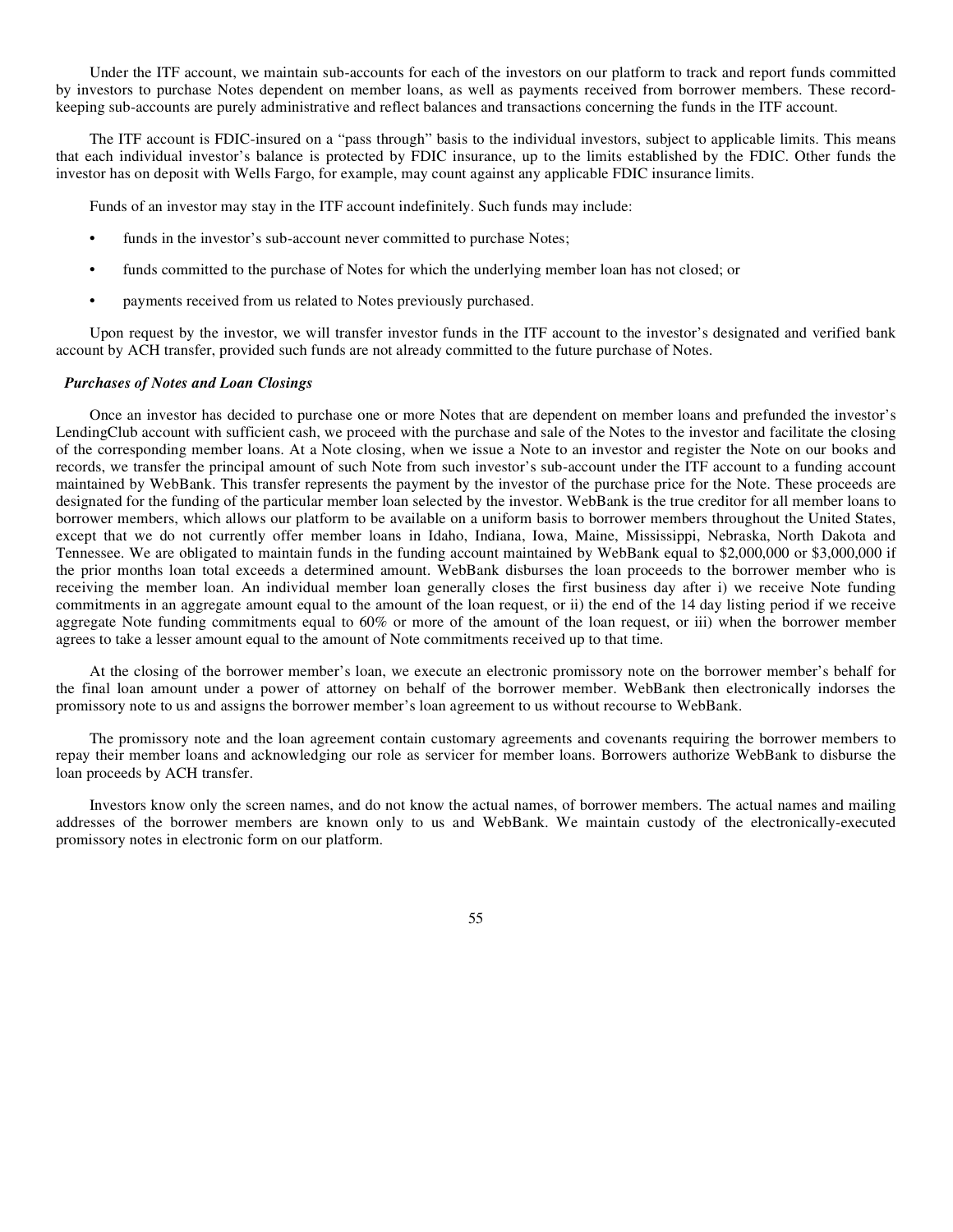Under the ITF account, we maintain sub-accounts for each of the investors on our platform to track and report funds committed by investors to purchase Notes dependent on member loans, as well as payments received from borrower members. These record-keeping sub-accounts are purely administrative and reflect balances and transactions concerning the funds in the ITF account.

The ITF account is FDIC-insured on a "pass through" basis to the individual investors, subject to applicable limits. This means that each individual investor's balance is protected by FDIC insurance, up to the limits established by the FDIC. Other funds the investor has on deposit with Wells Fargo, for example, may count against any applicable FDIC insurance limits.

Funds of an investor may stay in the ITF account indefinitely. Such funds may include:

- funds in the investor's sub-account never committed to purchase Notes;
- funds committed to the purchase of Notes for which the underlying member loan has not closed; or
- payments received from us related to Notes previously purchased.

Upon request by the investor, we will transfer investor funds in the ITF account to the investor's designated and verified bank account by ACH transfer, provided such funds are not already committed to the future purchase of Notes.

***Purchases of Notes and Loan Closings***

Once an investor has decided to purchase one or more Notes that are dependent on member loans and prefunded the investor's LendingClub account with sufficient cash, we proceed with the purchase and sale of the Notes to the investor and facilitate the closing of the corresponding member loans. At a Note closing, when we issue a Note to an investor and register the Note on our books and records, we transfer the principal amount of such Note from such investor's sub-account under the ITF account to a funding account maintained by WebBank. This transfer represents the payment by the investor of the purchase price for the Note. These proceeds are designated for the funding of the particular member loan selected by the investor. WebBank is the true creditor for all member loans to borrower members, which allows our platform to be available on a uniform basis to borrower members throughout the United States, except that we do not currently offer member loans in Idaho, Indiana, Iowa, Maine, Mississippi, Nebraska, North Dakota and Tennessee. We are obligated to maintain funds in the funding account maintained by WebBank equal to $2,000,000 or $3,000,000 if the prior months loan total exceeds a determined amount. WebBank disburses the loan proceeds to the borrower member who is receiving the member loan. An individual member loan generally closes the first business day after i) we receive Note funding commitments in an aggregate amount equal to the amount of the loan request, or ii) the end of the 14 day listing period if we receive aggregate Note funding commitments equal to 60% or more of the amount of the loan request, or iii) when the borrower member agrees to take a lesser amount equal to the amount of Note commitments received up to that time.

At the closing of the borrower member's loan, we execute an electronic promissory note on the borrower member's behalf for the final loan amount under a power of attorney on behalf of the borrower member. WebBank then electronically indorses the promissory note to us and assigns the borrower member's loan agreement to us without recourse to WebBank.

The promissory note and the loan agreement contain customary agreements and covenants requiring the borrower members to repay their member loans and acknowledging our role as servicer for member loans. Borrowers authorize WebBank to disburse the loan proceeds by ACH transfer.

Investors know only the screen names, and do not know the actual names, of borrower members. The actual names and mailing addresses of the borrower members are known only to us and WebBank. We maintain custody of the electronically-executed promissory notes in electronic form on our platform.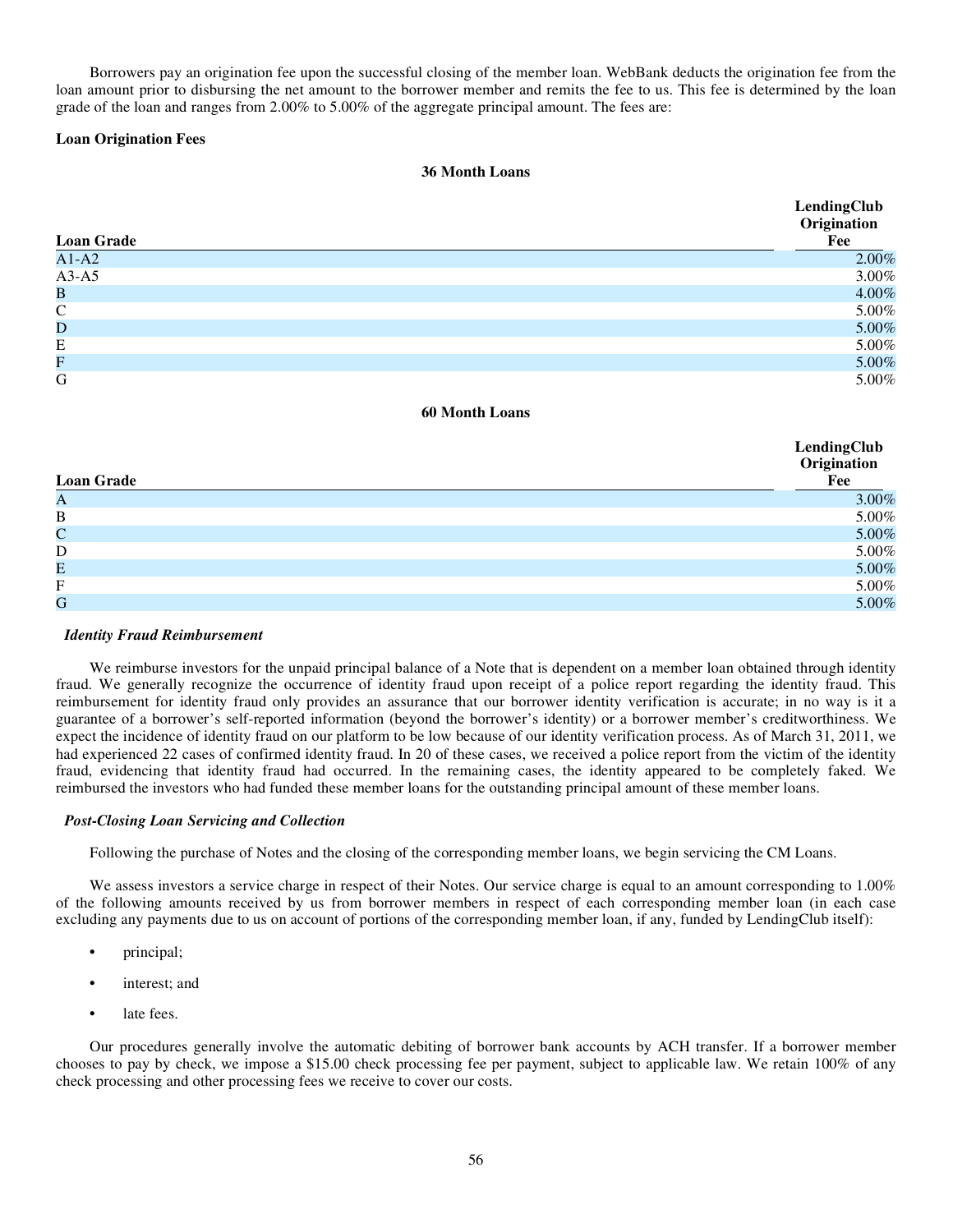Borrowers pay an origination fee upon the successful closing of the member loan. WebBank deducts the origination fee from the loan amount prior to disbursing the net amount to the borrower member and remits the fee to us. This fee is determined by the loan grade of the loan and ranges from 2.00% to 5.00% of the aggregate principal amount. The fees are:

**Loan Origination Fees**

**36 Month Loans**

| Loan Grade | LendingClub Origination Fee |
|---|---|
| A1-A2 | 2.00% |
| A3-A5 | 3.00% |
| B | 4.00% |
| C | 5.00% |
| D | 5.00% |
| E | 5.00% |
| F | 5.00% |
| G | 5.00% |

**60 Month Loans**

| Loan Grade | LendingClub Origination Fee |
|---|---|
| A | 3.00% |
| B | 5.00% |
| C | 5.00% |
| D | 5.00% |
| E | 5.00% |
| F | 5.00% |
| G | 5.00% |

***Identity Fraud Reimbursement***

We reimburse investors for the unpaid principal balance of a Note that is dependent on a member loan obtained through identity fraud. We generally recognize the occurrence of identity fraud upon receipt of a police report regarding the identity fraud. This reimbursement for identity fraud only provides an assurance that our borrower identity verification is accurate; in no way is it a guarantee of a borrower's self-reported information (beyond the borrower's identity) or a borrower member's creditworthiness. We expect the incidence of identity fraud on our platform to be low because of our identity verification process. As of March 31, 2011, we had experienced 22 cases of confirmed identity fraud. In 20 of these cases, we received a police report from the victim of the identity fraud, evidencing that identity fraud had occurred. In the remaining cases, the identity appeared to be completely faked. We reimbursed the investors who had funded these member loans for the outstanding principal amount of these member loans.

***Post-Closing Loan Servicing and Collection***

Following the purchase of Notes and the closing of the corresponding member loans, we begin servicing the CM Loans.

We assess investors a service charge in respect of their Notes. Our service charge is equal to an amount corresponding to 1.00% of the following amounts received by us from borrower members in respect of each corresponding member loan (in each case excluding any payments due to us on account of portions of the corresponding member loan, if any, funded by LendingClub itself):

- principal;
- interest; and
- late fees.

Our procedures generally involve the automatic debiting of borrower bank accounts by ACH transfer. If a borrower member chooses to pay by check, we impose a $15.00 check processing fee per payment, subject to applicable law. We retain 100% of any check processing and other processing fees we receive to cover our costs.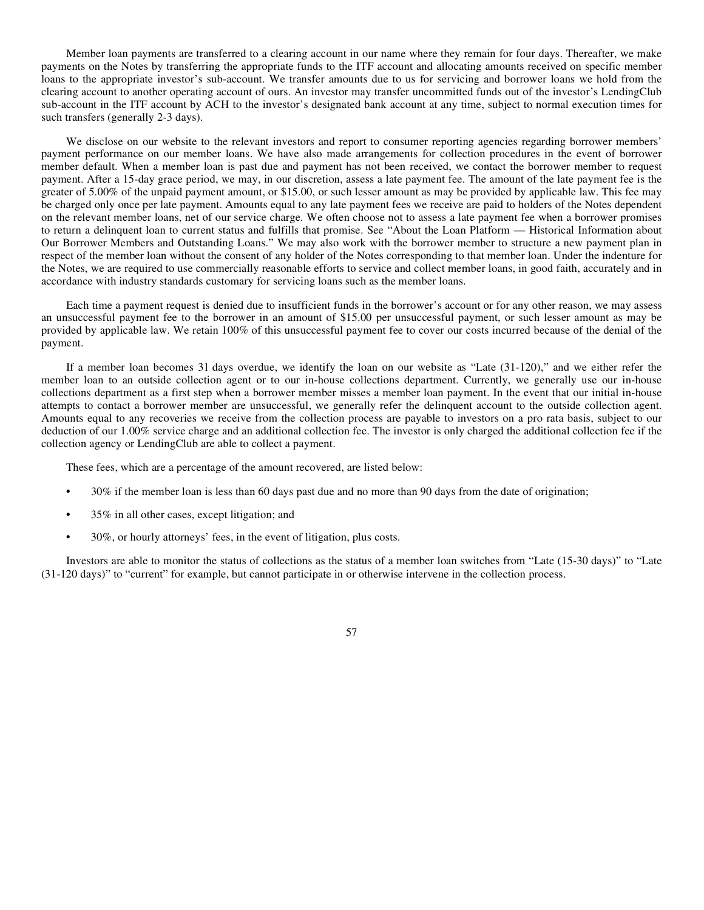Member loan payments are transferred to a clearing account in our name where they remain for four days. Thereafter, we make payments on the Notes by transferring the appropriate funds to the ITF account and allocating amounts received on specific member loans to the appropriate investor's sub-account. We transfer amounts due to us for servicing and borrower loans we hold from the clearing account to another operating account of ours. An investor may transfer uncommitted funds out of the investor's LendingClub sub-account in the ITF account by ACH to the investor's designated bank account at any time, subject to normal execution times for such transfers (generally 2-3 days).

We disclose on our website to the relevant investors and report to consumer reporting agencies regarding borrower members' payment performance on our member loans. We have also made arrangements for collection procedures in the event of borrower member default. When a member loan is past due and payment has not been received, we contact the borrower member to request payment. After a 15-day grace period, we may, in our discretion, assess a late payment fee. The amount of the late payment fee is the greater of 5.00% of the unpaid payment amount, or $15.00, or such lesser amount as may be provided by applicable law. This fee may be charged only once per late payment. Amounts equal to any late payment fees we receive are paid to holders of the Notes dependent on the relevant member loans, net of our service charge. We often choose not to assess a late payment fee when a borrower promises to return a delinquent loan to current status and fulfills that promise. See "About the Loan Platform — Historical Information about Our Borrower Members and Outstanding Loans." We may also work with the borrower member to structure a new payment plan in respect of the member loan without the consent of any holder of the Notes corresponding to that member loan. Under the indenture for the Notes, we are required to use commercially reasonable efforts to service and collect member loans, in good faith, accurately and in accordance with industry standards customary for servicing loans such as the member loans.

Each time a payment request is denied due to insufficient funds in the borrower's account or for any other reason, we may assess an unsuccessful payment fee to the borrower in an amount of $15.00 per unsuccessful payment, or such lesser amount as may be provided by applicable law. We retain 100% of this unsuccessful payment fee to cover our costs incurred because of the denial of the payment.

If a member loan becomes 31 days overdue, we identify the loan on our website as "Late (31-120)," and we either refer the member loan to an outside collection agent or to our in-house collections department. Currently, we generally use our in-house collections department as a first step when a borrower member misses a member loan payment. In the event that our initial in-house attempts to contact a borrower member are unsuccessful, we generally refer the delinquent account to the outside collection agent. Amounts equal to any recoveries we receive from the collection process are payable to investors on a pro rata basis, subject to our deduction of our 1.00% service charge and an additional collection fee. The investor is only charged the additional collection fee if the collection agency or LendingClub are able to collect a payment.

These fees, which are a percentage of the amount recovered, are listed below:

- 30% if the member loan is less than 60 days past due and no more than 90 days from the date of origination;
- 35% in all other cases, except litigation; and
- 30%, or hourly attorneys' fees, in the event of litigation, plus costs.

Investors are able to monitor the status of collections as the status of a member loan switches from "Late (15-30 days)" to "Late (31-120 days)" to "current" for example, but cannot participate in or otherwise intervene in the collection process.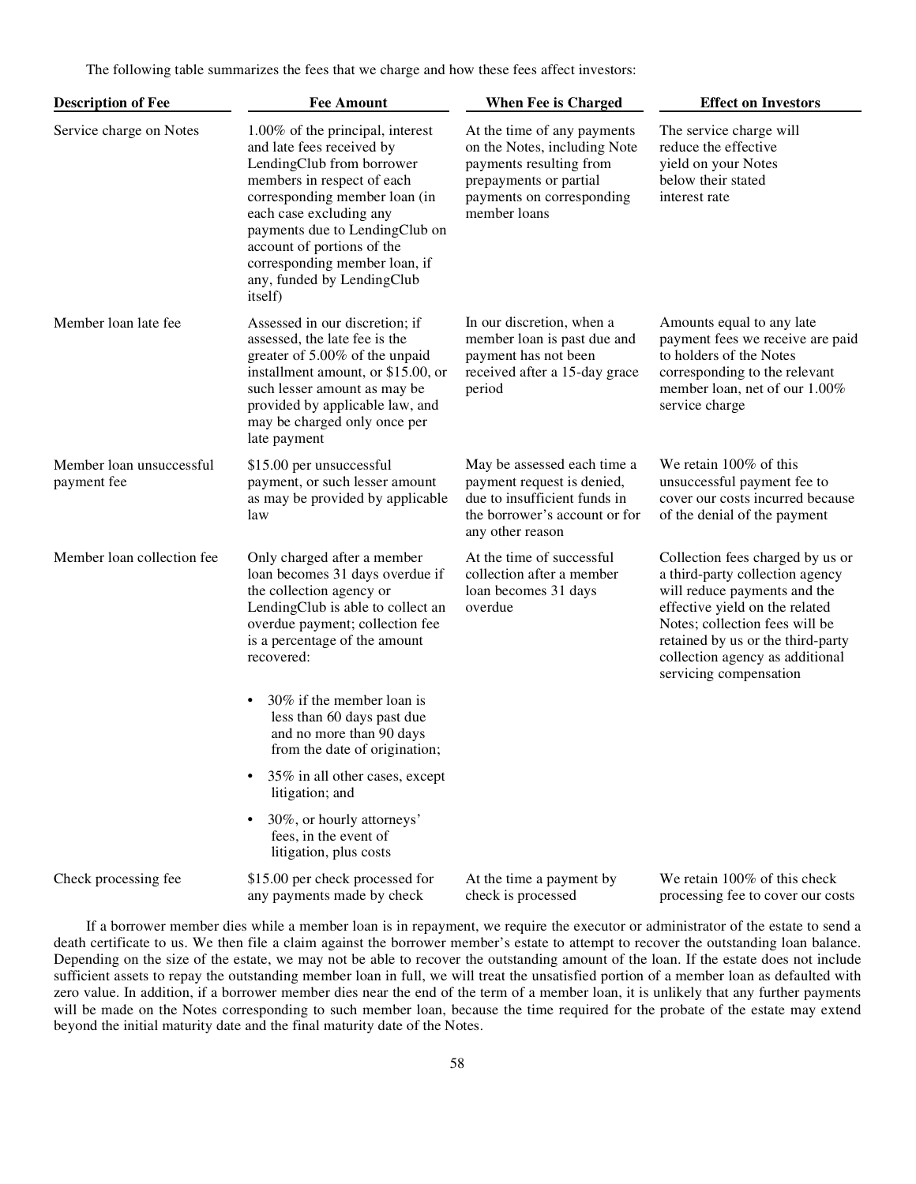The following table summarizes the fees that we charge and how these fees affect investors:

| Description of Fee | Fee Amount | When Fee is Charged | Effect on Investors |
| --- | --- | --- | --- |
| Service charge on Notes | 1.00% of the principal, interest and late fees received by LendingClub from borrower members in respect of each corresponding member loan (in each case excluding any payments due to LendingClub on account of portions of the corresponding member loan, if any, funded by LendingClub itself) | At the time of any payments on the Notes, including Note payments resulting from prepayments or partial payments on corresponding member loans | The service charge will reduce the effective yield on your Notes below their stated interest rate |
| Member loan late fee | Assessed in our discretion; if assessed, the late fee is the greater of 5.00% of the unpaid installment amount, or $15.00, or such lesser amount as may be provided by applicable law, and may be charged only once per late payment | In our discretion, when a member loan is past due and payment has not been received after a 15-day grace period | Amounts equal to any late payment fees we receive are paid to holders of the Notes corresponding to the relevant member loan, net of our 1.00% service charge |
| Member loan unsuccessful payment fee | $15.00 per unsuccessful payment, or such lesser amount as may be provided by applicable law | May be assessed each time a payment request is denied, due to insufficient funds in the borrower's account or for any other reason | We retain 100% of this unsuccessful payment fee to cover our costs incurred because of the denial of the payment |
| Member loan collection fee | Only charged after a member loan becomes 31 days overdue if the collection agency or LendingClub is able to collect an overdue payment; collection fee is a percentage of the amount recovered:<br>• 30% if the member loan is less than 60 days past due and no more than 90 days from the date of origination;<br>• 35% in all other cases, except litigation; and<br>• 30%, or hourly attorneys' fees, in the event of litigation, plus costs | At the time of successful collection after a member loan becomes 31 days overdue | Collection fees charged by us or a third-party collection agency will reduce payments and the effective yield on the related Notes; collection fees will be retained by us or the third-party collection agency as additional servicing compensation |
| Check processing fee | $15.00 per check processed for any payments made by check | At the time a payment by check is processed | We retain 100% of this check processing fee to cover our costs |

If a borrower member dies while a member loan is in repayment, we require the executor or administrator of the estate to send a death certificate to us. We then file a claim against the borrower member's estate to attempt to recover the outstanding loan balance. Depending on the size of the estate, we may not be able to recover the outstanding amount of the loan. If the estate does not include sufficient assets to repay the outstanding member loan in full, we will treat the unsatisfied portion of a member loan as defaulted with zero value. In addition, if a borrower member dies near the end of the term of a member loan, it is unlikely that any further payments will be made on the Notes corresponding to such member loan, because the time required for the probate of the estate may extend beyond the initial maturity date and the final maturity date of the Notes.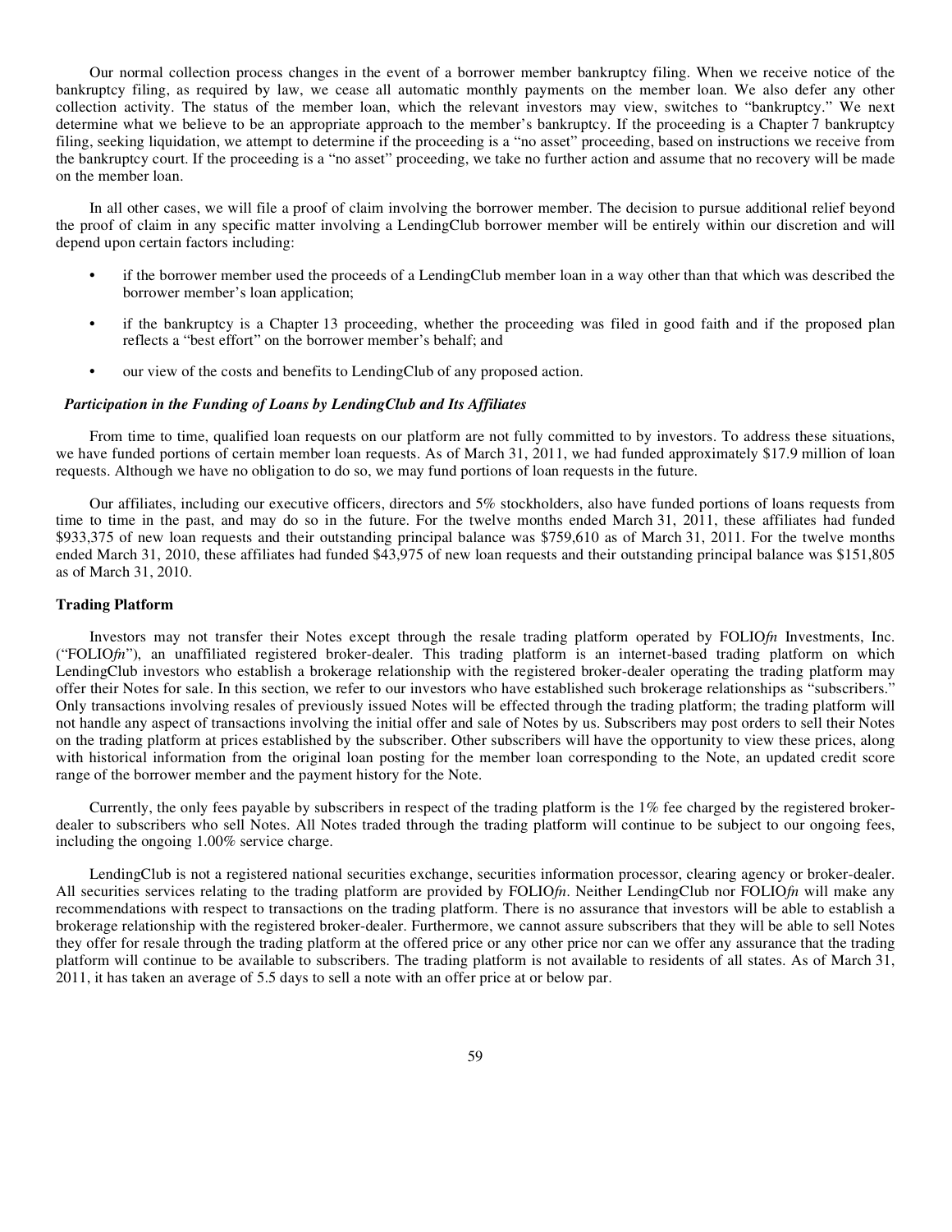Our normal collection process changes in the event of a borrower member bankruptcy filing. When we receive notice of the bankruptcy filing, as required by law, we cease all automatic monthly payments on the member loan. We also defer any other collection activity. The status of the member loan, which the relevant investors may view, switches to "bankruptcy." We next determine what we believe to be an appropriate approach to the member's bankruptcy. If the proceeding is a Chapter 7 bankruptcy filing, seeking liquidation, we attempt to determine if the proceeding is a "no asset" proceeding, based on instructions we receive from the bankruptcy court. If the proceeding is a "no asset" proceeding, we take no further action and assume that no recovery will be made on the member loan.

In all other cases, we will file a proof of claim involving the borrower member. The decision to pursue additional relief beyond the proof of claim in any specific matter involving a LendingClub borrower member will be entirely within our discretion and will depend upon certain factors including:

- if the borrower member used the proceeds of a LendingClub member loan in a way other than that which was described the borrower member's loan application;
- if the bankruptcy is a Chapter 13 proceeding, whether the proceeding was filed in good faith and if the proposed plan reflects a "best effort" on the borrower member's behalf; and
- our view of the costs and benefits to LendingClub of any proposed action.

***Participation in the Funding of Loans by LendingClub and Its Affiliates***

From time to time, qualified loan requests on our platform are not fully committed to by investors. To address these situations, we have funded portions of certain member loan requests. As of March 31, 2011, we had funded approximately $17.9 million of loan requests. Although we have no obligation to do so, we may fund portions of loan requests in the future.

Our affiliates, including our executive officers, directors and 5% stockholders, also have funded portions of loans requests from time to time in the past, and may do so in the future. For the twelve months ended March 31, 2011, these affiliates had funded $933,375 of new loan requests and their outstanding principal balance was $759,610 as of March 31, 2011. For the twelve months ended March 31, 2010, these affiliates had funded $43,975 of new loan requests and their outstanding principal balance was $151,805 as of March 31, 2010.

**Trading Platform**

Investors may not transfer their Notes except through the resale trading platform operated by FOLIO*fn* Investments, Inc. ("FOLIO*fn*"), an unaffiliated registered broker-dealer. This trading platform is an internet-based trading platform on which LendingClub investors who establish a brokerage relationship with the registered broker-dealer operating the trading platform may offer their Notes for sale. In this section, we refer to our investors who have established such brokerage relationships as "subscribers." Only transactions involving resales of previously issued Notes will be effected through the trading platform; the trading platform will not handle any aspect of transactions involving the initial offer and sale of Notes by us. Subscribers may post orders to sell their Notes on the trading platform at prices established by the subscriber. Other subscribers will have the opportunity to view these prices, along with historical information from the original loan posting for the member loan corresponding to the Note, an updated credit score range of the borrower member and the payment history for the Note.

Currently, the only fees payable by subscribers in respect of the trading platform is the 1% fee charged by the registered broker-dealer to subscribers who sell Notes. All Notes traded through the trading platform will continue to be subject to our ongoing fees, including the ongoing 1.00% service charge.

LendingClub is not a registered national securities exchange, securities information processor, clearing agency or broker-dealer. All securities services relating to the trading platform are provided by FOLIO*fn*. Neither LendingClub nor FOLIO*fn* will make any recommendations with respect to transactions on the trading platform. There is no assurance that investors will be able to establish a brokerage relationship with the registered broker-dealer. Furthermore, we cannot assure subscribers that they will be able to sell Notes they offer for resale through the trading platform at the offered price or any other price nor can we offer any assurance that the trading platform will continue to be available to subscribers. The trading platform is not available to residents of all states. As of March 31, 2011, it has taken an average of 5.5 days to sell a note with an offer price at or below par.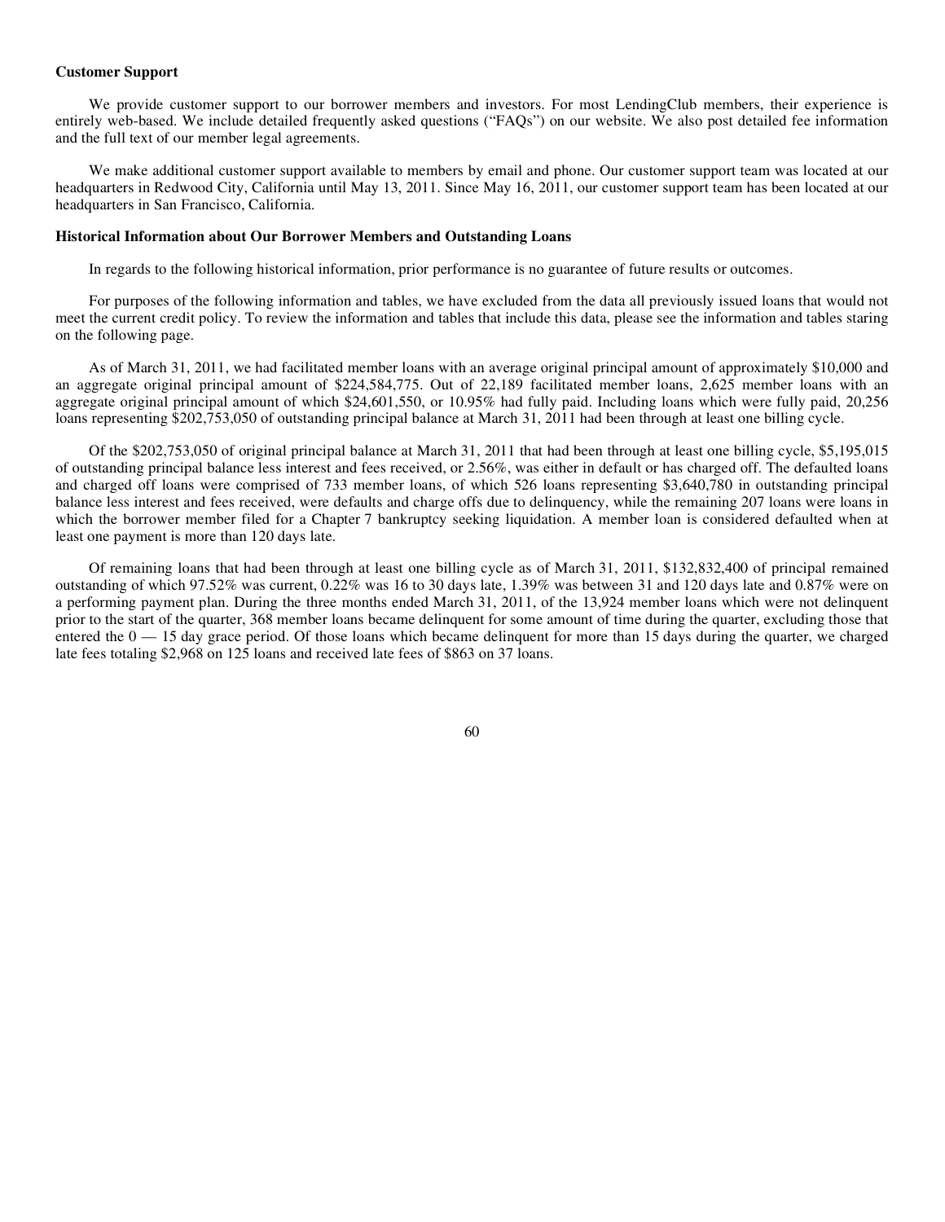**Customer Support**

We provide customer support to our borrower members and investors. For most LendingClub members, their experience is entirely web-based. We include detailed frequently asked questions ("FAQs") on our website. We also post detailed fee information and the full text of our member legal agreements.

We make additional customer support available to members by email and phone. Our customer support team was located at our headquarters in Redwood City, California until May 13, 2011. Since May 16, 2011, our customer support team has been located at our headquarters in San Francisco, California.

**Historical Information about Our Borrower Members and Outstanding Loans**

In regards to the following historical information, prior performance is no guarantee of future results or outcomes.

For purposes of the following information and tables, we have excluded from the data all previously issued loans that would not meet the current credit policy. To review the information and tables that include this data, please see the information and tables staring on the following page.

As of March 31, 2011, we had facilitated member loans with an average original principal amount of approximately $10,000 and an aggregate original principal amount of $224,584,775. Out of 22,189 facilitated member loans, 2,625 member loans with an aggregate original principal amount of which $24,601,550, or 10.95% had fully paid. Including loans which were fully paid, 20,256 loans representing $202,753,050 of outstanding principal balance at March 31, 2011 had been through at least one billing cycle.

Of the $202,753,050 of original principal balance at March 31, 2011 that had been through at least one billing cycle, $5,195,015 of outstanding principal balance less interest and fees received, or 2.56%, was either in default or has charged off. The defaulted loans and charged off loans were comprised of 733 member loans, of which 526 loans representing $3,640,780 in outstanding principal balance less interest and fees received, were defaults and charge offs due to delinquency, while the remaining 207 loans were loans in which the borrower member filed for a Chapter 7 bankruptcy seeking liquidation. A member loan is considered defaulted when at least one payment is more than 120 days late.

Of remaining loans that had been through at least one billing cycle as of March 31, 2011, $132,832,400 of principal remained outstanding of which 97.52% was current, 0.22% was 16 to 30 days late, 1.39% was between 31 and 120 days late and 0.87% were on a performing payment plan. During the three months ended March 31, 2011, of the 13,924 member loans which were not delinquent prior to the start of the quarter, 368 member loans became delinquent for some amount of time during the quarter, excluding those that entered the 0 — 15 day grace period. Of those loans which became delinquent for more than 15 days during the quarter, we charged late fees totaling $2,968 on 125 loans and received late fees of $863 on 37 loans.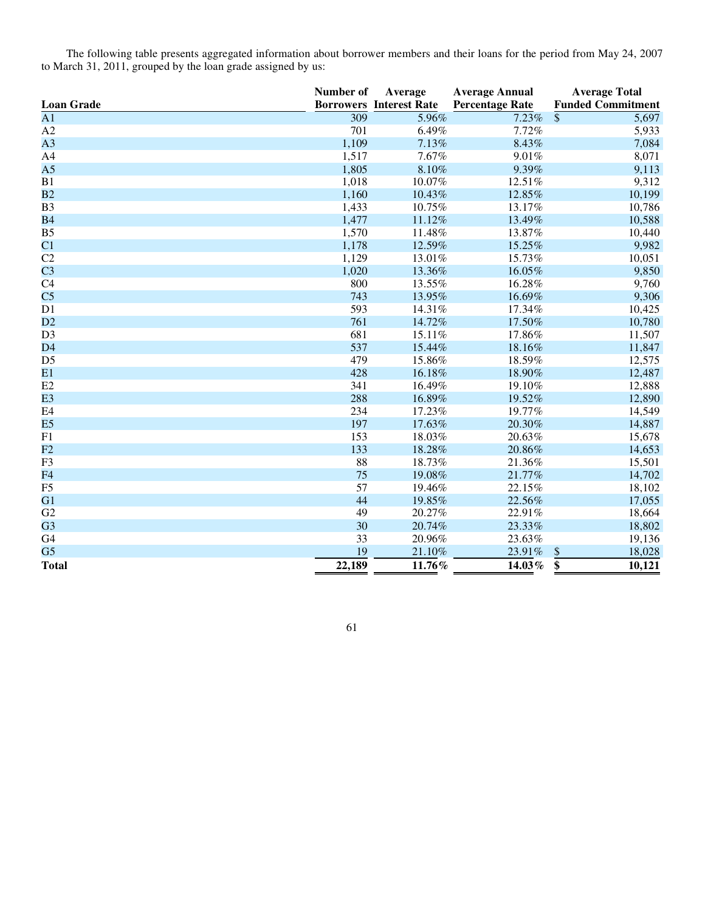The following table presents aggregated information about borrower members and their loans for the period from May 24, 2007 to March 31, 2011, grouped by the loan grade assigned by us:

| Loan Grade | Number of Borrowers | Average Interest Rate | Average Annual Percentage Rate | Average Total Funded Commitment |
|---|---|---|---|---|
| A1 | 309 | 5.96% | 7.23% | $ 5,697 |
| A2 | 701 | 6.49% | 7.72% | 5,933 |
| A3 | 1,109 | 7.13% | 8.43% | 7,084 |
| A4 | 1,517 | 7.67% | 9.01% | 8,071 |
| A5 | 1,805 | 8.10% | 9.39% | 9,113 |
| B1 | 1,018 | 10.07% | 12.51% | 9,312 |
| B2 | 1,160 | 10.43% | 12.85% | 10,199 |
| B3 | 1,433 | 10.75% | 13.17% | 10,786 |
| B4 | 1,477 | 11.12% | 13.49% | 10,588 |
| B5 | 1,570 | 11.48% | 13.87% | 10,440 |
| C1 | 1,178 | 12.59% | 15.25% | 9,982 |
| C2 | 1,129 | 13.01% | 15.73% | 10,051 |
| C3 | 1,020 | 13.36% | 16.05% | 9,850 |
| C4 | 800 | 13.55% | 16.28% | 9,760 |
| C5 | 743 | 13.95% | 16.69% | 9,306 |
| D1 | 593 | 14.31% | 17.34% | 10,425 |
| D2 | 761 | 14.72% | 17.50% | 10,780 |
| D3 | 681 | 15.11% | 17.86% | 11,507 |
| D4 | 537 | 15.44% | 18.16% | 11,847 |
| D5 | 479 | 15.86% | 18.59% | 12,575 |
| E1 | 428 | 16.18% | 18.90% | 12,487 |
| E2 | 341 | 16.49% | 19.10% | 12,888 |
| E3 | 288 | 16.89% | 19.52% | 12,890 |
| E4 | 234 | 17.23% | 19.77% | 14,549 |
| E5 | 197 | 17.63% | 20.30% | 14,887 |
| F1 | 153 | 18.03% | 20.63% | 15,678 |
| F2 | 133 | 18.28% | 20.86% | 14,653 |
| F3 | 88 | 18.73% | 21.36% | 15,501 |
| F4 | 75 | 19.08% | 21.77% | 14,702 |
| F5 | 57 | 19.46% | 22.15% | 18,102 |
| G1 | 44 | 19.85% | 22.56% | 17,055 |
| G2 | 49 | 20.27% | 22.91% | 18,664 |
| G3 | 30 | 20.74% | 23.33% | 18,802 |
| G4 | 33 | 20.96% | 23.63% | 19,136 |
| G5 | 19 | 21.10% | 23.91% | $ 18,028 |
| **Total** | **22,189** | **11.76%** | **14.03%** | **$ 10,121** |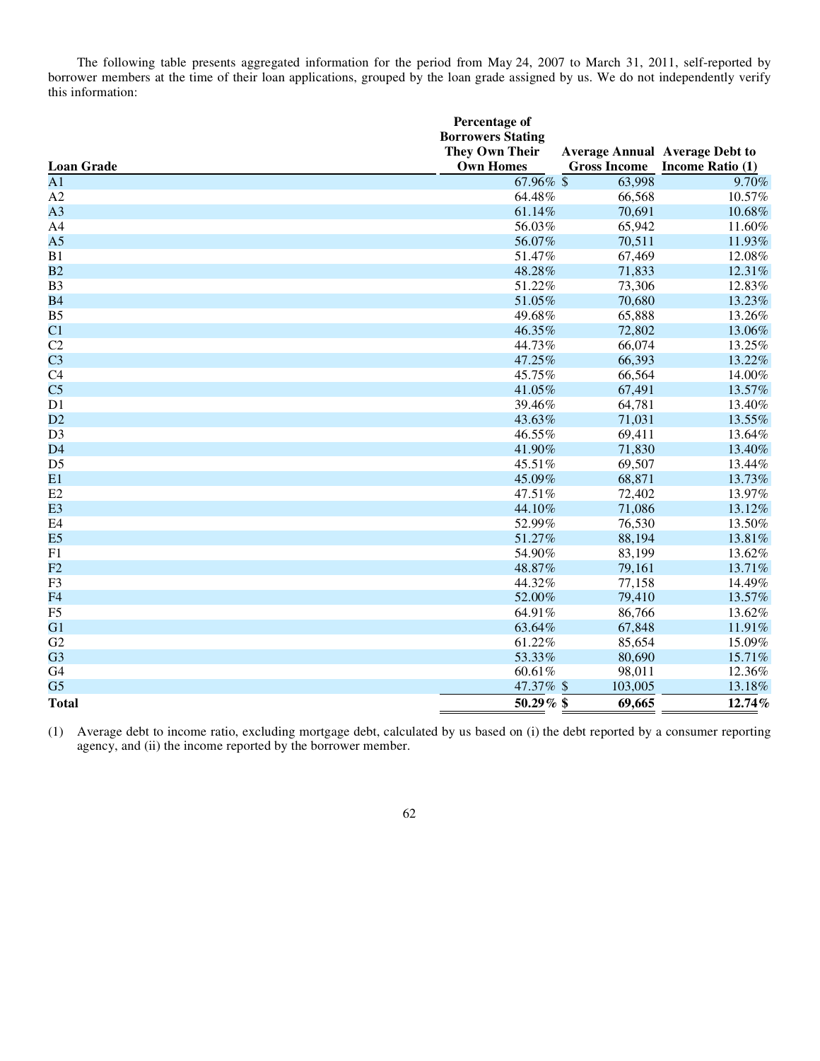The following table presents aggregated information for the period from May 24, 2007 to March 31, 2011, self-reported by borrower members at the time of their loan applications, grouped by the loan grade assigned by us. We do not independently verify this information:

| Loan Grade | Percentage of Borrowers Stating They Own Their Own Homes | Average Annual Gross Income | Average Debt to Income Ratio (1) |
|---|---|---|---|
| A1 | 67.96% | $ 63,998 | 9.70% |
| A2 | 64.48% | 66,568 | 10.57% |
| A3 | 61.14% | 70,691 | 10.68% |
| A4 | 56.03% | 65,942 | 11.60% |
| A5 | 56.07% | 70,511 | 11.93% |
| B1 | 51.47% | 67,469 | 12.08% |
| B2 | 48.28% | 71,833 | 12.31% |
| B3 | 51.22% | 73,306 | 12.83% |
| B4 | 51.05% | 70,680 | 13.23% |
| B5 | 49.68% | 65,888 | 13.26% |
| C1 | 46.35% | 72,802 | 13.06% |
| C2 | 44.73% | 66,074 | 13.25% |
| C3 | 47.25% | 66,393 | 13.22% |
| C4 | 45.75% | 66,564 | 14.00% |
| C5 | 41.05% | 67,491 | 13.57% |
| D1 | 39.46% | 64,781 | 13.40% |
| D2 | 43.63% | 71,031 | 13.55% |
| D3 | 46.55% | 69,411 | 13.64% |
| D4 | 41.90% | 71,830 | 13.40% |
| D5 | 45.51% | 69,507 | 13.44% |
| E1 | 45.09% | 68,871 | 13.73% |
| E2 | 47.51% | 72,402 | 13.97% |
| E3 | 44.10% | 71,086 | 13.12% |
| E4 | 52.99% | 76,530 | 13.50% |
| E5 | 51.27% | 88,194 | 13.81% |
| F1 | 54.90% | 83,199 | 13.62% |
| F2 | 48.87% | 79,161 | 13.71% |
| F3 | 44.32% | 77,158 | 14.49% |
| F4 | 52.00% | 79,410 | 13.57% |
| F5 | 64.91% | 86,766 | 13.62% |
| G1 | 63.64% | 67,848 | 11.91% |
| G2 | 61.22% | 85,654 | 15.09% |
| G3 | 53.33% | 80,690 | 15.71% |
| G4 | 60.61% | 98,011 | 12.36% |
| G5 | 47.37% | $ 103,005 | 13.18% |
| **Total** | **50.29%** | **$ 69,665** | **12.74%** |

(1) Average debt to income ratio, excluding mortgage debt, calculated by us based on (i) the debt reported by a consumer reporting agency, and (ii) the income reported by the borrower member.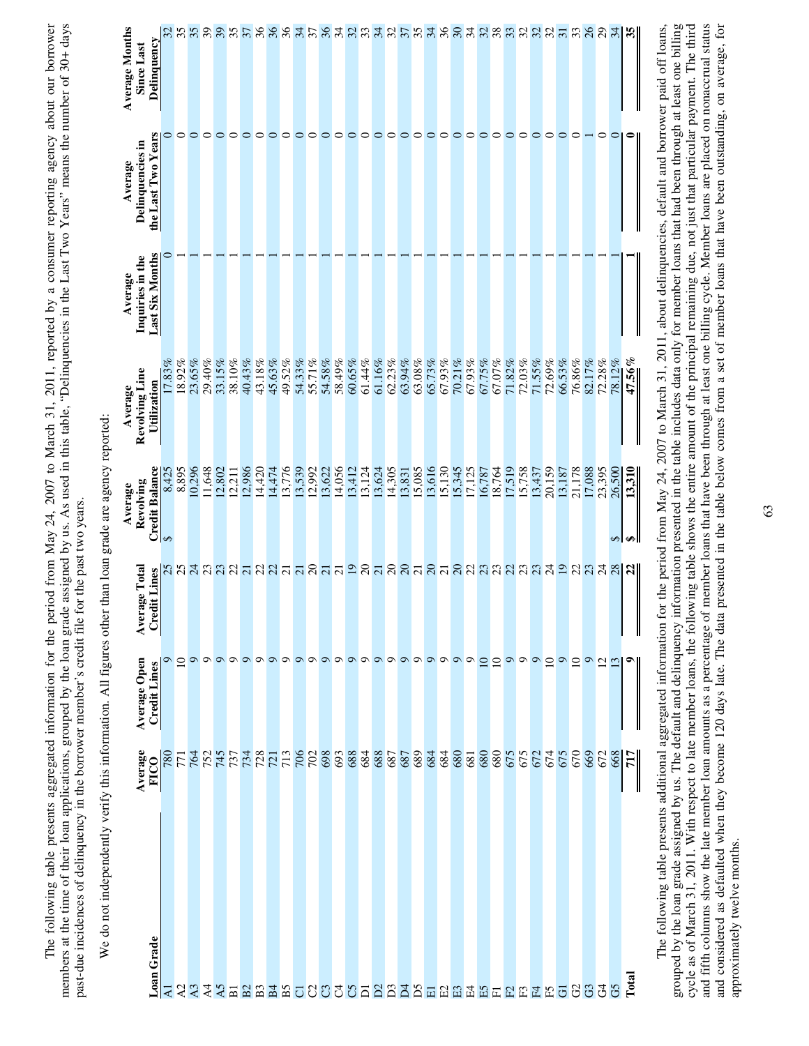The following table presents aggregated information for the period from May 24, 2007 to March 31, 2011, reported by a consumer reporting agency about our borrower members at the time of their loan applications, grouped by the loan grade assigned by us. As used in this table, "Delinquencies in the Last Two Years" means the number of 30+ days past-due incidences of delinquency in the borrower member's credit file for the past two years.

We do not independently verify this information. All figures other than loan grade are agency reported:

| Loan Grade | Average FICO | Average Open Credit Lines | Average Total Credit Lines | Average Revolving Credit Balance | Average Revolving Line Utilization | Average Inquiries in the Last Six Months | Average Delinquencies in the Last Two Years | Average Months Since Last Delinquency |
|---|---|---|---|---|---|---|---|---|
| A1 | 780 | 9 | 25 | $ 8,425 | 17.83% | 0 | 0 | 32 |
| A2 | 771 | 10 | 25 | 8,895 | 18.92% | 1 | 0 | 35 |
| A3 | 764 | 9 | 24 | 10,296 | 23.65% | 1 | 0 | 35 |
| A4 | 752 | 9 | 23 | 11,648 | 29.40% | 1 | 0 | 39 |
| A5 | 745 | 9 | 23 | 12,802 | 33.15% | 1 | 0 | 39 |
| B1 | 737 | 9 | 22 | 12,211 | 38.10% | 1 | 0 | 35 |
| B2 | 734 | 9 | 21 | 12,986 | 40.43% | 1 | 0 | 37 |
| B3 | 728 | 9 | 22 | 14,420 | 43.18% | 1 | 0 | 36 |
| B4 | 721 | 9 | 22 | 14,474 | 45.63% | 1 | 0 | 36 |
| B5 | 713 | 9 | 21 | 13,776 | 49.52% | 1 | 0 | 36 |
| C1 | 706 | 9 | 21 | 13,539 | 54.33% | 1 | 0 | 34 |
| C2 | 702 | 9 | 20 | 12,992 | 55.71% | 1 | 0 | 37 |
| C3 | 698 | 9 | 21 | 13,622 | 54.58% | 1 | 0 | 36 |
| C4 | 693 | 9 | 21 | 14,056 | 58.49% | 1 | 0 | 34 |
| C5 | 688 | 9 | 19 | 13,412 | 60.65% | 1 | 0 | 32 |
| D1 | 684 | 9 | 20 | 13,124 | 61.44% | 1 | 0 | 33 |
| D2 | 688 | 9 | 21 | 13,624 | 61.16% | 1 | 0 | 34 |
| D3 | 687 | 9 | 20 | 14,305 | 62.23% | 1 | 0 | 32 |
| D4 | 687 | 9 | 20 | 13,831 | 63.94% | 1 | 0 | 37 |
| D5 | 689 | 9 | 21 | 15,085 | 63.08% | 1 | 0 | 35 |
| E1 | 684 | 9 | 20 | 13,616 | 65.73% | 1 | 0 | 34 |
| E2 | 684 | 9 | 21 | 15,130 | 67.93% | 1 | 0 | 36 |
| E3 | 680 | 9 | 20 | 15,345 | 70.21% | 1 | 0 | 30 |
| E4 | 681 | 9 | 22 | 17,125 | 67.93% | 1 | 0 | 34 |
| E5 | 680 | 10 | 23 | 16,787 | 67.75% | 1 | 0 | 32 |
| F1 | 680 | 10 | 23 | 18,764 | 67.07% | 1 | 0 | 38 |
| F2 | 675 | 9 | 22 | 17,519 | 71.82% | 1 | 0 | 33 |
| F3 | 675 | 9 | 23 | 15,758 | 72.03% | 1 | 0 | 32 |
| F4 | 672 | 9 | 23 | 13,437 | 71.55% | 1 | 0 | 32 |
| F5 | 674 | 10 | 24 | 20,159 | 72.69% | 1 | 0 | 32 |
| G1 | 675 | 9 | 19 | 13,187 | 66.53% | 1 | 0 | 31 |
| G2 | 670 | 10 | 22 | 21,178 | 76.86% | 1 | 0 | 33 |
| G3 | 669 | 9 | 23 | 17,088 | 82.17% | 1 | 1 | 26 |
| G4 | 672 | 12 | 24 | 23,395 | 72.28% | 1 | 0 | 29 |
| G5 | 668 | 13 | 28 | $ 26,500 | 78.12% | 1 | 0 | 34 |
| **Total** | **717** | **9** | **22** | **$ 13,310** | **47.56%** | **1** | **0** | **35** |

The following table presents additional aggregated information for the period from May 24, 2007 to March 31, 2011, about delinquencies, default and borrower paid off loans, grouped by the loan grade assigned by us. The default and delinquency information presented in the table includes data only for member loans that had been through at least one billing cycle as of March 31, 2011. With respect to late member loans, the following table shows the entire amount of the principal remaining due, not just that particular payment. The third and fifth columns show the late member loan amounts as a percentage of member loans that have been through at least one billing cycle. Member loans are placed on nonaccrual status and considered as defaulted when they become 120 days late. The data presented in the table below comes from a set of member loans that have been outstanding, on average, for approximately twelve months.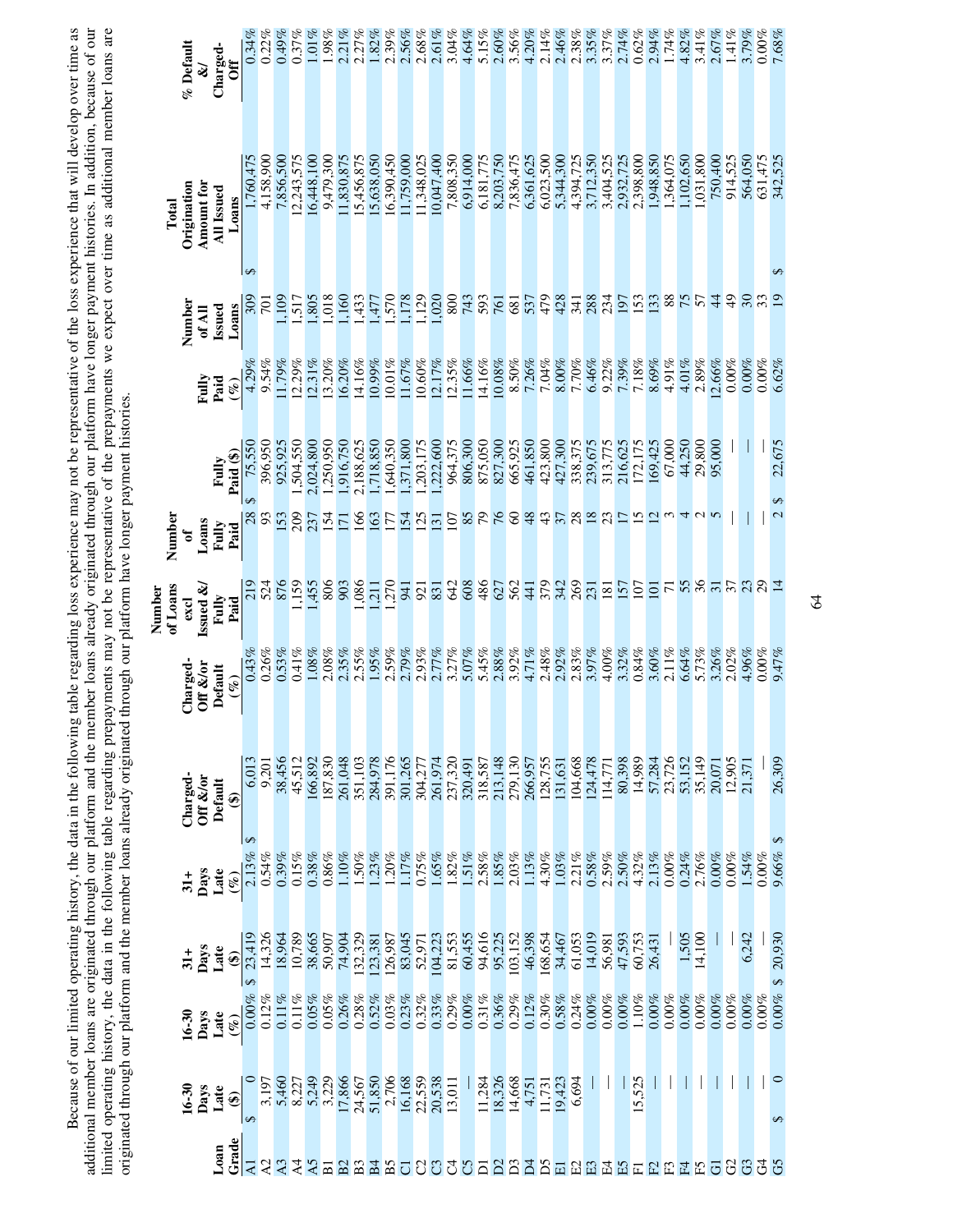Because of our limited operating history, the data in the following table regarding loss experience may not be representative of the loss experience that will develop over time as additional member loans are originated through our platform and the member loans already originated through our platform have longer payment histories. In addition, because of our limited operating history, the data in the following table regarding prepayments may not be representative of the prepayments we expect over time as additional member loans are originated through our platform and the member loans already originated through our platform have longer payment histories.

| Loan Grade | 16-30 Days Late ($) | 16-30 Days Late (%) | 31+ Days Late ($) | 31+ Days Late (%) | Charged-Off &/or Default ($) | Charged-Off &/or Default (%) | Number of Loans excl Issued &/ Fully Paid | Number of Loans Fully Paid | Fully Paid ($) | Fully Paid (%) | Number of All Issued Loans | Total Origination Amount for All Issued Loans | % Default &/ Charged-Off |
|---|---|---|---|---|---|---|---|---|---|---|---|---|---|
| A1 | $ 0 | 0.00% | $ 23,419 | 2.13% | $ 6,013 | 0.43% | 219 | 28 | $ 75,550 | 4.29% | 309 | $ 1,760,475 | 0.34% |
| A2 | 3,197 | 0.12% | 14,326 | 0.54% | 9,201 | 0.26% | 524 | 93 | 396,950 | 9.54% | 701 | 4,158,900 | 0.22% |
| A3 | 5,460 | 0.11% | 18,964 | 0.39% | 38,456 | 0.53% | 876 | 153 | 925,925 | 11.79% | 1,109 | 7,856,500 | 0.49% |
| A4 | 8,227 | 0.11% | 10,789 | 0.15% | 45,512 | 0.41% | 1,159 | 209 | 1,504,550 | 12.29% | 1,517 | 12,243,575 | 0.37% |
| A5 | 5,249 | 0.05% | 38,665 | 0.38% | 166,892 | 1.08% | 1,455 | 237 | 2,024,800 | 12.31% | 1,805 | 16,448,100 | 1.01% |
| B1 | 3,229 | 0.05% | 50,907 | 0.86% | 187,830 | 2.08% | 806 | 154 | 1,250,950 | 13.20% | 1,018 | 9,479,300 | 1.98% |
| B2 | 17,866 | 0.26% | 74,904 | 1.10% | 261,048 | 2.35% | 903 | 171 | 1,916,750 | 16.20% | 1,160 | 11,830,875 | 2.21% |
| B3 | 24,567 | 0.28% | 132,329 | 1.50% | 351,103 | 2.55% | 1,086 | 166 | 2,188,625 | 14.16% | 1,433 | 15,456,875 | 2.27% |
| B4 | 51,850 | 0.52% | 123,381 | 1.23% | 284,978 | 1.95% | 1,211 | 163 | 1,718,850 | 10.99% | 1,477 | 15,638,050 | 1.82% |
| B5 | 2,706 | 0.03% | 126,987 | 1.20% | 391,176 | 2.59% | 1,270 | 177 | 1,640,350 | 10.01% | 1,570 | 16,390,450 | 2.39% |
| C1 | 16,168 | 0.23% | 83,045 | 1.17% | 301,265 | 2.79% | 941 | 154 | 1,371,800 | 11.67% | 1,178 | 11,759,000 | 2.56% |
| C2 | 22,559 | 0.32% | 52,971 | 0.75% | 304,277 | 2.93% | 921 | 125 | 1,203,175 | 10.60% | 1,129 | 11,348,025 | 2.68% |
| C3 | 20,538 | 0.33% | 104,223 | 1.65% | 261,974 | 2.77% | 831 | 131 | 1,222,600 | 12.17% | 1,020 | 10,047,400 | 2.61% |
| C4 | 13,011 | 0.29% | 81,553 | 1.82% | 237,320 | 3.27% | 642 | 107 | 964,375 | 12.35% | 800 | 7,808,350 | 3.04% |
| C5 | — | 0.00% | 60,455 | 1.51% | 320,491 | 5.07% | 608 | 85 | 806,300 | 11.66% | 743 | 6,914,000 | 4.64% |
| D1 | 11,284 | 0.31% | 94,616 | 2.58% | 318,587 | 5.45% | 486 | 79 | 875,050 | 14.16% | 593 | 6,181,775 | 5.15% |
| D2 | 18,326 | 0.36% | 95,225 | 1.85% | 213,148 | 2.88% | 627 | 76 | 827,300 | 10.08% | 761 | 8,203,750 | 2.60% |
| D3 | 14,668 | 0.29% | 103,152 | 2.03% | 279,130 | 3.92% | 562 | 60 | 665,925 | 8.50% | 681 | 7,836,475 | 3.56% |
| D4 | 4,751 | 0.12% | 46,398 | 1.13% | 266,957 | 4.71% | 441 | 48 | 461,850 | 7.26% | 537 | 6,361,625 | 4.20% |
| D5 | 11,731 | 0.30% | 168,654 | 4.30% | 128,755 | 2.48% | 379 | 43 | 423,800 | 7.04% | 479 | 6,023,500 | 2.14% |
| E1 | 19,423 | 0.58% | 34,467 | 1.03% | 131,631 | 2.92% | 342 | 37 | 427,300 | 8.00% | 428 | 5,344,300 | 2.46% |
| E2 | 6,694 | 0.24% | 61,053 | 2.21% | 104,668 | 2.83% | 269 | 28 | 338,375 | 7.70% | 341 | 4,394,725 | 2.38% |
| E3 | — | 0.00% | 14,019 | 0.58% | 124,478 | 3.97% | 231 | 18 | 239,675 | 6.46% | 288 | 3,712,350 | 3.35% |
| E4 | — | 0.00% | 56,981 | 2.59% | 114,771 | 4.00% | 181 | 23 | 313,775 | 9.22% | 234 | 3,404,525 | 3.37% |
| E5 | — | 0.00% | 47,593 | 2.50% | 80,398 | 3.32% | 157 | 17 | 216,625 | 7.39% | 197 | 2,932,725 | 2.74% |
| F1 | 15,525 | 1.10% | 60,753 | 4.32% | 14,989 | 0.84% | 107 | 15 | 172,175 | 7.18% | 153 | 2,398,800 | 0.62% |
| F2 | — | 0.00% | 26,431 | 2.13% | 57,284 | 3.60% | 101 | 12 | 169,425 | 8.69% | 133 | 1,948,850 | 2.94% |
| F3 | — | 0.00% | — | 0.00% | 23,726 | 2.11% | 71 | 3 | 67,000 | 4.91% | 88 | 1,364,075 | 1.74% |
| F4 | — | 0.00% | 1,505 | 0.24% | 53,152 | 6.64% | 55 | 4 | 44,250 | 4.01% | 75 | 1,102,650 | 4.82% |
| F5 | — | 0.00% | 14,100 | 2.76% | 35,149 | 5.73% | 36 | 2 | 29,800 | 2.89% | 57 | 1,031,800 | 3.41% |
| G1 | — | 0.00% | — | 0.00% | 20,071 | 3.26% | 31 | 5 | 95,000 | 12.66% | 44 | 750,400 | 2.67% |
| G2 | — | 0.00% | — | 0.00% | 12,905 | 2.02% | 37 | — | — | 0.00% | 49 | 914,525 | 1.41% |
| G3 | — | 0.00% | 6,242 | 1.54% | 21,371 | 4.96% | 23 | — | — | 0.00% | 30 | 564,050 | 3.79% |
| G4 | — | 0.00% | — | 0.00% | — | 0.00% | 29 | — | — | 0.00% | 33 | 631,475 | 0.00% |
| G5 | $ 0 | 0.00% | $ 20,930 | 9.66% | $ 26,309 | 9.47% | 14 | 2 | $ 22,675 | 6.62% | 19 | $ 342,525 | 7.68% |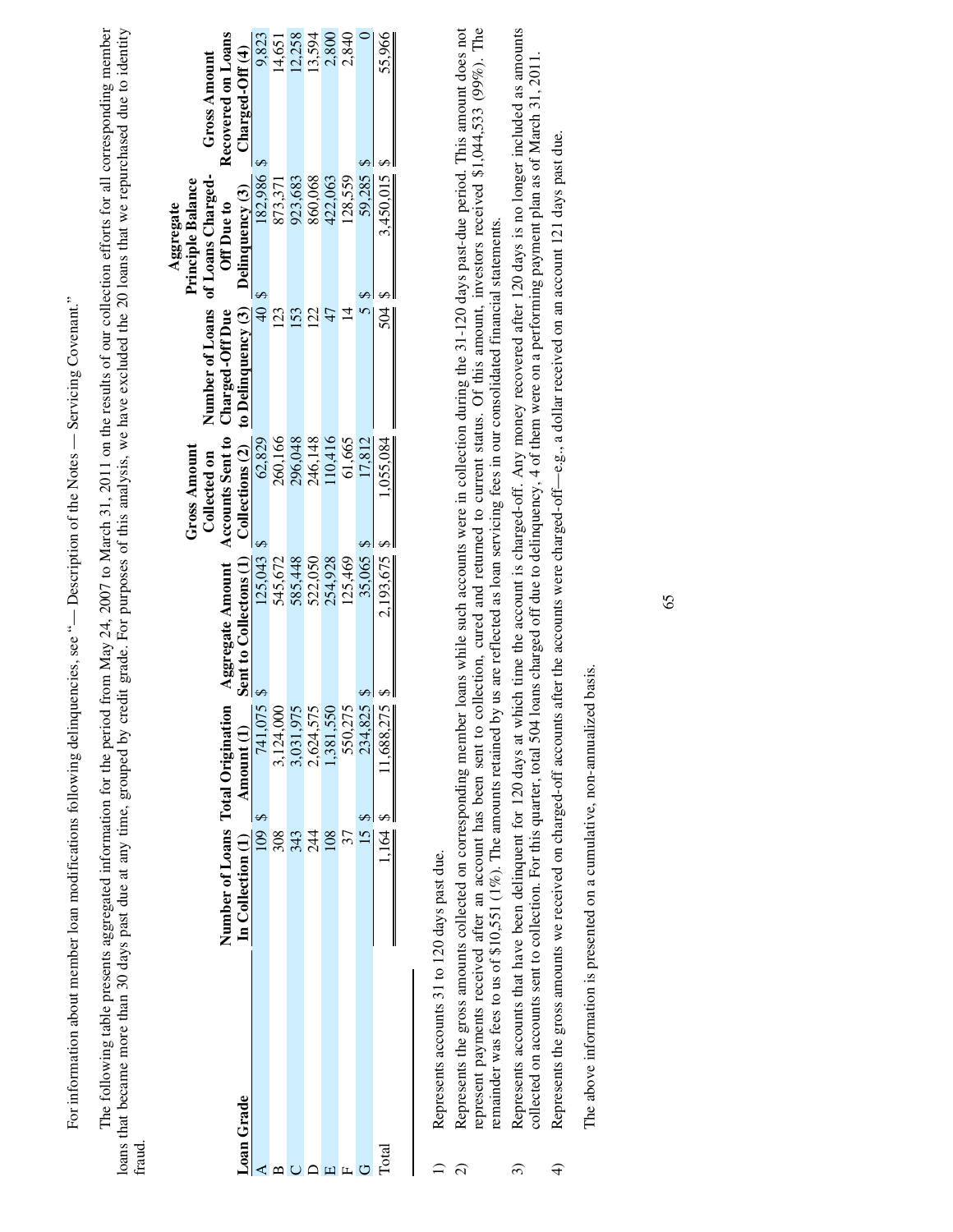For information about member loan modifications following delinquencies, see "— Description of the Notes — Servicing Covenant."

The following table presents aggregated information for the period from May 24, 2007 to March 31, 2011 on the results of our collection efforts for all corresponding member loans that became more than 30 days past due at any time, grouped by credit grade. For purposes of this analysis, we have excluded the 20 loans that we repurchased due to identity fraud.

| Loan Grade | Number of Loans In Collection (1) | Total Origination Amount (1) | Aggregate Amount Sent to Collectons (1) | Gross Amount Collected on Accounts Sent to Collections (2) | Number of Loans Charged-Off Due to Delinquency (3) | Aggregate Principle Balance of Loans Charged-Off Due to Delinquency (3) | Gross Amount Recovered on Loans Charged-Off (4) |
|---|---|---|---|---|---|---|---|
| A | 109 | $ 741,075 | $ 125,043 | $ 62,829 | 40 | $ 182,986 | $ 9,823 |
| B | 308 | 3,124,000 | 545,672 | 260,166 | 123 | 873,371 | 14,651 |
| C | 343 | 3,031,975 | 585,448 | 296,048 | 153 | 923,683 | 12,258 |
| D | 244 | 2,624,575 | 522,050 | 246,148 | 122 | 860,068 | 13,594 |
| E | 108 | 1,381,550 | 254,928 | 110,416 | 47 | 422,063 | 2,800 |
| F | 37 | 550,275 | 125,469 | 61,665 | 14 | 128,559 | 2,840 |
| G | 15 | $ 234,825 | $ 35,065 | $ 17,812 | 5 | $ 59,285 | $ 0 |
| Total | 1,164 | $ 11,688,275 | $ 2,193,675 | $ 1,055,084 | 504 | $ 3,450,015 | $ 55,966 |

1) Represents accounts 31 to 120 days past due.

2) Represents the gross amounts collected on corresponding member loans while such accounts were in collection during the 31-120 days past-due period. This amount does not represent payments received after an account has been sent to collection, cured and returned to current status. Of this amount, investors received $1,044,533 (99%). The remainder was fees to us of $10,551 (1%). The amounts retained by us are reflected as loan servicing fees in our consolidated financial statements.

3) Represents accounts that have been delinquent for 120 days at which time the account is charged-off. Any money recovered after 120 days is no longer included as amounts collected on accounts sent to collection. For this quarter, total 504 loans charged off due to delinquency, 4 of them were on a performing payment plan as of March 31, 2011.

4) Represents the gross amounts we received on charged-off accounts after the accounts were charged-off—e.g., a dollar received on an account 121 days past due.

The above information is presented on a cumulative, non-annualized basis.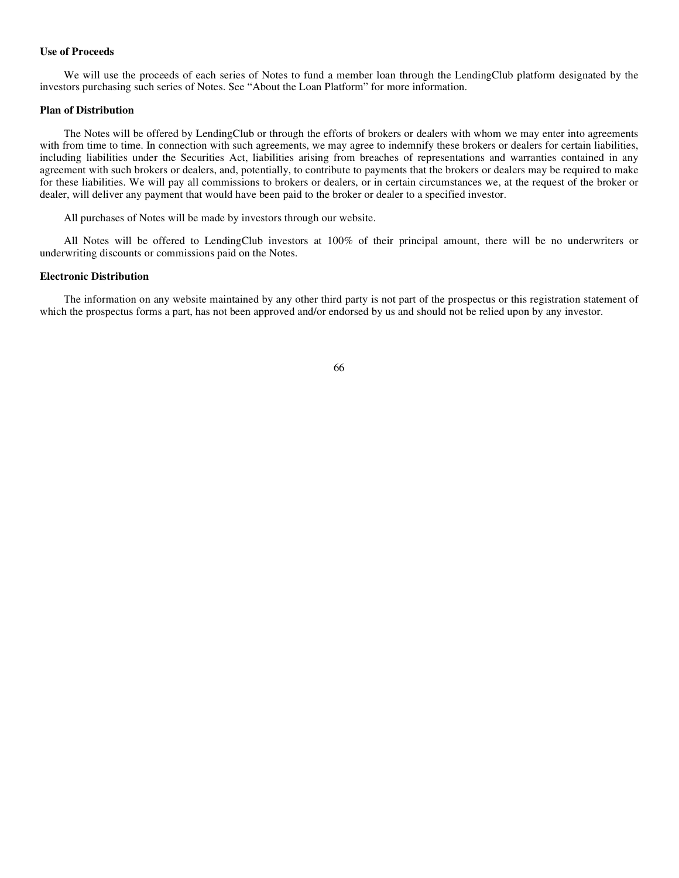### Use of Proceeds

We will use the proceeds of each series of Notes to fund a member loan through the LendingClub platform designated by the investors purchasing such series of Notes. See "About the Loan Platform" for more information.

### Plan of Distribution

The Notes will be offered by LendingClub or through the efforts of brokers or dealers with whom we may enter into agreements with from time to time. In connection with such agreements, we may agree to indemnify these brokers or dealers for certain liabilities, including liabilities under the Securities Act, liabilities arising from breaches of representations and warranties contained in any agreement with such brokers or dealers, and, potentially, to contribute to payments that the brokers or dealers may be required to make for these liabilities. We will pay all commissions to brokers or dealers, or in certain circumstances we, at the request of the broker or dealer, will deliver any payment that would have been paid to the broker or dealer to a specified investor.

All purchases of Notes will be made by investors through our website.

All Notes will be offered to LendingClub investors at 100% of their principal amount, there will be no underwriters or underwriting discounts or commissions paid on the Notes.

### Electronic Distribution

The information on any website maintained by any other third party is not part of the prospectus or this registration statement of which the prospectus forms a part, has not been approved and/or endorsed by us and should not be relied upon by any investor.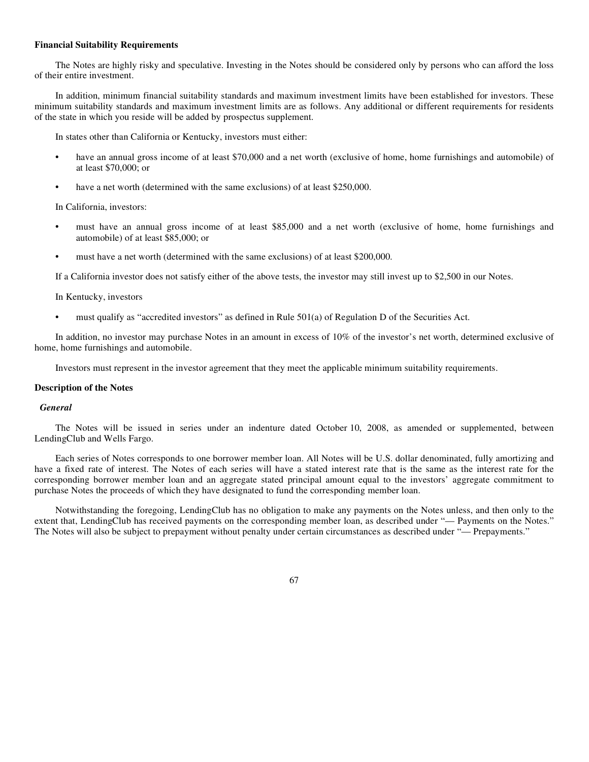## Financial Suitability Requirements

The Notes are highly risky and speculative. Investing in the Notes should be considered only by persons who can afford the loss of their entire investment.

In addition, minimum financial suitability standards and maximum investment limits have been established for investors. These minimum suitability standards and maximum investment limits are as follows. Any additional or different requirements for residents of the state in which you reside will be added by prospectus supplement.

In states other than California or Kentucky, investors must either:

- have an annual gross income of at least $70,000 and a net worth (exclusive of home, home furnishings and automobile) of at least $70,000; or
- have a net worth (determined with the same exclusions) of at least $250,000.

In California, investors:

- must have an annual gross income of at least $85,000 and a net worth (exclusive of home, home furnishings and automobile) of at least $85,000; or
- must have a net worth (determined with the same exclusions) of at least $200,000.

If a California investor does not satisfy either of the above tests, the investor may still invest up to $2,500 in our Notes.

In Kentucky, investors

- must qualify as "accredited investors" as defined in Rule 501(a) of Regulation D of the Securities Act.

In addition, no investor may purchase Notes in an amount in excess of 10% of the investor's net worth, determined exclusive of home, home furnishings and automobile.

Investors must represent in the investor agreement that they meet the applicable minimum suitability requirements.

## Description of the Notes

### *General*

The Notes will be issued in series under an indenture dated October 10, 2008, as amended or supplemented, between LendingClub and Wells Fargo.

Each series of Notes corresponds to one borrower member loan. All Notes will be U.S. dollar denominated, fully amortizing and have a fixed rate of interest. The Notes of each series will have a stated interest rate that is the same as the interest rate for the corresponding borrower member loan and an aggregate stated principal amount equal to the investors' aggregate commitment to purchase Notes the proceeds of which they have designated to fund the corresponding member loan.

Notwithstanding the foregoing, LendingClub has no obligation to make any payments on the Notes unless, and then only to the extent that, LendingClub has received payments on the corresponding member loan, as described under "— Payments on the Notes." The Notes will also be subject to prepayment without penalty under certain circumstances as described under "— Prepayments."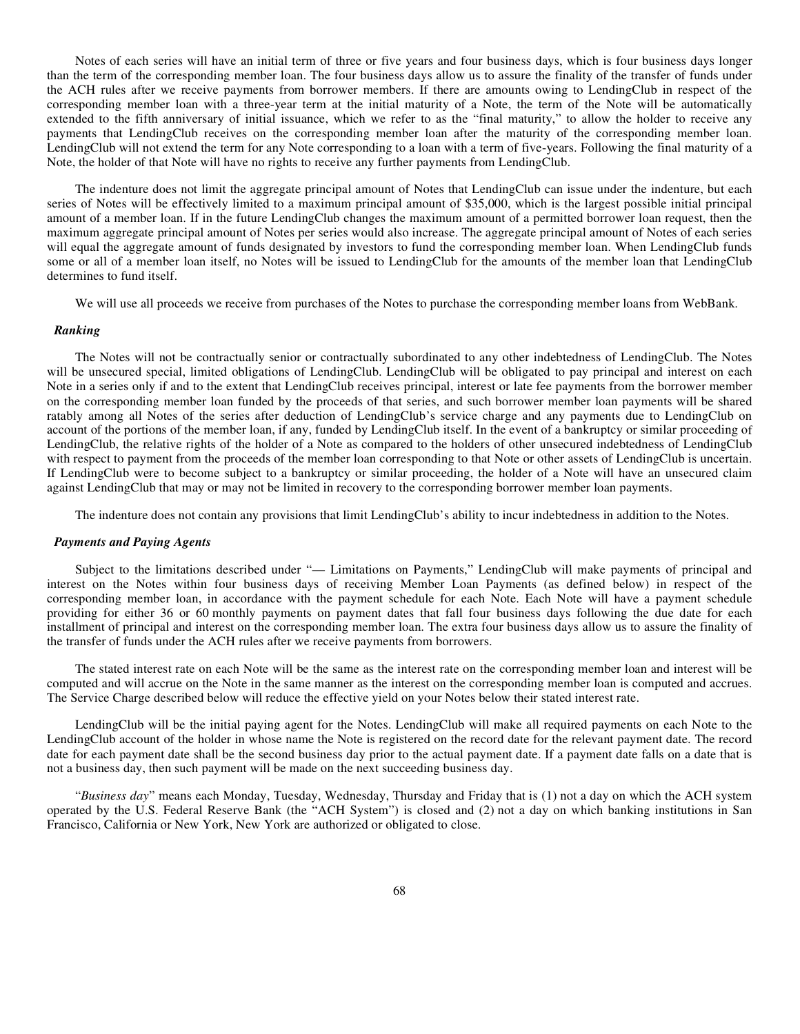Notes of each series will have an initial term of three or five years and four business days, which is four business days longer than the term of the corresponding member loan. The four business days allow us to assure the finality of the transfer of funds under the ACH rules after we receive payments from borrower members. If there are amounts owing to LendingClub in respect of the corresponding member loan with a three-year term at the initial maturity of a Note, the term of the Note will be automatically extended to the fifth anniversary of initial issuance, which we refer to as the "final maturity," to allow the holder to receive any payments that LendingClub receives on the corresponding member loan after the maturity of the corresponding member loan. LendingClub will not extend the term for any Note corresponding to a loan with a term of five-years. Following the final maturity of a Note, the holder of that Note will have no rights to receive any further payments from LendingClub.

The indenture does not limit the aggregate principal amount of Notes that LendingClub can issue under the indenture, but each series of Notes will be effectively limited to a maximum principal amount of $35,000, which is the largest possible initial principal amount of a member loan. If in the future LendingClub changes the maximum amount of a permitted borrower loan request, then the maximum aggregate principal amount of Notes per series would also increase. The aggregate principal amount of Notes of each series will equal the aggregate amount of funds designated by investors to fund the corresponding member loan. When LendingClub funds some or all of a member loan itself, no Notes will be issued to LendingClub for the amounts of the member loan that LendingClub determines to fund itself.

We will use all proceeds we receive from purchases of the Notes to purchase the corresponding member loans from WebBank.

### *Ranking*

The Notes will not be contractually senior or contractually subordinated to any other indebtedness of LendingClub. The Notes will be unsecured special, limited obligations of LendingClub. LendingClub will be obligated to pay principal and interest on each Note in a series only if and to the extent that LendingClub receives principal, interest or late fee payments from the borrower member on the corresponding member loan funded by the proceeds of that series, and such borrower member loan payments will be shared ratably among all Notes of the series after deduction of LendingClub's service charge and any payments due to LendingClub on account of the portions of the member loan, if any, funded by LendingClub itself. In the event of a bankruptcy or similar proceeding of LendingClub, the relative rights of the holder of a Note as compared to the holders of other unsecured indebtedness of LendingClub with respect to payment from the proceeds of the member loan corresponding to that Note or other assets of LendingClub is uncertain. If LendingClub were to become subject to a bankruptcy or similar proceeding, the holder of a Note will have an unsecured claim against LendingClub that may or may not be limited in recovery to the corresponding borrower member loan payments.

The indenture does not contain any provisions that limit LendingClub's ability to incur indebtedness in addition to the Notes.

### *Payments and Paying Agents*

Subject to the limitations described under "— Limitations on Payments," LendingClub will make payments of principal and interest on the Notes within four business days of receiving Member Loan Payments (as defined below) in respect of the corresponding member loan, in accordance with the payment schedule for each Note. Each Note will have a payment schedule providing for either 36 or 60 monthly payments on payment dates that fall four business days following the due date for each installment of principal and interest on the corresponding member loan. The extra four business days allow us to assure the finality of the transfer of funds under the ACH rules after we receive payments from borrowers.

The stated interest rate on each Note will be the same as the interest rate on the corresponding member loan and interest will be computed and will accrue on the Note in the same manner as the interest on the corresponding member loan is computed and accrues. The Service Charge described below will reduce the effective yield on your Notes below their stated interest rate.

LendingClub will be the initial paying agent for the Notes. LendingClub will make all required payments on each Note to the LendingClub account of the holder in whose name the Note is registered on the record date for the relevant payment date. The record date for each payment date shall be the second business day prior to the actual payment date. If a payment date falls on a date that is not a business day, then such payment will be made on the next succeeding business day.

"*Business day*" means each Monday, Tuesday, Wednesday, Thursday and Friday that is (1) not a day on which the ACH system operated by the U.S. Federal Reserve Bank (the "ACH System") is closed and (2) not a day on which banking institutions in San Francisco, California or New York, New York are authorized or obligated to close.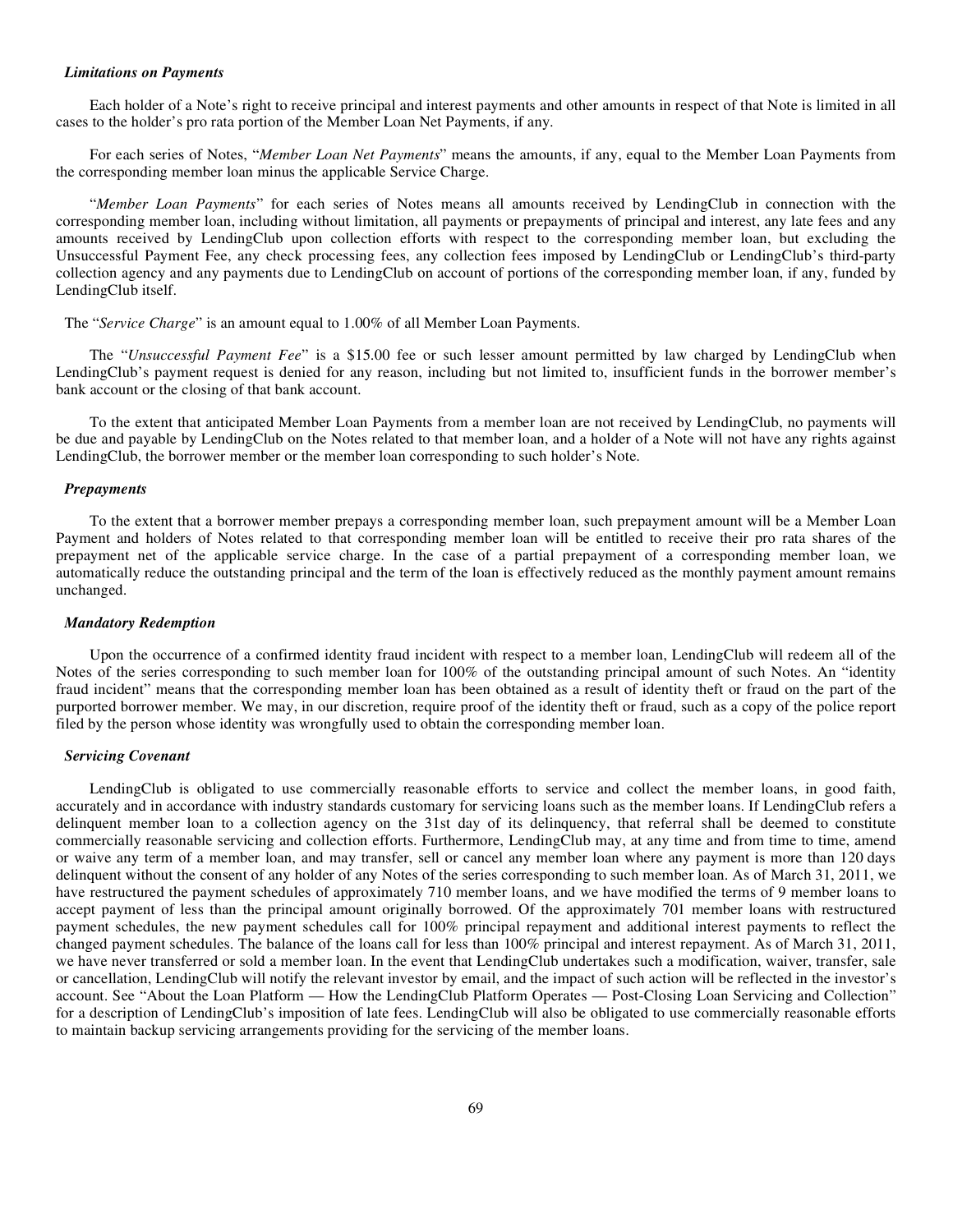### *Limitations on Payments*

Each holder of a Note's right to receive principal and interest payments and other amounts in respect of that Note is limited in all cases to the holder's pro rata portion of the Member Loan Net Payments, if any.

For each series of Notes, "*Member Loan Net Payments*" means the amounts, if any, equal to the Member Loan Payments from the corresponding member loan minus the applicable Service Charge.

"*Member Loan Payments*" for each series of Notes means all amounts received by LendingClub in connection with the corresponding member loan, including without limitation, all payments or prepayments of principal and interest, any late fees and any amounts received by LendingClub upon collection efforts with respect to the corresponding member loan, but excluding the Unsuccessful Payment Fee, any check processing fees, any collection fees imposed by LendingClub or LendingClub's third-party collection agency and any payments due to LendingClub on account of portions of the corresponding member loan, if any, funded by LendingClub itself.

The "*Service Charge*" is an amount equal to 1.00% of all Member Loan Payments.

The "*Unsuccessful Payment Fee*" is a $15.00 fee or such lesser amount permitted by law charged by LendingClub when LendingClub's payment request is denied for any reason, including but not limited to, insufficient funds in the borrower member's bank account or the closing of that bank account.

To the extent that anticipated Member Loan Payments from a member loan are not received by LendingClub, no payments will be due and payable by LendingClub on the Notes related to that member loan, and a holder of a Note will not have any rights against LendingClub, the borrower member or the member loan corresponding to such holder's Note.

### *Prepayments*

To the extent that a borrower member prepays a corresponding member loan, such prepayment amount will be a Member Loan Payment and holders of Notes related to that corresponding member loan will be entitled to receive their pro rata shares of the prepayment net of the applicable service charge. In the case of a partial prepayment of a corresponding member loan, we automatically reduce the outstanding principal and the term of the loan is effectively reduced as the monthly payment amount remains unchanged.

### *Mandatory Redemption*

Upon the occurrence of a confirmed identity fraud incident with respect to a member loan, LendingClub will redeem all of the Notes of the series corresponding to such member loan for 100% of the outstanding principal amount of such Notes. An "identity fraud incident" means that the corresponding member loan has been obtained as a result of identity theft or fraud on the part of the purported borrower member. We may, in our discretion, require proof of the identity theft or fraud, such as a copy of the police report filed by the person whose identity was wrongfully used to obtain the corresponding member loan.

### *Servicing Covenant*

LendingClub is obligated to use commercially reasonable efforts to service and collect the member loans, in good faith, accurately and in accordance with industry standards customary for servicing loans such as the member loans. If LendingClub refers a delinquent member loan to a collection agency on the 31st day of its delinquency, that referral shall be deemed to constitute commercially reasonable servicing and collection efforts. Furthermore, LendingClub may, at any time and from time to time, amend or waive any term of a member loan, and may transfer, sell or cancel any member loan where any payment is more than 120 days delinquent without the consent of any holder of any Notes of the series corresponding to such member loan. As of March 31, 2011, we have restructured the payment schedules of approximately 710 member loans, and we have modified the terms of 9 member loans to accept payment of less than the principal amount originally borrowed. Of the approximately 701 member loans with restructured payment schedules, the new payment schedules call for 100% principal repayment and additional interest payments to reflect the changed payment schedules. The balance of the loans call for less than 100% principal and interest repayment. As of March 31, 2011, we have never transferred or sold a member loan. In the event that LendingClub undertakes such a modification, waiver, transfer, sale or cancellation, LendingClub will notify the relevant investor by email, and the impact of such action will be reflected in the investor's account. See "About the Loan Platform — How the LendingClub Platform Operates — Post-Closing Loan Servicing and Collection" for a description of LendingClub's imposition of late fees. LendingClub will also be obligated to use commercially reasonable efforts to maintain backup servicing arrangements providing for the servicing of the member loans.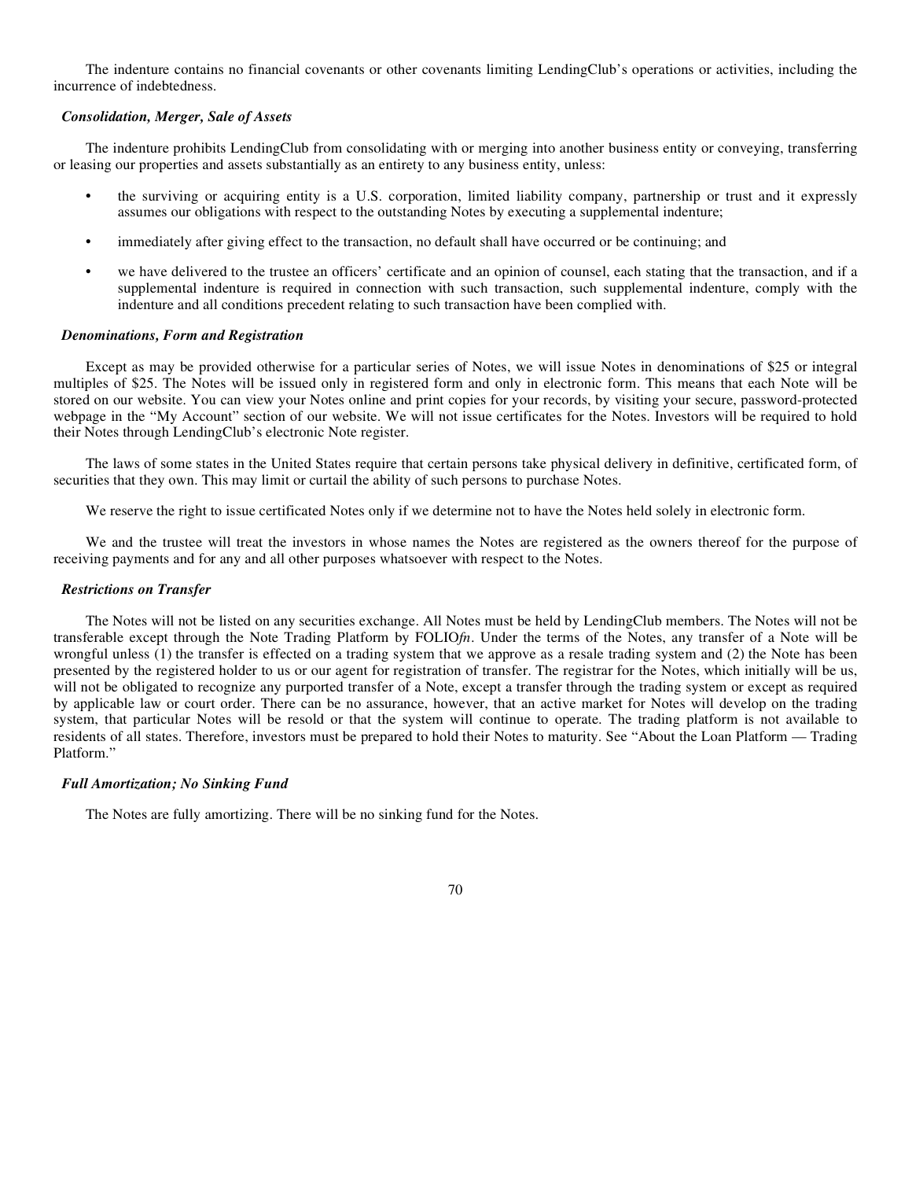The indenture contains no financial covenants or other covenants limiting LendingClub's operations or activities, including the incurrence of indebtedness.

### *Consolidation, Merger, Sale of Assets*

The indenture prohibits LendingClub from consolidating with or merging into another business entity or conveying, transferring or leasing our properties and assets substantially as an entirety to any business entity, unless:

- the surviving or acquiring entity is a U.S. corporation, limited liability company, partnership or trust and it expressly assumes our obligations with respect to the outstanding Notes by executing a supplemental indenture;
- immediately after giving effect to the transaction, no default shall have occurred or be continuing; and
- we have delivered to the trustee an officers' certificate and an opinion of counsel, each stating that the transaction, and if a supplemental indenture is required in connection with such transaction, such supplemental indenture, comply with the indenture and all conditions precedent relating to such transaction have been complied with.

### *Denominations, Form and Registration*

Except as may be provided otherwise for a particular series of Notes, we will issue Notes in denominations of $25 or integral multiples of $25. The Notes will be issued only in registered form and only in electronic form. This means that each Note will be stored on our website. You can view your Notes online and print copies for your records, by visiting your secure, password-protected webpage in the "My Account" section of our website. We will not issue certificates for the Notes. Investors will be required to hold their Notes through LendingClub's electronic Note register.

The laws of some states in the United States require that certain persons take physical delivery in definitive, certificated form, of securities that they own. This may limit or curtail the ability of such persons to purchase Notes.

We reserve the right to issue certificated Notes only if we determine not to have the Notes held solely in electronic form.

We and the trustee will treat the investors in whose names the Notes are registered as the owners thereof for the purpose of receiving payments and for any and all other purposes whatsoever with respect to the Notes.

### *Restrictions on Transfer*

The Notes will not be listed on any securities exchange. All Notes must be held by LendingClub members. The Notes will not be transferable except through the Note Trading Platform by FOLIO*fn*. Under the terms of the Notes, any transfer of a Note will be wrongful unless (1) the transfer is effected on a trading system that we approve as a resale trading system and (2) the Note has been presented by the registered holder to us or our agent for registration of transfer. The registrar for the Notes, which initially will be us, will not be obligated to recognize any purported transfer of a Note, except a transfer through the trading system or except as required by applicable law or court order. There can be no assurance, however, that an active market for Notes will develop on the trading system, that particular Notes will be resold or that the system will continue to operate. The trading platform is not available to residents of all states. Therefore, investors must be prepared to hold their Notes to maturity. See "About the Loan Platform — Trading Platform."

### *Full Amortization; No Sinking Fund*

The Notes are fully amortizing. There will be no sinking fund for the Notes.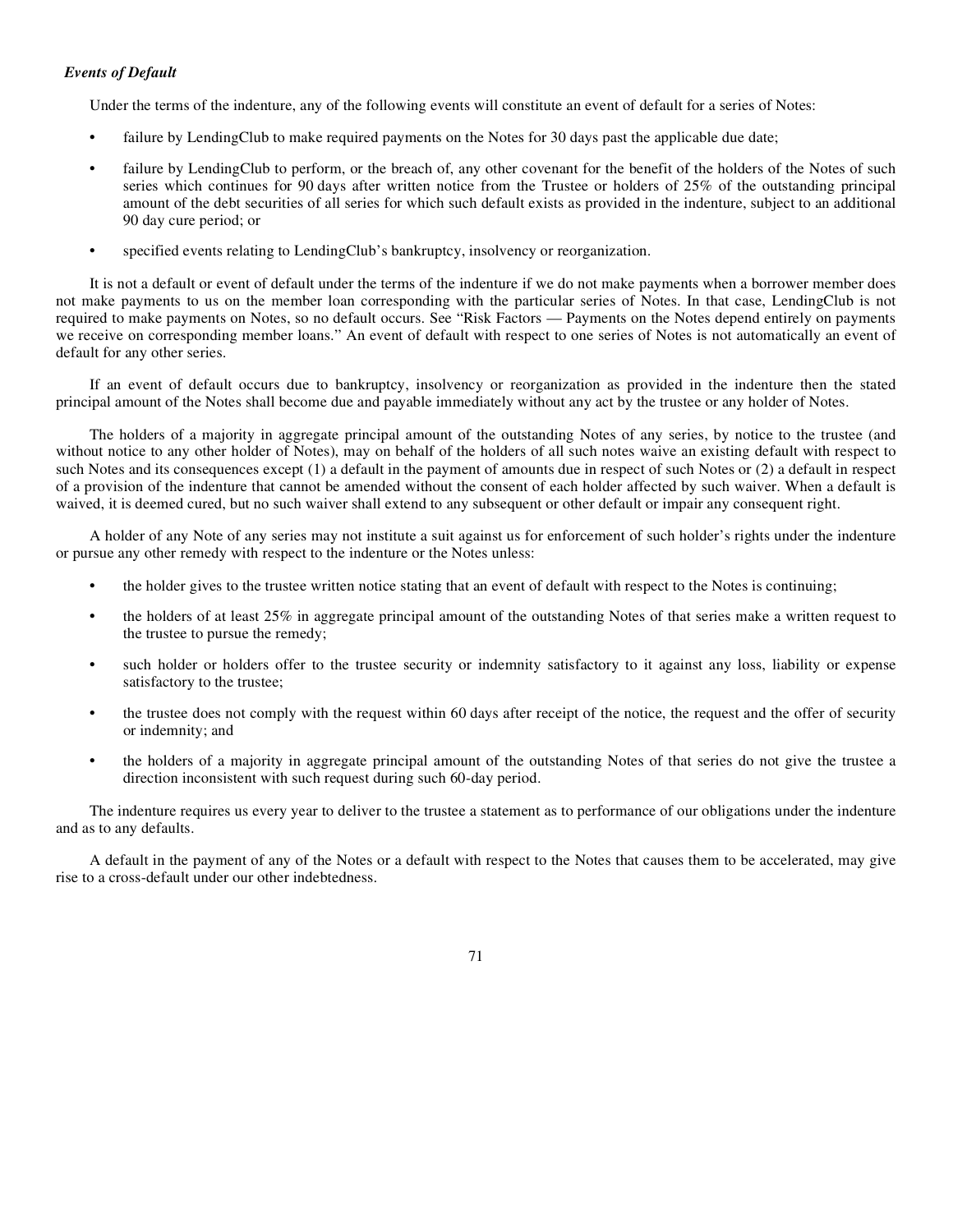***Events of Default***

Under the terms of the indenture, any of the following events will constitute an event of default for a series of Notes:

- failure by LendingClub to make required payments on the Notes for 30 days past the applicable due date;
- failure by LendingClub to perform, or the breach of, any other covenant for the benefit of the holders of the Notes of such series which continues for 90 days after written notice from the Trustee or holders of 25% of the outstanding principal amount of the debt securities of all series for which such default exists as provided in the indenture, subject to an additional 90 day cure period; or
- specified events relating to LendingClub's bankruptcy, insolvency or reorganization.

It is not a default or event of default under the terms of the indenture if we do not make payments when a borrower member does not make payments to us on the member loan corresponding with the particular series of Notes. In that case, LendingClub is not required to make payments on Notes, so no default occurs. See "Risk Factors — Payments on the Notes depend entirely on payments we receive on corresponding member loans." An event of default with respect to one series of Notes is not automatically an event of default for any other series.

If an event of default occurs due to bankruptcy, insolvency or reorganization as provided in the indenture then the stated principal amount of the Notes shall become due and payable immediately without any act by the trustee or any holder of Notes.

The holders of a majority in aggregate principal amount of the outstanding Notes of any series, by notice to the trustee (and without notice to any other holder of Notes), may on behalf of the holders of all such notes waive an existing default with respect to such Notes and its consequences except (1) a default in the payment of amounts due in respect of such Notes or (2) a default in respect of a provision of the indenture that cannot be amended without the consent of each holder affected by such waiver. When a default is waived, it is deemed cured, but no such waiver shall extend to any subsequent or other default or impair any consequent right.

A holder of any Note of any series may not institute a suit against us for enforcement of such holder's rights under the indenture or pursue any other remedy with respect to the indenture or the Notes unless:

- the holder gives to the trustee written notice stating that an event of default with respect to the Notes is continuing;
- the holders of at least 25% in aggregate principal amount of the outstanding Notes of that series make a written request to the trustee to pursue the remedy;
- such holder or holders offer to the trustee security or indemnity satisfactory to it against any loss, liability or expense satisfactory to the trustee;
- the trustee does not comply with the request within 60 days after receipt of the notice, the request and the offer of security or indemnity; and
- the holders of a majority in aggregate principal amount of the outstanding Notes of that series do not give the trustee a direction inconsistent with such request during such 60-day period.

The indenture requires us every year to deliver to the trustee a statement as to performance of our obligations under the indenture and as to any defaults.

A default in the payment of any of the Notes or a default with respect to the Notes that causes them to be accelerated, may give rise to a cross-default under our other indebtedness.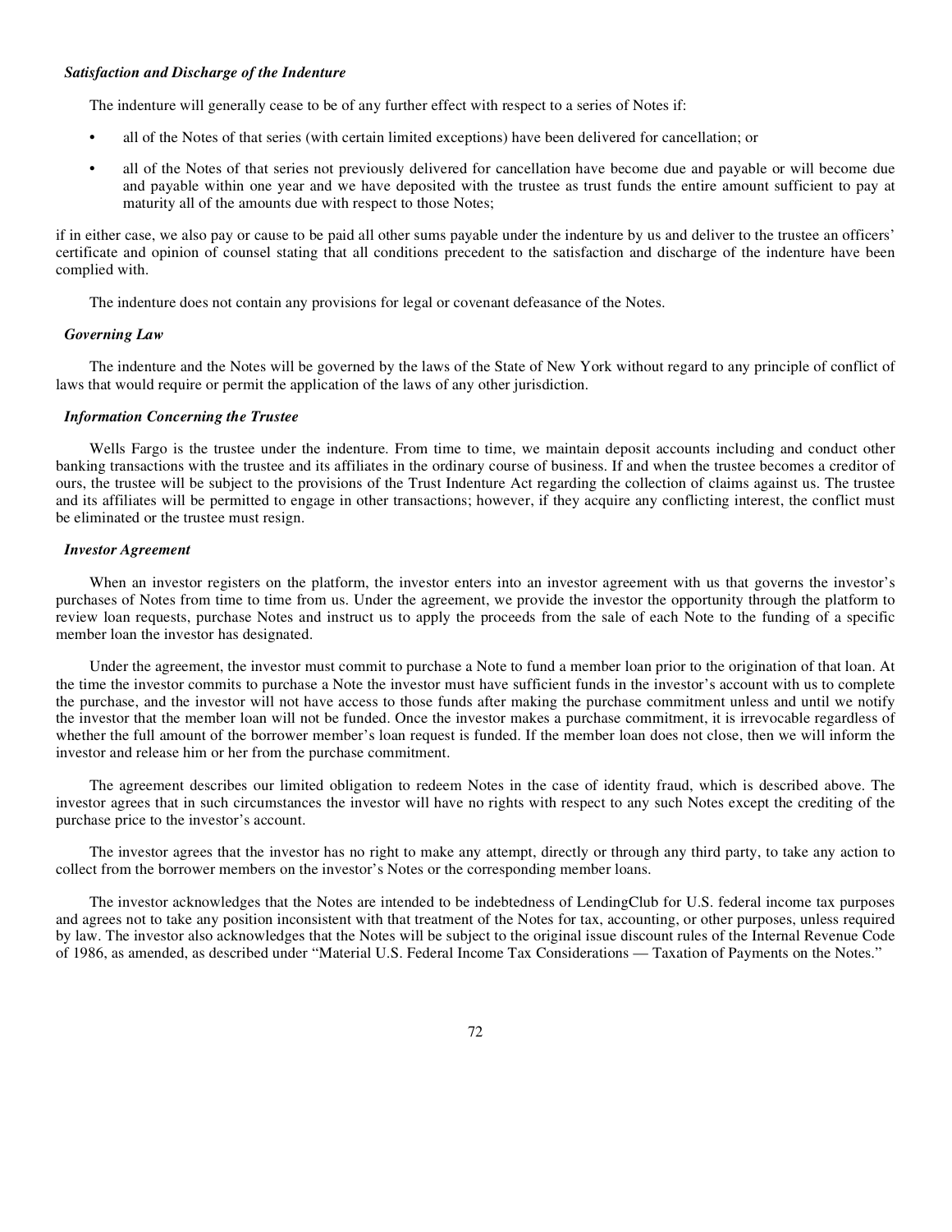### *Satisfaction and Discharge of the Indenture*

The indenture will generally cease to be of any further effect with respect to a series of Notes if:

- all of the Notes of that series (with certain limited exceptions) have been delivered for cancellation; or
- all of the Notes of that series not previously delivered for cancellation have become due and payable or will become due and payable within one year and we have deposited with the trustee as trust funds the entire amount sufficient to pay at maturity all of the amounts due with respect to those Notes;

if in either case, we also pay or cause to be paid all other sums payable under the indenture by us and deliver to the trustee an officers' certificate and opinion of counsel stating that all conditions precedent to the satisfaction and discharge of the indenture have been complied with.

The indenture does not contain any provisions for legal or covenant defeasance of the Notes.

### *Governing Law*

The indenture and the Notes will be governed by the laws of the State of New York without regard to any principle of conflict of laws that would require or permit the application of the laws of any other jurisdiction.

### *Information Concerning the Trustee*

Wells Fargo is the trustee under the indenture. From time to time, we maintain deposit accounts including and conduct other banking transactions with the trustee and its affiliates in the ordinary course of business. If and when the trustee becomes a creditor of ours, the trustee will be subject to the provisions of the Trust Indenture Act regarding the collection of claims against us. The trustee and its affiliates will be permitted to engage in other transactions; however, if they acquire any conflicting interest, the conflict must be eliminated or the trustee must resign.

### *Investor Agreement*

When an investor registers on the platform, the investor enters into an investor agreement with us that governs the investor's purchases of Notes from time to time from us. Under the agreement, we provide the investor the opportunity through the platform to review loan requests, purchase Notes and instruct us to apply the proceeds from the sale of each Note to the funding of a specific member loan the investor has designated.

Under the agreement, the investor must commit to purchase a Note to fund a member loan prior to the origination of that loan. At the time the investor commits to purchase a Note the investor must have sufficient funds in the investor's account with us to complete the purchase, and the investor will not have access to those funds after making the purchase commitment unless and until we notify the investor that the member loan will not be funded. Once the investor makes a purchase commitment, it is irrevocable regardless of whether the full amount of the borrower member's loan request is funded. If the member loan does not close, then we will inform the investor and release him or her from the purchase commitment.

The agreement describes our limited obligation to redeem Notes in the case of identity fraud, which is described above. The investor agrees that in such circumstances the investor will have no rights with respect to any such Notes except the crediting of the purchase price to the investor's account.

The investor agrees that the investor has no right to make any attempt, directly or through any third party, to take any action to collect from the borrower members on the investor's Notes or the corresponding member loans.

The investor acknowledges that the Notes are intended to be indebtedness of LendingClub for U.S. federal income tax purposes and agrees not to take any position inconsistent with that treatment of the Notes for tax, accounting, or other purposes, unless required by law. The investor also acknowledges that the Notes will be subject to the original issue discount rules of the Internal Revenue Code of 1986, as amended, as described under "Material U.S. Federal Income Tax Considerations — Taxation of Payments on the Notes."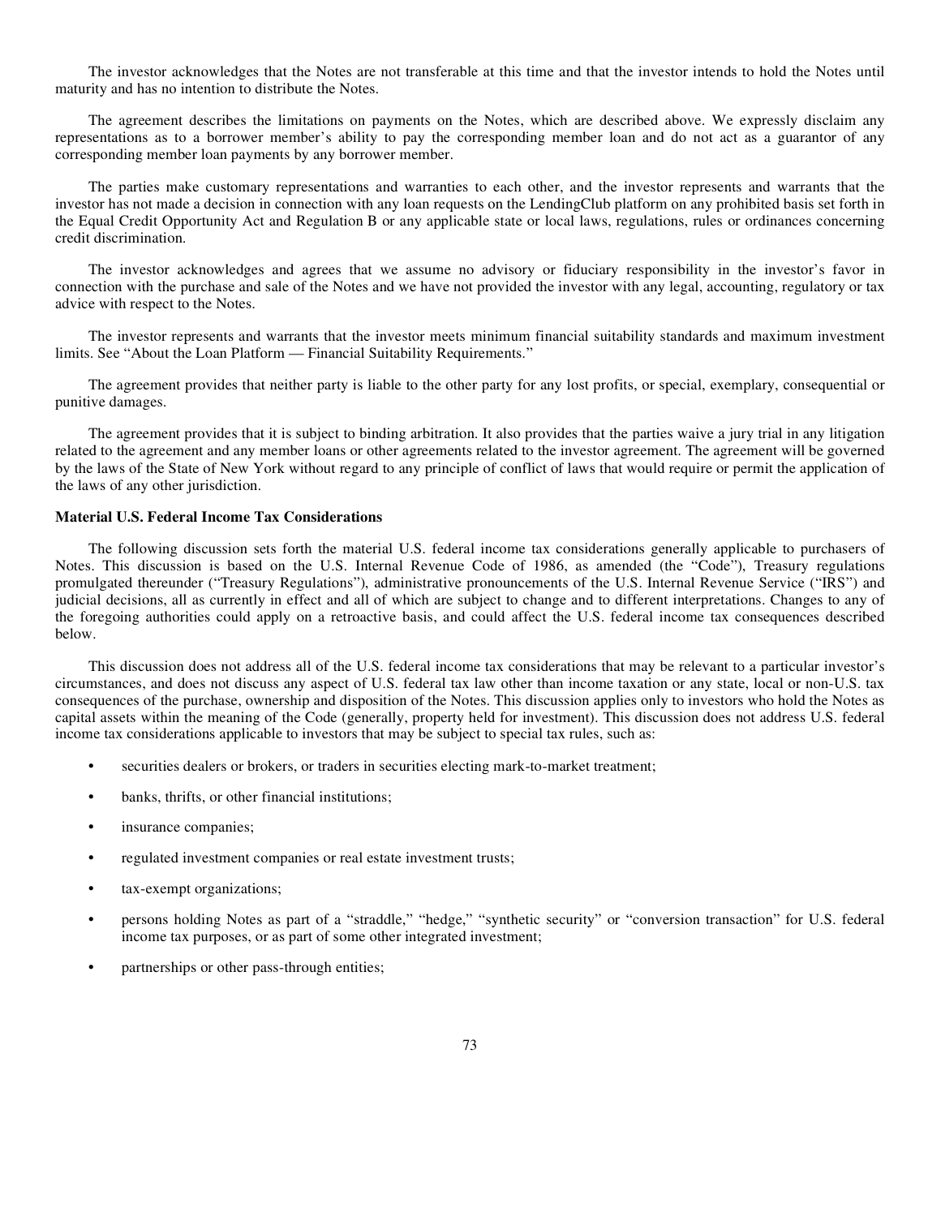The investor acknowledges that the Notes are not transferable at this time and that the investor intends to hold the Notes until maturity and has no intention to distribute the Notes.

The agreement describes the limitations on payments on the Notes, which are described above. We expressly disclaim any representations as to a borrower member's ability to pay the corresponding member loan and do not act as a guarantor of any corresponding member loan payments by any borrower member.

The parties make customary representations and warranties to each other, and the investor represents and warrants that the investor has not made a decision in connection with any loan requests on the LendingClub platform on any prohibited basis set forth in the Equal Credit Opportunity Act and Regulation B or any applicable state or local laws, regulations, rules or ordinances concerning credit discrimination.

The investor acknowledges and agrees that we assume no advisory or fiduciary responsibility in the investor's favor in connection with the purchase and sale of the Notes and we have not provided the investor with any legal, accounting, regulatory or tax advice with respect to the Notes.

The investor represents and warrants that the investor meets minimum financial suitability standards and maximum investment limits. See "About the Loan Platform — Financial Suitability Requirements."

The agreement provides that neither party is liable to the other party for any lost profits, or special, exemplary, consequential or punitive damages.

The agreement provides that it is subject to binding arbitration. It also provides that the parties waive a jury trial in any litigation related to the agreement and any member loans or other agreements related to the investor agreement. The agreement will be governed by the laws of the State of New York without regard to any principle of conflict of laws that would require or permit the application of the laws of any other jurisdiction.

**Material U.S. Federal Income Tax Considerations**

The following discussion sets forth the material U.S. federal income tax considerations generally applicable to purchasers of Notes. This discussion is based on the U.S. Internal Revenue Code of 1986, as amended (the "Code"), Treasury regulations promulgated thereunder ("Treasury Regulations"), administrative pronouncements of the U.S. Internal Revenue Service ("IRS") and judicial decisions, all as currently in effect and all of which are subject to change and to different interpretations. Changes to any of the foregoing authorities could apply on a retroactive basis, and could affect the U.S. federal income tax consequences described below.

This discussion does not address all of the U.S. federal income tax considerations that may be relevant to a particular investor's circumstances, and does not discuss any aspect of U.S. federal tax law other than income taxation or any state, local or non-U.S. tax consequences of the purchase, ownership and disposition of the Notes. This discussion applies only to investors who hold the Notes as capital assets within the meaning of the Code (generally, property held for investment). This discussion does not address U.S. federal income tax considerations applicable to investors that may be subject to special tax rules, such as:

- securities dealers or brokers, or traders in securities electing mark-to-market treatment;
- banks, thrifts, or other financial institutions;
- insurance companies;
- regulated investment companies or real estate investment trusts;
- tax-exempt organizations;
- persons holding Notes as part of a "straddle," "hedge," "synthetic security" or "conversion transaction" for U.S. federal income tax purposes, or as part of some other integrated investment;
- partnerships or other pass-through entities;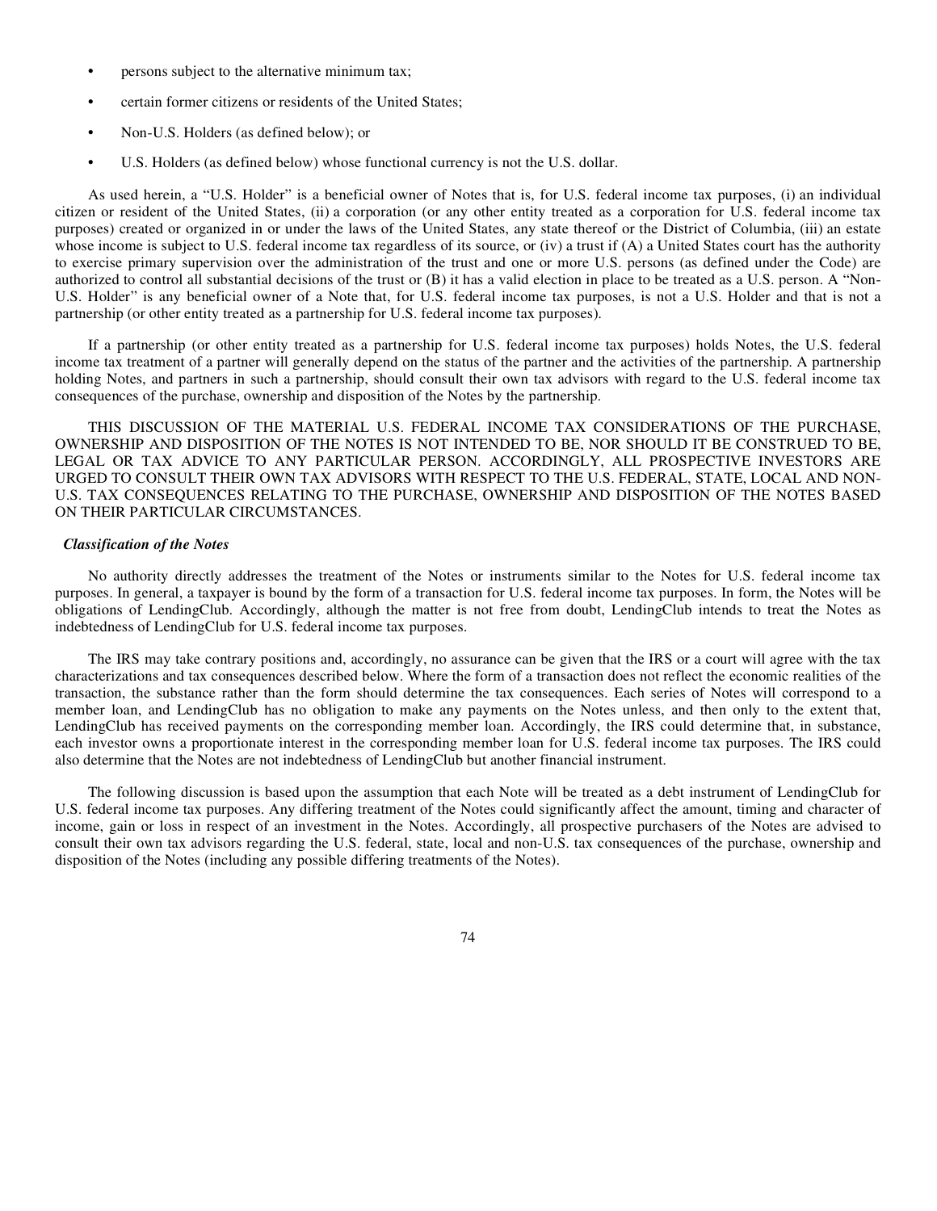- persons subject to the alternative minimum tax;
- certain former citizens or residents of the United States;
- Non-U.S. Holders (as defined below); or
- U.S. Holders (as defined below) whose functional currency is not the U.S. dollar.

As used herein, a "U.S. Holder" is a beneficial owner of Notes that is, for U.S. federal income tax purposes, (i) an individual citizen or resident of the United States, (ii) a corporation (or any other entity treated as a corporation for U.S. federal income tax purposes) created or organized in or under the laws of the United States, any state thereof or the District of Columbia, (iii) an estate whose income is subject to U.S. federal income tax regardless of its source, or (iv) a trust if (A) a United States court has the authority to exercise primary supervision over the administration of the trust and one or more U.S. persons (as defined under the Code) are authorized to control all substantial decisions of the trust or (B) it has a valid election in place to be treated as a U.S. person. A "Non-U.S. Holder" is any beneficial owner of a Note that, for U.S. federal income tax purposes, is not a U.S. Holder and that is not a partnership (or other entity treated as a partnership for U.S. federal income tax purposes).

If a partnership (or other entity treated as a partnership for U.S. federal income tax purposes) holds Notes, the U.S. federal income tax treatment of a partner will generally depend on the status of the partner and the activities of the partnership. A partnership holding Notes, and partners in such a partnership, should consult their own tax advisors with regard to the U.S. federal income tax consequences of the purchase, ownership and disposition of the Notes by the partnership.

THIS DISCUSSION OF THE MATERIAL U.S. FEDERAL INCOME TAX CONSIDERATIONS OF THE PURCHASE, OWNERSHIP AND DISPOSITION OF THE NOTES IS NOT INTENDED TO BE, NOR SHOULD IT BE CONSTRUED TO BE, LEGAL OR TAX ADVICE TO ANY PARTICULAR PERSON. ACCORDINGLY, ALL PROSPECTIVE INVESTORS ARE URGED TO CONSULT THEIR OWN TAX ADVISORS WITH RESPECT TO THE U.S. FEDERAL, STATE, LOCAL AND NON-U.S. TAX CONSEQUENCES RELATING TO THE PURCHASE, OWNERSHIP AND DISPOSITION OF THE NOTES BASED ON THEIR PARTICULAR CIRCUMSTANCES.

***Classification of the Notes***

No authority directly addresses the treatment of the Notes or instruments similar to the Notes for U.S. federal income tax purposes. In general, a taxpayer is bound by the form of a transaction for U.S. federal income tax purposes. In form, the Notes will be obligations of LendingClub. Accordingly, although the matter is not free from doubt, LendingClub intends to treat the Notes as indebtedness of LendingClub for U.S. federal income tax purposes.

The IRS may take contrary positions and, accordingly, no assurance can be given that the IRS or a court will agree with the tax characterizations and tax consequences described below. Where the form of a transaction does not reflect the economic realities of the transaction, the substance rather than the form should determine the tax consequences. Each series of Notes will correspond to a member loan, and LendingClub has no obligation to make any payments on the Notes unless, and then only to the extent that, LendingClub has received payments on the corresponding member loan. Accordingly, the IRS could determine that, in substance, each investor owns a proportionate interest in the corresponding member loan for U.S. federal income tax purposes. The IRS could also determine that the Notes are not indebtedness of LendingClub but another financial instrument.

The following discussion is based upon the assumption that each Note will be treated as a debt instrument of LendingClub for U.S. federal income tax purposes. Any differing treatment of the Notes could significantly affect the amount, timing and character of income, gain or loss in respect of an investment in the Notes. Accordingly, all prospective purchasers of the Notes are advised to consult their own tax advisors regarding the U.S. federal, state, local and non-U.S. tax consequences of the purchase, ownership and disposition of the Notes (including any possible differing treatments of the Notes).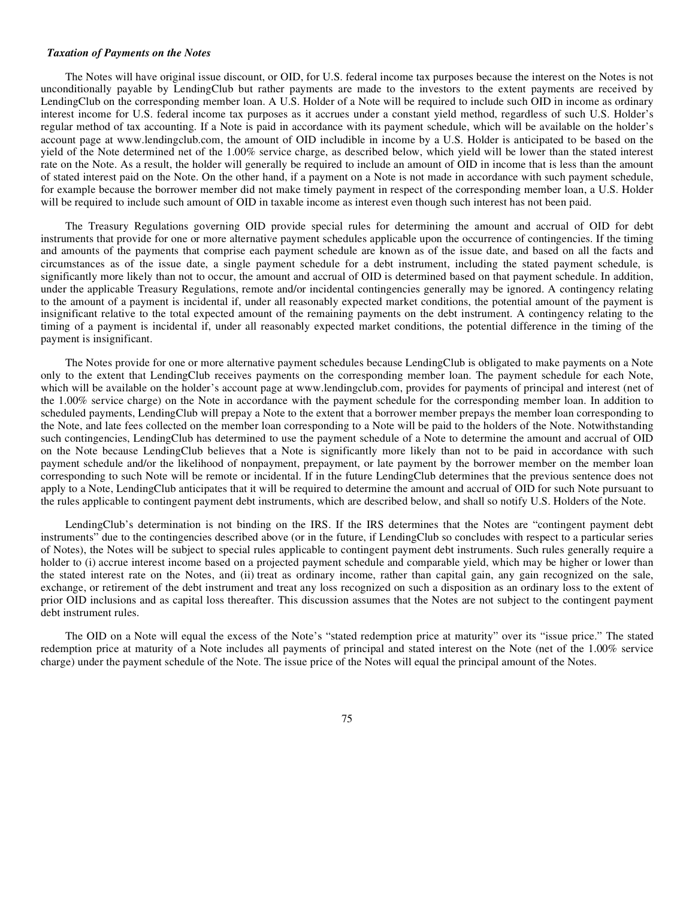***Taxation of Payments on the Notes***

The Notes will have original issue discount, or OID, for U.S. federal income tax purposes because the interest on the Notes is not unconditionally payable by LendingClub but rather payments are made to the investors to the extent payments are received by LendingClub on the corresponding member loan. A U.S. Holder of a Note will be required to include such OID in income as ordinary interest income for U.S. federal income tax purposes as it accrues under a constant yield method, regardless of such U.S. Holder's regular method of tax accounting. If a Note is paid in accordance with its payment schedule, which will be available on the holder's account page at www.lendingclub.com, the amount of OID includible in income by a U.S. Holder is anticipated to be based on the yield of the Note determined net of the 1.00% service charge, as described below, which yield will be lower than the stated interest rate on the Note. As a result, the holder will generally be required to include an amount of OID in income that is less than the amount of stated interest paid on the Note. On the other hand, if a payment on a Note is not made in accordance with such payment schedule, for example because the borrower member did not make timely payment in respect of the corresponding member loan, a U.S. Holder will be required to include such amount of OID in taxable income as interest even though such interest has not been paid.

The Treasury Regulations governing OID provide special rules for determining the amount and accrual of OID for debt instruments that provide for one or more alternative payment schedules applicable upon the occurrence of contingencies. If the timing and amounts of the payments that comprise each payment schedule are known as of the issue date, and based on all the facts and circumstances as of the issue date, a single payment schedule for a debt instrument, including the stated payment schedule, is significantly more likely than not to occur, the amount and accrual of OID is determined based on that payment schedule. In addition, under the applicable Treasury Regulations, remote and/or incidental contingencies generally may be ignored. A contingency relating to the amount of a payment is incidental if, under all reasonably expected market conditions, the potential amount of the payment is insignificant relative to the total expected amount of the remaining payments on the debt instrument. A contingency relating to the timing of a payment is incidental if, under all reasonably expected market conditions, the potential difference in the timing of the payment is insignificant.

The Notes provide for one or more alternative payment schedules because LendingClub is obligated to make payments on a Note only to the extent that LendingClub receives payments on the corresponding member loan. The payment schedule for each Note, which will be available on the holder's account page at www.lendingclub.com, provides for payments of principal and interest (net of the 1.00% service charge) on the Note in accordance with the payment schedule for the corresponding member loan. In addition to scheduled payments, LendingClub will prepay a Note to the extent that a borrower member prepays the member loan corresponding to the Note, and late fees collected on the member loan corresponding to a Note will be paid to the holders of the Note. Notwithstanding such contingencies, LendingClub has determined to use the payment schedule of a Note to determine the amount and accrual of OID on the Note because LendingClub believes that a Note is significantly more likely than not to be paid in accordance with such payment schedule and/or the likelihood of nonpayment, prepayment, or late payment by the borrower member on the member loan corresponding to such Note will be remote or incidental. If in the future LendingClub determines that the previous sentence does not apply to a Note, LendingClub anticipates that it will be required to determine the amount and accrual of OID for such Note pursuant to the rules applicable to contingent payment debt instruments, which are described below, and shall so notify U.S. Holders of the Note.

LendingClub's determination is not binding on the IRS. If the IRS determines that the Notes are "contingent payment debt instruments" due to the contingencies described above (or in the future, if LendingClub so concludes with respect to a particular series of Notes), the Notes will be subject to special rules applicable to contingent payment debt instruments. Such rules generally require a holder to (i) accrue interest income based on a projected payment schedule and comparable yield, which may be higher or lower than the stated interest rate on the Notes, and (ii) treat as ordinary income, rather than capital gain, any gain recognized on the sale, exchange, or retirement of the debt instrument and treat any loss recognized on such a disposition as an ordinary loss to the extent of prior OID inclusions and as capital loss thereafter. This discussion assumes that the Notes are not subject to the contingent payment debt instrument rules.

The OID on a Note will equal the excess of the Note's "stated redemption price at maturity" over its "issue price." The stated redemption price at maturity of a Note includes all payments of principal and stated interest on the Note (net of the 1.00% service charge) under the payment schedule of the Note. The issue price of the Notes will equal the principal amount of the Notes.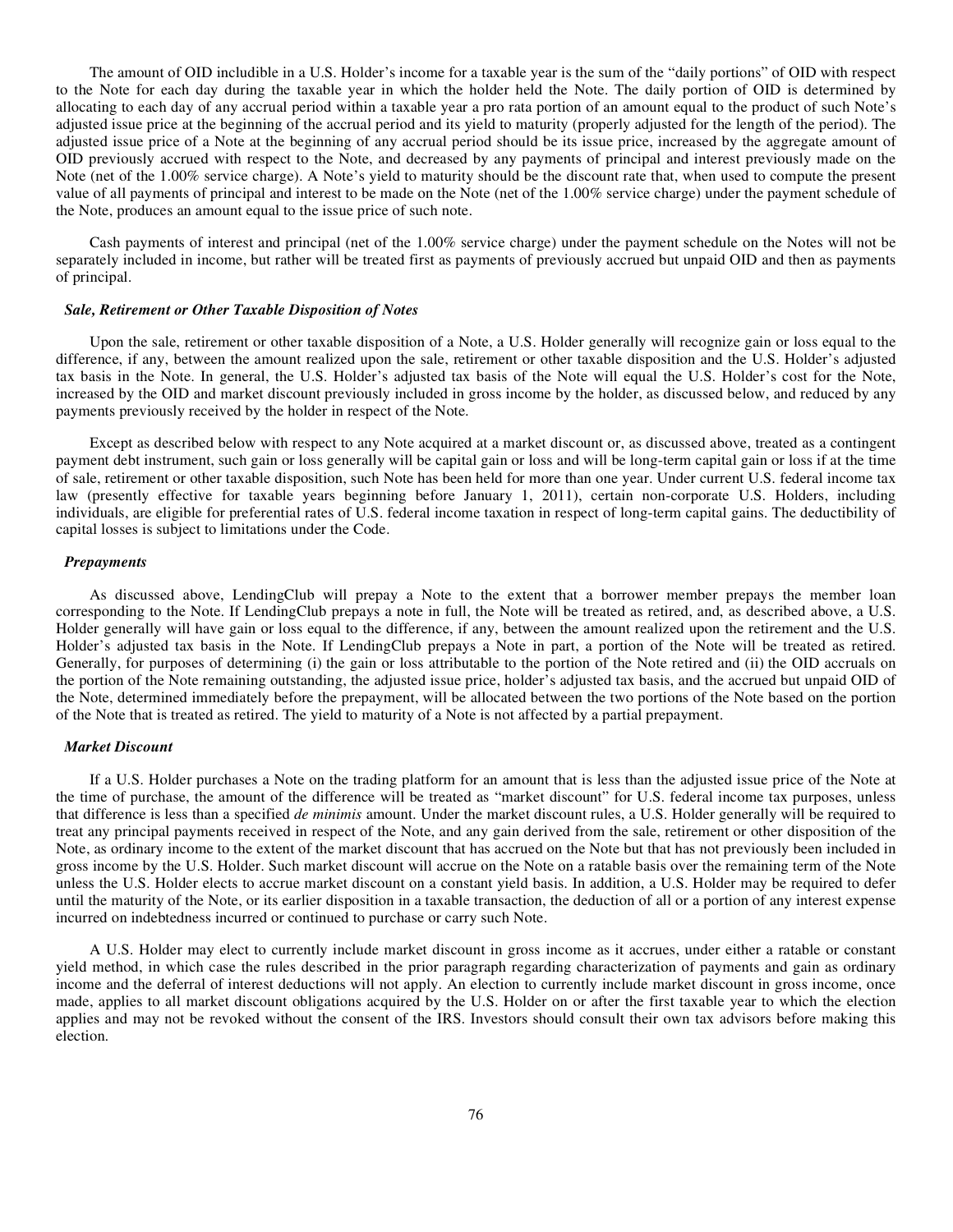The amount of OID includible in a U.S. Holder's income for a taxable year is the sum of the "daily portions" of OID with respect to the Note for each day during the taxable year in which the holder held the Note. The daily portion of OID is determined by allocating to each day of any accrual period within a taxable year a pro rata portion of an amount equal to the product of such Note's adjusted issue price at the beginning of the accrual period and its yield to maturity (properly adjusted for the length of the period). The adjusted issue price of a Note at the beginning of any accrual period should be its issue price, increased by the aggregate amount of OID previously accrued with respect to the Note, and decreased by any payments of principal and interest previously made on the Note (net of the 1.00% service charge). A Note's yield to maturity should be the discount rate that, when used to compute the present value of all payments of principal and interest to be made on the Note (net of the 1.00% service charge) under the payment schedule of the Note, produces an amount equal to the issue price of such note.

Cash payments of interest and principal (net of the 1.00% service charge) under the payment schedule on the Notes will not be separately included in income, but rather will be treated first as payments of previously accrued but unpaid OID and then as payments of principal.

***Sale, Retirement or Other Taxable Disposition of Notes***

Upon the sale, retirement or other taxable disposition of a Note, a U.S. Holder generally will recognize gain or loss equal to the difference, if any, between the amount realized upon the sale, retirement or other taxable disposition and the U.S. Holder's adjusted tax basis in the Note. In general, the U.S. Holder's adjusted tax basis of the Note will equal the U.S. Holder's cost for the Note, increased by the OID and market discount previously included in gross income by the holder, as discussed below, and reduced by any payments previously received by the holder in respect of the Note.

Except as described below with respect to any Note acquired at a market discount or, as discussed above, treated as a contingent payment debt instrument, such gain or loss generally will be capital gain or loss and will be long-term capital gain or loss if at the time of sale, retirement or other taxable disposition, such Note has been held for more than one year. Under current U.S. federal income tax law (presently effective for taxable years beginning before January 1, 2011), certain non-corporate U.S. Holders, including individuals, are eligible for preferential rates of U.S. federal income taxation in respect of long-term capital gains. The deductibility of capital losses is subject to limitations under the Code.

***Prepayments***

As discussed above, LendingClub will prepay a Note to the extent that a borrower member prepays the member loan corresponding to the Note. If LendingClub prepays a note in full, the Note will be treated as retired, and, as described above, a U.S. Holder generally will have gain or loss equal to the difference, if any, between the amount realized upon the retirement and the U.S. Holder's adjusted tax basis in the Note. If LendingClub prepays a Note in part, a portion of the Note will be treated as retired. Generally, for purposes of determining (i) the gain or loss attributable to the portion of the Note retired and (ii) the OID accruals on the portion of the Note remaining outstanding, the adjusted issue price, holder's adjusted tax basis, and the accrued but unpaid OID of the Note, determined immediately before the prepayment, will be allocated between the two portions of the Note based on the portion of the Note that is treated as retired. The yield to maturity of a Note is not affected by a partial prepayment.

***Market Discount***

If a U.S. Holder purchases a Note on the trading platform for an amount that is less than the adjusted issue price of the Note at the time of purchase, the amount of the difference will be treated as "market discount" for U.S. federal income tax purposes, unless that difference is less than a specified *de minimis* amount. Under the market discount rules, a U.S. Holder generally will be required to treat any principal payments received in respect of the Note, and any gain derived from the sale, retirement or other disposition of the Note, as ordinary income to the extent of the market discount that has accrued on the Note but that has not previously been included in gross income by the U.S. Holder. Such market discount will accrue on the Note on a ratable basis over the remaining term of the Note unless the U.S. Holder elects to accrue market discount on a constant yield basis. In addition, a U.S. Holder may be required to defer until the maturity of the Note, or its earlier disposition in a taxable transaction, the deduction of all or a portion of any interest expense incurred on indebtedness incurred or continued to purchase or carry such Note.

A U.S. Holder may elect to currently include market discount in gross income as it accrues, under either a ratable or constant yield method, in which case the rules described in the prior paragraph regarding characterization of payments and gain as ordinary income and the deferral of interest deductions will not apply. An election to currently include market discount in gross income, once made, applies to all market discount obligations acquired by the U.S. Holder on or after the first taxable year to which the election applies and may not be revoked without the consent of the IRS. Investors should consult their own tax advisors before making this election.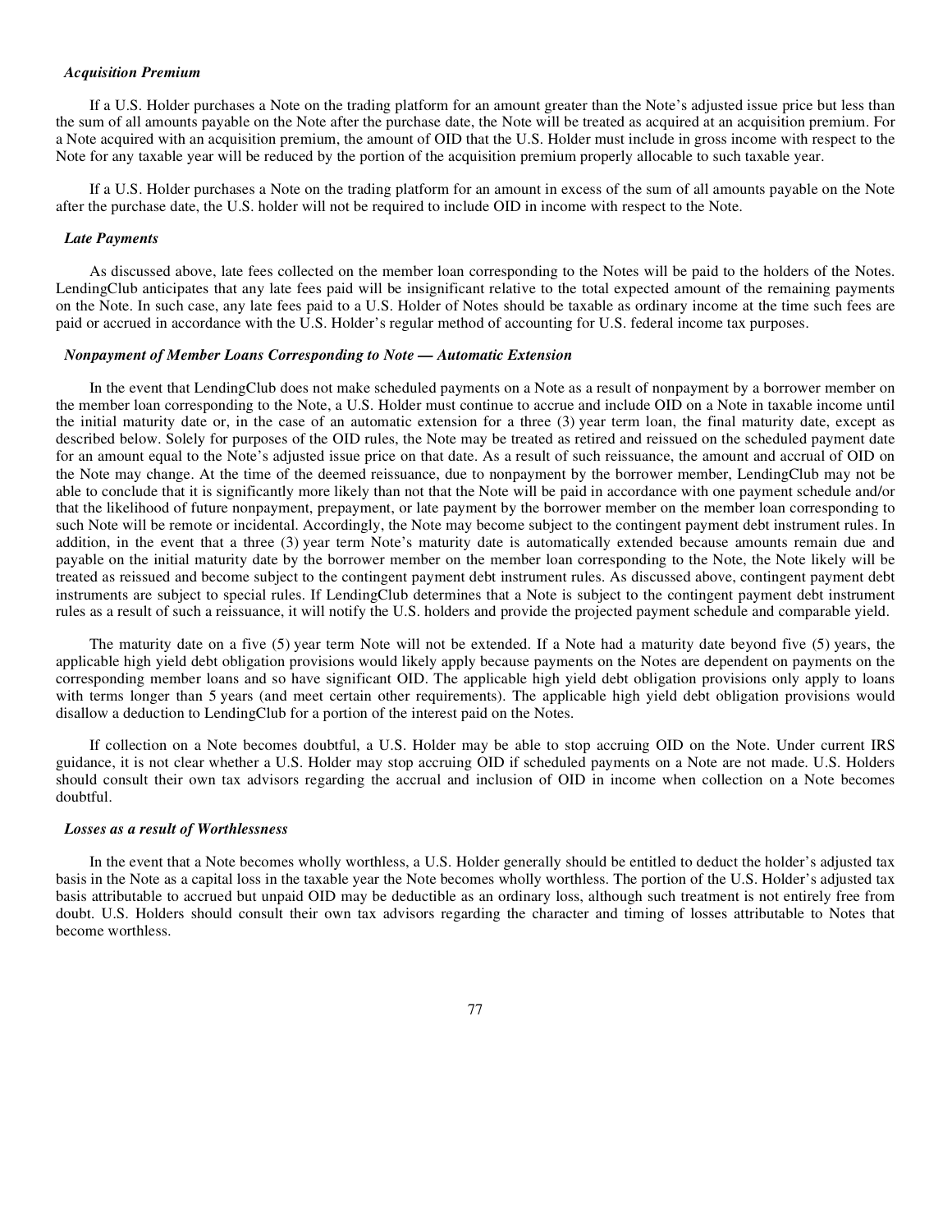### *Acquisition Premium*

If a U.S. Holder purchases a Note on the trading platform for an amount greater than the Note's adjusted issue price but less than the sum of all amounts payable on the Note after the purchase date, the Note will be treated as acquired at an acquisition premium. For a Note acquired with an acquisition premium, the amount of OID that the U.S. Holder must include in gross income with respect to the Note for any taxable year will be reduced by the portion of the acquisition premium properly allocable to such taxable year.

If a U.S. Holder purchases a Note on the trading platform for an amount in excess of the sum of all amounts payable on the Note after the purchase date, the U.S. holder will not be required to include OID in income with respect to the Note.

### *Late Payments*

As discussed above, late fees collected on the member loan corresponding to the Notes will be paid to the holders of the Notes. LendingClub anticipates that any late fees paid will be insignificant relative to the total expected amount of the remaining payments on the Note. In such case, any late fees paid to a U.S. Holder of Notes should be taxable as ordinary income at the time such fees are paid or accrued in accordance with the U.S. Holder's regular method of accounting for U.S. federal income tax purposes.

### *Nonpayment of Member Loans Corresponding to Note — Automatic Extension*

In the event that LendingClub does not make scheduled payments on a Note as a result of nonpayment by a borrower member on the member loan corresponding to the Note, a U.S. Holder must continue to accrue and include OID on a Note in taxable income until the initial maturity date or, in the case of an automatic extension for a three (3) year term loan, the final maturity date, except as described below. Solely for purposes of the OID rules, the Note may be treated as retired and reissued on the scheduled payment date for an amount equal to the Note's adjusted issue price on that date. As a result of such reissuance, the amount and accrual of OID on the Note may change. At the time of the deemed reissuance, due to nonpayment by the borrower member, LendingClub may not be able to conclude that it is significantly more likely than not that the Note will be paid in accordance with one payment schedule and/or that the likelihood of future nonpayment, prepayment, or late payment by the borrower member on the member loan corresponding to such Note will be remote or incidental. Accordingly, the Note may become subject to the contingent payment debt instrument rules. In addition, in the event that a three (3) year term Note's maturity date is automatically extended because amounts remain due and payable on the initial maturity date by the borrower member on the member loan corresponding to the Note, the Note likely will be treated as reissued and become subject to the contingent payment debt instrument rules. As discussed above, contingent payment debt instruments are subject to special rules. If LendingClub determines that a Note is subject to the contingent payment debt instrument rules as a result of such a reissuance, it will notify the U.S. holders and provide the projected payment schedule and comparable yield.

The maturity date on a five (5) year term Note will not be extended. If a Note had a maturity date beyond five (5) years, the applicable high yield debt obligation provisions would likely apply because payments on the Notes are dependent on payments on the corresponding member loans and so have significant OID. The applicable high yield debt obligation provisions only apply to loans with terms longer than 5 years (and meet certain other requirements). The applicable high yield debt obligation provisions would disallow a deduction to LendingClub for a portion of the interest paid on the Notes.

If collection on a Note becomes doubtful, a U.S. Holder may be able to stop accruing OID on the Note. Under current IRS guidance, it is not clear whether a U.S. Holder may stop accruing OID if scheduled payments on a Note are not made. U.S. Holders should consult their own tax advisors regarding the accrual and inclusion of OID in income when collection on a Note becomes doubtful.

### *Losses as a result of Worthlessness*

In the event that a Note becomes wholly worthless, a U.S. Holder generally should be entitled to deduct the holder's adjusted tax basis in the Note as a capital loss in the taxable year the Note becomes wholly worthless. The portion of the U.S. Holder's adjusted tax basis attributable to accrued but unpaid OID may be deductible as an ordinary loss, although such treatment is not entirely free from doubt. U.S. Holders should consult their own tax advisors regarding the character and timing of losses attributable to Notes that become worthless.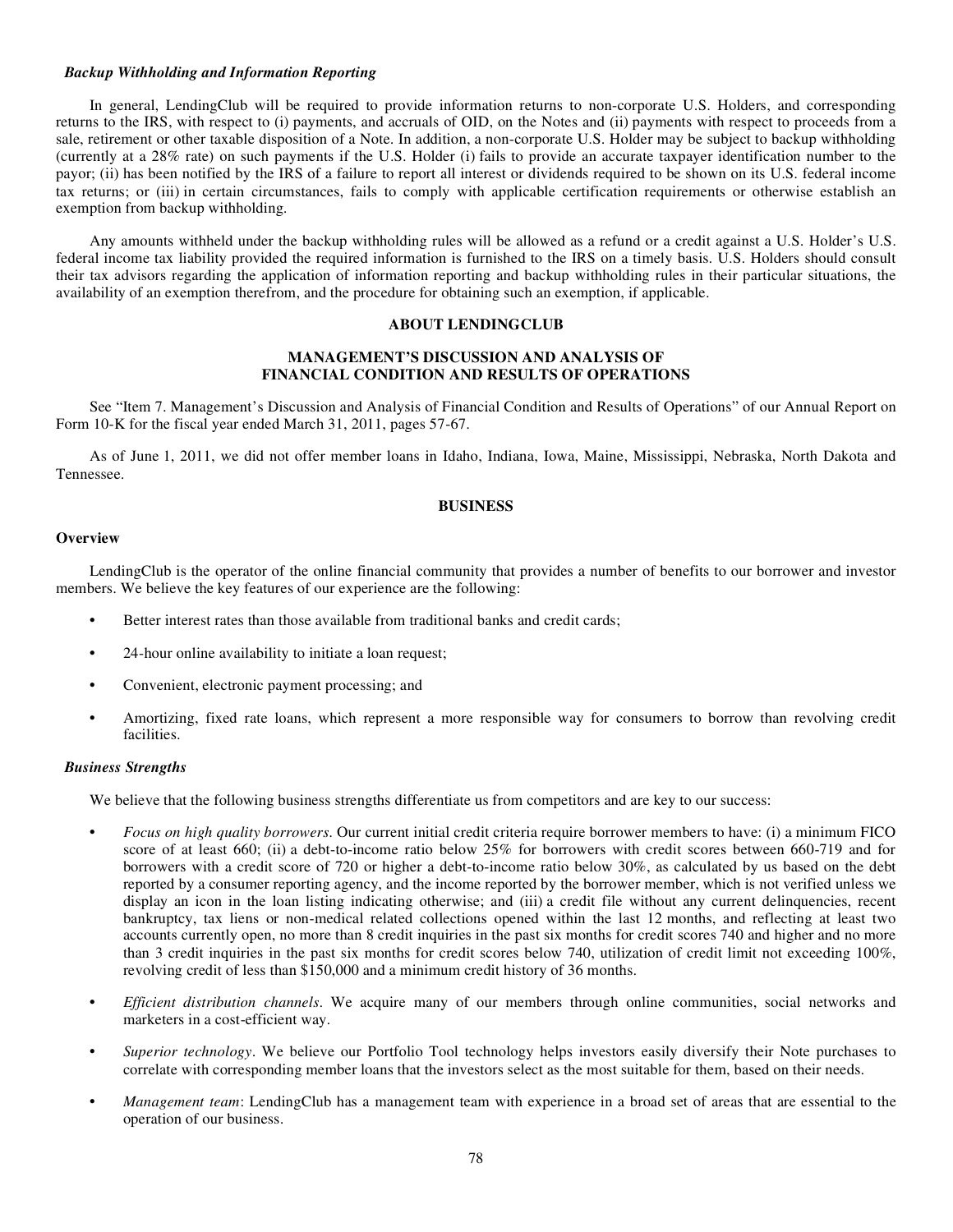### *Backup Withholding and Information Reporting*

In general, LendingClub will be required to provide information returns to non-corporate U.S. Holders, and corresponding returns to the IRS, with respect to (i) payments, and accruals of OID, on the Notes and (ii) payments with respect to proceeds from a sale, retirement or other taxable disposition of a Note. In addition, a non-corporate U.S. Holder may be subject to backup withholding (currently at a 28% rate) on such payments if the U.S. Holder (i) fails to provide an accurate taxpayer identification number to the payor; (ii) has been notified by the IRS of a failure to report all interest or dividends required to be shown on its U.S. federal income tax returns; or (iii) in certain circumstances, fails to comply with applicable certification requirements or otherwise establish an exemption from backup withholding.

Any amounts withheld under the backup withholding rules will be allowed as a refund or a credit against a U.S. Holder's U.S. federal income tax liability provided the required information is furnished to the IRS on a timely basis. U.S. Holders should consult their tax advisors regarding the application of information reporting and backup withholding rules in their particular situations, the availability of an exemption therefrom, and the procedure for obtaining such an exemption, if applicable.

## ABOUT LENDINGCLUB

## MANAGEMENT'S DISCUSSION AND ANALYSIS OF FINANCIAL CONDITION AND RESULTS OF OPERATIONS

See "Item 7. Management's Discussion and Analysis of Financial Condition and Results of Operations" of our Annual Report on Form 10-K for the fiscal year ended March 31, 2011, pages 57-67.

As of June 1, 2011, we did not offer member loans in Idaho, Indiana, Iowa, Maine, Mississippi, Nebraska, North Dakota and Tennessee.

## BUSINESS

### Overview

LendingClub is the operator of the online financial community that provides a number of benefits to our borrower and investor members. We believe the key features of our experience are the following:

- Better interest rates than those available from traditional banks and credit cards;
- 24-hour online availability to initiate a loan request;
- Convenient, electronic payment processing; and
- Amortizing, fixed rate loans, which represent a more responsible way for consumers to borrow than revolving credit facilities.

### *Business Strengths*

We believe that the following business strengths differentiate us from competitors and are key to our success:

- *Focus on high quality borrowers*. Our current initial credit criteria require borrower members to have: (i) a minimum FICO score of at least 660; (ii) a debt-to-income ratio below 25% for borrowers with credit scores between 660-719 and for borrowers with a credit score of 720 or higher a debt-to-income ratio below 30%, as calculated by us based on the debt reported by a consumer reporting agency, and the income reported by the borrower member, which is not verified unless we display an icon in the loan listing indicating otherwise; and (iii) a credit file without any current delinquencies, recent bankruptcy, tax liens or non-medical related collections opened within the last 12 months, and reflecting at least two accounts currently open, no more than 8 credit inquiries in the past six months for credit scores 740 and higher and no more than 3 credit inquiries in the past six months for credit scores below 740, utilization of credit limit not exceeding 100%, revolving credit of less than $150,000 and a minimum credit history of 36 months.
- *Efficient distribution channels*. We acquire many of our members through online communities, social networks and marketers in a cost-efficient way.
- *Superior technology*. We believe our Portfolio Tool technology helps investors easily diversify their Note purchases to correlate with corresponding member loans that the investors select as the most suitable for them, based on their needs.
- *Management team*: LendingClub has a management team with experience in a broad set of areas that are essential to the operation of our business.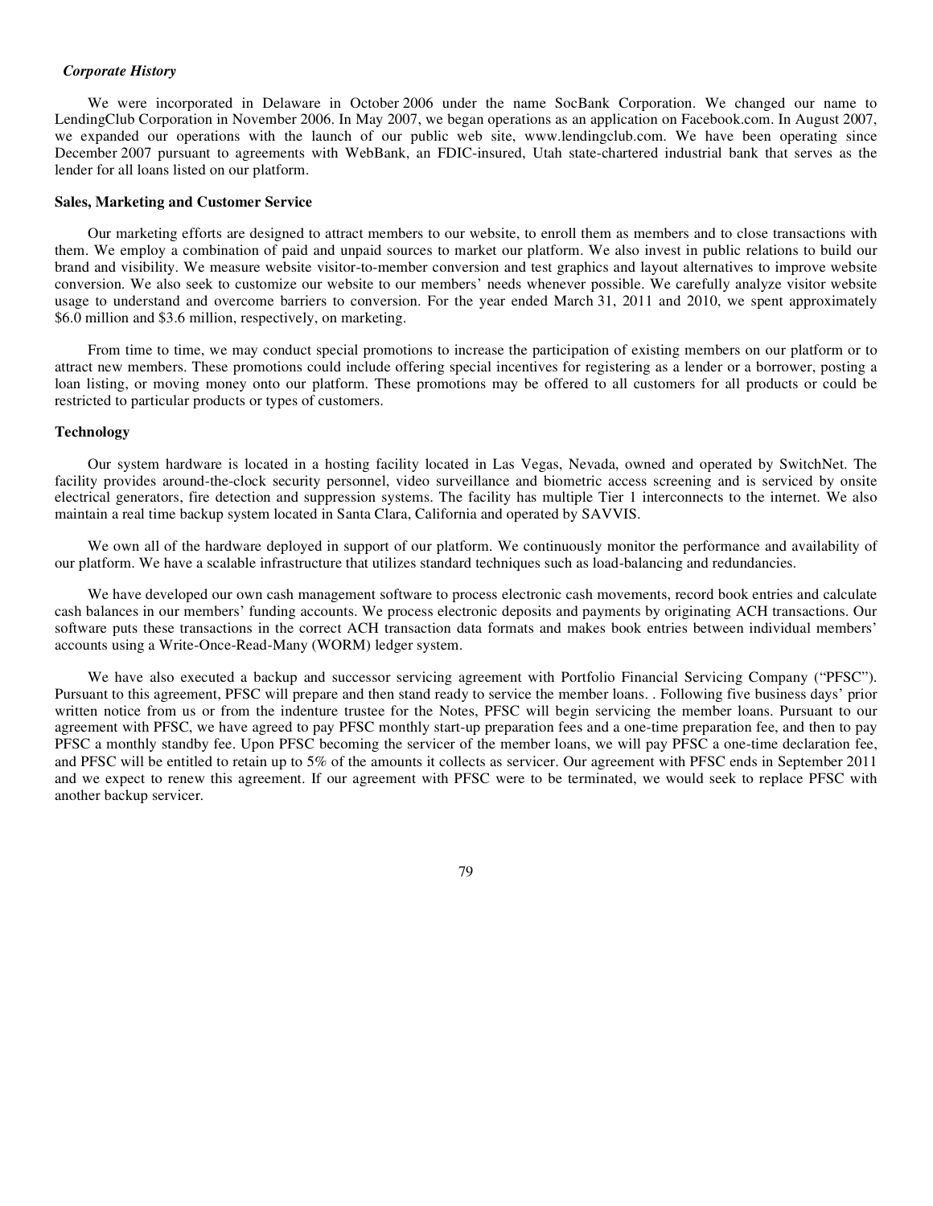*Corporate History*

We were incorporated in Delaware in October 2006 under the name SocBank Corporation. We changed our name to LendingClub Corporation in November 2006. In May 2007, we began operations as an application on Facebook.com. In August 2007, we expanded our operations with the launch of our public web site, www.lendingclub.com. We have been operating since December 2007 pursuant to agreements with WebBank, an FDIC-insured, Utah state-chartered industrial bank that serves as the lender for all loans listed on our platform.

**Sales, Marketing and Customer Service**

Our marketing efforts are designed to attract members to our website, to enroll them as members and to close transactions with them. We employ a combination of paid and unpaid sources to market our platform. We also invest in public relations to build our brand and visibility. We measure website visitor-to-member conversion and test graphics and layout alternatives to improve website conversion. We also seek to customize our website to our members' needs whenever possible. We carefully analyze visitor website usage to understand and overcome barriers to conversion. For the year ended March 31, 2011 and 2010, we spent approximately $6.0 million and $3.6 million, respectively, on marketing.

From time to time, we may conduct special promotions to increase the participation of existing members on our platform or to attract new members. These promotions could include offering special incentives for registering as a lender or a borrower, posting a loan listing, or moving money onto our platform. These promotions may be offered to all customers for all products or could be restricted to particular products or types of customers.

**Technology**

Our system hardware is located in a hosting facility located in Las Vegas, Nevada, owned and operated by SwitchNet. The facility provides around-the-clock security personnel, video surveillance and biometric access screening and is serviced by onsite electrical generators, fire detection and suppression systems. The facility has multiple Tier 1 interconnects to the internet. We also maintain a real time backup system located in Santa Clara, California and operated by SAVVIS.

We own all of the hardware deployed in support of our platform. We continuously monitor the performance and availability of our platform. We have a scalable infrastructure that utilizes standard techniques such as load-balancing and redundancies.

We have developed our own cash management software to process electronic cash movements, record book entries and calculate cash balances in our members' funding accounts. We process electronic deposits and payments by originating ACH transactions. Our software puts these transactions in the correct ACH transaction data formats and makes book entries between individual members' accounts using a Write-Once-Read-Many (WORM) ledger system.

We have also executed a backup and successor servicing agreement with Portfolio Financial Servicing Company ("PFSC"). Pursuant to this agreement, PFSC will prepare and then stand ready to service the member loans. . Following five business days' prior written notice from us or from the indenture trustee for the Notes, PFSC will begin servicing the member loans. Pursuant to our agreement with PFSC, we have agreed to pay PFSC monthly start-up preparation fees and a one-time preparation fee, and then to pay PFSC a monthly standby fee. Upon PFSC becoming the servicer of the member loans, we will pay PFSC a one-time declaration fee, and PFSC will be entitled to retain up to 5% of the amounts it collects as servicer. Our agreement with PFSC ends in September 2011 and we expect to renew this agreement. If our agreement with PFSC were to be terminated, we would seek to replace PFSC with another backup servicer.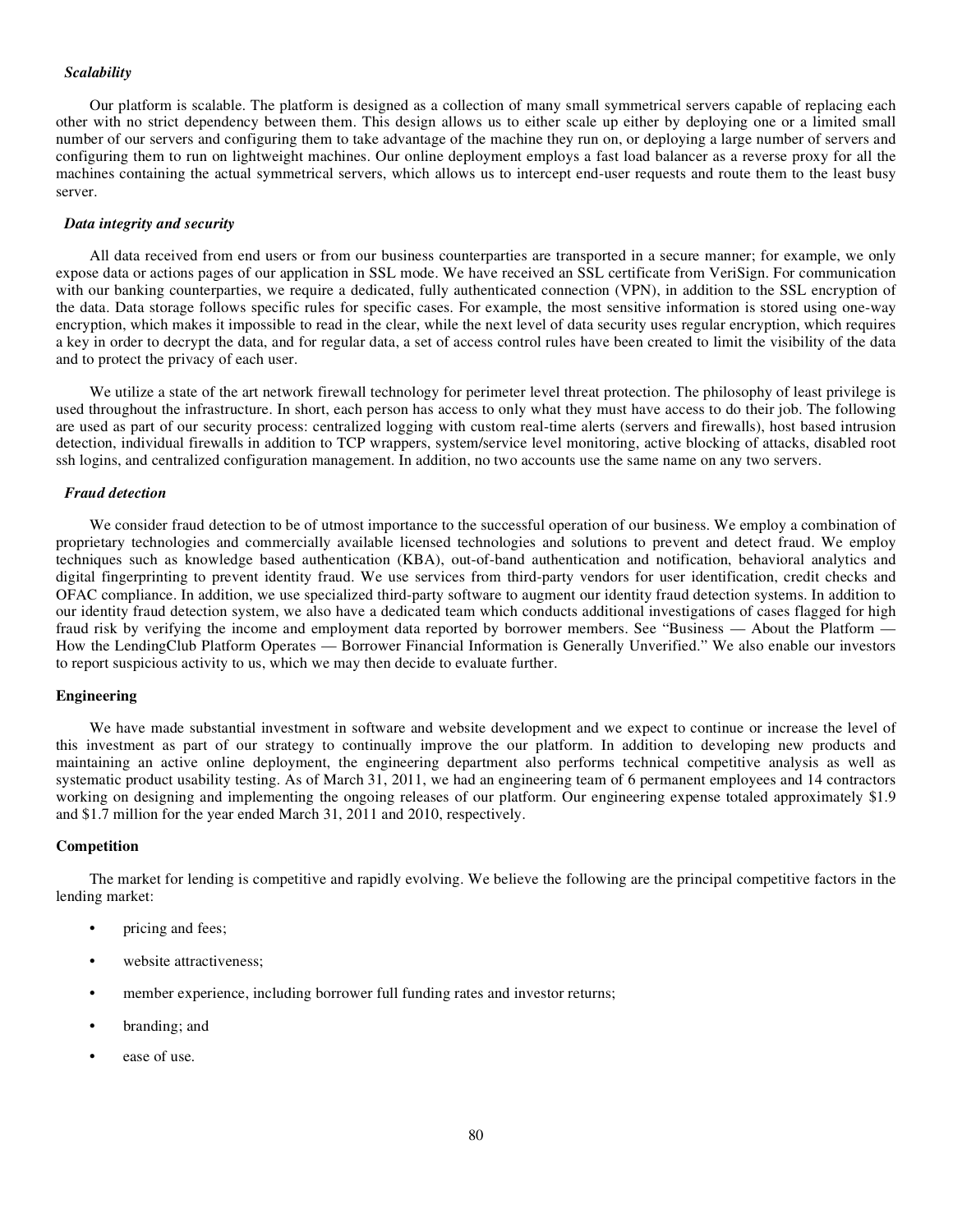*Scalability*

Our platform is scalable. The platform is designed as a collection of many small symmetrical servers capable of replacing each other with no strict dependency between them. This design allows us to either scale up either by deploying one or a limited small number of our servers and configuring them to take advantage of the machine they run on, or deploying a large number of servers and configuring them to run on lightweight machines. Our online deployment employs a fast load balancer as a reverse proxy for all the machines containing the actual symmetrical servers, which allows us to intercept end-user requests and route them to the least busy server.

***Data integrity and security***

All data received from end users or from our business counterparties are transported in a secure manner; for example, we only expose data or actions pages of our application in SSL mode. We have received an SSL certificate from VeriSign. For communication with our banking counterparties, we require a dedicated, fully authenticated connection (VPN), in addition to the SSL encryption of the data. Data storage follows specific rules for specific cases. For example, the most sensitive information is stored using one-way encryption, which makes it impossible to read in the clear, while the next level of data security uses regular encryption, which requires a key in order to decrypt the data, and for regular data, a set of access control rules have been created to limit the visibility of the data and to protect the privacy of each user.

We utilize a state of the art network firewall technology for perimeter level threat protection. The philosophy of least privilege is used throughout the infrastructure. In short, each person has access to only what they must have access to do their job. The following are used as part of our security process: centralized logging with custom real-time alerts (servers and firewalls), host based intrusion detection, individual firewalls in addition to TCP wrappers, system/service level monitoring, active blocking of attacks, disabled root ssh logins, and centralized configuration management. In addition, no two accounts use the same name on any two servers.

***Fraud detection***

We consider fraud detection to be of utmost importance to the successful operation of our business. We employ a combination of proprietary technologies and commercially available licensed technologies and solutions to prevent and detect fraud. We employ techniques such as knowledge based authentication (KBA), out-of-band authentication and notification, behavioral analytics and digital fingerprinting to prevent identity fraud. We use services from third-party vendors for user identification, credit checks and OFAC compliance. In addition, we use specialized third-party software to augment our identity fraud detection systems. In addition to our identity fraud detection system, we also have a dedicated team which conducts additional investigations of cases flagged for high fraud risk by verifying the income and employment data reported by borrower members. See "Business — About the Platform — How the LendingClub Platform Operates — Borrower Financial Information is Generally Unverified." We also enable our investors to report suspicious activity to us, which we may then decide to evaluate further.

**Engineering**

We have made substantial investment in software and website development and we expect to continue or increase the level of this investment as part of our strategy to continually improve the our platform. In addition to developing new products and maintaining an active online deployment, the engineering department also performs technical competitive analysis as well as systematic product usability testing. As of March 31, 2011, we had an engineering team of 6 permanent employees and 14 contractors working on designing and implementing the ongoing releases of our platform. Our engineering expense totaled approximately $1.9 and $1.7 million for the year ended March 31, 2011 and 2010, respectively.

**Competition**

The market for lending is competitive and rapidly evolving. We believe the following are the principal competitive factors in the lending market:

- pricing and fees;
- website attractiveness;
- member experience, including borrower full funding rates and investor returns;
- branding; and
- ease of use.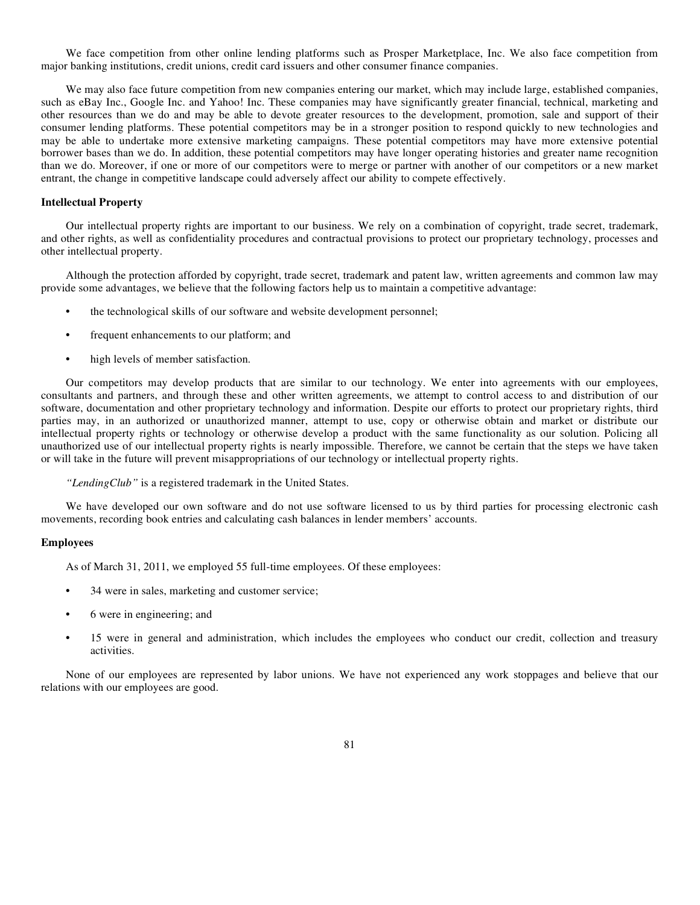We face competition from other online lending platforms such as Prosper Marketplace, Inc. We also face competition from major banking institutions, credit unions, credit card issuers and other consumer finance companies.

We may also face future competition from new companies entering our market, which may include large, established companies, such as eBay Inc., Google Inc. and Yahoo! Inc. These companies may have significantly greater financial, technical, marketing and other resources than we do and may be able to devote greater resources to the development, promotion, sale and support of their consumer lending platforms. These potential competitors may be in a stronger position to respond quickly to new technologies and may be able to undertake more extensive marketing campaigns. These potential competitors may have more extensive potential borrower bases than we do. In addition, these potential competitors may have longer operating histories and greater name recognition than we do. Moreover, if one or more of our competitors were to merge or partner with another of our competitors or a new market entrant, the change in competitive landscape could adversely affect our ability to compete effectively.

**Intellectual Property**

Our intellectual property rights are important to our business. We rely on a combination of copyright, trade secret, trademark, and other rights, as well as confidentiality procedures and contractual provisions to protect our proprietary technology, processes and other intellectual property.

Although the protection afforded by copyright, trade secret, trademark and patent law, written agreements and common law may provide some advantages, we believe that the following factors help us to maintain a competitive advantage:

- the technological skills of our software and website development personnel;
- frequent enhancements to our platform; and
- high levels of member satisfaction.

Our competitors may develop products that are similar to our technology. We enter into agreements with our employees, consultants and partners, and through these and other written agreements, we attempt to control access to and distribution of our software, documentation and other proprietary technology and information. Despite our efforts to protect our proprietary rights, third parties may, in an authorized or unauthorized manner, attempt to use, copy or otherwise obtain and market or distribute our intellectual property rights or technology or otherwise develop a product with the same functionality as our solution. Policing all unauthorized use of our intellectual property rights is nearly impossible. Therefore, we cannot be certain that the steps we have taken or will take in the future will prevent misappropriations of our technology or intellectual property rights.

*"LendingClub"* is a registered trademark in the United States.

We have developed our own software and do not use software licensed to us by third parties for processing electronic cash movements, recording book entries and calculating cash balances in lender members' accounts.

**Employees**

As of March 31, 2011, we employed 55 full-time employees. Of these employees:

- 34 were in sales, marketing and customer service;
- 6 were in engineering; and
- 15 were in general and administration, which includes the employees who conduct our credit, collection and treasury activities.

None of our employees are represented by labor unions. We have not experienced any work stoppages and believe that our relations with our employees are good.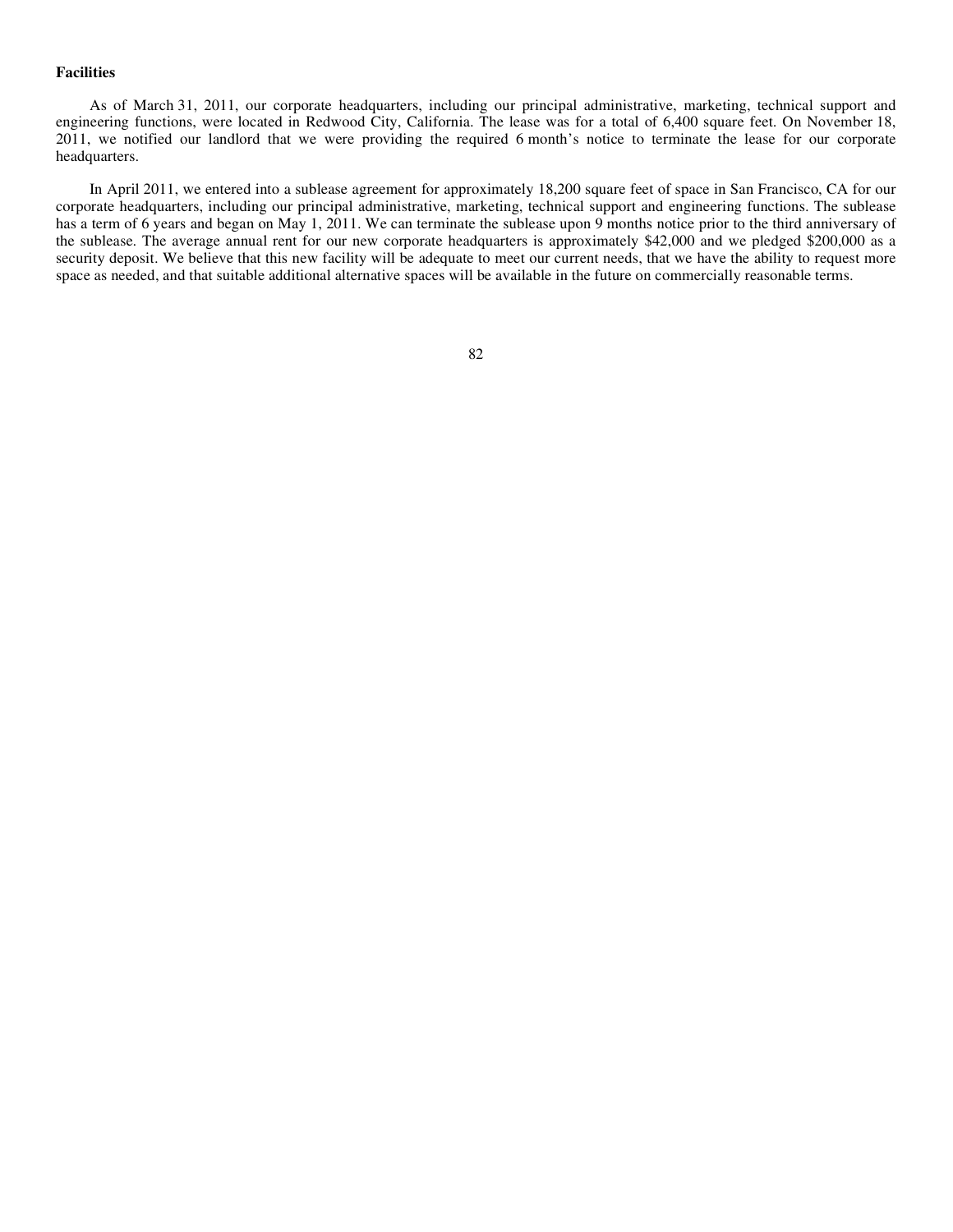**Facilities**

As of March 31, 2011, our corporate headquarters, including our principal administrative, marketing, technical support and engineering functions, were located in Redwood City, California. The lease was for a total of 6,400 square feet. On November 18, 2011, we notified our landlord that we were providing the required 6 month's notice to terminate the lease for our corporate headquarters.

In April 2011, we entered into a sublease agreement for approximately 18,200 square feet of space in San Francisco, CA for our corporate headquarters, including our principal administrative, marketing, technical support and engineering functions. The sublease has a term of 6 years and began on May 1, 2011. We can terminate the sublease upon 9 months notice prior to the third anniversary of the sublease. The average annual rent for our new corporate headquarters is approximately $42,000 and we pledged $200,000 as a security deposit. We believe that this new facility will be adequate to meet our current needs, that we have the ability to request more space as needed, and that suitable additional alternative spaces will be available in the future on commercially reasonable terms.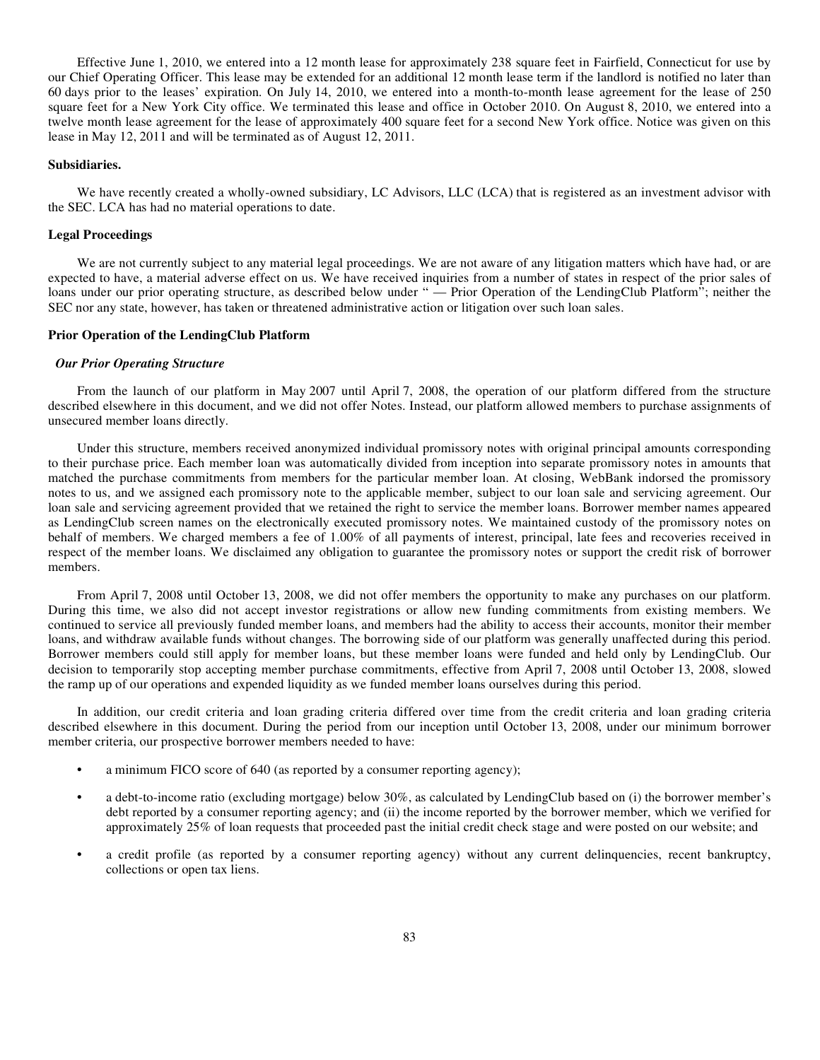Effective June 1, 2010, we entered into a 12 month lease for approximately 238 square feet in Fairfield, Connecticut for use by our Chief Operating Officer. This lease may be extended for an additional 12 month lease term if the landlord is notified no later than 60 days prior to the leases' expiration. On July 14, 2010, we entered into a month-to-month lease agreement for the lease of 250 square feet for a New York City office. We terminated this lease and office in October 2010. On August 8, 2010, we entered into a twelve month lease agreement for the lease of approximately 400 square feet for a second New York office. Notice was given on this lease in May 12, 2011 and will be terminated as of August 12, 2011.

#### Subsidiaries.

We have recently created a wholly-owned subsidiary, LC Advisors, LLC (LCA) that is registered as an investment advisor with the SEC. LCA has had no material operations to date.

#### Legal Proceedings

We are not currently subject to any material legal proceedings. We are not aware of any litigation matters which have had, or are expected to have, a material adverse effect on us. We have received inquiries from a number of states in respect of the prior sales of loans under our prior operating structure, as described below under " — Prior Operation of the LendingClub Platform"; neither the SEC nor any state, however, has taken or threatened administrative action or litigation over such loan sales.

#### Prior Operation of the LendingClub Platform

##### *Our Prior Operating Structure*

From the launch of our platform in May 2007 until April 7, 2008, the operation of our platform differed from the structure described elsewhere in this document, and we did not offer Notes. Instead, our platform allowed members to purchase assignments of unsecured member loans directly.

Under this structure, members received anonymized individual promissory notes with original principal amounts corresponding to their purchase price. Each member loan was automatically divided from inception into separate promissory notes in amounts that matched the purchase commitments from members for the particular member loan. At closing, WebBank indorsed the promissory notes to us, and we assigned each promissory note to the applicable member, subject to our loan sale and servicing agreement. Our loan sale and servicing agreement provided that we retained the right to service the member loans. Borrower member names appeared as LendingClub screen names on the electronically executed promissory notes. We maintained custody of the promissory notes on behalf of members. We charged members a fee of 1.00% of all payments of interest, principal, late fees and recoveries received in respect of the member loans. We disclaimed any obligation to guarantee the promissory notes or support the credit risk of borrower members.

From April 7, 2008 until October 13, 2008, we did not offer members the opportunity to make any purchases on our platform. During this time, we also did not accept investor registrations or allow new funding commitments from existing members. We continued to service all previously funded member loans, and members had the ability to access their accounts, monitor their member loans, and withdraw available funds without changes. The borrowing side of our platform was generally unaffected during this period. Borrower members could still apply for member loans, but these member loans were funded and held only by LendingClub. Our decision to temporarily stop accepting member purchase commitments, effective from April 7, 2008 until October 13, 2008, slowed the ramp up of our operations and expended liquidity as we funded member loans ourselves during this period.

In addition, our credit criteria and loan grading criteria differed over time from the credit criteria and loan grading criteria described elsewhere in this document. During the period from our inception until October 13, 2008, under our minimum borrower member criteria, our prospective borrower members needed to have:

- a minimum FICO score of 640 (as reported by a consumer reporting agency);
- a debt-to-income ratio (excluding mortgage) below 30%, as calculated by LendingClub based on (i) the borrower member's debt reported by a consumer reporting agency; and (ii) the income reported by the borrower member, which we verified for approximately 25% of loan requests that proceeded past the initial credit check stage and were posted on our website; and
- a credit profile (as reported by a consumer reporting agency) without any current delinquencies, recent bankruptcy, collections or open tax liens.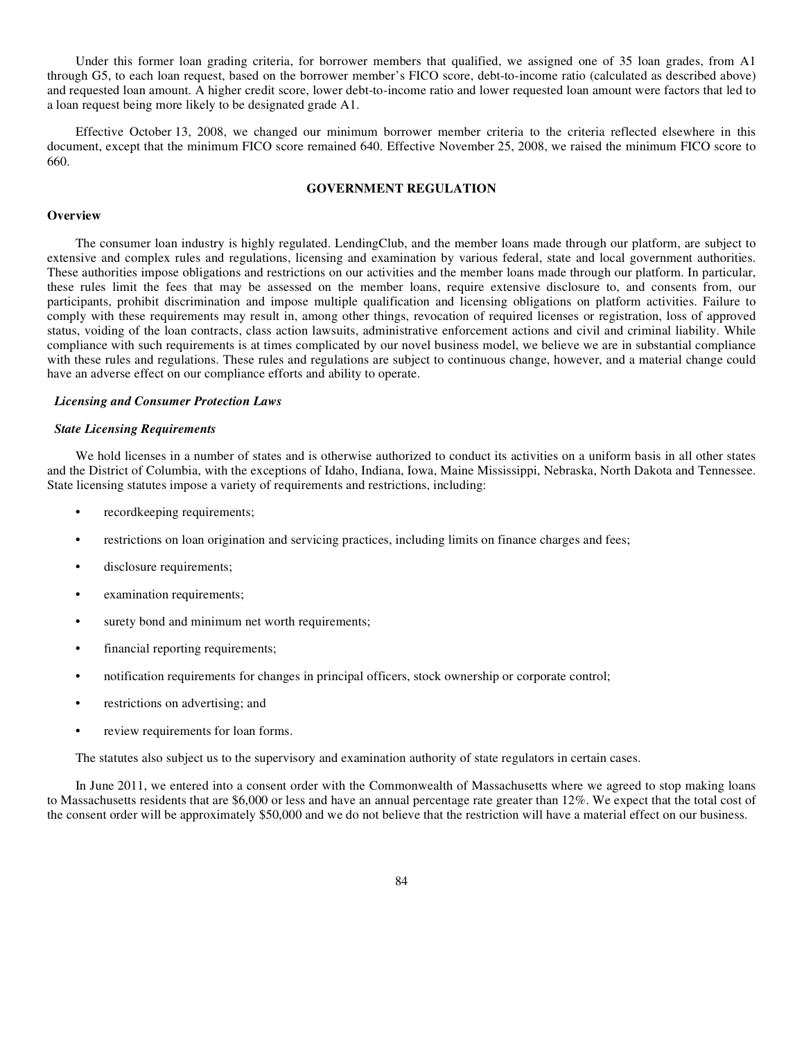Under this former loan grading criteria, for borrower members that qualified, we assigned one of 35 loan grades, from A1 through G5, to each loan request, based on the borrower member's FICO score, debt-to-income ratio (calculated as described above) and requested loan amount. A higher credit score, lower debt-to-income ratio and lower requested loan amount were factors that led to a loan request being more likely to be designated grade A1.

Effective October 13, 2008, we changed our minimum borrower member criteria to the criteria reflected elsewhere in this document, except that the minimum FICO score remained 640. Effective November 25, 2008, we raised the minimum FICO score to 660.

## GOVERNMENT REGULATION

### Overview

The consumer loan industry is highly regulated. LendingClub, and the member loans made through our platform, are subject to extensive and complex rules and regulations, licensing and examination by various federal, state and local government authorities. These authorities impose obligations and restrictions on our activities and the member loans made through our platform. In particular, these rules limit the fees that may be assessed on the member loans, require extensive disclosure to, and consents from, our participants, prohibit discrimination and impose multiple qualification and licensing obligations on platform activities. Failure to comply with these requirements may result in, among other things, revocation of required licenses or registration, loss of approved status, voiding of the loan contracts, class action lawsuits, administrative enforcement actions and civil and criminal liability. While compliance with such requirements is at times complicated by our novel business model, we believe we are in substantial compliance with these rules and regulations. These rules and regulations are subject to continuous change, however, and a material change could have an adverse effect on our compliance efforts and ability to operate.

#### *Licensing and Consumer Protection Laws*

#### *State Licensing Requirements*

We hold licenses in a number of states and is otherwise authorized to conduct its activities on a uniform basis in all other states and the District of Columbia, with the exceptions of Idaho, Indiana, Iowa, Maine Mississippi, Nebraska, North Dakota and Tennessee. State licensing statutes impose a variety of requirements and restrictions, including:

- recordkeeping requirements;
- restrictions on loan origination and servicing practices, including limits on finance charges and fees;
- disclosure requirements;
- examination requirements;
- surety bond and minimum net worth requirements;
- financial reporting requirements;
- notification requirements for changes in principal officers, stock ownership or corporate control;
- restrictions on advertising; and
- review requirements for loan forms.

The statutes also subject us to the supervisory and examination authority of state regulators in certain cases.

In June 2011, we entered into a consent order with the Commonwealth of Massachusetts where we agreed to stop making loans to Massachusetts residents that are $6,000 or less and have an annual percentage rate greater than 12%. We expect that the total cost of the consent order will be approximately $50,000 and we do not believe that the restriction will have a material effect on our business.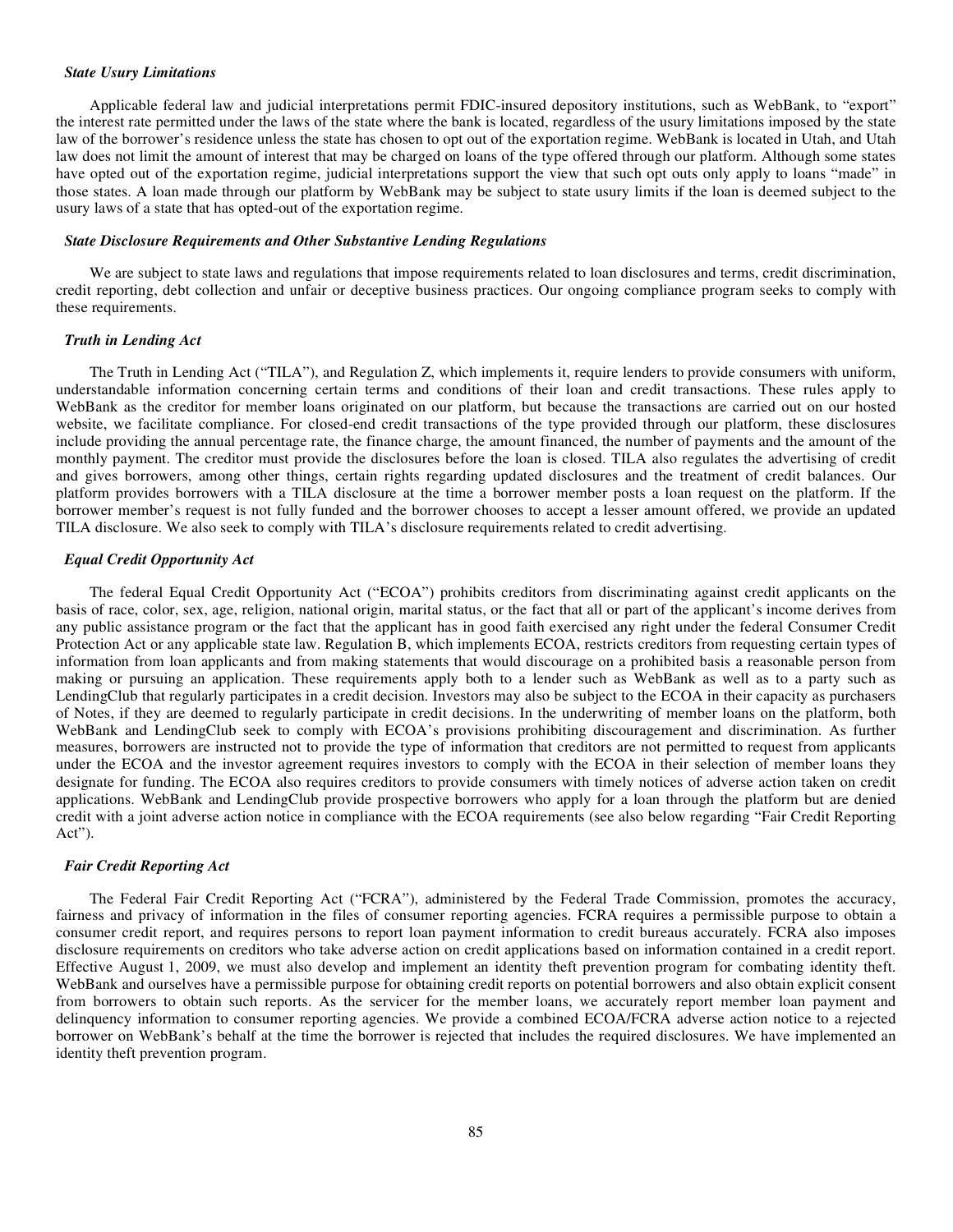### *State Usury Limitations*

Applicable federal law and judicial interpretations permit FDIC-insured depository institutions, such as WebBank, to "export" the interest rate permitted under the laws of the state where the bank is located, regardless of the usury limitations imposed by the state law of the borrower's residence unless the state has chosen to opt out of the exportation regime. WebBank is located in Utah, and Utah law does not limit the amount of interest that may be charged on loans of the type offered through our platform. Although some states have opted out of the exportation regime, judicial interpretations support the view that such opt outs only apply to loans "made" in those states. A loan made through our platform by WebBank may be subject to state usury limits if the loan is deemed subject to the usury laws of a state that has opted-out of the exportation regime.

### *State Disclosure Requirements and Other Substantive Lending Regulations*

We are subject to state laws and regulations that impose requirements related to loan disclosures and terms, credit discrimination, credit reporting, debt collection and unfair or deceptive business practices. Our ongoing compliance program seeks to comply with these requirements.

### *Truth in Lending Act*

The Truth in Lending Act ("TILA"), and Regulation Z, which implements it, require lenders to provide consumers with uniform, understandable information concerning certain terms and conditions of their loan and credit transactions. These rules apply to WebBank as the creditor for member loans originated on our platform, but because the transactions are carried out on our hosted website, we facilitate compliance. For closed-end credit transactions of the type provided through our platform, these disclosures include providing the annual percentage rate, the finance charge, the amount financed, the number of payments and the amount of the monthly payment. The creditor must provide the disclosures before the loan is closed. TILA also regulates the advertising of credit and gives borrowers, among other things, certain rights regarding updated disclosures and the treatment of credit balances. Our platform provides borrowers with a TILA disclosure at the time a borrower member posts a loan request on the platform. If the borrower member's request is not fully funded and the borrower chooses to accept a lesser amount offered, we provide an updated TILA disclosure. We also seek to comply with TILA's disclosure requirements related to credit advertising.

### *Equal Credit Opportunity Act*

The federal Equal Credit Opportunity Act ("ECOA") prohibits creditors from discriminating against credit applicants on the basis of race, color, sex, age, religion, national origin, marital status, or the fact that all or part of the applicant's income derives from any public assistance program or the fact that the applicant has in good faith exercised any right under the federal Consumer Credit Protection Act or any applicable state law. Regulation B, which implements ECOA, restricts creditors from requesting certain types of information from loan applicants and from making statements that would discourage on a prohibited basis a reasonable person from making or pursuing an application. These requirements apply both to a lender such as WebBank as well as to a party such as LendingClub that regularly participates in a credit decision. Investors may also be subject to the ECOA in their capacity as purchasers of Notes, if they are deemed to regularly participate in credit decisions. In the underwriting of member loans on the platform, both WebBank and LendingClub seek to comply with ECOA's provisions prohibiting discouragement and discrimination. As further measures, borrowers are instructed not to provide the type of information that creditors are not permitted to request from applicants under the ECOA and the investor agreement requires investors to comply with the ECOA in their selection of member loans they designate for funding. The ECOA also requires creditors to provide consumers with timely notices of adverse action taken on credit applications. WebBank and LendingClub provide prospective borrowers who apply for a loan through the platform but are denied credit with a joint adverse action notice in compliance with the ECOA requirements (see also below regarding "Fair Credit Reporting Act").

### *Fair Credit Reporting Act*

The Federal Fair Credit Reporting Act ("FCRA"), administered by the Federal Trade Commission, promotes the accuracy, fairness and privacy of information in the files of consumer reporting agencies. FCRA requires a permissible purpose to obtain a consumer credit report, and requires persons to report loan payment information to credit bureaus accurately. FCRA also imposes disclosure requirements on creditors who take adverse action on credit applications based on information contained in a credit report. Effective August 1, 2009, we must also develop and implement an identity theft prevention program for combating identity theft. WebBank and ourselves have a permissible purpose for obtaining credit reports on potential borrowers and also obtain explicit consent from borrowers to obtain such reports. As the servicer for the member loans, we accurately report member loan payment and delinquency information to consumer reporting agencies. We provide a combined ECOA/FCRA adverse action notice to a rejected borrower on WebBank's behalf at the time the borrower is rejected that includes the required disclosures. We have implemented an identity theft prevention program.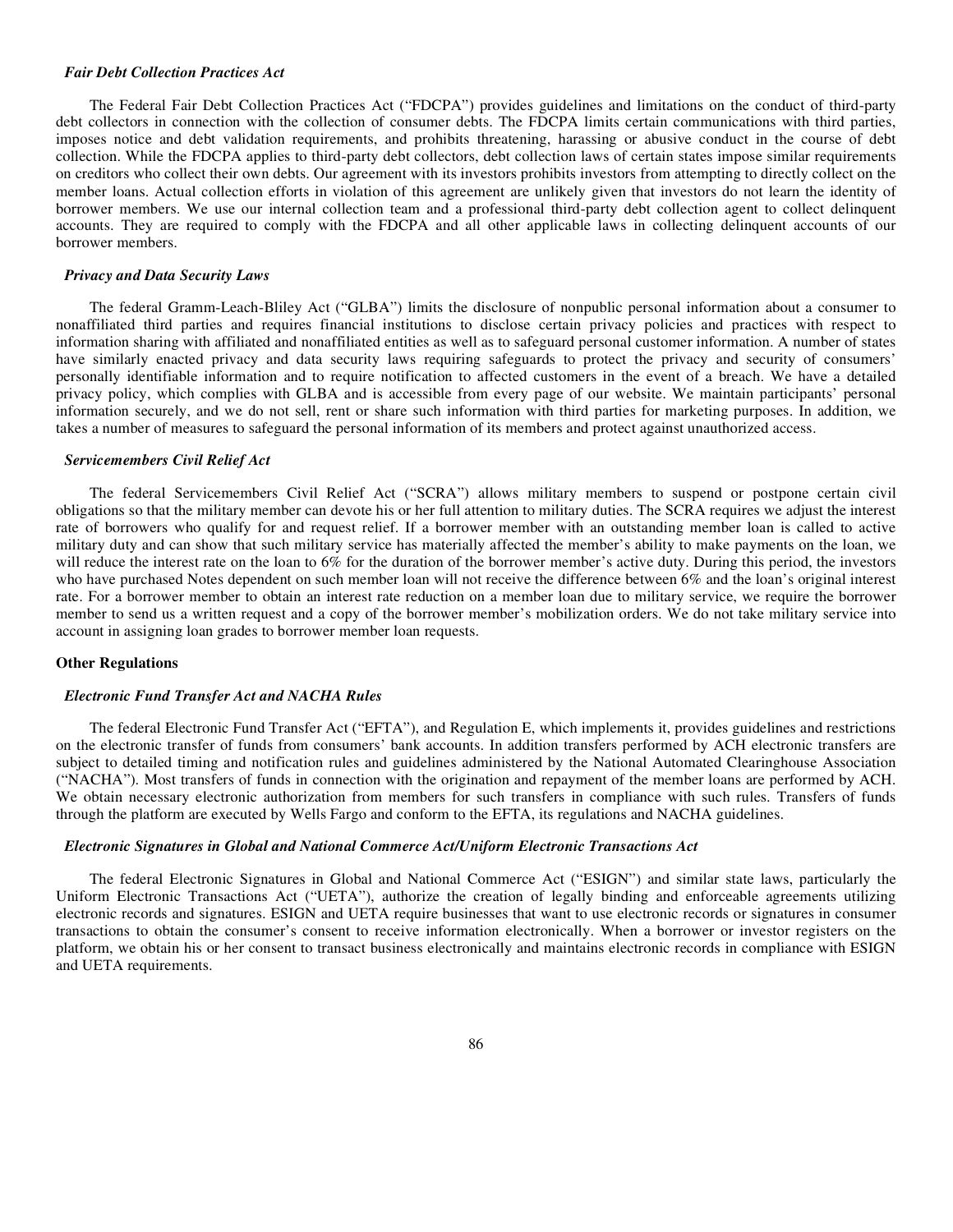### *Fair Debt Collection Practices Act*

The Federal Fair Debt Collection Practices Act ("FDCPA") provides guidelines and limitations on the conduct of third-party debt collectors in connection with the collection of consumer debts. The FDCPA limits certain communications with third parties, imposes notice and debt validation requirements, and prohibits threatening, harassing or abusive conduct in the course of debt collection. While the FDCPA applies to third-party debt collectors, debt collection laws of certain states impose similar requirements on creditors who collect their own debts. Our agreement with its investors prohibits investors from attempting to directly collect on the member loans. Actual collection efforts in violation of this agreement are unlikely given that investors do not learn the identity of borrower members. We use our internal collection team and a professional third-party debt collection agent to collect delinquent accounts. They are required to comply with the FDCPA and all other applicable laws in collecting delinquent accounts of our borrower members.

### *Privacy and Data Security Laws*

The federal Gramm-Leach-Bliley Act ("GLBA") limits the disclosure of nonpublic personal information about a consumer to nonaffiliated third parties and requires financial institutions to disclose certain privacy policies and practices with respect to information sharing with affiliated and nonaffiliated entities as well as to safeguard personal customer information. A number of states have similarly enacted privacy and data security laws requiring safeguards to protect the privacy and security of consumers' personally identifiable information and to require notification to affected customers in the event of a breach. We have a detailed privacy policy, which complies with GLBA and is accessible from every page of our website. We maintain participants' personal information securely, and we do not sell, rent or share such information with third parties for marketing purposes. In addition, we takes a number of measures to safeguard the personal information of its members and protect against unauthorized access.

### *Servicemembers Civil Relief Act*

The federal Servicemembers Civil Relief Act ("SCRA") allows military members to suspend or postpone certain civil obligations so that the military member can devote his or her full attention to military duties. The SCRA requires we adjust the interest rate of borrowers who qualify for and request relief. If a borrower member with an outstanding member loan is called to active military duty and can show that such military service has materially affected the member's ability to make payments on the loan, we will reduce the interest rate on the loan to 6% for the duration of the borrower member's active duty. During this period, the investors who have purchased Notes dependent on such member loan will not receive the difference between 6% and the loan's original interest rate. For a borrower member to obtain an interest rate reduction on a member loan due to military service, we require the borrower member to send us a written request and a copy of the borrower member's mobilization orders. We do not take military service into account in assigning loan grades to borrower member loan requests.

## Other Regulations

### *Electronic Fund Transfer Act and NACHA Rules*

The federal Electronic Fund Transfer Act ("EFTA"), and Regulation E, which implements it, provides guidelines and restrictions on the electronic transfer of funds from consumers' bank accounts. In addition transfers performed by ACH electronic transfers are subject to detailed timing and notification rules and guidelines administered by the National Automated Clearinghouse Association ("NACHA"). Most transfers of funds in connection with the origination and repayment of the member loans are performed by ACH. We obtain necessary electronic authorization from members for such transfers in compliance with such rules. Transfers of funds through the platform are executed by Wells Fargo and conform to the EFTA, its regulations and NACHA guidelines.

### *Electronic Signatures in Global and National Commerce Act/Uniform Electronic Transactions Act*

The federal Electronic Signatures in Global and National Commerce Act ("ESIGN") and similar state laws, particularly the Uniform Electronic Transactions Act ("UETA"), authorize the creation of legally binding and enforceable agreements utilizing electronic records and signatures. ESIGN and UETA require businesses that want to use electronic records or signatures in consumer transactions to obtain the consumer's consent to receive information electronically. When a borrower or investor registers on the platform, we obtain his or her consent to transact business electronically and maintains electronic records in compliance with ESIGN and UETA requirements.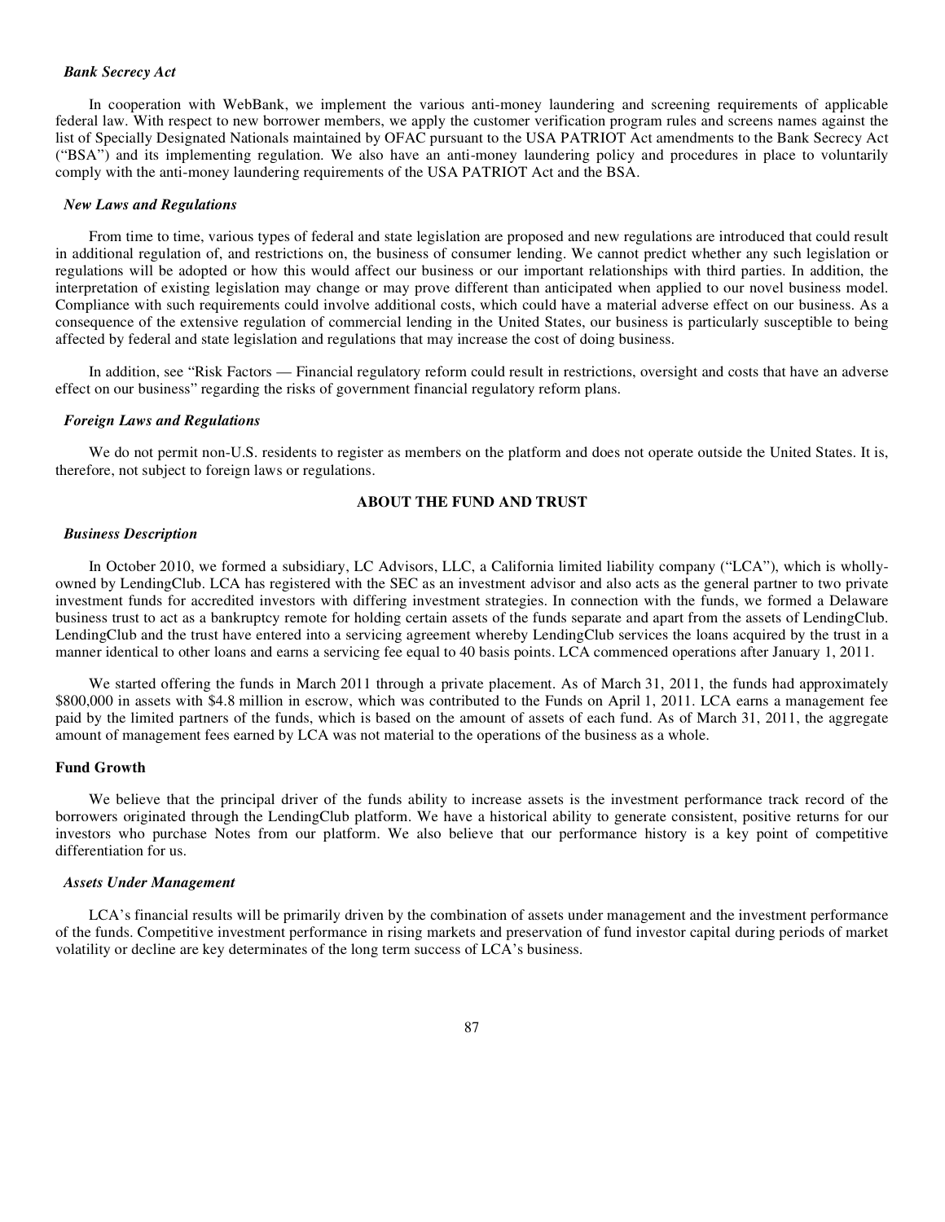### *Bank Secrecy Act*

In cooperation with WebBank, we implement the various anti-money laundering and screening requirements of applicable federal law. With respect to new borrower members, we apply the customer verification program rules and screens names against the list of Specially Designated Nationals maintained by OFAC pursuant to the USA PATRIOT Act amendments to the Bank Secrecy Act ("BSA") and its implementing regulation. We also have an anti-money laundering policy and procedures in place to voluntarily comply with the anti-money laundering requirements of the USA PATRIOT Act and the BSA.

### *New Laws and Regulations*

From time to time, various types of federal and state legislation are proposed and new regulations are introduced that could result in additional regulation of, and restrictions on, the business of consumer lending. We cannot predict whether any such legislation or regulations will be adopted or how this would affect our business or our important relationships with third parties. In addition, the interpretation of existing legislation may change or may prove different than anticipated when applied to our novel business model. Compliance with such requirements could involve additional costs, which could have a material adverse effect on our business. As a consequence of the extensive regulation of commercial lending in the United States, our business is particularly susceptible to being affected by federal and state legislation and regulations that may increase the cost of doing business.

In addition, see "Risk Factors — Financial regulatory reform could result in restrictions, oversight and costs that have an adverse effect on our business" regarding the risks of government financial regulatory reform plans.

### *Foreign Laws and Regulations*

We do not permit non-U.S. residents to register as members on the platform and does not operate outside the United States. It is, therefore, not subject to foreign laws or regulations.

## ABOUT THE FUND AND TRUST

### *Business Description*

In October 2010, we formed a subsidiary, LC Advisors, LLC, a California limited liability company ("LCA"), which is wholly-owned by LendingClub. LCA has registered with the SEC as an investment advisor and also acts as the general partner to two private investment funds for accredited investors with differing investment strategies. In connection with the funds, we formed a Delaware business trust to act as a bankruptcy remote for holding certain assets of the funds separate and apart from the assets of LendingClub. LendingClub and the trust have entered into a servicing agreement whereby LendingClub services the loans acquired by the trust in a manner identical to other loans and earns a servicing fee equal to 40 basis points. LCA commenced operations after January 1, 2011.

We started offering the funds in March 2011 through a private placement. As of March 31, 2011, the funds had approximately \$800,000 in assets with \$4.8 million in escrow, which was contributed to the Funds on April 1, 2011. LCA earns a management fee paid by the limited partners of the funds, which is based on the amount of assets of each fund. As of March 31, 2011, the aggregate amount of management fees earned by LCA was not material to the operations of the business as a whole.

### Fund Growth

We believe that the principal driver of the funds ability to increase assets is the investment performance track record of the borrowers originated through the LendingClub platform. We have a historical ability to generate consistent, positive returns for our investors who purchase Notes from our platform. We also believe that our performance history is a key point of competitive differentiation for us.

### *Assets Under Management*

LCA's financial results will be primarily driven by the combination of assets under management and the investment performance of the funds. Competitive investment performance in rising markets and preservation of fund investor capital during periods of market volatility or decline are key determinates of the long term success of LCA's business.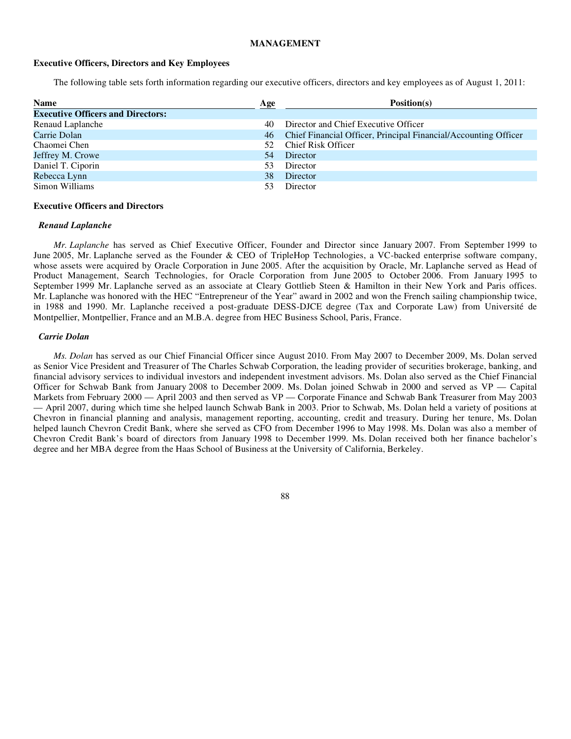# MANAGEMENT

## Executive Officers, Directors and Key Employees

The following table sets forth information regarding our executive officers, directors and key employees as of August 1, 2011:

| Name | Age | Position(s) |
|---|---|---|
| **Executive Officers and Directors:** | | |
| Renaud Laplanche | 40 | Director and Chief Executive Officer |
| Carrie Dolan | 46 | Chief Financial Officer, Principal Financial/Accounting Officer |
| Chaomei Chen | 52 | Chief Risk Officer |
| Jeffrey M. Crowe | 54 | Director |
| Daniel T. Ciporin | 53 | Director |
| Rebecca Lynn | 38 | Director |
| Simon Williams | 53 | Director |

## Executive Officers and Directors

### *Renaud Laplanche*

*Mr. Laplanche* has served as Chief Executive Officer, Founder and Director since January 2007. From September 1999 to June 2005, Mr. Laplanche served as the Founder & CEO of TripleHop Technologies, a VC-backed enterprise software company, whose assets were acquired by Oracle Corporation in June 2005. After the acquisition by Oracle, Mr. Laplanche served as Head of Product Management, Search Technologies, for Oracle Corporation from June 2005 to October 2006. From January 1995 to September 1999 Mr. Laplanche served as an associate at Cleary Gottlieb Steen & Hamilton in their New York and Paris offices. Mr. Laplanche was honored with the HEC "Entrepreneur of the Year" award in 2002 and won the French sailing championship twice, in 1988 and 1990. Mr. Laplanche received a post-graduate DESS-DJCE degree (Tax and Corporate Law) from Université de Montpellier, Montpellier, France and an M.B.A. degree from HEC Business School, Paris, France.

### *Carrie Dolan*

*Ms. Dolan* has served as our Chief Financial Officer since August 2010. From May 2007 to December 2009, Ms. Dolan served as Senior Vice President and Treasurer of The Charles Schwab Corporation, the leading provider of securities brokerage, banking, and financial advisory services to individual investors and independent investment advisors. Ms. Dolan also served as the Chief Financial Officer for Schwab Bank from January 2008 to December 2009. Ms. Dolan joined Schwab in 2000 and served as VP — Capital Markets from February 2000 — April 2003 and then served as VP — Corporate Finance and Schwab Bank Treasurer from May 2003 — April 2007, during which time she helped launch Schwab Bank in 2003. Prior to Schwab, Ms. Dolan held a variety of positions at Chevron in financial planning and analysis, management reporting, accounting, credit and treasury. During her tenure, Ms. Dolan helped launch Chevron Credit Bank, where she served as CFO from December 1996 to May 1998. Ms. Dolan was also a member of Chevron Credit Bank's board of directors from January 1998 to December 1999. Ms. Dolan received both her finance bachelor's degree and her MBA degree from the Haas School of Business at the University of California, Berkeley.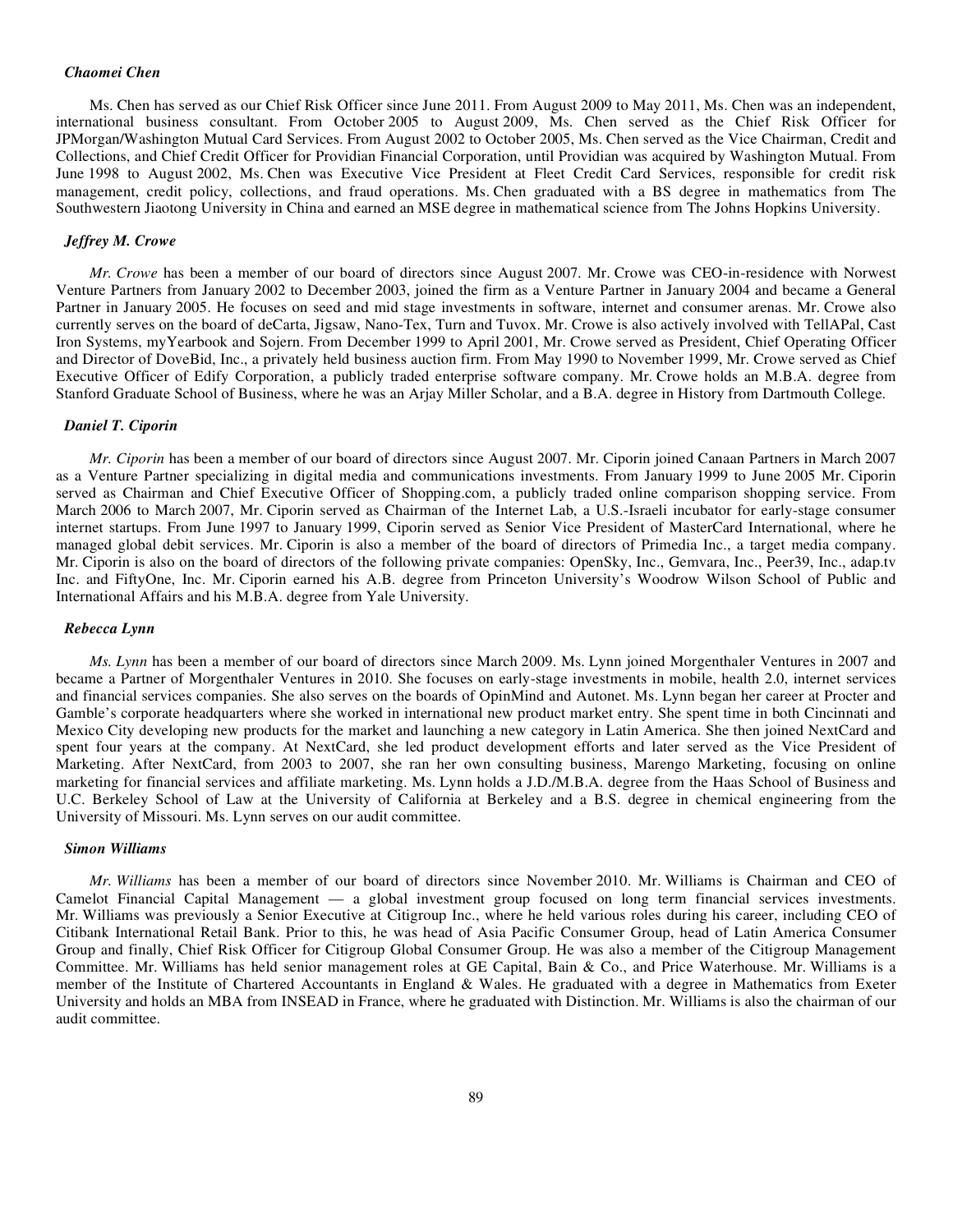***Chaomei Chen***

Ms. Chen has served as our Chief Risk Officer since June 2011. From August 2009 to May 2011, Ms. Chen was an independent, international business consultant. From October 2005 to August 2009, Ms. Chen served as the Chief Risk Officer for JPMorgan/Washington Mutual Card Services. From August 2002 to October 2005, Ms. Chen served as the Vice Chairman, Credit and Collections, and Chief Credit Officer for Providian Financial Corporation, until Providian was acquired by Washington Mutual. From June 1998 to August 2002, Ms. Chen was Executive Vice President at Fleet Credit Card Services, responsible for credit risk management, credit policy, collections, and fraud operations. Ms. Chen graduated with a BS degree in mathematics from The Southwestern Jiaotong University in China and earned an MSE degree in mathematical science from The Johns Hopkins University.

***Jeffrey M. Crowe***

*Mr. Crowe* has been a member of our board of directors since August 2007. Mr. Crowe was CEO-in-residence with Norwest Venture Partners from January 2002 to December 2003, joined the firm as a Venture Partner in January 2004 and became a General Partner in January 2005. He focuses on seed and mid stage investments in software, internet and consumer arenas. Mr. Crowe also currently serves on the board of deCarta, Jigsaw, Nano-Tex, Turn and Tuvox. Mr. Crowe is also actively involved with TellAPal, Cast Iron Systems, myYearbook and Sojern. From December 1999 to April 2001, Mr. Crowe served as President, Chief Operating Officer and Director of DoveBid, Inc., a privately held business auction firm. From May 1990 to November 1999, Mr. Crowe served as Chief Executive Officer of Edify Corporation, a publicly traded enterprise software company. Mr. Crowe holds an M.B.A. degree from Stanford Graduate School of Business, where he was an Arjay Miller Scholar, and a B.A. degree in History from Dartmouth College.

***Daniel T. Ciporin***

*Mr. Ciporin* has been a member of our board of directors since August 2007. Mr. Ciporin joined Canaan Partners in March 2007 as a Venture Partner specializing in digital media and communications investments. From January 1999 to June 2005 Mr. Ciporin served as Chairman and Chief Executive Officer of Shopping.com, a publicly traded online comparison shopping service. From March 2006 to March 2007, Mr. Ciporin served as Chairman of the Internet Lab, a U.S.-Israeli incubator for early-stage consumer internet startups. From June 1997 to January 1999, Ciporin served as Senior Vice President of MasterCard International, where he managed global debit services. Mr. Ciporin is also a member of the board of directors of Primedia Inc., a target media company. Mr. Ciporin is also on the board of directors of the following private companies: OpenSky, Inc., Gemvara, Inc., Peer39, Inc., adap.tv Inc. and FiftyOne, Inc. Mr. Ciporin earned his A.B. degree from Princeton University's Woodrow Wilson School of Public and International Affairs and his M.B.A. degree from Yale University.

***Rebecca Lynn***

*Ms. Lynn* has been a member of our board of directors since March 2009. Ms. Lynn joined Morgenthaler Ventures in 2007 and became a Partner of Morgenthaler Ventures in 2010. She focuses on early-stage investments in mobile, health 2.0, internet services and financial services companies. She also serves on the boards of OpinMind and Autonet. Ms. Lynn began her career at Procter and Gamble's corporate headquarters where she worked in international new product market entry. She spent time in both Cincinnati and Mexico City developing new products for the market and launching a new category in Latin America. She then joined NextCard and spent four years at the company. At NextCard, she led product development efforts and later served as the Vice President of Marketing. After NextCard, from 2003 to 2007, she ran her own consulting business, Marengo Marketing, focusing on online marketing for financial services and affiliate marketing. Ms. Lynn holds a J.D./M.B.A. degree from the Haas School of Business and U.C. Berkeley School of Law at the University of California at Berkeley and a B.S. degree in chemical engineering from the University of Missouri. Ms. Lynn serves on our audit committee.

***Simon Williams***

*Mr. Williams* has been a member of our board of directors since November 2010. Mr. Williams is Chairman and CEO of Camelot Financial Capital Management — a global investment group focused on long term financial services investments. Mr. Williams was previously a Senior Executive at Citigroup Inc., where he held various roles during his career, including CEO of Citibank International Retail Bank. Prior to this, he was head of Asia Pacific Consumer Group, head of Latin America Consumer Group and finally, Chief Risk Officer for Citigroup Global Consumer Group. He was also a member of the Citigroup Management Committee. Mr. Williams has held senior management roles at GE Capital, Bain & Co., and Price Waterhouse. Mr. Williams is a member of the Institute of Chartered Accountants in England & Wales. He graduated with a degree in Mathematics from Exeter University and holds an MBA from INSEAD in France, where he graduated with Distinction. Mr. Williams is also the chairman of our audit committee.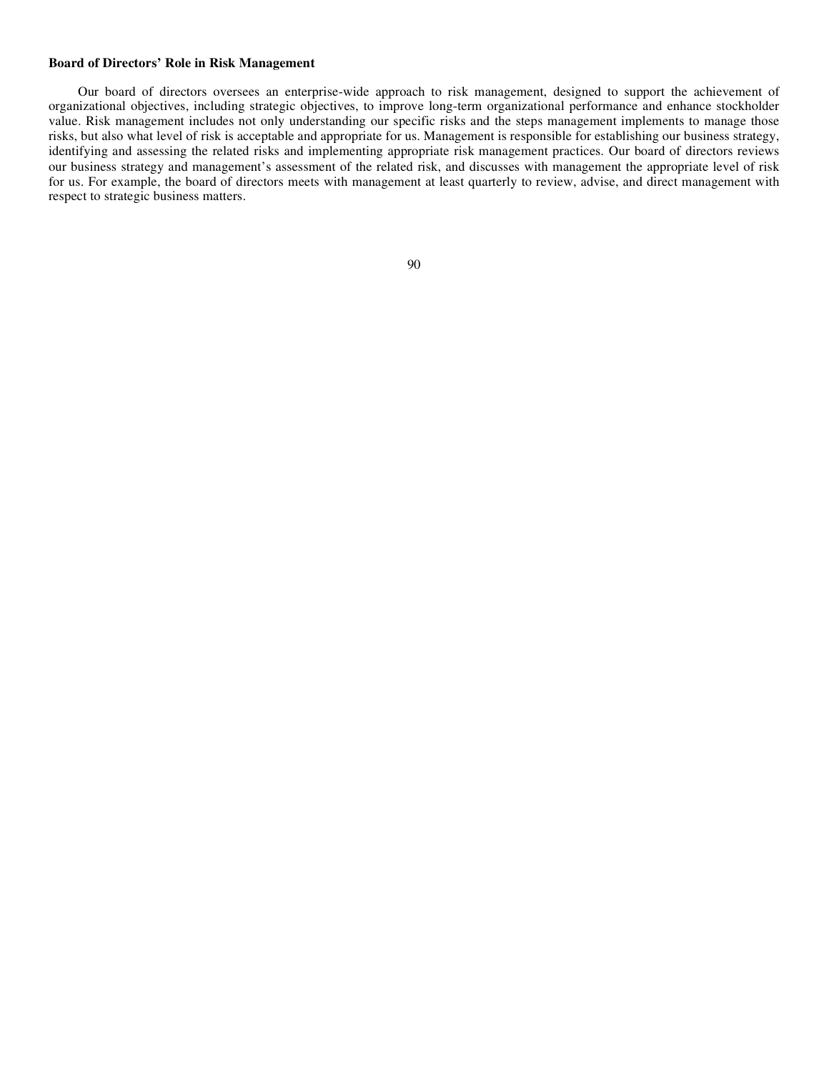**Board of Directors' Role in Risk Management**

Our board of directors oversees an enterprise-wide approach to risk management, designed to support the achievement of organizational objectives, including strategic objectives, to improve long-term organizational performance and enhance stockholder value. Risk management includes not only understanding our specific risks and the steps management implements to manage those risks, but also what level of risk is acceptable and appropriate for us. Management is responsible for establishing our business strategy, identifying and assessing the related risks and implementing appropriate risk management practices. Our board of directors reviews our business strategy and management's assessment of the related risk, and discusses with management the appropriate level of risk for us. For example, the board of directors meets with management at least quarterly to review, advise, and direct management with respect to strategic business matters.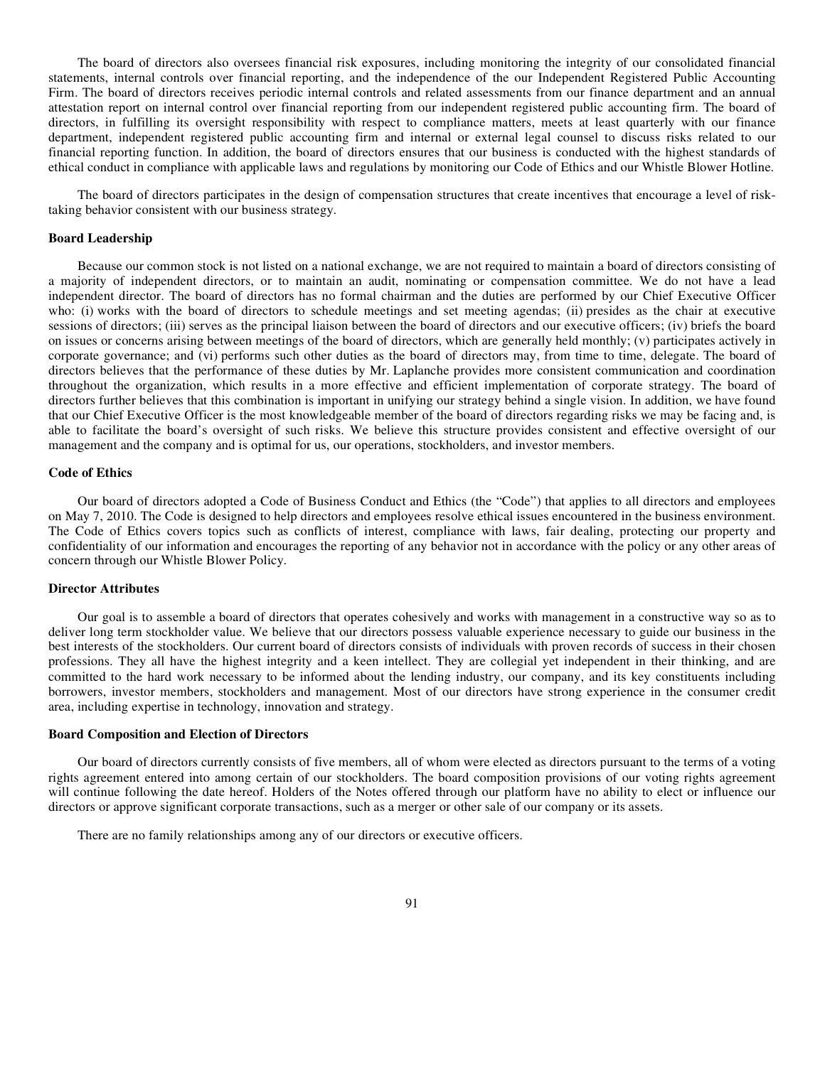The board of directors also oversees financial risk exposures, including monitoring the integrity of our consolidated financial statements, internal controls over financial reporting, and the independence of the our Independent Registered Public Accounting Firm. The board of directors receives periodic internal controls and related assessments from our finance department and an annual attestation report on internal control over financial reporting from our independent registered public accounting firm. The board of directors, in fulfilling its oversight responsibility with respect to compliance matters, meets at least quarterly with our finance department, independent registered public accounting firm and internal or external legal counsel to discuss risks related to our financial reporting function. In addition, the board of directors ensures that our business is conducted with the highest standards of ethical conduct in compliance with applicable laws and regulations by monitoring our Code of Ethics and our Whistle Blower Hotline.

The board of directors participates in the design of compensation structures that create incentives that encourage a level of risk-taking behavior consistent with our business strategy.

**Board Leadership**

Because our common stock is not listed on a national exchange, we are not required to maintain a board of directors consisting of a majority of independent directors, or to maintain an audit, nominating or compensation committee. We do not have a lead independent director. The board of directors has no formal chairman and the duties are performed by our Chief Executive Officer who: (i) works with the board of directors to schedule meetings and set meeting agendas; (ii) presides as the chair at executive sessions of directors; (iii) serves as the principal liaison between the board of directors and our executive officers; (iv) briefs the board on issues or concerns arising between meetings of the board of directors, which are generally held monthly; (v) participates actively in corporate governance; and (vi) performs such other duties as the board of directors may, from time to time, delegate. The board of directors believes that the performance of these duties by Mr. Laplanche provides more consistent communication and coordination throughout the organization, which results in a more effective and efficient implementation of corporate strategy. The board of directors further believes that this combination is important in unifying our strategy behind a single vision. In addition, we have found that our Chief Executive Officer is the most knowledgeable member of the board of directors regarding risks we may be facing and, is able to facilitate the board's oversight of such risks. We believe this structure provides consistent and effective oversight of our management and the company and is optimal for us, our operations, stockholders, and investor members.

**Code of Ethics**

Our board of directors adopted a Code of Business Conduct and Ethics (the "Code") that applies to all directors and employees on May 7, 2010. The Code is designed to help directors and employees resolve ethical issues encountered in the business environment. The Code of Ethics covers topics such as conflicts of interest, compliance with laws, fair dealing, protecting our property and confidentiality of our information and encourages the reporting of any behavior not in accordance with the policy or any other areas of concern through our Whistle Blower Policy.

**Director Attributes**

Our goal is to assemble a board of directors that operates cohesively and works with management in a constructive way so as to deliver long term stockholder value. We believe that our directors possess valuable experience necessary to guide our business in the best interests of the stockholders. Our current board of directors consists of individuals with proven records of success in their chosen professions. They all have the highest integrity and a keen intellect. They are collegial yet independent in their thinking, and are committed to the hard work necessary to be informed about the lending industry, our company, and its key constituents including borrowers, investor members, stockholders and management. Most of our directors have strong experience in the consumer credit area, including expertise in technology, innovation and strategy.

**Board Composition and Election of Directors**

Our board of directors currently consists of five members, all of whom were elected as directors pursuant to the terms of a voting rights agreement entered into among certain of our stockholders. The board composition provisions of our voting rights agreement will continue following the date hereof. Holders of the Notes offered through our platform have no ability to elect or influence our directors or approve significant corporate transactions, such as a merger or other sale of our company or its assets.

There are no family relationships among any of our directors or executive officers.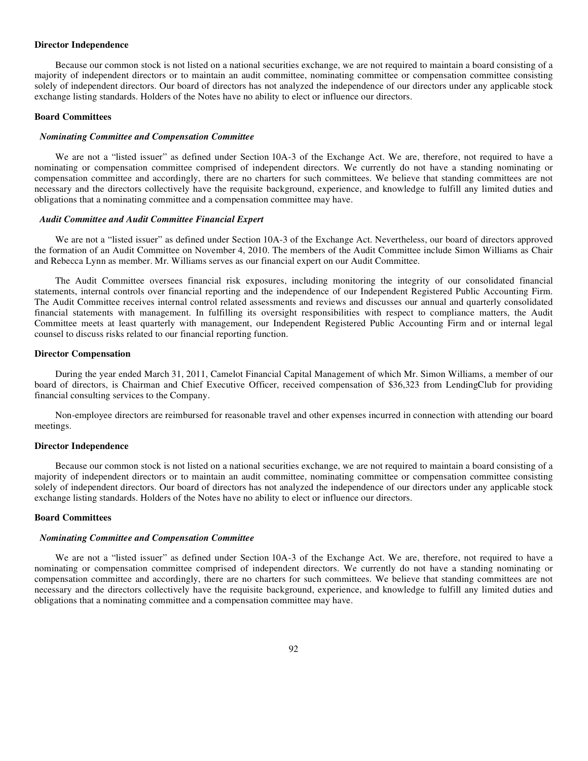### Director Independence

Because our common stock is not listed on a national securities exchange, we are not required to maintain a board consisting of a majority of independent directors or to maintain an audit committee, nominating committee or compensation committee consisting solely of independent directors. Our board of directors has not analyzed the independence of our directors under any applicable stock exchange listing standards. Holders of the Notes have no ability to elect or influence our directors.

### Board Committees

#### *Nominating Committee and Compensation Committee*

We are not a "listed issuer" as defined under Section 10A-3 of the Exchange Act. We are, therefore, not required to have a nominating or compensation committee comprised of independent directors. We currently do not have a standing nominating or compensation committee and accordingly, there are no charters for such committees. We believe that standing committees are not necessary and the directors collectively have the requisite background, experience, and knowledge to fulfill any limited duties and obligations that a nominating committee and a compensation committee may have.

#### *Audit Committee and Audit Committee Financial Expert*

We are not a "listed issuer" as defined under Section 10A-3 of the Exchange Act. Nevertheless, our board of directors approved the formation of an Audit Committee on November 4, 2010. The members of the Audit Committee include Simon Williams as Chair and Rebecca Lynn as member. Mr. Williams serves as our financial expert on our Audit Committee.

The Audit Committee oversees financial risk exposures, including monitoring the integrity of our consolidated financial statements, internal controls over financial reporting and the independence of our Independent Registered Public Accounting Firm. The Audit Committee receives internal control related assessments and reviews and discusses our annual and quarterly consolidated financial statements with management. In fulfilling its oversight responsibilities with respect to compliance matters, the Audit Committee meets at least quarterly with management, our Independent Registered Public Accounting Firm and or internal legal counsel to discuss risks related to our financial reporting function.

### Director Compensation

During the year ended March 31, 2011, Camelot Financial Capital Management of which Mr. Simon Williams, a member of our board of directors, is Chairman and Chief Executive Officer, received compensation of $36,323 from LendingClub for providing financial consulting services to the Company.

Non-employee directors are reimbursed for reasonable travel and other expenses incurred in connection with attending our board meetings.

### Director Independence

Because our common stock is not listed on a national securities exchange, we are not required to maintain a board consisting of a majority of independent directors or to maintain an audit committee, nominating committee or compensation committee consisting solely of independent directors. Our board of directors has not analyzed the independence of our directors under any applicable stock exchange listing standards. Holders of the Notes have no ability to elect or influence our directors.

### Board Committees

#### *Nominating Committee and Compensation Committee*

We are not a "listed issuer" as defined under Section 10A-3 of the Exchange Act. We are, therefore, not required to have a nominating or compensation committee comprised of independent directors. We currently do not have a standing nominating or compensation committee and accordingly, there are no charters for such committees. We believe that standing committees are not necessary and the directors collectively have the requisite background, experience, and knowledge to fulfill any limited duties and obligations that a nominating committee and a compensation committee may have.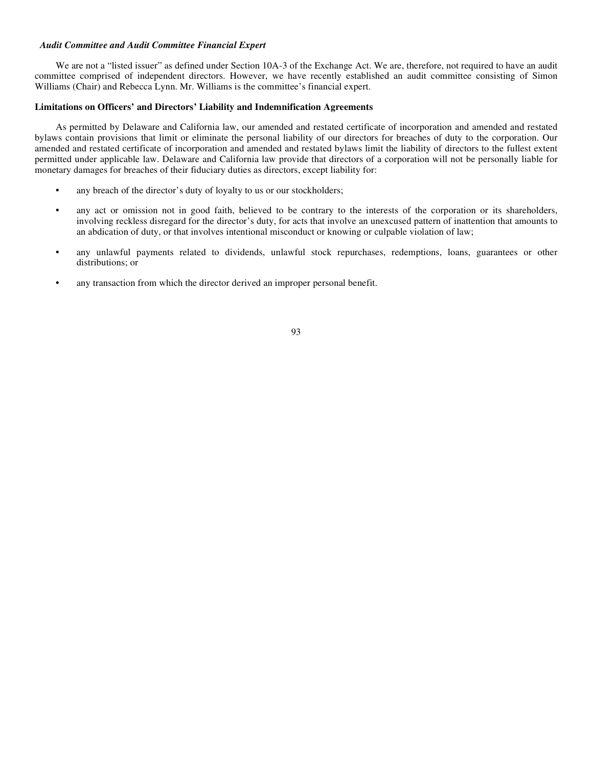*Audit Committee and Audit Committee Financial Expert*

We are not a "listed issuer" as defined under Section 10A-3 of the Exchange Act. We are, therefore, not required to have an audit committee comprised of independent directors. However, we have recently established an audit committee consisting of Simon Williams (Chair) and Rebecca Lynn. Mr. Williams is the committee's financial expert.

**Limitations on Officers' and Directors' Liability and Indemnification Agreements**

As permitted by Delaware and California law, our amended and restated certificate of incorporation and amended and restated bylaws contain provisions that limit or eliminate the personal liability of our directors for breaches of duty to the corporation. Our amended and restated certificate of incorporation and amended and restated bylaws limit the liability of directors to the fullest extent permitted under applicable law. Delaware and California law provide that directors of a corporation will not be personally liable for monetary damages for breaches of their fiduciary duties as directors, except liability for:

- any breach of the director's duty of loyalty to us or our stockholders;
- any act or omission not in good faith, believed to be contrary to the interests of the corporation or its shareholders, involving reckless disregard for the director's duty, for acts that involve an unexcused pattern of inattention that amounts to an abdication of duty, or that involves intentional misconduct or knowing or culpable violation of law;
- any unlawful payments related to dividends, unlawful stock repurchases, redemptions, loans, guarantees or other distributions; or
- any transaction from which the director derived an improper personal benefit.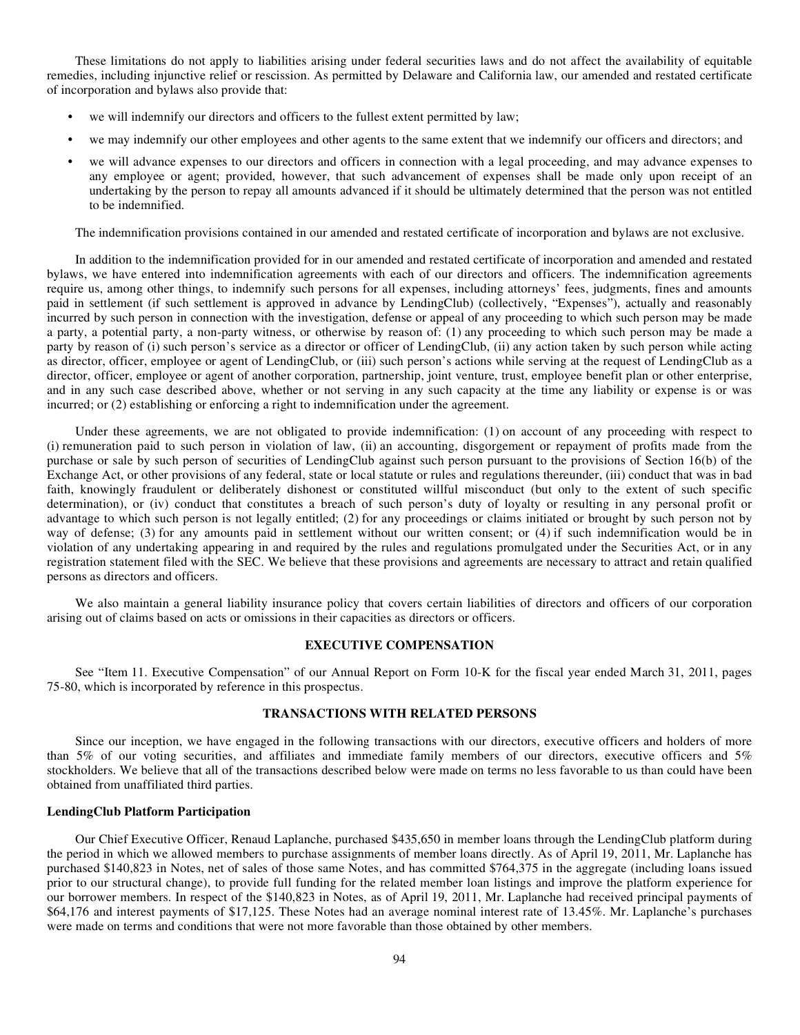These limitations do not apply to liabilities arising under federal securities laws and do not affect the availability of equitable remedies, including injunctive relief or rescission. As permitted by Delaware and California law, our amended and restated certificate of incorporation and bylaws also provide that:

- we will indemnify our directors and officers to the fullest extent permitted by law;
- we may indemnify our other employees and other agents to the same extent that we indemnify our officers and directors; and
- we will advance expenses to our directors and officers in connection with a legal proceeding, and may advance expenses to any employee or agent; provided, however, that such advancement of expenses shall be made only upon receipt of an undertaking by the person to repay all amounts advanced if it should be ultimately determined that the person was not entitled to be indemnified.

The indemnification provisions contained in our amended and restated certificate of incorporation and bylaws are not exclusive.

In addition to the indemnification provided for in our amended and restated certificate of incorporation and amended and restated bylaws, we have entered into indemnification agreements with each of our directors and officers. The indemnification agreements require us, among other things, to indemnify such persons for all expenses, including attorneys' fees, judgments, fines and amounts paid in settlement (if such settlement is approved in advance by LendingClub) (collectively, "Expenses"), actually and reasonably incurred by such person in connection with the investigation, defense or appeal of any proceeding to which such person may be made a party, a potential party, a non-party witness, or otherwise by reason of: (1) any proceeding to which such person may be made a party by reason of (i) such person's service as a director or officer of LendingClub, (ii) any action taken by such person while acting as director, officer, employee or agent of LendingClub, or (iii) such person's actions while serving at the request of LendingClub as a director, officer, employee or agent of another corporation, partnership, joint venture, trust, employee benefit plan or other enterprise, and in any such case described above, whether or not serving in any such capacity at the time any liability or expense is or was incurred; or (2) establishing or enforcing a right to indemnification under the agreement.

Under these agreements, we are not obligated to provide indemnification: (1) on account of any proceeding with respect to (i) remuneration paid to such person in violation of law, (ii) an accounting, disgorgement or repayment of profits made from the purchase or sale by such person of securities of LendingClub against such person pursuant to the provisions of Section 16(b) of the Exchange Act, or other provisions of any federal, state or local statute or rules and regulations thereunder, (iii) conduct that was in bad faith, knowingly fraudulent or deliberately dishonest or constituted willful misconduct (but only to the extent of such specific determination), or (iv) conduct that constitutes a breach of such person's duty of loyalty or resulting in any personal profit or advantage to which such person is not legally entitled; (2) for any proceedings or claims initiated or brought by such person not by way of defense; (3) for any amounts paid in settlement without our written consent; or (4) if such indemnification would be in violation of any undertaking appearing in and required by the rules and regulations promulgated under the Securities Act, or in any registration statement filed with the SEC. We believe that these provisions and agreements are necessary to attract and retain qualified persons as directors and officers.

We also maintain a general liability insurance policy that covers certain liabilities of directors and officers of our corporation arising out of claims based on acts or omissions in their capacities as directors or officers.

## EXECUTIVE COMPENSATION

See "Item 11. Executive Compensation" of our Annual Report on Form 10-K for the fiscal year ended March 31, 2011, pages 75-80, which is incorporated by reference in this prospectus.

## TRANSACTIONS WITH RELATED PERSONS

Since our inception, we have engaged in the following transactions with our directors, executive officers and holders of more than 5% of our voting securities, and affiliates and immediate family members of our directors, executive officers and 5% stockholders. We believe that all of the transactions described below were made on terms no less favorable to us than could have been obtained from unaffiliated third parties.

### LendingClub Platform Participation

Our Chief Executive Officer, Renaud Laplanche, purchased $435,650 in member loans through the LendingClub platform during the period in which we allowed members to purchase assignments of member loans directly. As of April 19, 2011, Mr. Laplanche has purchased $140,823 in Notes, net of sales of those same Notes, and has committed $764,375 in the aggregate (including loans issued prior to our structural change), to provide full funding for the related member loan listings and improve the platform experience for our borrower members. In respect of the $140,823 in Notes, as of April 19, 2011, Mr. Laplanche had received principal payments of $64,176 and interest payments of $17,125. These Notes had an average nominal interest rate of 13.45%. Mr. Laplanche's purchases were made on terms and conditions that were not more favorable than those obtained by other members.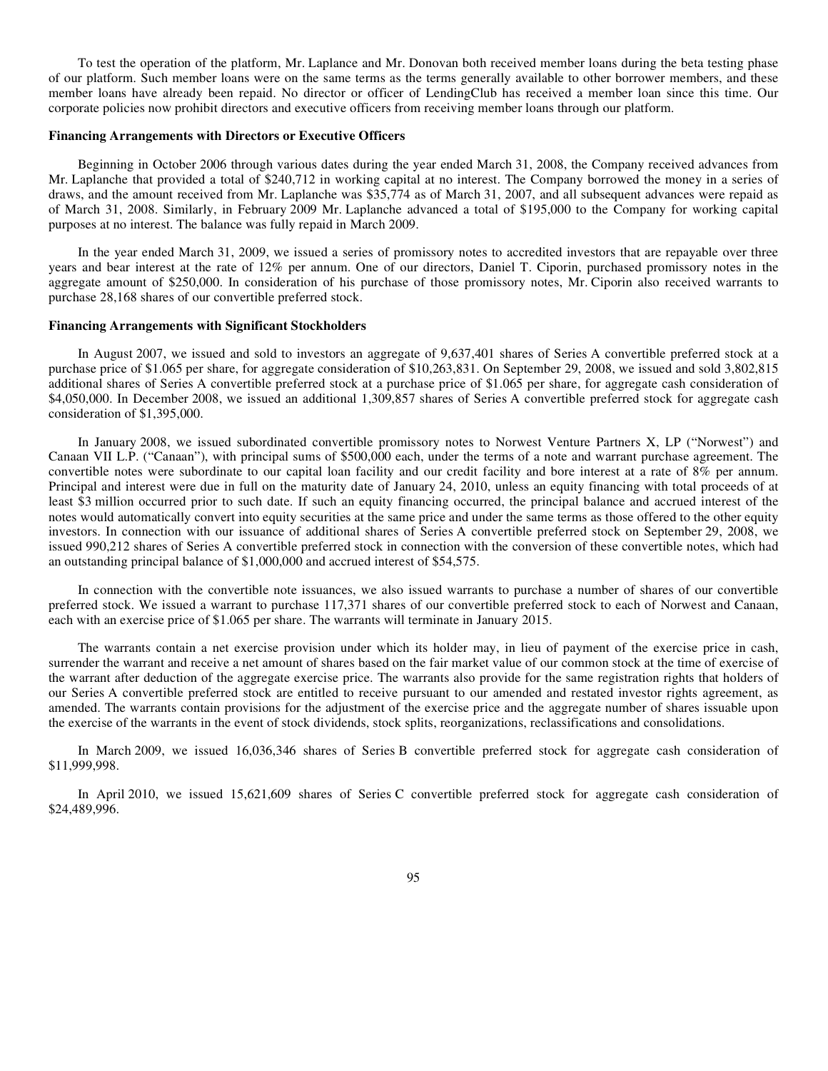To test the operation of the platform, Mr. Laplance and Mr. Donovan both received member loans during the beta testing phase of our platform. Such member loans were on the same terms as the terms generally available to other borrower members, and these member loans have already been repaid. No director or officer of LendingClub has received a member loan since this time. Our corporate policies now prohibit directors and executive officers from receiving member loans through our platform.

**Financing Arrangements with Directors or Executive Officers**

Beginning in October 2006 through various dates during the year ended March 31, 2008, the Company received advances from Mr. Laplanche that provided a total of $240,712 in working capital at no interest. The Company borrowed the money in a series of draws, and the amount received from Mr. Laplanche was $35,774 as of March 31, 2007, and all subsequent advances were repaid as of March 31, 2008. Similarly, in February 2009 Mr. Laplanche advanced a total of $195,000 to the Company for working capital purposes at no interest. The balance was fully repaid in March 2009.

In the year ended March 31, 2009, we issued a series of promissory notes to accredited investors that are repayable over three years and bear interest at the rate of 12% per annum. One of our directors, Daniel T. Ciporin, purchased promissory notes in the aggregate amount of $250,000. In consideration of his purchase of those promissory notes, Mr. Ciporin also received warrants to purchase 28,168 shares of our convertible preferred stock.

**Financing Arrangements with Significant Stockholders**

In August 2007, we issued and sold to investors an aggregate of 9,637,401 shares of Series A convertible preferred stock at a purchase price of $1.065 per share, for aggregate consideration of $10,263,831. On September 29, 2008, we issued and sold 3,802,815 additional shares of Series A convertible preferred stock at a purchase price of $1.065 per share, for aggregate cash consideration of $4,050,000. In December 2008, we issued an additional 1,309,857 shares of Series A convertible preferred stock for aggregate cash consideration of $1,395,000.

In January 2008, we issued subordinated convertible promissory notes to Norwest Venture Partners X, LP ("Norwest") and Canaan VII L.P. ("Canaan"), with principal sums of $500,000 each, under the terms of a note and warrant purchase agreement. The convertible notes were subordinate to our capital loan facility and our credit facility and bore interest at a rate of 8% per annum. Principal and interest were due in full on the maturity date of January 24, 2010, unless an equity financing with total proceeds of at least $3 million occurred prior to such date. If such an equity financing occurred, the principal balance and accrued interest of the notes would automatically convert into equity securities at the same price and under the same terms as those offered to the other equity investors. In connection with our issuance of additional shares of Series A convertible preferred stock on September 29, 2008, we issued 990,212 shares of Series A convertible preferred stock in connection with the conversion of these convertible notes, which had an outstanding principal balance of $1,000,000 and accrued interest of $54,575.

In connection with the convertible note issuances, we also issued warrants to purchase a number of shares of our convertible preferred stock. We issued a warrant to purchase 117,371 shares of our convertible preferred stock to each of Norwest and Canaan, each with an exercise price of $1.065 per share. The warrants will terminate in January 2015.

The warrants contain a net exercise provision under which its holder may, in lieu of payment of the exercise price in cash, surrender the warrant and receive a net amount of shares based on the fair market value of our common stock at the time of exercise of the warrant after deduction of the aggregate exercise price. The warrants also provide for the same registration rights that holders of our Series A convertible preferred stock are entitled to receive pursuant to our amended and restated investor rights agreement, as amended. The warrants contain provisions for the adjustment of the exercise price and the aggregate number of shares issuable upon the exercise of the warrants in the event of stock dividends, stock splits, reorganizations, reclassifications and consolidations.

In March 2009, we issued 16,036,346 shares of Series B convertible preferred stock for aggregate cash consideration of $11,999,998.

In April 2010, we issued 15,621,609 shares of Series C convertible preferred stock for aggregate cash consideration of $24,489,996.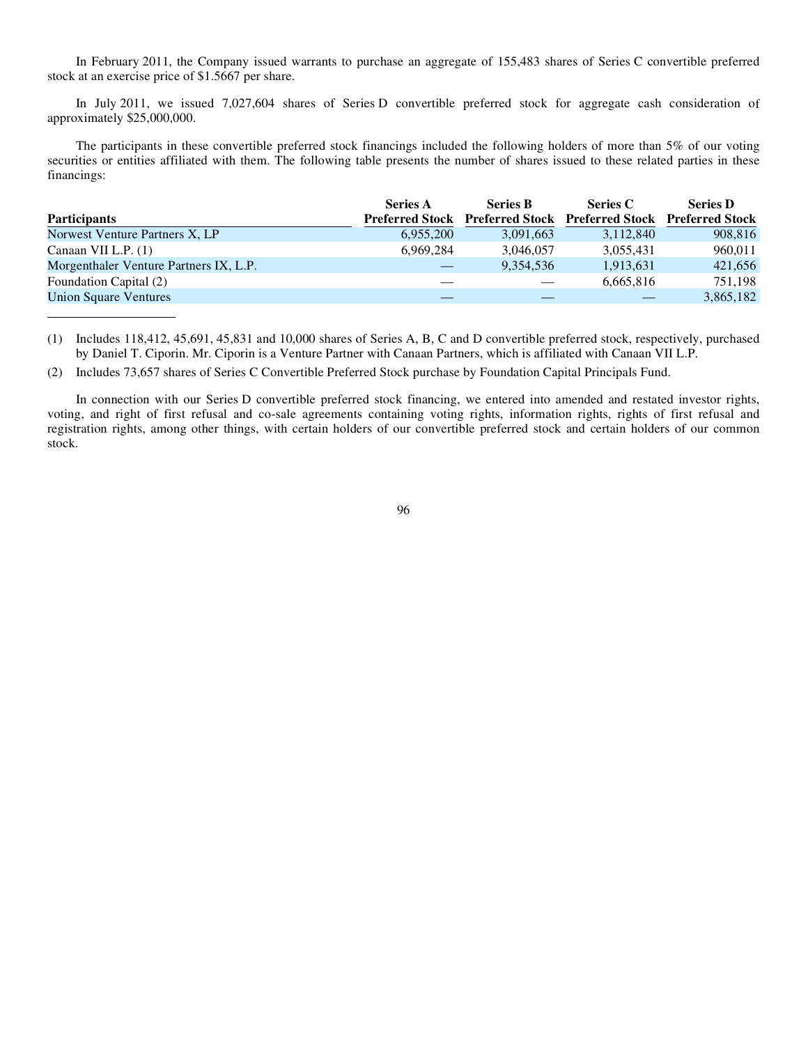In February 2011, the Company issued warrants to purchase an aggregate of 155,483 shares of Series C convertible preferred stock at an exercise price of $1.5667 per share.

In July 2011, we issued 7,027,604 shares of Series D convertible preferred stock for aggregate cash consideration of approximately $25,000,000.

The participants in these convertible preferred stock financings included the following holders of more than 5% of our voting securities or entities affiliated with them. The following table presents the number of shares issued to these related parties in these financings:

| Participants | Series A Preferred Stock | Series B Preferred Stock | Series C Preferred Stock | Series D Preferred Stock |
|---|---|---|---|---|
| Norwest Venture Partners X, LP | 6,955,200 | 3,091,663 | 3,112,840 | 908,816 |
| Canaan VII L.P. (1) | 6,969,284 | 3,046,057 | 3,055,431 | 960,011 |
| Morgenthaler Venture Partners IX, L.P. | — | 9,354,536 | 1,913,631 | 421,656 |
| Foundation Capital (2) | — | — | 6,665,816 | 751,198 |
| Union Square Ventures | — | — | — | 3,865,182 |

(1) Includes 118,412, 45,691, 45,831 and 10,000 shares of Series A, B, C and D convertible preferred stock, respectively, purchased by Daniel T. Ciporin. Mr. Ciporin is a Venture Partner with Canaan Partners, which is affiliated with Canaan VII L.P.

(2) Includes 73,657 shares of Series C Convertible Preferred Stock purchase by Foundation Capital Principals Fund.

In connection with our Series D convertible preferred stock financing, we entered into amended and restated investor rights, voting, and right of first refusal and co-sale agreements containing voting rights, information rights, rights of first refusal and registration rights, among other things, with certain holders of our convertible preferred stock and certain holders of our common stock.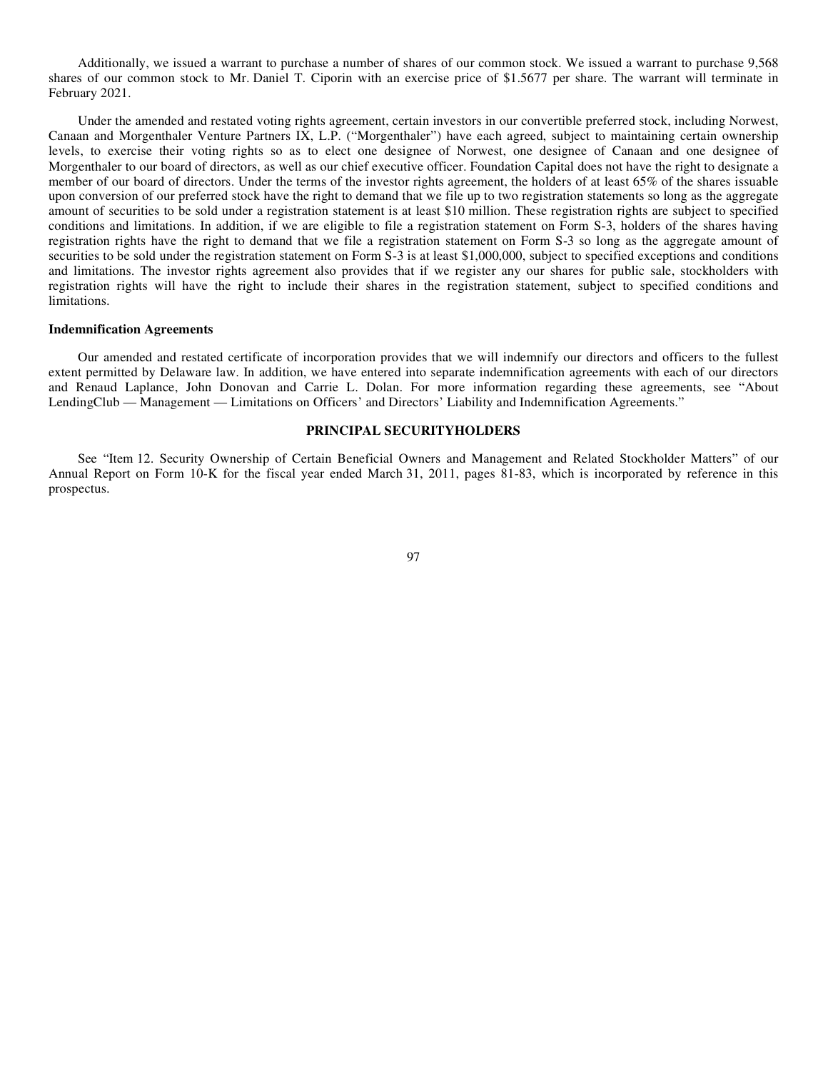Additionally, we issued a warrant to purchase a number of shares of our common stock. We issued a warrant to purchase 9,568 shares of our common stock to Mr. Daniel T. Ciporin with an exercise price of $1.5677 per share. The warrant will terminate in February 2021.

Under the amended and restated voting rights agreement, certain investors in our convertible preferred stock, including Norwest, Canaan and Morgenthaler Venture Partners IX, L.P. ("Morgenthaler") have each agreed, subject to maintaining certain ownership levels, to exercise their voting rights so as to elect one designee of Norwest, one designee of Canaan and one designee of Morgenthaler to our board of directors, as well as our chief executive officer. Foundation Capital does not have the right to designate a member of our board of directors. Under the terms of the investor rights agreement, the holders of at least 65% of the shares issuable upon conversion of our preferred stock have the right to demand that we file up to two registration statements so long as the aggregate amount of securities to be sold under a registration statement is at least $10 million. These registration rights are subject to specified conditions and limitations. In addition, if we are eligible to file a registration statement on Form S-3, holders of the shares having registration rights have the right to demand that we file a registration statement on Form S-3 so long as the aggregate amount of securities to be sold under the registration statement on Form S-3 is at least $1,000,000, subject to specified exceptions and conditions and limitations. The investor rights agreement also provides that if we register any our shares for public sale, stockholders with registration rights will have the right to include their shares in the registration statement, subject to specified conditions and limitations.

**Indemnification Agreements**

Our amended and restated certificate of incorporation provides that we will indemnify our directors and officers to the fullest extent permitted by Delaware law. In addition, we have entered into separate indemnification agreements with each of our directors and Renaud Laplance, John Donovan and Carrie L. Dolan. For more information regarding these agreements, see "About LendingClub — Management — Limitations on Officers' and Directors' Liability and Indemnification Agreements."

## PRINCIPAL SECURITYHOLDERS

See "Item 12. Security Ownership of Certain Beneficial Owners and Management and Related Stockholder Matters" of our Annual Report on Form 10-K for the fiscal year ended March 31, 2011, pages 81-83, which is incorporated by reference in this prospectus.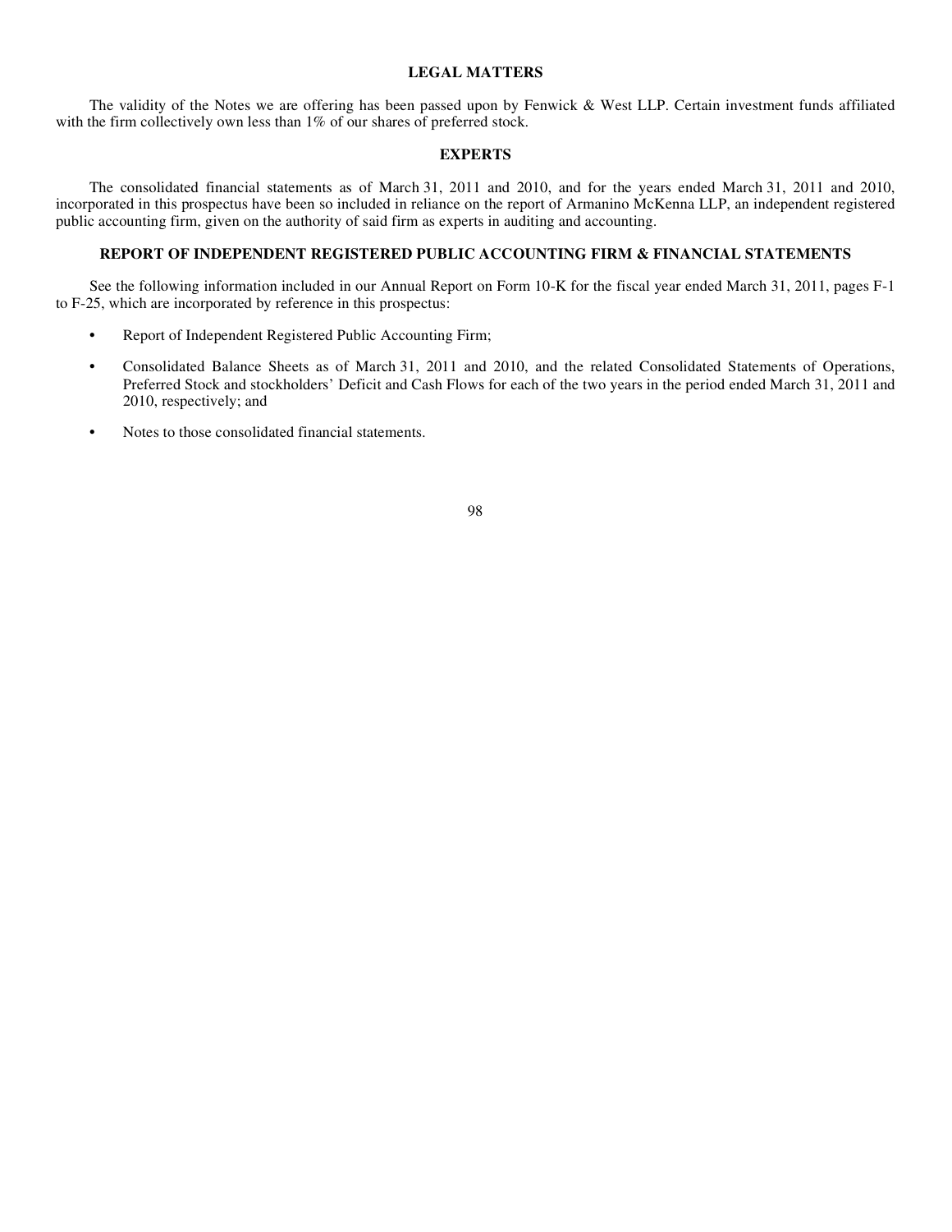## LEGAL MATTERS

The validity of the Notes we are offering has been passed upon by Fenwick & West LLP. Certain investment funds affiliated with the firm collectively own less than 1% of our shares of preferred stock.

## EXPERTS

The consolidated financial statements as of March 31, 2011 and 2010, and for the years ended March 31, 2011 and 2010, incorporated in this prospectus have been so included in reliance on the report of Armanino McKenna LLP, an independent registered public accounting firm, given on the authority of said firm as experts in auditing and accounting.

## REPORT OF INDEPENDENT REGISTERED PUBLIC ACCOUNTING FIRM & FINANCIAL STATEMENTS

See the following information included in our Annual Report on Form 10-K for the fiscal year ended March 31, 2011, pages F-1 to F-25, which are incorporated by reference in this prospectus:

- Report of Independent Registered Public Accounting Firm;
- Consolidated Balance Sheets as of March 31, 2011 and 2010, and the related Consolidated Statements of Operations, Preferred Stock and stockholders' Deficit and Cash Flows for each of the two years in the period ended March 31, 2011 and 2010, respectively; and
- Notes to those consolidated financial statements.